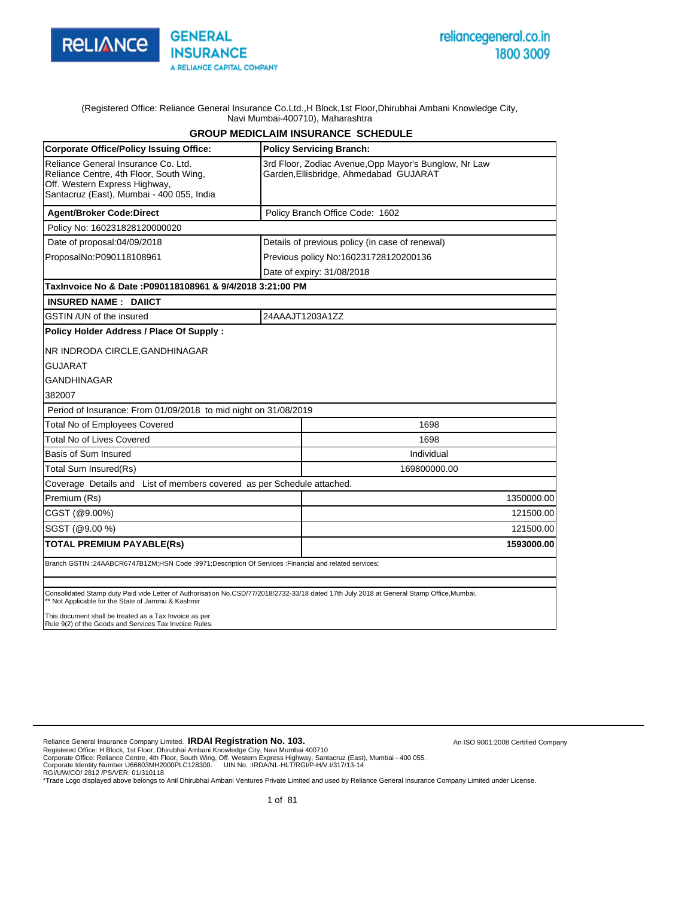RELIANCE GENERAL INSURANCE
A RELIANCE CAPITAL COMPANY

reliancegeneral.co.in
1800 3009

(Registered Office: Reliance General Insurance Co.Ltd.,H Block,1st Floor,Dhirubhai Ambani Knowledge City, Navi Mumbai-400710), Maharashtra

## GROUP MEDICLAIM INSURANCE SCHEDULE

| **Corporate Office/Policy Issuing Office:** | **Policy Servicing Branch:** |
|---|---|
| Reliance General Insurance Co. Ltd.<br>Reliance Centre, 4th Floor, South Wing,<br>Off. Western Express Highway,<br>Santacruz (East), Mumbai - 400 055, India | 3rd Floor, Zodiac Avenue,Opp Mayor's Bunglow, Nr Law Garden,Ellisbridge, Ahmedabad GUJARAT |
| **Agent/Broker Code:Direct** | Policy Branch Office Code: 1602 |
| Policy No: 160231828120000020 | |
| Date of proposal:04/09/2018 | Details of previous policy (in case of renewal) |
| ProposalNo:P090118108961 | Previous policy No:160231728120200136 |
| | Date of expiry: 31/08/2018 |
| **TaxInvoice No & Date :P090118108961 & 9/4/2018 3:21:00 PM** | |
| **INSURED NAME : DAIICT** | |
| GSTIN /UN of the insured | 24AAAJT1203A1ZZ |

**Policy Holder Address / Place Of Supply :**

NR INDRODA CIRCLE,GANDHINAGAR
GUJARAT
GANDHINAGAR
382007

Period of Insurance: From 01/09/2018 to mid night on 31/08/2019

| Item | Details |
|---|---|
| Total No of Employees Covered | 1698 |
| Total No of Lives Covered | 1698 |
| Basis of Sum Insured | Individual |
| Total Sum Insured(Rs) | 169800000.00 |

Coverage Details and List of members covered as per Schedule attached.

| Item | Amount |
|---|---|
| Premium (Rs) | 1350000.00 |
| CGST (@9.00%) | 121500.00 |
| SGST (@9.00 %) | 121500.00 |
| **TOTAL PREMIUM PAYABLE(Rs)** | **1593000.00** |

Branch GSTIN :24AABCR6747B1ZM;HSN Code :9971;Description Of Services :Financial and related services;

Consolidated Stamp duty Paid vide Letter of Authorisation No.CSD/77/2018/2732-33/18 dated 17th July 2018 at General Stamp Office,Mumbai.
** Not Applicable for the State of Jammu & Kashmir

This document shall be treated as a Tax Invoice as per
Rule 9(2) of the Goods and Services Tax Invoice Rules.

Reliance General Insurance Company Limited. **IRDAI Registration No. 103.** An ISO 9001:2008 Certified Company
Registered Office: H Block, 1st Floor, Dhirubhai Ambani Knowledge City, Navi Mumbai 400710
Corporate Office: Reliance Centre, 4th Floor, South Wing, Off. Western Express Highway, Santacruz (East), Mumbai - 400 055.
Corporate Identity Number U66603MH2000PLC128300. UIN No. :IRDA/NL-HLT/RGI/P-H/V.I/317/13-14
RGI/UW/CO/ 2812 /PS/VER. 01/310118
*Trade Logo displayed above belongs to Anil Dhirubhai Ambani Ventures Private Limited and used by Reliance General Insurance Company Limited under License.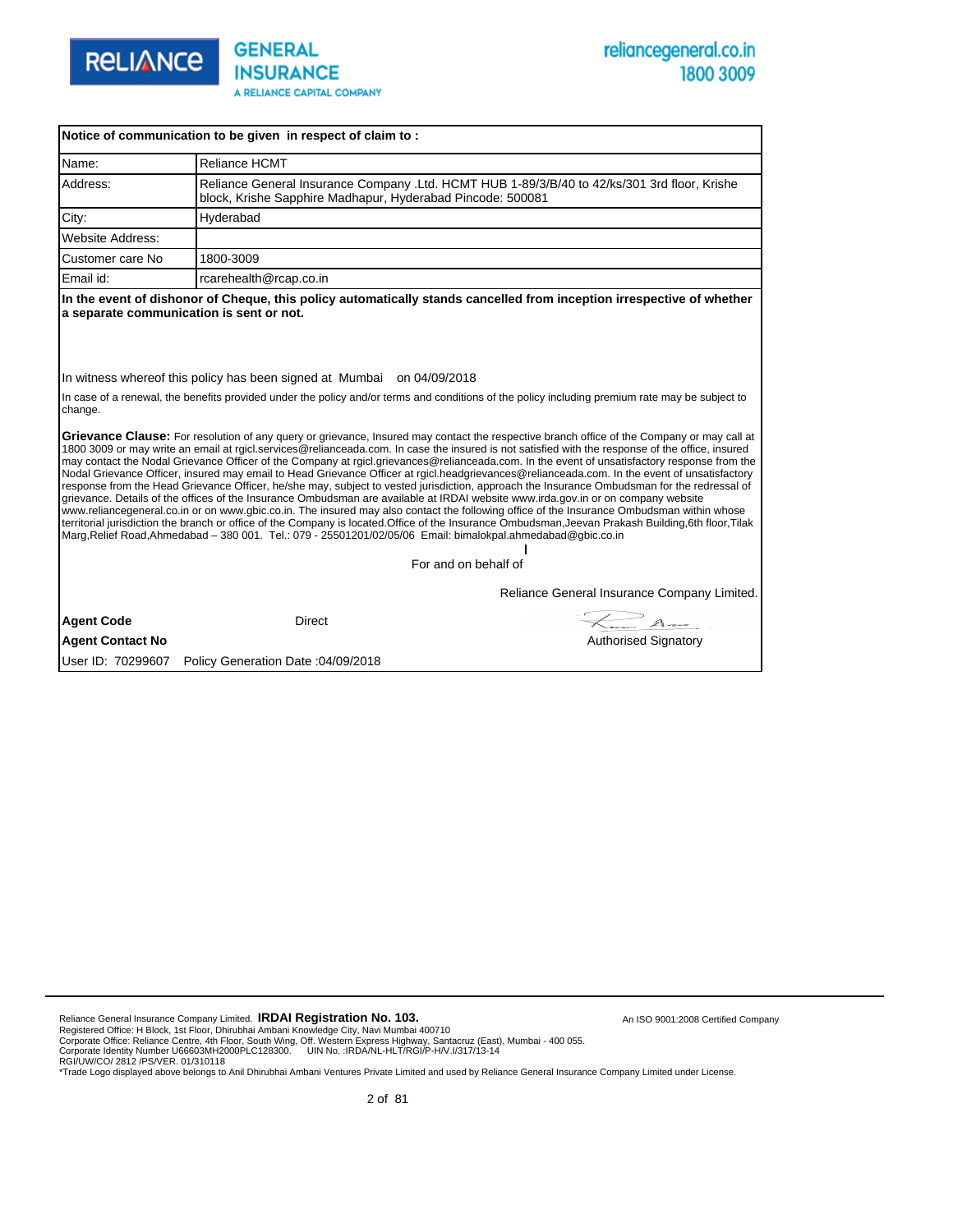| Notice of communication to be given in respect of claim to : | |
|---|---|
| Name: | Reliance HCMT |
| Address: | Reliance General Insurance Company .Ltd. HCMT HUB 1-89/3/B/40 to 42/ks/301 3rd floor, Krishe block, Krishe Sapphire Madhapur, Hyderabad Pincode: 500081 |
| City: | Hyderabad |
| Website Address: | |
| Customer care No | 1800-3009 |
| Email id: | rcarehealth@rcap.co.in |

**In the event of dishonor of Cheque, this policy automatically stands cancelled from inception irrespective of whether a separate communication is sent or not.**

In witness whereof this policy has been signed at Mumbai on 04/09/2018

In case of a renewal, the benefits provided under the policy and/or terms and conditions of the policy including premium rate may be subject to change.

**Grievance Clause:** For resolution of any query or grievance, Insured may contact the respective branch office of the Company or may call at 1800 3009 or may write an email at rgicl.services@relianceada.com. In case the insured is not satisfied with the response of the office, insured may contact the Nodal Grievance Officer of the Company at rgicl.grievances@relianceada.com. In the event of unsatisfactory response from the Nodal Grievance Officer, insured may email to Head Grievance Officer at rgicl.headgrievances@relianceada.com. In the event of unsatisfactory response from the Head Grievance Officer, he/she may, subject to vested jurisdiction, approach the Insurance Ombudsman for the redressal of grievance. Details of the offices of the Insurance Ombudsman are available at IRDAI website www.irda.gov.in or on company website www.reliancegeneral.co.in or on www.gbic.co.in. The insured may also contact the following office of the Insurance Ombudsman within whose territorial jurisdiction the branch or office of the Company is located.Office of the Insurance Ombudsman,Jeevan Prakash Building,6th floor,Tilak Marg,Relief Road,Ahmedabad – 380 001. Tel.: 079 - 25501201/02/05/06 Email: bimalokpal.ahmedabad@gbic.co.in

For and on behalf of

Reliance General Insurance Company Limited.

**Agent Code** Direct

**Agent Contact No**

Authorised Signatory

User ID: 70299607 Policy Generation Date :04/09/2018

Reliance General Insurance Company Limited. **IRDAI Registration No. 103.**
Registered Office: H Block, 1st Floor, Dhirubhai Ambani Knowledge City, Navi Mumbai 400710
Corporate Office: Reliance Centre, 4th Floor, South Wing, Off. Western Express Highway, Santacruz (East), Mumbai - 400 055.
Corporate Identity Number U66603MH2000PLC128300. UIN No. :IRDA/NL-HLT/RGI/P-H/V.I/317/13-14
RGI/UW/CO/ 2812 /PS/VER. 01/310118
*Trade Logo displayed above belongs to Anil Dhirubhai Ambani Ventures Private Limited and used by Reliance General Insurance Company Limited under License.

An ISO 9001:2008 Certified Company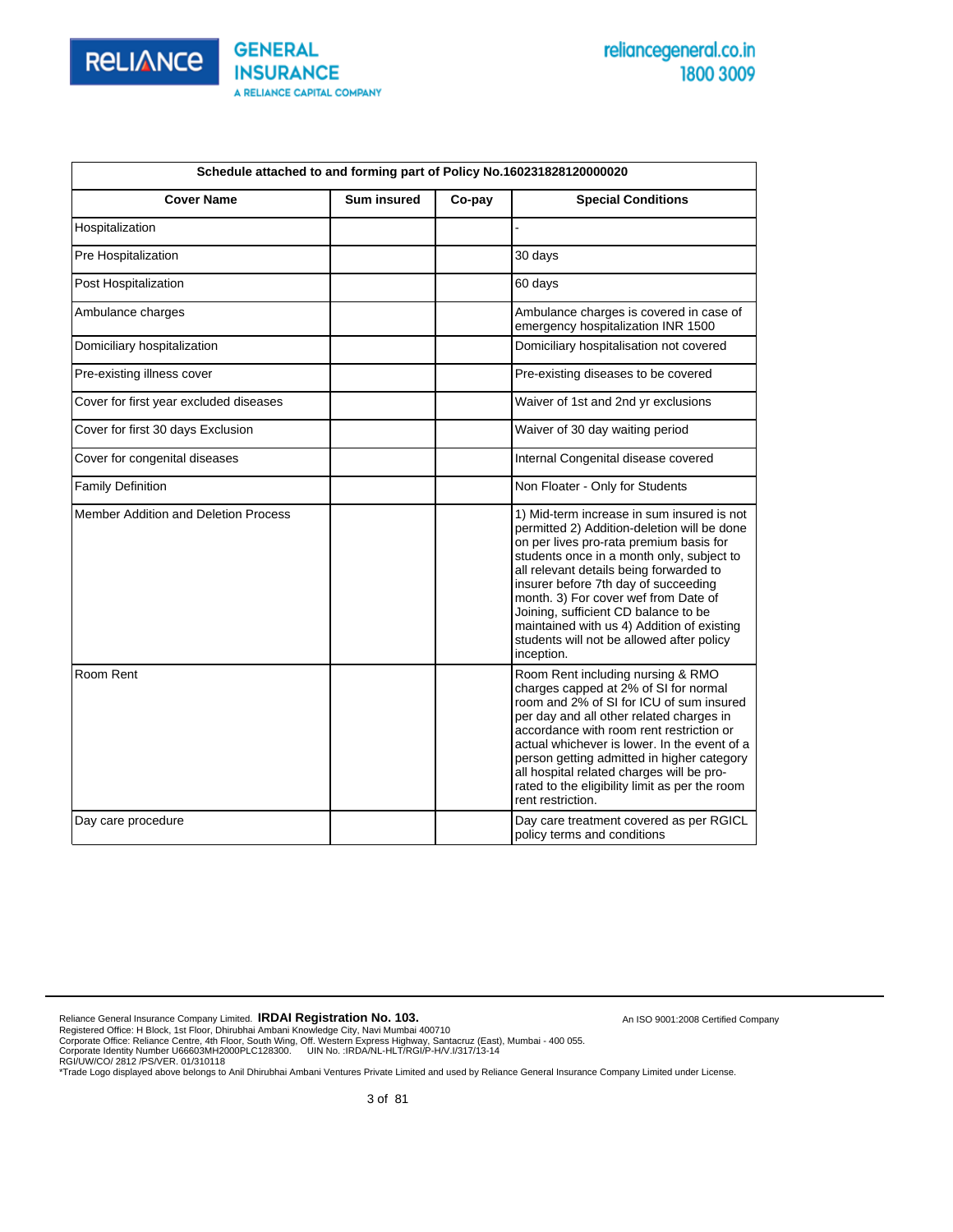| Schedule attached to and forming part of Policy No.160231828120000020 | | | |
|---|---|---|---|
| **Cover Name** | **Sum insured** | **Co-pay** | **Special Conditions** |
| Hospitalization | | | - |
| Pre Hospitalization | | | 30 days |
| Post Hospitalization | | | 60 days |
| Ambulance charges | | | Ambulance charges is covered in case of emergency hospitalization INR 1500 |
| Domiciliary hospitalization | | | Domiciliary hospitalisation not covered |
| Pre-existing illness cover | | | Pre-existing diseases to be covered |
| Cover for first year excluded diseases | | | Waiver of 1st and 2nd yr exclusions |
| Cover for first 30 days Exclusion | | | Waiver of 30 day waiting period |
| Cover for congenital diseases | | | Internal Congenital disease covered |
| Family Definition | | | Non Floater - Only for Students |
| Member Addition and Deletion Process | | | 1) Mid-term increase in sum insured is not permitted 2) Addition-deletion will be done on per lives pro-rata premium basis for students once in a month only, subject to all relevant details being forwarded to insurer before 7th day of succeeding month. 3) For cover wef from Date of Joining, sufficient CD balance to be maintained with us 4) Addition of existing students will not be allowed after policy inception. |
| Room Rent | | | Room Rent including nursing & RMO charges capped at 2% of SI for normal room and 2% of SI for ICU of sum insured per day and all other related charges in accordance with room rent restriction or actual whichever is lower. In the event of a person getting admitted in higher category all hospital related charges will be pro-rated to the eligibility limit as per the room rent restriction. |
| Day care procedure | | | Day care treatment covered as per RGICL policy terms and conditions |

Reliance General Insurance Company Limited. **IRDAI Registration No. 103.** An ISO 9001:2008 Certified Company
Registered Office: H Block, 1st Floor, Dhirubhai Ambani Knowledge City, Navi Mumbai 400710
Corporate Office: Reliance Centre, 4th Floor, South Wing, Off. Western Express Highway, Santacruz (East), Mumbai - 400 055.
Corporate Identity Number U66603MH2000PLC128300. UIN No. :IRDA/NL-HLT/RGI/P-H/V.I/317/13-14
RGI/UW/CO/ 2812 /PS/VER. 01/310118
*Trade Logo displayed above belongs to Anil Dhirubhai Ambani Ventures Private Limited and used by Reliance General Insurance Company Limited under License.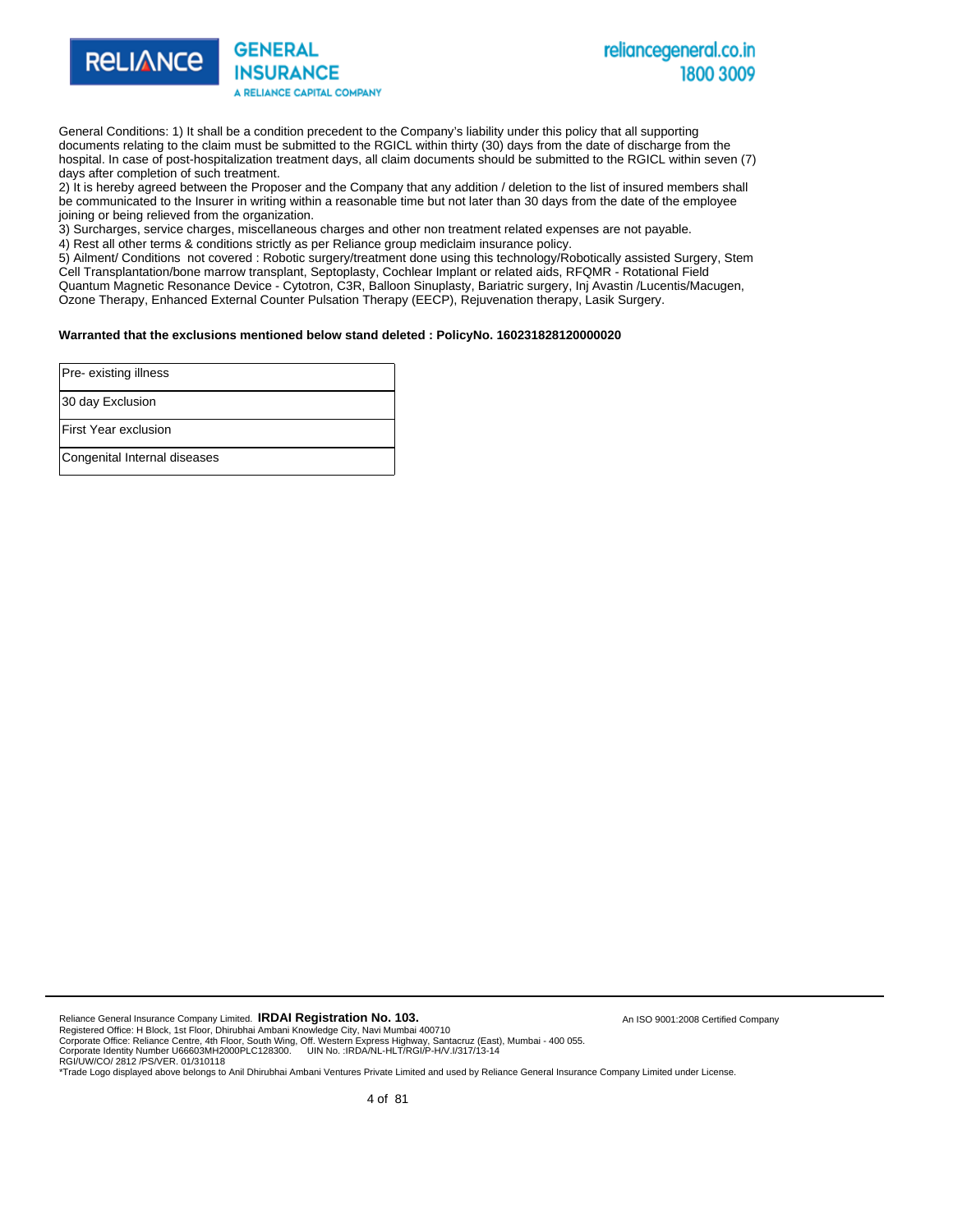General Conditions: 1) It shall be a condition precedent to the Company's liability under this policy that all supporting documents relating to the claim must be submitted to the RGICL within thirty (30) days from the date of discharge from the hospital. In case of post-hospitalization treatment days, all claim documents should be submitted to the RGICL within seven (7) days after completion of such treatment.

2) It is hereby agreed between the Proposer and the Company that any addition / deletion to the list of insured members shall be communicated to the Insurer in writing within a reasonable time but not later than 30 days from the date of the employee joining or being relieved from the organization.

3) Surcharges, service charges, miscellaneous charges and other non treatment related expenses are not payable.

4) Rest all other terms & conditions strictly as per Reliance group mediclaim insurance policy.

5) Ailment/ Conditions  not covered : Robotic surgery/treatment done using this technology/Robotically assisted Surgery, Stem Cell Transplantation/bone marrow transplant, Septoplasty, Cochlear Implant or related aids, RFQMR - Rotational Field Quantum Magnetic Resonance Device - Cytotron, C3R, Balloon Sinuplasty, Bariatric surgery, Inj Avastin /Lucentis/Macugen, Ozone Therapy, Enhanced External Counter Pulsation Therapy (EECP), Rejuvenation therapy, Lasik Surgery.

**Warranted that the exclusions mentioned below stand deleted : PolicyNo. 160231828120000020**

| Pre- existing illness |
|---|
| 30 day Exclusion |
| First Year exclusion |
| Congenital Internal diseases |

Reliance General Insurance Company Limited. **IRDAI Registration No. 103.** An ISO 9001:2008 Certified Company
Registered Office: H Block, 1st Floor, Dhirubhai Ambani Knowledge City, Navi Mumbai 400710
Corporate Office: Reliance Centre, 4th Floor, South Wing, Off. Western Express Highway, Santacruz (East), Mumbai - 400 055.
Corporate Identity Number U66603MH2000PLC128300. UIN No. :IRDA/NL-HLT/RGI/P-H/V.I/317/13-14
RGI/UW/CO/ 2812 /PS/VER. 01/310118
*Trade Logo displayed above belongs to Anil Dhirubhai Ambani Ventures Private Limited and used by Reliance General Insurance Company Limited under License.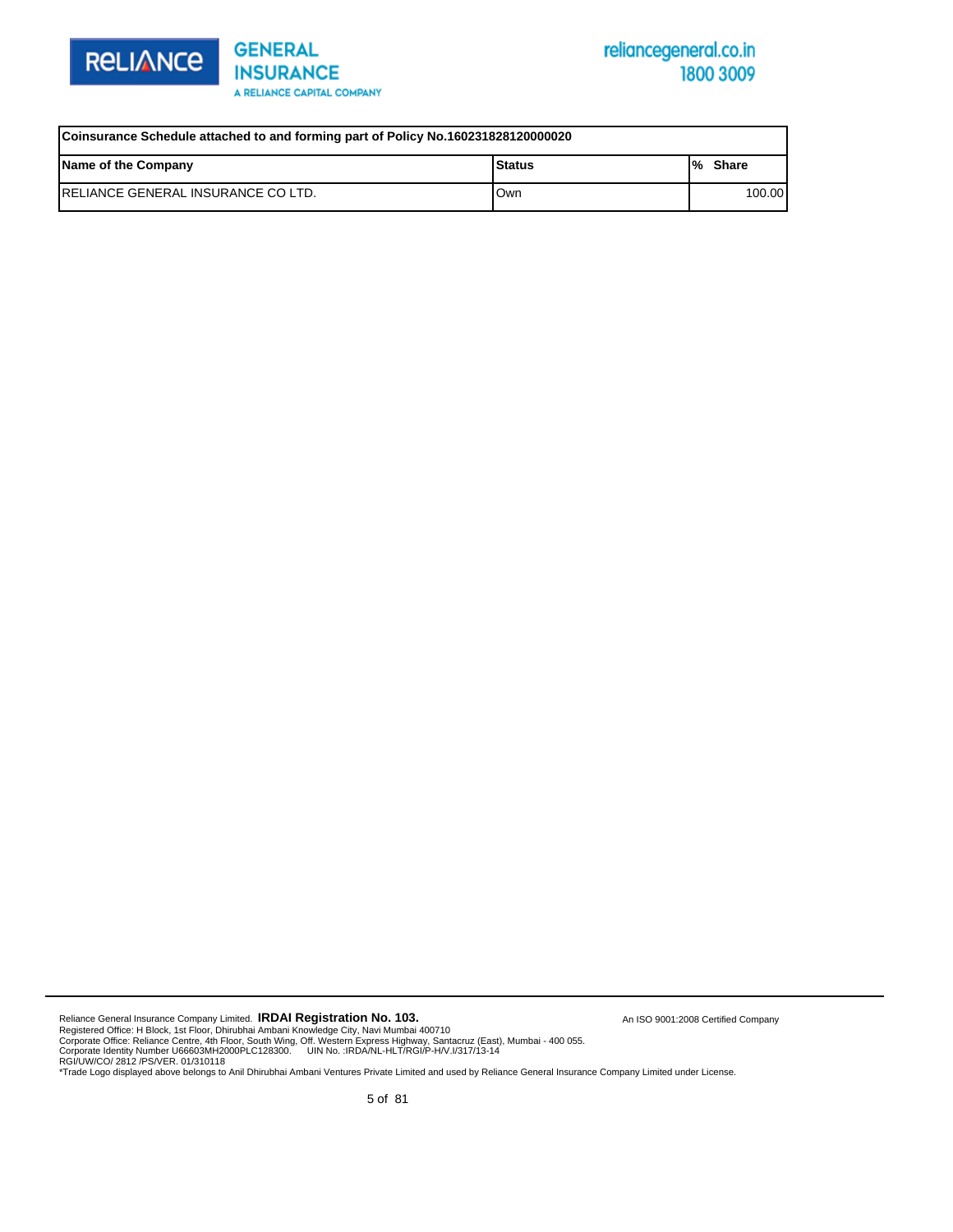| Coinsurance Schedule attached to and forming part of Policy No.160231828120000020 | | |
|---|---|---|
| **Name of the Company** | **Status** | **% Share** |
| RELIANCE GENERAL INSURANCE CO LTD. | Own | 100.00 |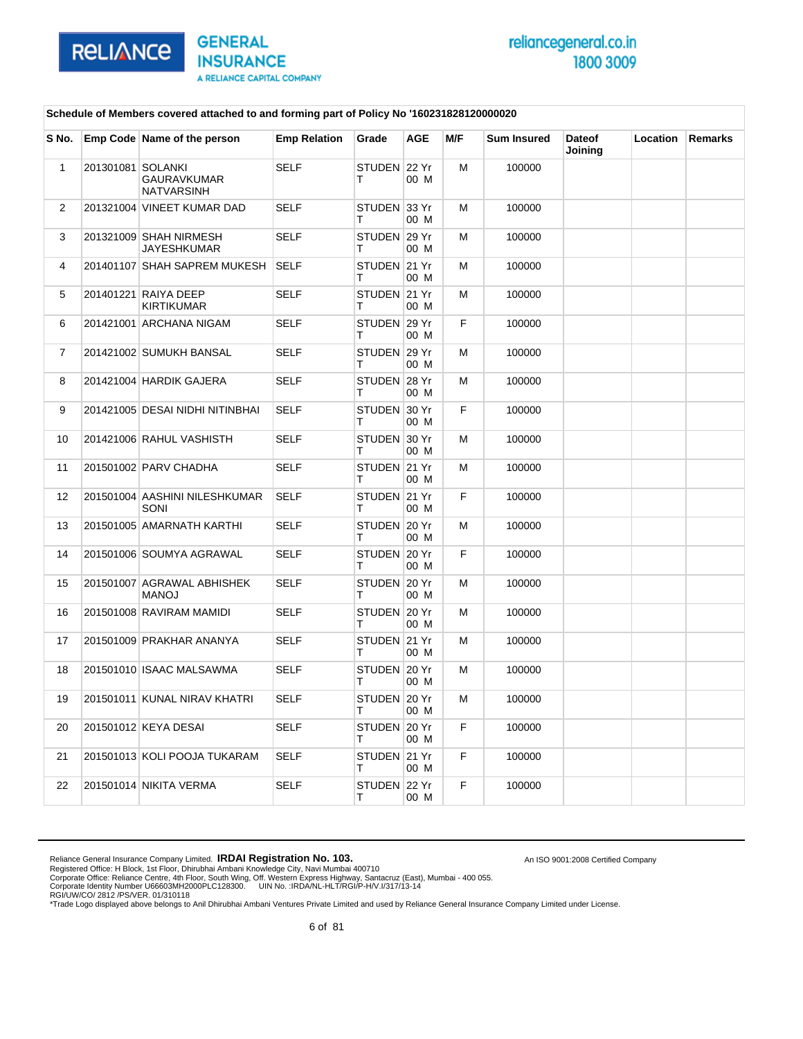**Schedule of Members covered attached to and forming part of Policy No '160231828120000020**

| S No. | Emp Code | Name of the person | Emp Relation | Grade | AGE | M/F | Sum Insured | Dateof Joining | Location | Remarks |
|---|---|---|---|---|---|---|---|---|---|---|
| 1 | 201301081 | SOLANKI GAURAVKUMAR NATVARSINH | SELF | STUDENT | 22 Yr 00 M | M | 100000 | | | |
| 2 | 201321004 | VINEET KUMAR DAD | SELF | STUDENT | 33 Yr 00 M | M | 100000 | | | |
| 3 | 201321009 | SHAH NIRMESH JAYESHKUMAR | SELF | STUDENT | 29 Yr 00 M | M | 100000 | | | |
| 4 | 201401107 | SHAH SAPREM MUKESH | SELF | STUDENT | 21 Yr 00 M | M | 100000 | | | |
| 5 | 201401221 | RAIYA DEEP KIRTIKUMAR | SELF | STUDENT | 21 Yr 00 M | M | 100000 | | | |
| 6 | 201421001 | ARCHANA NIGAM | SELF | STUDENT | 29 Yr 00 M | F | 100000 | | | |
| 7 | 201421002 | SUMUKH BANSAL | SELF | STUDENT | 29 Yr 00 M | M | 100000 | | | |
| 8 | 201421004 | HARDIK GAJERA | SELF | STUDENT | 28 Yr 00 M | M | 100000 | | | |
| 9 | 201421005 | DESAI NIDHI NITINBHAI | SELF | STUDENT | 30 Yr 00 M | F | 100000 | | | |
| 10 | 201421006 | RAHUL VASHISTH | SELF | STUDENT | 30 Yr 00 M | M | 100000 | | | |
| 11 | 201501002 | PARV CHADHA | SELF | STUDENT | 21 Yr 00 M | M | 100000 | | | |
| 12 | 201501004 | AASHINI NILESHKUMAR SONI | SELF | STUDENT | 21 Yr 00 M | F | 100000 | | | |
| 13 | 201501005 | AMARNATH KARTHI | SELF | STUDENT | 20 Yr 00 M | M | 100000 | | | |
| 14 | 201501006 | SOUMYA AGRAWAL | SELF | STUDENT | 20 Yr 00 M | F | 100000 | | | |
| 15 | 201501007 | AGRAWAL ABHISHEK MANOJ | SELF | STUDENT | 20 Yr 00 M | M | 100000 | | | |
| 16 | 201501008 | RAVIRAM MAMIDI | SELF | STUDENT | 20 Yr 00 M | M | 100000 | | | |
| 17 | 201501009 | PRAKHAR ANANYA | SELF | STUDENT | 21 Yr 00 M | M | 100000 | | | |
| 18 | 201501010 | ISAAC MALSAWMA | SELF | STUDENT | 20 Yr 00 M | M | 100000 | | | |
| 19 | 201501011 | KUNAL NIRAV KHATRI | SELF | STUDENT | 20 Yr 00 M | M | 100000 | | | |
| 20 | 201501012 | KEYA DESAI | SELF | STUDENT | 20 Yr 00 M | F | 100000 | | | |
| 21 | 201501013 | KOLI POOJA TUKARAM | SELF | STUDENT | 21 Yr 00 M | F | 100000 | | | |
| 22 | 201501014 | NIKITA VERMA | SELF | STUDENT | 22 Yr 00 M | F | 100000 | | | |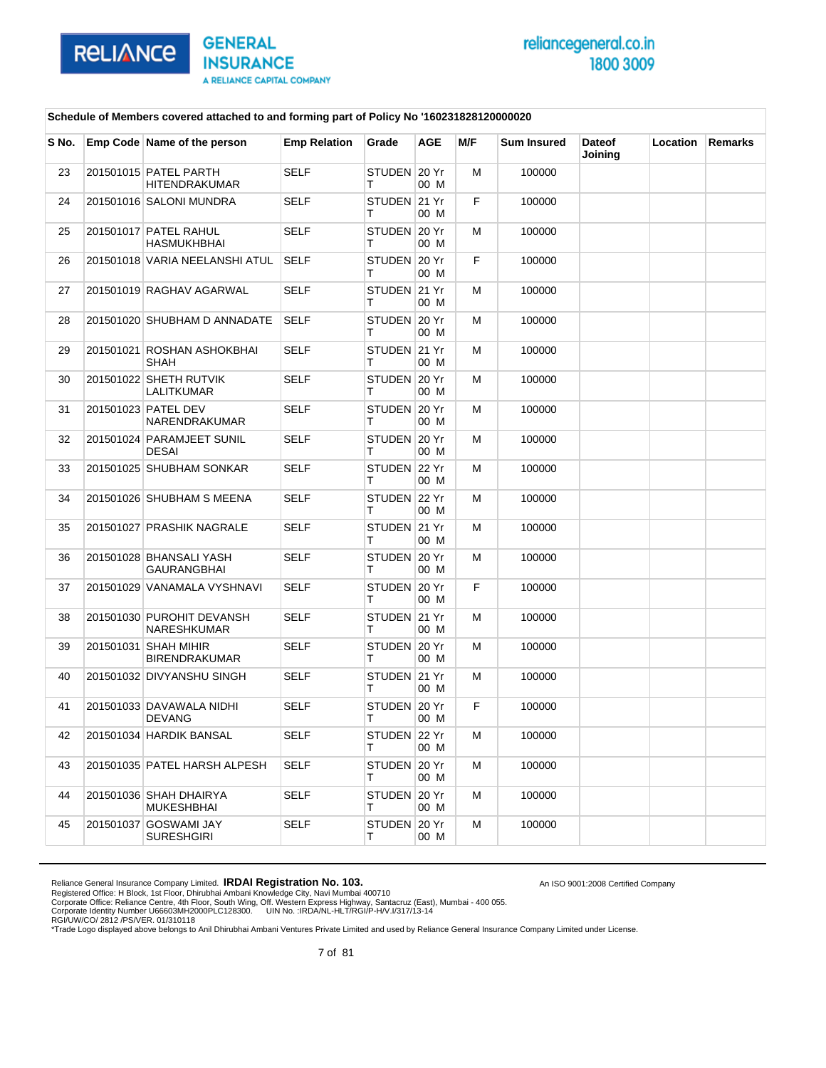**Schedule of Members covered attached to and forming part of Policy No '160231828120000020**

| S No. | Emp Code | Name of the person | Emp Relation | Grade | AGE | M/F | Sum Insured | Dateof Joining | Location | Remarks |
|---|---|---|---|---|---|---|---|---|---|---|
| 23 | 201501015 | PATEL PARTH HITENDRAKUMAR | SELF | STUDENT | 20 Yr 00 M | M | 100000 | | | |
| 24 | 201501016 | SALONI MUNDRA | SELF | STUDENT | 21 Yr 00 M | F | 100000 | | | |
| 25 | 201501017 | PATEL RAHUL HASMUKHBHAI | SELF | STUDENT | 20 Yr 00 M | M | 100000 | | | |
| 26 | 201501018 | VARIA NEELANSHI ATUL | SELF | STUDENT | 20 Yr 00 M | F | 100000 | | | |
| 27 | 201501019 | RAGHAV AGARWAL | SELF | STUDENT | 21 Yr 00 M | M | 100000 | | | |
| 28 | 201501020 | SHUBHAM D ANNADATE | SELF | STUDENT | 20 Yr 00 M | M | 100000 | | | |
| 29 | 201501021 | ROSHAN ASHOKBHAI SHAH | SELF | STUDENT | 21 Yr 00 M | M | 100000 | | | |
| 30 | 201501022 | SHETH RUTVIK LALITKUMAR | SELF | STUDENT | 20 Yr 00 M | M | 100000 | | | |
| 31 | 201501023 | PATEL DEV NARENDRAKUMAR | SELF | STUDENT | 20 Yr 00 M | M | 100000 | | | |
| 32 | 201501024 | PARAMJEET SUNIL DESAI | SELF | STUDENT | 20 Yr 00 M | M | 100000 | | | |
| 33 | 201501025 | SHUBHAM SONKAR | SELF | STUDENT | 22 Yr 00 M | M | 100000 | | | |
| 34 | 201501026 | SHUBHAM S MEENA | SELF | STUDENT | 22 Yr 00 M | M | 100000 | | | |
| 35 | 201501027 | PRASHIK NAGRALE | SELF | STUDENT | 21 Yr 00 M | M | 100000 | | | |
| 36 | 201501028 | BHANSALI YASH GAURANGBHAI | SELF | STUDENT | 20 Yr 00 M | M | 100000 | | | |
| 37 | 201501029 | VANAMALA VYSHNAVI | SELF | STUDENT | 20 Yr 00 M | F | 100000 | | | |
| 38 | 201501030 | PUROHIT DEVANSH NARESHKUMAR | SELF | STUDENT | 21 Yr 00 M | M | 100000 | | | |
| 39 | 201501031 | SHAH MIHIR BIRENDRAKUMAR | SELF | STUDENT | 20 Yr 00 M | M | 100000 | | | |
| 40 | 201501032 | DIVYANSHU SINGH | SELF | STUDENT | 21 Yr 00 M | M | 100000 | | | |
| 41 | 201501033 | DAVAWALA NIDHI DEVANG | SELF | STUDENT | 20 Yr 00 M | F | 100000 | | | |
| 42 | 201501034 | HARDIK BANSAL | SELF | STUDENT | 22 Yr 00 M | M | 100000 | | | |
| 43 | 201501035 | PATEL HARSH ALPESH | SELF | STUDENT | 20 Yr 00 M | M | 100000 | | | |
| 44 | 201501036 | SHAH DHAIRYA MUKESHBHAI | SELF | STUDENT | 20 Yr 00 M | M | 100000 | | | |
| 45 | 201501037 | GOSWAMI JAY SURESHGIRI | SELF | STUDENT | 20 Yr 00 M | M | 100000 | | | |

Reliance General Insurance Company Limited. **IRDAI Registration No. 103.**
Registered Office: H Block, 1st Floor, Dhirubhai Ambani Knowledge City, Navi Mumbai 400710
Corporate Office: Reliance Centre, 4th Floor, South Wing, Off. Western Express Highway, Santacruz (East), Mumbai - 400 055.
Corporate Identity Number U66603MH2000PLC128300. UIN No. :IRDA/NL-HLT/RGI/P-H/V.I/317/13-14
RGI/UW/CO/ 2812 /PS/VER. 01/310118
*Trade Logo displayed above belongs to Anil Dhirubhai Ambani Ventures Private Limited and used by Reliance General Insurance Company Limited under License.

An ISO 9001:2008 Certified Company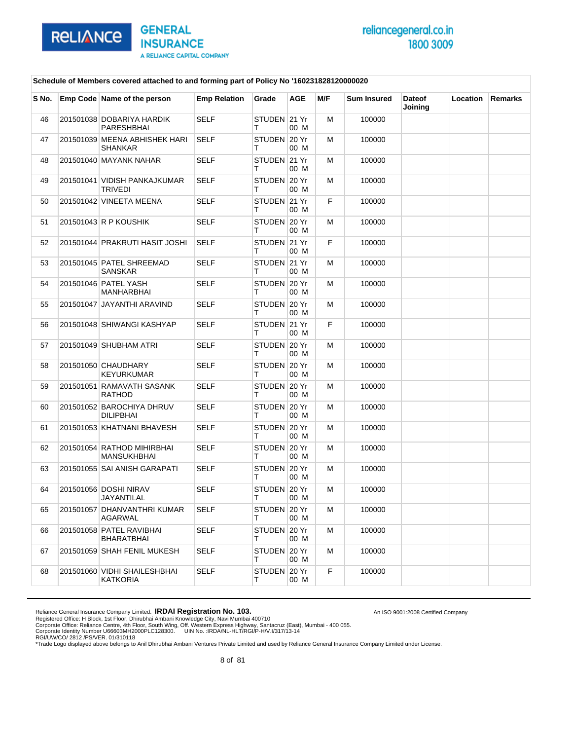**Schedule of Members covered attached to and forming part of Policy No '160231828120000020**

| S No. | Emp Code | Name of the person | Emp Relation | Grade | AGE | M/F | Sum Insured | Dateof Joining | Location | Remarks |
|---|---|---|---|---|---|---|---|---|---|---|
| 46 | 201501038 | DOBARIYA HARDIK PARESHBHAI | SELF | STUDENT | 21 Yr 00 M | M | 100000 | | | |
| 47 | 201501039 | MEENA ABHISHEK HARI SHANKAR | SELF | STUDENT | 20 Yr 00 M | M | 100000 | | | |
| 48 | 201501040 | MAYANK NAHAR | SELF | STUDENT | 21 Yr 00 M | M | 100000 | | | |
| 49 | 201501041 | VIDISH PANKAJKUMAR TRIVEDI | SELF | STUDENT | 20 Yr 00 M | M | 100000 | | | |
| 50 | 201501042 | VINEETA MEENA | SELF | STUDENT | 21 Yr 00 M | F | 100000 | | | |
| 51 | 201501043 | R P KOUSHIK | SELF | STUDENT | 20 Yr 00 M | M | 100000 | | | |
| 52 | 201501044 | PRAKRUTI HASIT JOSHI | SELF | STUDENT | 21 Yr 00 M | F | 100000 | | | |
| 53 | 201501045 | PATEL SHREEMAD SANSKAR | SELF | STUDENT | 21 Yr 00 M | M | 100000 | | | |
| 54 | 201501046 | PATEL YASH MANHARBHAI | SELF | STUDENT | 20 Yr 00 M | M | 100000 | | | |
| 55 | 201501047 | JAYANTHI ARAVIND | SELF | STUDENT | 20 Yr 00 M | M | 100000 | | | |
| 56 | 201501048 | SHIWANGI KASHYAP | SELF | STUDENT | 21 Yr 00 M | F | 100000 | | | |
| 57 | 201501049 | SHUBHAM ATRI | SELF | STUDENT | 20 Yr 00 M | M | 100000 | | | |
| 58 | 201501050 | CHAUDHARY KEYURKUMAR | SELF | STUDENT | 20 Yr 00 M | M | 100000 | | | |
| 59 | 201501051 | RAMAVATH SASANK RATHOD | SELF | STUDENT | 20 Yr 00 M | M | 100000 | | | |
| 60 | 201501052 | BAROCHIYA DHRUV DILIPBHAI | SELF | STUDENT | 20 Yr 00 M | M | 100000 | | | |
| 61 | 201501053 | KHATNANI BHAVESH | SELF | STUDENT | 20 Yr 00 M | M | 100000 | | | |
| 62 | 201501054 | RATHOD MIHIRBHAI MANSUKHBHAI | SELF | STUDENT | 20 Yr 00 M | M | 100000 | | | |
| 63 | 201501055 | SAI ANISH GARAPATI | SELF | STUDENT | 20 Yr 00 M | M | 100000 | | | |
| 64 | 201501056 | DOSHI NIRAV JAYANTILAL | SELF | STUDENT | 20 Yr 00 M | M | 100000 | | | |
| 65 | 201501057 | DHANVANTHRI KUMAR AGARWAL | SELF | STUDENT | 20 Yr 00 M | M | 100000 | | | |
| 66 | 201501058 | PATEL RAVIBHAI BHARATBHAI | SELF | STUDENT | 20 Yr 00 M | M | 100000 | | | |
| 67 | 201501059 | SHAH FENIL MUKESH | SELF | STUDENT | 20 Yr 00 M | M | 100000 | | | |
| 68 | 201501060 | VIDHI SHAILESHBHAI KATKORIA | SELF | STUDENT | 20 Yr 00 M | F | 100000 | | | |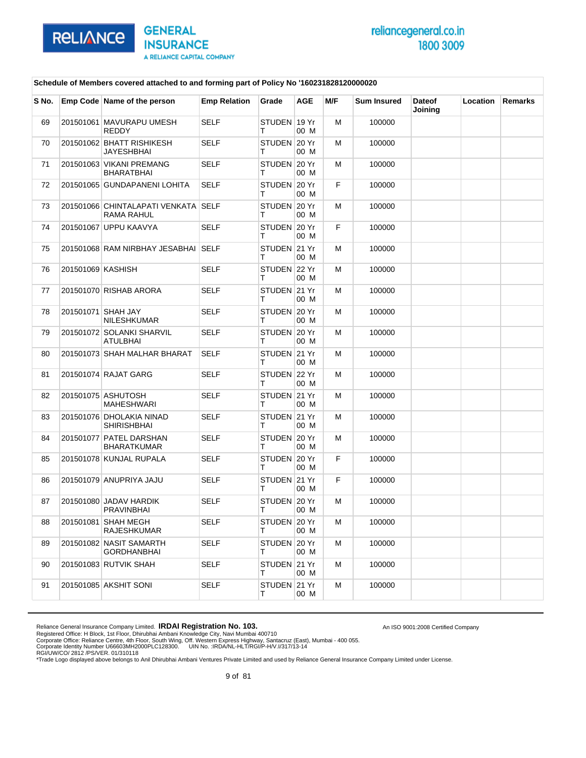**Schedule of Members covered attached to and forming part of Policy No '160231828120000020**

| S No. | Emp Code | Name of the person | Emp Relation | Grade | AGE | M/F | Sum Insured | Dateof Joining | Location | Remarks |
|---|---|---|---|---|---|---|---|---|---|---|
| 69 | 201501061 | MAVURAPU UMESH REDDY | SELF | STUDENT | 19 Yr 00 M | M | 100000 | | | |
| 70 | 201501062 | BHATT RISHIKESH JAYESHBHAI | SELF | STUDENT | 20 Yr 00 M | M | 100000 | | | |
| 71 | 201501063 | VIKANI PREMANG BHARATBHAI | SELF | STUDENT | 20 Yr 00 M | M | 100000 | | | |
| 72 | 201501065 | GUNDAPANENI LOHITA | SELF | STUDENT | 20 Yr 00 M | F | 100000 | | | |
| 73 | 201501066 | CHINTALAPATI VENKATA RAMA RAHUL | SELF | STUDENT | 20 Yr 00 M | M | 100000 | | | |
| 74 | 201501067 | UPPU KAAVYA | SELF | STUDENT | 20 Yr 00 M | F | 100000 | | | |
| 75 | 201501068 | RAM NIRBHAY JESABHAI | SELF | STUDENT | 21 Yr 00 M | M | 100000 | | | |
| 76 | 201501069 | KASHISH | SELF | STUDENT | 22 Yr 00 M | M | 100000 | | | |
| 77 | 201501070 | RISHAB ARORA | SELF | STUDENT | 21 Yr 00 M | M | 100000 | | | |
| 78 | 201501071 | SHAH JAY NILESHKUMAR | SELF | STUDENT | 20 Yr 00 M | M | 100000 | | | |
| 79 | 201501072 | SOLANKI SHARVIL ATULBHAI | SELF | STUDENT | 20 Yr 00 M | M | 100000 | | | |
| 80 | 201501073 | SHAH MALHAR BHARAT | SELF | STUDENT | 21 Yr 00 M | M | 100000 | | | |
| 81 | 201501074 | RAJAT GARG | SELF | STUDENT | 22 Yr 00 M | M | 100000 | | | |
| 82 | 201501075 | ASHUTOSH MAHESHWARI | SELF | STUDENT | 21 Yr 00 M | M | 100000 | | | |
| 83 | 201501076 | DHOLAKIA NINAD SHIRISHBHAI | SELF | STUDENT | 21 Yr 00 M | M | 100000 | | | |
| 84 | 201501077 | PATEL DARSHAN BHARATKUMAR | SELF | STUDENT | 20 Yr 00 M | M | 100000 | | | |
| 85 | 201501078 | KUNJAL RUPALA | SELF | STUDENT | 20 Yr 00 M | F | 100000 | | | |
| 86 | 201501079 | ANUPRIYA JAJU | SELF | STUDENT | 21 Yr 00 M | F | 100000 | | | |
| 87 | 201501080 | JADAV HARDIK PRAVINBHAI | SELF | STUDENT | 20 Yr 00 M | M | 100000 | | | |
| 88 | 201501081 | SHAH MEGH RAJESHKUMAR | SELF | STUDENT | 20 Yr 00 M | M | 100000 | | | |
| 89 | 201501082 | NASIT SAMARTH GORDHANBHAI | SELF | STUDENT | 20 Yr 00 M | M | 100000 | | | |
| 90 | 201501083 | RUTVIK SHAH | SELF | STUDENT | 21 Yr 00 M | M | 100000 | | | |
| 91 | 201501085 | AKSHIT SONI | SELF | STUDENT | 21 Yr 00 M | M | 100000 | | | |

Reliance General Insurance Company Limited. **IRDAI Registration No. 103.**
Registered Office: H Block, 1st Floor, Dhirubhai Ambani Knowledge City, Navi Mumbai 400710
Corporate Office: Reliance Centre, 4th Floor, South Wing, Off. Western Express Highway, Santacruz (East), Mumbai - 400 055.
Corporate Identity Number U66603MH2000PLC128300. UIN No. :IRDA/NL-HLT/RGI/P-H/V.I/317/13-14
RGI/UW/CO/ 2812 /PS/VER. 01/310118
*Trade Logo displayed above belongs to Anil Dhirubhai Ambani Ventures Private Limited and used by Reliance General Insurance Company Limited under License.

An ISO 9001:2008 Certified Company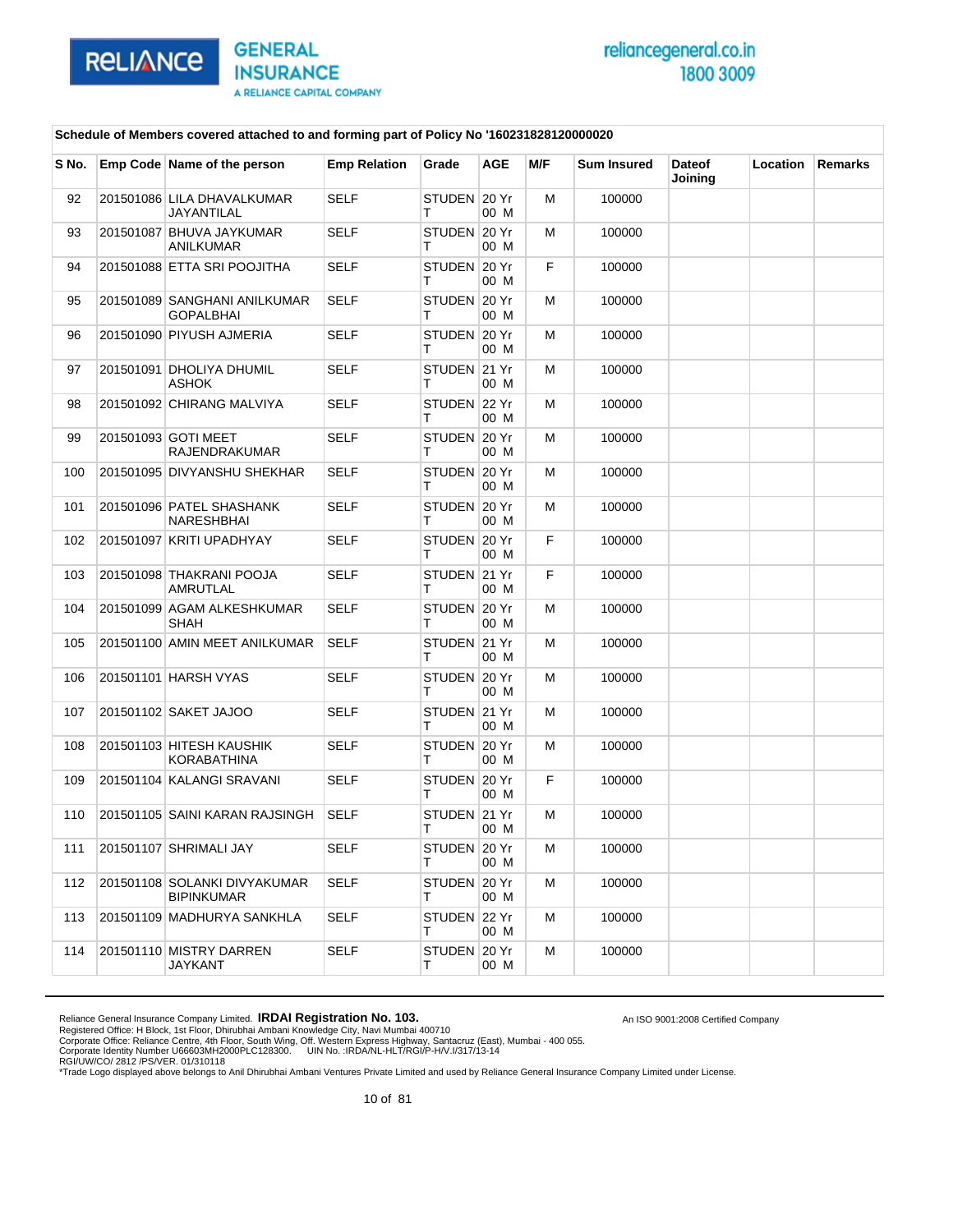**Schedule of Members covered attached to and forming part of Policy No '160231828120000020**

| S No. | Emp Code | Name of the person | Emp Relation | Grade | AGE | M/F | Sum Insured | Dateof Joining | Location | Remarks |
|---|---|---|---|---|---|---|---|---|---|---|
| 92 | 201501086 | LILA DHAVALKUMAR JAYANTILAL | SELF | STUDENT | 20 Yr 00 M | M | 100000 | | | |
| 93 | 201501087 | BHUVA JAYKUMAR ANILKUMAR | SELF | STUDENT | 20 Yr 00 M | M | 100000 | | | |
| 94 | 201501088 | ETTA SRI POOJITHA | SELF | STUDENT | 20 Yr 00 M | F | 100000 | | | |
| 95 | 201501089 | SANGHANI ANILKUMAR GOPALBHAI | SELF | STUDENT | 20 Yr 00 M | M | 100000 | | | |
| 96 | 201501090 | PIYUSH AJMERIA | SELF | STUDENT | 20 Yr 00 M | M | 100000 | | | |
| 97 | 201501091 | DHOLIYA DHUMIL ASHOK | SELF | STUDENT | 21 Yr 00 M | M | 100000 | | | |
| 98 | 201501092 | CHIRANG MALVIYA | SELF | STUDENT | 22 Yr 00 M | M | 100000 | | | |
| 99 | 201501093 | GOTI MEET RAJENDRAKUMAR | SELF | STUDENT | 20 Yr 00 M | M | 100000 | | | |
| 100 | 201501095 | DIVYANSHU SHEKHAR | SELF | STUDENT | 20 Yr 00 M | M | 100000 | | | |
| 101 | 201501096 | PATEL SHASHANK NARESHBHAI | SELF | STUDENT | 20 Yr 00 M | M | 100000 | | | |
| 102 | 201501097 | KRITI UPADHYAY | SELF | STUDENT | 20 Yr 00 M | F | 100000 | | | |
| 103 | 201501098 | THAKRANI POOJA AMRUTLAL | SELF | STUDENT | 21 Yr 00 M | F | 100000 | | | |
| 104 | 201501099 | AGAM ALKESHKUMAR SHAH | SELF | STUDENT | 20 Yr 00 M | M | 100000 | | | |
| 105 | 201501100 | AMIN MEET ANILKUMAR | SELF | STUDENT | 21 Yr 00 M | M | 100000 | | | |
| 106 | 201501101 | HARSH VYAS | SELF | STUDENT | 20 Yr 00 M | M | 100000 | | | |
| 107 | 201501102 | SAKET JAJOO | SELF | STUDENT | 21 Yr 00 M | M | 100000 | | | |
| 108 | 201501103 | HITESH KAUSHIK KORABATHINA | SELF | STUDENT | 20 Yr 00 M | M | 100000 | | | |
| 109 | 201501104 | KALANGI SRAVANI | SELF | STUDENT | 20 Yr 00 M | F | 100000 | | | |
| 110 | 201501105 | SAINI KARAN RAJSINGH | SELF | STUDENT | 21 Yr 00 M | M | 100000 | | | |
| 111 | 201501107 | SHRIMALI JAY | SELF | STUDENT | 20 Yr 00 M | M | 100000 | | | |
| 112 | 201501108 | SOLANKI DIVYAKUMAR BIPINKUMAR | SELF | STUDENT | 20 Yr 00 M | M | 100000 | | | |
| 113 | 201501109 | MADHURYA SANKHLA | SELF | STUDENT | 22 Yr 00 M | M | 100000 | | | |
| 114 | 201501110 | MISTRY DARREN JAYKANT | SELF | STUDENT | 20 Yr 00 M | M | 100000 | | | |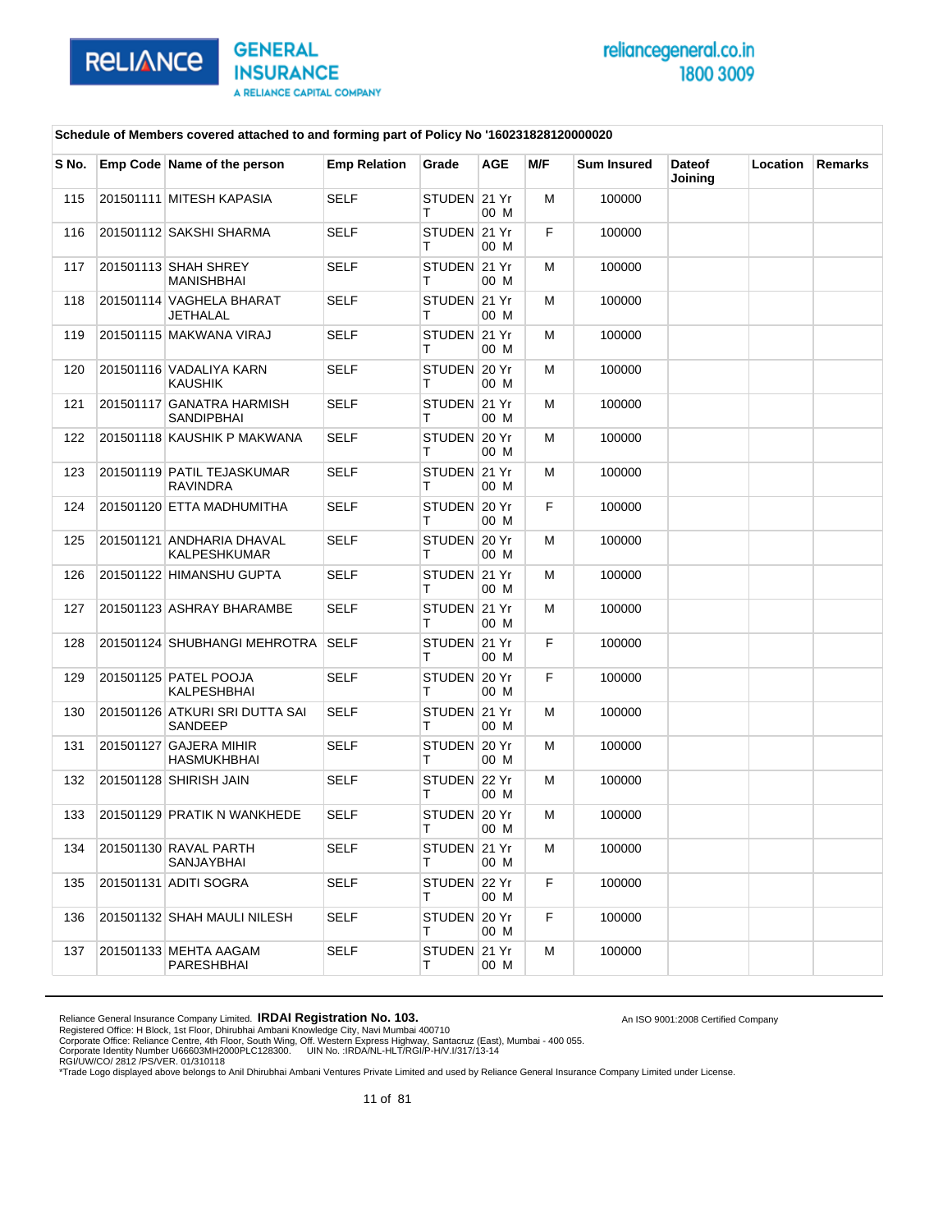**Schedule of Members covered attached to and forming part of Policy No '160231828120000020**

| S No. | Emp Code | Name of the person | Emp Relation | Grade | AGE | M/F | Sum Insured | Dateof Joining | Location | Remarks |
|---|---|---|---|---|---|---|---|---|---|---|
| 115 | 201501111 | MITESH KAPASIA | SELF | STUDENT | 21 Yr 00 M | M | 100000 | | | |
| 116 | 201501112 | SAKSHI SHARMA | SELF | STUDENT | 21 Yr 00 M | F | 100000 | | | |
| 117 | 201501113 | SHAH SHREY MANISHBHAI | SELF | STUDENT | 21 Yr 00 M | M | 100000 | | | |
| 118 | 201501114 | VAGHELA BHARAT JETHALAL | SELF | STUDENT | 21 Yr 00 M | M | 100000 | | | |
| 119 | 201501115 | MAKWANA VIRAJ | SELF | STUDENT | 21 Yr 00 M | M | 100000 | | | |
| 120 | 201501116 | VADALIYA KARN KAUSHIK | SELF | STUDENT | 20 Yr 00 M | M | 100000 | | | |
| 121 | 201501117 | GANATRA HARMISH SANDIPBHAI | SELF | STUDENT | 21 Yr 00 M | M | 100000 | | | |
| 122 | 201501118 | KAUSHIK P MAKWANA | SELF | STUDENT | 20 Yr 00 M | M | 100000 | | | |
| 123 | 201501119 | PATIL TEJASKUMAR RAVINDRA | SELF | STUDENT | 21 Yr 00 M | M | 100000 | | | |
| 124 | 201501120 | ETTA MADHUMITHA | SELF | STUDENT | 20 Yr 00 M | F | 100000 | | | |
| 125 | 201501121 | ANDHARIA DHAVAL KALPESHKUMAR | SELF | STUDENT | 20 Yr 00 M | M | 100000 | | | |
| 126 | 201501122 | HIMANSHU GUPTA | SELF | STUDENT | 21 Yr 00 M | M | 100000 | | | |
| 127 | 201501123 | ASHRAY BHARAMBE | SELF | STUDENT | 21 Yr 00 M | M | 100000 | | | |
| 128 | 201501124 | SHUBHANGI MEHROTRA | SELF | STUDENT | 21 Yr 00 M | F | 100000 | | | |
| 129 | 201501125 | PATEL POOJA KALPESHBHAI | SELF | STUDENT | 20 Yr 00 M | F | 100000 | | | |
| 130 | 201501126 | ATKURI SRI DUTTA SAI SANDEEP | SELF | STUDENT | 21 Yr 00 M | M | 100000 | | | |
| 131 | 201501127 | GAJERA MIHIR HASMUKHBHAI | SELF | STUDENT | 20 Yr 00 M | M | 100000 | | | |
| 132 | 201501128 | SHIRISH JAIN | SELF | STUDENT | 22 Yr 00 M | M | 100000 | | | |
| 133 | 201501129 | PRATIK N WANKHEDE | SELF | STUDENT | 20 Yr 00 M | M | 100000 | | | |
| 134 | 201501130 | RAVAL PARTH SANJAYBHAI | SELF | STUDENT | 21 Yr 00 M | M | 100000 | | | |
| 135 | 201501131 | ADITI SOGRA | SELF | STUDENT | 22 Yr 00 M | F | 100000 | | | |
| 136 | 201501132 | SHAH MAULI NILESH | SELF | STUDENT | 20 Yr 00 M | F | 100000 | | | |
| 137 | 201501133 | MEHTA AAGAM PARESHBHAI | SELF | STUDENT | 21 Yr 00 M | M | 100000 | | | |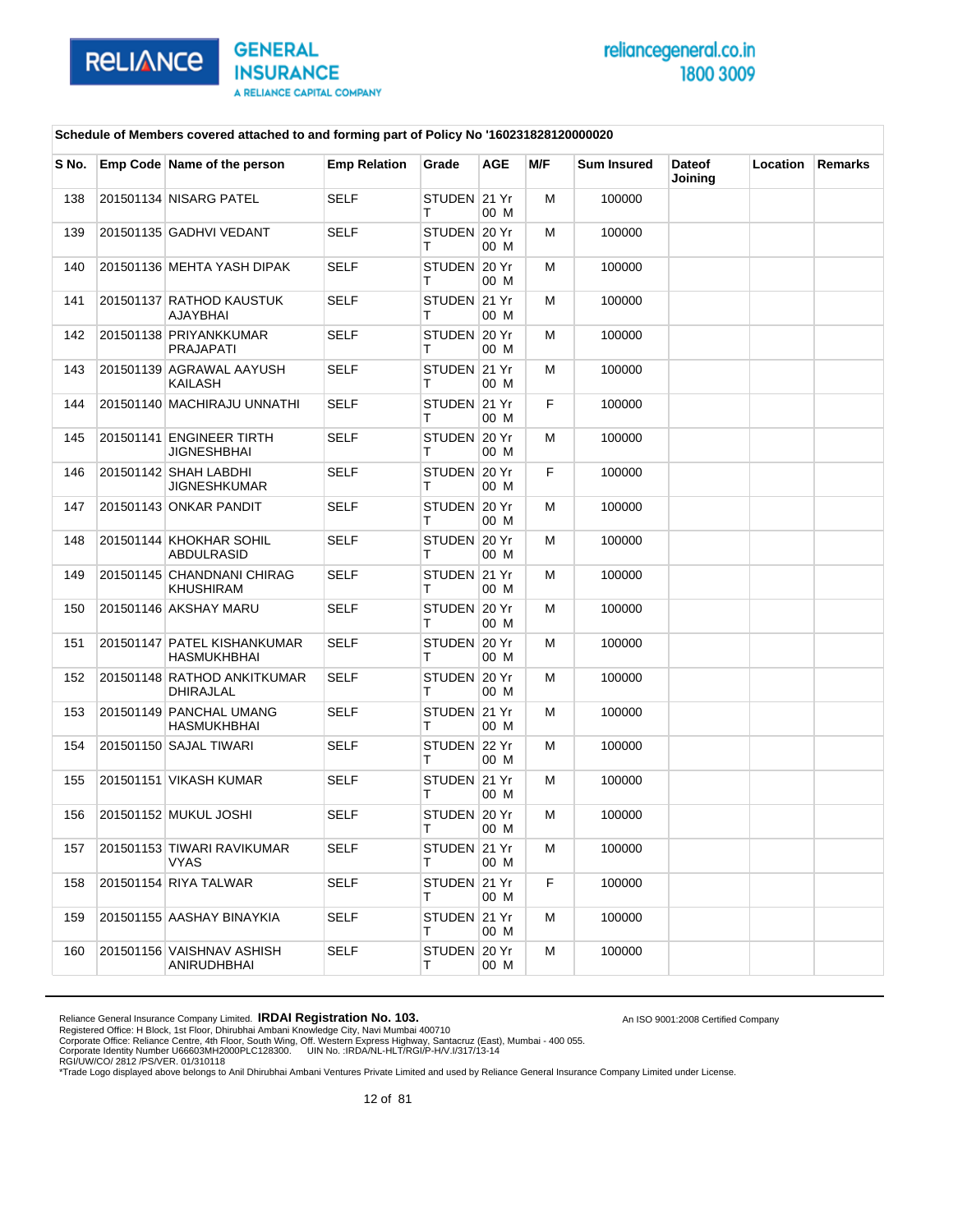Schedule of Members covered attached to and forming part of Policy No '160231828120000020

| S No. | Emp Code | Name of the person | Emp Relation | Grade | AGE | M/F | Sum Insured | Dateof Joining | Location | Remarks |
|---|---|---|---|---|---|---|---|---|---|---|
| 138 | 201501134 | NISARG PATEL | SELF | STUDENT | 21 Yr 00 M | M | 100000 | | | |
| 139 | 201501135 | GADHVI VEDANT | SELF | STUDENT | 20 Yr 00 M | M | 100000 | | | |
| 140 | 201501136 | MEHTA YASH DIPAK | SELF | STUDENT | 20 Yr 00 M | M | 100000 | | | |
| 141 | 201501137 | RATHOD KAUSTUK AJAYBHAI | SELF | STUDENT | 21 Yr 00 M | M | 100000 | | | |
| 142 | 201501138 | PRIYANKKUMAR PRAJAPATI | SELF | STUDENT | 20 Yr 00 M | M | 100000 | | | |
| 143 | 201501139 | AGRAWAL AAYUSH KAILASH | SELF | STUDENT | 21 Yr 00 M | M | 100000 | | | |
| 144 | 201501140 | MACHIRAJU UNNATHI | SELF | STUDENT | 21 Yr 00 M | F | 100000 | | | |
| 145 | 201501141 | ENGINEER TIRTH JIGNESHBHAI | SELF | STUDENT | 20 Yr 00 M | M | 100000 | | | |
| 146 | 201501142 | SHAH LABDHI JIGNESHKUMAR | SELF | STUDENT | 20 Yr 00 M | F | 100000 | | | |
| 147 | 201501143 | ONKAR PANDIT | SELF | STUDENT | 20 Yr 00 M | M | 100000 | | | |
| 148 | 201501144 | KHOKHAR SOHIL ABDULRASID | SELF | STUDENT | 20 Yr 00 M | M | 100000 | | | |
| 149 | 201501145 | CHANDNANI CHIRAG KHUSHIRAM | SELF | STUDENT | 21 Yr 00 M | M | 100000 | | | |
| 150 | 201501146 | AKSHAY MARU | SELF | STUDENT | 20 Yr 00 M | M | 100000 | | | |
| 151 | 201501147 | PATEL KISHANKUMAR HASMUKHBHAI | SELF | STUDENT | 20 Yr 00 M | M | 100000 | | | |
| 152 | 201501148 | RATHOD ANKITKUMAR DHIRAJLAL | SELF | STUDENT | 20 Yr 00 M | M | 100000 | | | |
| 153 | 201501149 | PANCHAL UMANG HASMUKHBHAI | SELF | STUDENT | 21 Yr 00 M | M | 100000 | | | |
| 154 | 201501150 | SAJAL TIWARI | SELF | STUDENT | 22 Yr 00 M | M | 100000 | | | |
| 155 | 201501151 | VIKASH KUMAR | SELF | STUDENT | 21 Yr 00 M | M | 100000 | | | |
| 156 | 201501152 | MUKUL JOSHI | SELF | STUDENT | 20 Yr 00 M | M | 100000 | | | |
| 157 | 201501153 | TIWARI RAVIKUMAR VYAS | SELF | STUDENT | 21 Yr 00 M | M | 100000 | | | |
| 158 | 201501154 | RIYA TALWAR | SELF | STUDENT | 21 Yr 00 M | F | 100000 | | | |
| 159 | 201501155 | AASHAY BINAYKIA | SELF | STUDENT | 21 Yr 00 M | M | 100000 | | | |
| 160 | 201501156 | VAISHNAV ASHISH ANIRUDHBHAI | SELF | STUDENT | 20 Yr 00 M | M | 100000 | | | |

Reliance General Insurance Company Limited. **IRDAI Registration No. 103.** An ISO 9001:2008 Certified Company
Registered Office: H Block, 1st Floor, Dhirubhai Ambani Knowledge City, Navi Mumbai 400710
Corporate Office: Reliance Centre, 4th Floor, South Wing, Off. Western Express Highway, Santacruz (East), Mumbai - 400 055.
Corporate Identity Number U66603MH2000PLC128300. UIN No. :IRDA/NL-HLT/RGI/P-H/V.I/317/13-14
RGI/UW/CO/ 2812 /PS/VER. 01/310118
*Trade Logo displayed above belongs to Anil Dhirubhai Ambani Ventures Private Limited and used by Reliance General Insurance Company Limited under License.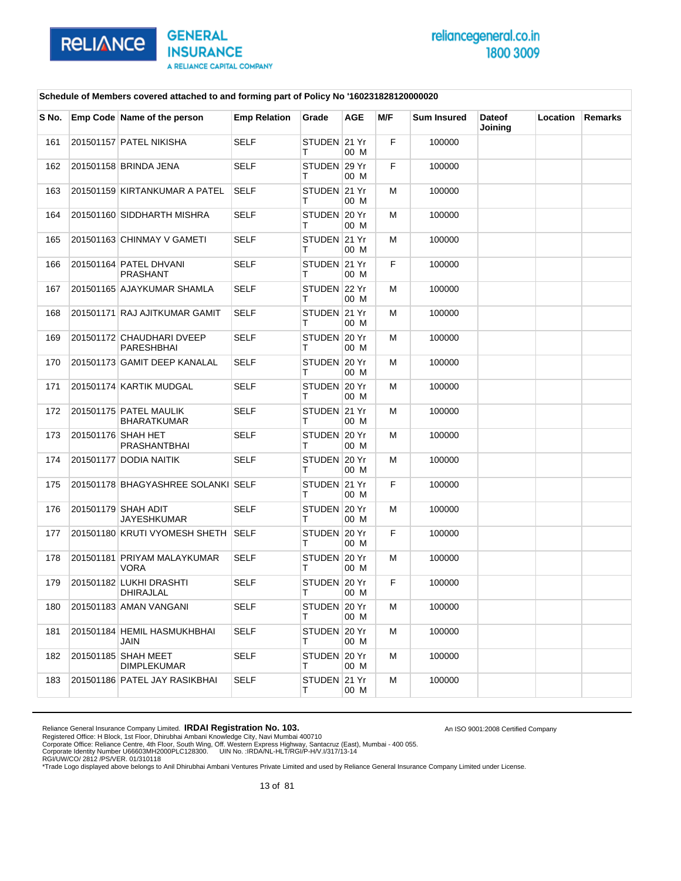Schedule of Members covered attached to and forming part of Policy No '160231828120000020

| S No. | Emp Code | Name of the person | Emp Relation | Grade | AGE | M/F | Sum Insured | Dateof Joining | Location | Remarks |
|---|---|---|---|---|---|---|---|---|---|---|
| 161 | 201501157 | PATEL NIKISHA | SELF | STUDENT | 21 Yr 00 M | F | 100000 | | | |
| 162 | 201501158 | BRINDA JENA | SELF | STUDENT | 29 Yr 00 M | F | 100000 | | | |
| 163 | 201501159 | KIRTANKUMAR A PATEL | SELF | STUDENT | 21 Yr 00 M | M | 100000 | | | |
| 164 | 201501160 | SIDDHARTH MISHRA | SELF | STUDENT | 20 Yr 00 M | M | 100000 | | | |
| 165 | 201501163 | CHINMAY V GAMETI | SELF | STUDENT | 21 Yr 00 M | M | 100000 | | | |
| 166 | 201501164 | PATEL DHVANI PRASHANT | SELF | STUDENT | 21 Yr 00 M | F | 100000 | | | |
| 167 | 201501165 | AJAYKUMAR SHAMLA | SELF | STUDENT | 22 Yr 00 M | M | 100000 | | | |
| 168 | 201501171 | RAJ AJITKUMAR GAMIT | SELF | STUDENT | 21 Yr 00 M | M | 100000 | | | |
| 169 | 201501172 | CHAUDHARI DVEEP PARESHBHAI | SELF | STUDENT | 20 Yr 00 M | M | 100000 | | | |
| 170 | 201501173 | GAMIT DEEP KANALAL | SELF | STUDENT | 20 Yr 00 M | M | 100000 | | | |
| 171 | 201501174 | KARTIK MUDGAL | SELF | STUDENT | 20 Yr 00 M | M | 100000 | | | |
| 172 | 201501175 | PATEL MAULIK BHARATKUMAR | SELF | STUDENT | 21 Yr 00 M | M | 100000 | | | |
| 173 | 201501176 | SHAH HET PRASHANTBHAI | SELF | STUDENT | 20 Yr 00 M | M | 100000 | | | |
| 174 | 201501177 | DODIA NAITIK | SELF | STUDENT | 20 Yr 00 M | M | 100000 | | | |
| 175 | 201501178 | BHAGYASHREE SOLANKI | SELF | STUDENT | 21 Yr 00 M | F | 100000 | | | |
| 176 | 201501179 | SHAH ADIT JAYESHKUMAR | SELF | STUDENT | 20 Yr 00 M | M | 100000 | | | |
| 177 | 201501180 | KRUTI VYOMESH SHETH | SELF | STUDENT | 20 Yr 00 M | F | 100000 | | | |
| 178 | 201501181 | PRIYAM MALAYKUMAR VORA | SELF | STUDENT | 20 Yr 00 M | M | 100000 | | | |
| 179 | 201501182 | LUKHI DRASHTI DHIRAJLAL | SELF | STUDENT | 20 Yr 00 M | F | 100000 | | | |
| 180 | 201501183 | AMAN VANGANI | SELF | STUDENT | 20 Yr 00 M | M | 100000 | | | |
| 181 | 201501184 | HEMIL HASMUKHBHAI JAIN | SELF | STUDENT | 20 Yr 00 M | M | 100000 | | | |
| 182 | 201501185 | SHAH MEET DIMPLEKUMAR | SELF | STUDENT | 20 Yr 00 M | M | 100000 | | | |
| 183 | 201501186 | PATEL JAY RASIKBHAI | SELF | STUDENT | 21 Yr 00 M | M | 100000 | | | |

Reliance General Insurance Company Limited. **IRDAI Registration No. 103.**
An ISO 9001:2008 Certified Company
Registered Office: H Block, 1st Floor, Dhirubhai Ambani Knowledge City, Navi Mumbai 400710
Corporate Office: Reliance Centre, 4th Floor, South Wing, Off. Western Express Highway, Santacruz (East), Mumbai - 400 055.
Corporate Identity Number U66603MH2000PLC128300. UIN No. :IRDA/NL-HLT/RGI/P-H/V.I/317/13-14
RGI/UW/CO/ 2812 /PS/VER. 01/310118
*Trade Logo displayed above belongs to Anil Dhirubhai Ambani Ventures Private Limited and used by Reliance General Insurance Company Limited under License.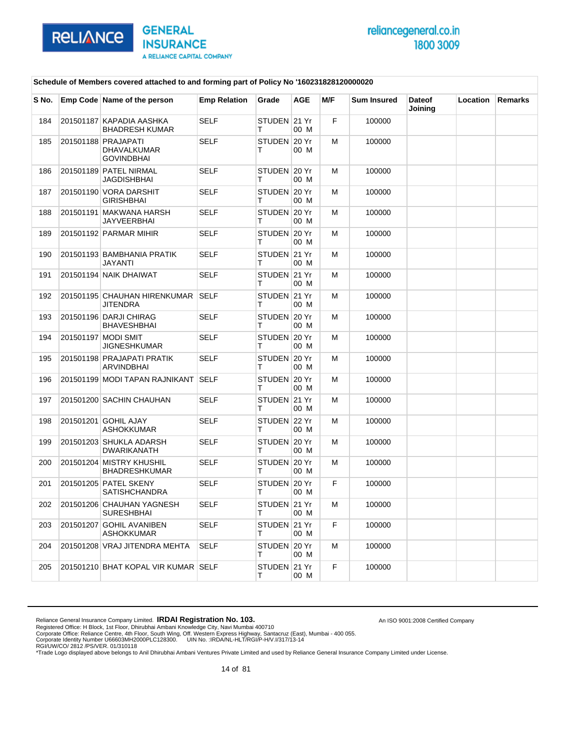**Schedule of Members covered attached to and forming part of Policy No '160231828120000020**

| S No. | Emp Code | Name of the person | Emp Relation | Grade | AGE | M/F | Sum Insured | Dateof Joining | Location | Remarks |
|---|---|---|---|---|---|---|---|---|---|---|
| 184 | 201501187 | KAPADIA AASHKA BHADRESH KUMAR | SELF | STUDENT | 21 Yr 00 M | F | 100000 | | | |
| 185 | 201501188 | PRAJAPATI DHAVALKUMAR GOVINDBHAI | SELF | STUDENT | 20 Yr 00 M | M | 100000 | | | |
| 186 | 201501189 | PATEL NIRMAL JAGDISHBHAI | SELF | STUDENT | 20 Yr 00 M | M | 100000 | | | |
| 187 | 201501190 | VORA DARSHIT GIRISHBHAI | SELF | STUDENT | 20 Yr 00 M | M | 100000 | | | |
| 188 | 201501191 | MAKWANA HARSH JAYVEERBHAI | SELF | STUDENT | 20 Yr 00 M | M | 100000 | | | |
| 189 | 201501192 | PARMAR MIHIR | SELF | STUDENT | 20 Yr 00 M | M | 100000 | | | |
| 190 | 201501193 | BAMBHANIA PRATIK JAYANTI | SELF | STUDENT | 21 Yr 00 M | M | 100000 | | | |
| 191 | 201501194 | NAIK DHAIWAT | SELF | STUDENT | 21 Yr 00 M | M | 100000 | | | |
| 192 | 201501195 | CHAUHAN HIRENKUMAR JITENDRA | SELF | STUDENT | 21 Yr 00 M | M | 100000 | | | |
| 193 | 201501196 | DARJI CHIRAG BHAVESHBHAI | SELF | STUDENT | 20 Yr 00 M | M | 100000 | | | |
| 194 | 201501197 | MODI SMIT JIGNESHKUMAR | SELF | STUDENT | 20 Yr 00 M | M | 100000 | | | |
| 195 | 201501198 | PRAJAPATI PRATIK ARVINDBHAI | SELF | STUDENT | 20 Yr 00 M | M | 100000 | | | |
| 196 | 201501199 | MODI TAPAN RAJNIKANT | SELF | STUDENT | 20 Yr 00 M | M | 100000 | | | |
| 197 | 201501200 | SACHIN CHAUHAN | SELF | STUDENT | 21 Yr 00 M | M | 100000 | | | |
| 198 | 201501201 | GOHIL AJAY ASHOKKUMAR | SELF | STUDENT | 22 Yr 00 M | M | 100000 | | | |
| 199 | 201501203 | SHUKLA ADARSH DWARIKANATH | SELF | STUDENT | 20 Yr 00 M | M | 100000 | | | |
| 200 | 201501204 | MISTRY KHUSHIL BHADRESHKUMAR | SELF | STUDENT | 20 Yr 00 M | M | 100000 | | | |
| 201 | 201501205 | PATEL SKENY SATISHCHANDRA | SELF | STUDENT | 20 Yr 00 M | F | 100000 | | | |
| 202 | 201501206 | CHAUHAN YAGNESH SURESHBHAI | SELF | STUDENT | 21 Yr 00 M | M | 100000 | | | |
| 203 | 201501207 | GOHIL AVANIBEN ASHOKKUMAR | SELF | STUDENT | 21 Yr 00 M | F | 100000 | | | |
| 204 | 201501208 | VRAJ JITENDRA MEHTA | SELF | STUDENT | 20 Yr 00 M | M | 100000 | | | |
| 205 | 201501210 | BHAT KOPAL VIR KUMAR | SELF | STUDENT | 21 Yr 00 M | F | 100000 | | | |

Reliance General Insurance Company Limited. **IRDAI Registration No. 103.**
Registered Office: H Block, 1st Floor, Dhirubhai Ambani Knowledge City, Navi Mumbai 400710
Corporate Office: Reliance Centre, 4th Floor, South Wing, Off. Western Express Highway, Santacruz (East), Mumbai - 400 055.
Corporate Identity Number U66603MH2000PLC128300. UIN No. :IRDA/NL-HLT/RGI/P-H/V.I/317/13-14
RGI/UW/CO/ 2812 /PS/VER. 01/310118
*Trade Logo displayed above belongs to Anil Dhirubhai Ambani Ventures Private Limited and used by Reliance General Insurance Company Limited under License.

An ISO 9001:2008 Certified Company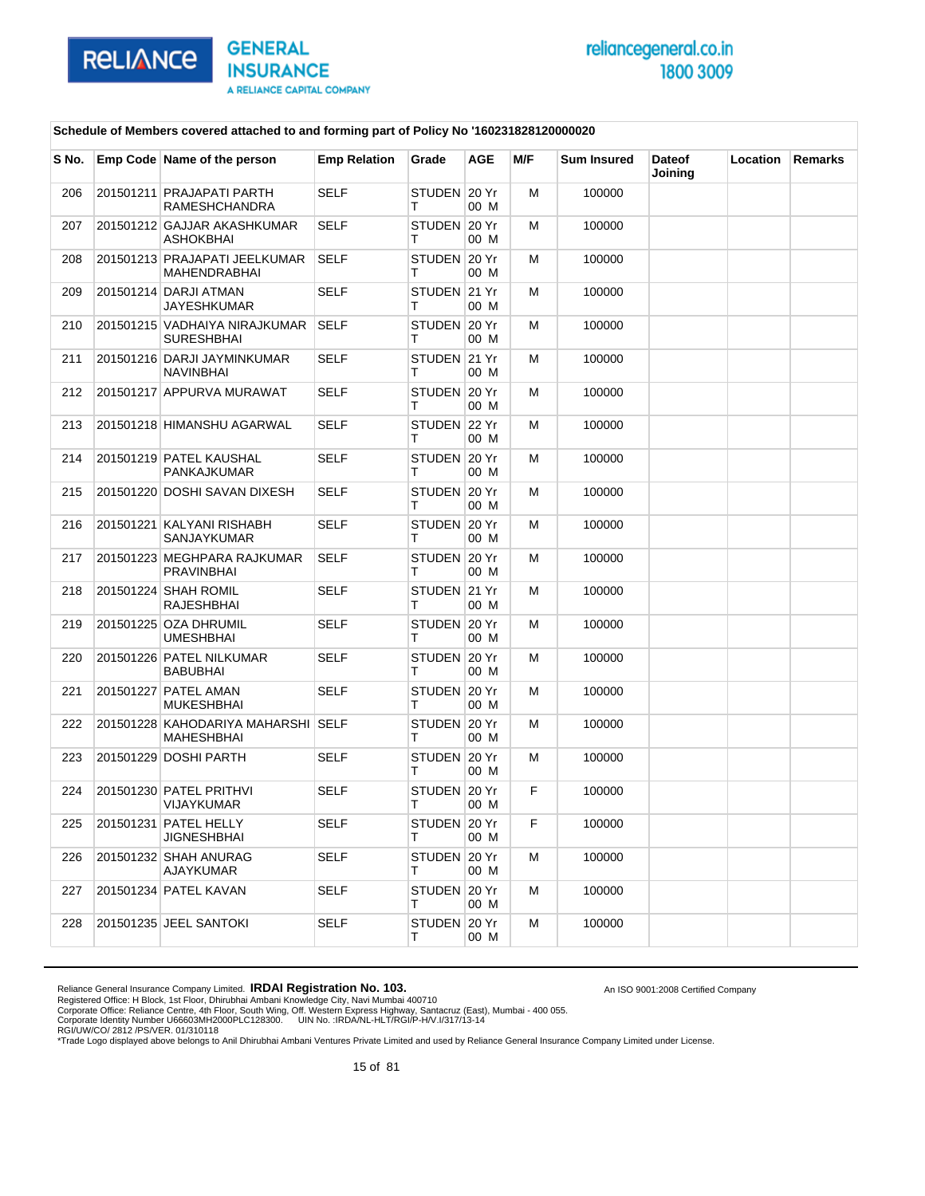**Schedule of Members covered attached to and forming part of Policy No '160231828120000020**

| S No. | Emp Code | Name of the person | Emp Relation | Grade | AGE | M/F | Sum Insured | Dateof Joining | Location | Remarks |
|---|---|---|---|---|---|---|---|---|---|---|
| 206 | 201501211 | PRAJAPATI PARTH RAMESHCHANDRA | SELF | STUDENT | 20 Yr 00 M | M | 100000 | | | |
| 207 | 201501212 | GAJJAR AKASHKUMAR ASHOKBHAI | SELF | STUDENT | 20 Yr 00 M | M | 100000 | | | |
| 208 | 201501213 | PRAJAPATI JEELKUMAR MAHENDRABHAI | SELF | STUDENT | 20 Yr 00 M | M | 100000 | | | |
| 209 | 201501214 | DARJI ATMAN JAYESHKUMAR | SELF | STUDENT | 21 Yr 00 M | M | 100000 | | | |
| 210 | 201501215 | VADHAIYA NIRAJKUMAR SURESHBHAI | SELF | STUDENT | 20 Yr 00 M | M | 100000 | | | |
| 211 | 201501216 | DARJI JAYMINKUMAR NAVINBHAI | SELF | STUDENT | 21 Yr 00 M | M | 100000 | | | |
| 212 | 201501217 | APPURVA MURAWAT | SELF | STUDENT | 20 Yr 00 M | M | 100000 | | | |
| 213 | 201501218 | HIMANSHU AGARWAL | SELF | STUDENT | 22 Yr 00 M | M | 100000 | | | |
| 214 | 201501219 | PATEL KAUSHAL PANKAJKUMAR | SELF | STUDENT | 20 Yr 00 M | M | 100000 | | | |
| 215 | 201501220 | DOSHI SAVAN DIXESH | SELF | STUDENT | 20 Yr 00 M | M | 100000 | | | |
| 216 | 201501221 | KALYANI RISHABH SANJAYKUMAR | SELF | STUDENT | 20 Yr 00 M | M | 100000 | | | |
| 217 | 201501223 | MEGHPARA RAJKUMAR PRAVINBHAI | SELF | STUDENT | 20 Yr 00 M | M | 100000 | | | |
| 218 | 201501224 | SHAH ROMIL RAJESHBHAI | SELF | STUDENT | 21 Yr 00 M | M | 100000 | | | |
| 219 | 201501225 | OZA DHRUMIL UMESHBHAI | SELF | STUDENT | 20 Yr 00 M | M | 100000 | | | |
| 220 | 201501226 | PATEL NILKUMAR BABUBHAI | SELF | STUDENT | 20 Yr 00 M | M | 100000 | | | |
| 221 | 201501227 | PATEL AMAN MUKESHBHAI | SELF | STUDENT | 20 Yr 00 M | M | 100000 | | | |
| 222 | 201501228 | KAHODARIYA MAHARSHI MAHESHBHAI | SELF | STUDENT | 20 Yr 00 M | M | 100000 | | | |
| 223 | 201501229 | DOSHI PARTH | SELF | STUDENT | 20 Yr 00 M | M | 100000 | | | |
| 224 | 201501230 | PATEL PRITHVI VIJAYKUMAR | SELF | STUDENT | 20 Yr 00 M | F | 100000 | | | |
| 225 | 201501231 | PATEL HELLY JIGNESHBHAI | SELF | STUDENT | 20 Yr 00 M | F | 100000 | | | |
| 226 | 201501232 | SHAH ANURAG AJAYKUMAR | SELF | STUDENT | 20 Yr 00 M | M | 100000 | | | |
| 227 | 201501234 | PATEL KAVAN | SELF | STUDENT | 20 Yr 00 M | M | 100000 | | | |
| 228 | 201501235 | JEEL SANTOKI | SELF | STUDENT | 20 Yr 00 M | M | 100000 | | | |

Reliance General Insurance Company Limited. **IRDAI Registration No. 103.**
Registered Office: H Block, 1st Floor, Dhirubhai Ambani Knowledge City, Navi Mumbai 400710
Corporate Office: Reliance Centre, 4th Floor, South Wing, Off. Western Express Highway, Santacruz (East), Mumbai - 400 055.
Corporate Identity Number U66603MH2000PLC128300. UIN No. :IRDA/NL-HLT/RGI/P-H/V.I/317/13-14
RGI/UW/CO/ 2812 /PS/VER. 01/310118
*Trade Logo displayed above belongs to Anil Dhirubhai Ambani Ventures Private Limited and used by Reliance General Insurance Company Limited under License.

An ISO 9001:2008 Certified Company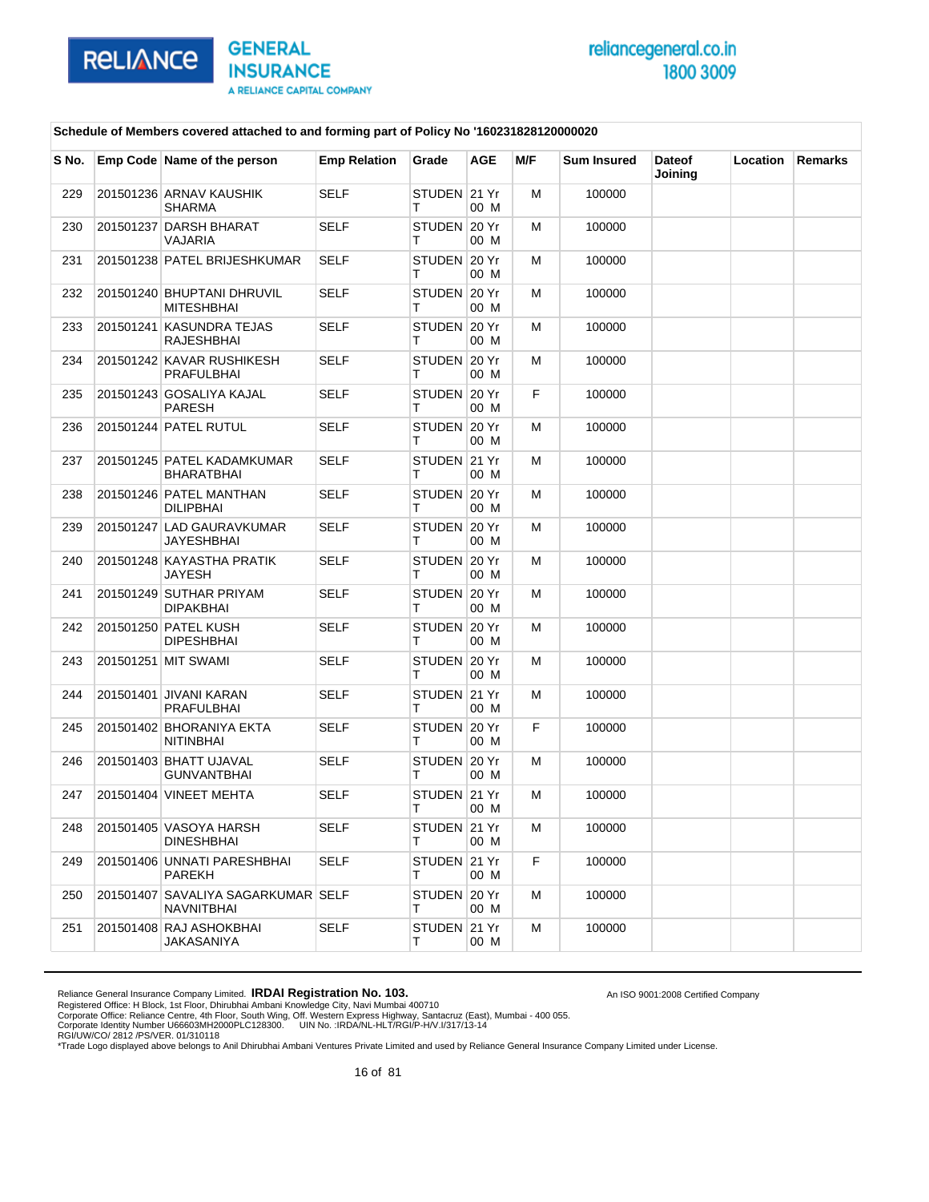**Schedule of Members covered attached to and forming part of Policy No '160231828120000020**

| S No. | Emp Code | Name of the person | Emp Relation | Grade | AGE | M/F | Sum Insured | Dateof Joining | Location | Remarks |
|---|---|---|---|---|---|---|---|---|---|---|
| 229 | 201501236 | ARNAV KAUSHIK SHARMA | SELF | STUDENT | 21 Yr 00 M | M | 100000 | | | |
| 230 | 201501237 | DARSH BHARAT VAJARIA | SELF | STUDENT | 20 Yr 00 M | M | 100000 | | | |
| 231 | 201501238 | PATEL BRIJESHKUMAR | SELF | STUDENT | 20 Yr 00 M | M | 100000 | | | |
| 232 | 201501240 | BHUPTANI DHRUVIL MITESHBHAI | SELF | STUDENT | 20 Yr 00 M | M | 100000 | | | |
| 233 | 201501241 | KASUNDRA TEJAS RAJESHBHAI | SELF | STUDENT | 20 Yr 00 M | M | 100000 | | | |
| 234 | 201501242 | KAVAR RUSHIKESH PRAFULBHAI | SELF | STUDENT | 20 Yr 00 M | M | 100000 | | | |
| 235 | 201501243 | GOSALIYA KAJAL PARESH | SELF | STUDENT | 20 Yr 00 M | F | 100000 | | | |
| 236 | 201501244 | PATEL RUTUL | SELF | STUDENT | 20 Yr 00 M | M | 100000 | | | |
| 237 | 201501245 | PATEL KADAMKUMAR BHARATBHAI | SELF | STUDENT | 21 Yr 00 M | M | 100000 | | | |
| 238 | 201501246 | PATEL MANTHAN DILIPBHAI | SELF | STUDENT | 20 Yr 00 M | M | 100000 | | | |
| 239 | 201501247 | LAD GAURAVKUMAR JAYESHBHAI | SELF | STUDENT | 20 Yr 00 M | M | 100000 | | | |
| 240 | 201501248 | KAYASTHA PRATIK JAYESH | SELF | STUDENT | 20 Yr 00 M | M | 100000 | | | |
| 241 | 201501249 | SUTHAR PRIYAM DIPAKBHAI | SELF | STUDENT | 20 Yr 00 M | M | 100000 | | | |
| 242 | 201501250 | PATEL KUSH DIPESHBHAI | SELF | STUDENT | 20 Yr 00 M | M | 100000 | | | |
| 243 | 201501251 | MIT SWAMI | SELF | STUDENT | 20 Yr 00 M | M | 100000 | | | |
| 244 | 201501401 | JIVANI KARAN PRAFULBHAI | SELF | STUDENT | 21 Yr 00 M | M | 100000 | | | |
| 245 | 201501402 | BHORANIYA EKTA NITINBHAI | SELF | STUDENT | 20 Yr 00 M | F | 100000 | | | |
| 246 | 201501403 | BHATT UJAVAL GUNVANTBHAI | SELF | STUDENT | 20 Yr 00 M | M | 100000 | | | |
| 247 | 201501404 | VINEET MEHTA | SELF | STUDENT | 21 Yr 00 M | M | 100000 | | | |
| 248 | 201501405 | VASOYA HARSH DINESHBHAI | SELF | STUDENT | 21 Yr 00 M | M | 100000 | | | |
| 249 | 201501406 | UNNATI PARESHBHAI PAREKH | SELF | STUDENT | 21 Yr 00 M | F | 100000 | | | |
| 250 | 201501407 | SAVALIYA SAGARKUMAR NAVNITBHAI | SELF | STUDENT | 20 Yr 00 M | M | 100000 | | | |
| 251 | 201501408 | RAJ ASHOKBHAI JAKASANIYA | SELF | STUDENT | 21 Yr 00 M | M | 100000 | | | |

Reliance General Insurance Company Limited. **IRDAI Registration No. 103.**
Registered Office: H Block, 1st Floor, Dhirubhai Ambani Knowledge City, Navi Mumbai 400710
Corporate Office: Reliance Centre, 4th Floor, South Wing, Off. Western Express Highway, Santacruz (East), Mumbai - 400 055.
Corporate Identity Number U66603MH2000PLC128300. UIN No. :IRDA/NL-HLT/RGI/P-H/V.I/317/13-14
RGI/UW/CO/ 2812 /PS/VER. 01/310118
*Trade Logo displayed above belongs to Anil Dhirubhai Ambani Ventures Private Limited and used by Reliance General Insurance Company Limited under License.

An ISO 9001:2008 Certified Company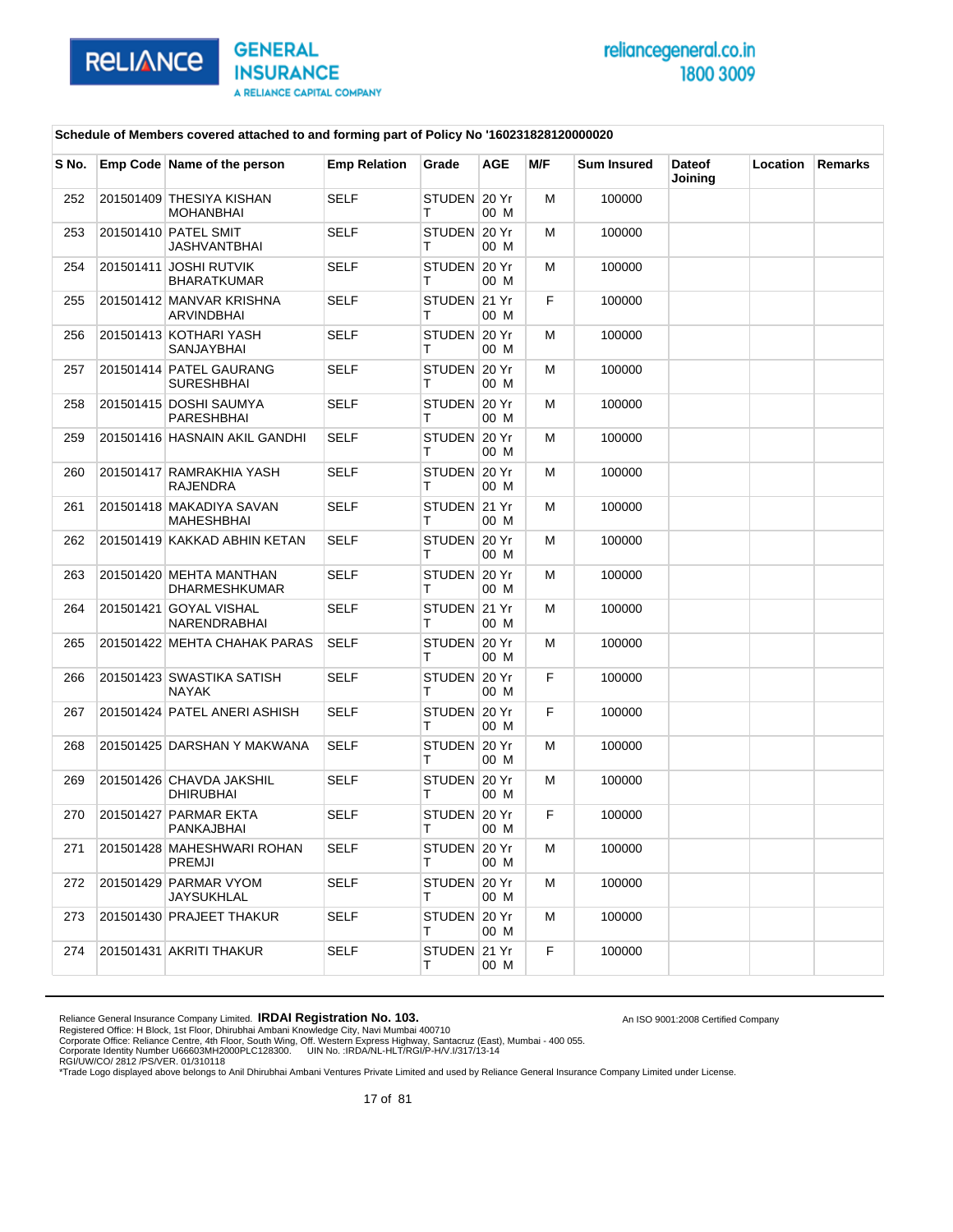Schedule of Members covered attached to and forming part of Policy No '160231828120000020

| S No. | Emp Code | Name of the person | Emp Relation | Grade | AGE | M/F | Sum Insured | Dateof Joining | Location | Remarks |
|---|---|---|---|---|---|---|---|---|---|---|
| 252 | 201501409 | THESIYA KISHAN MOHANBHAI | SELF | STUDENT | 20 Yr 00 M | M | 100000 | | | |
| 253 | 201501410 | PATEL SMIT JASHVANTBHAI | SELF | STUDENT | 20 Yr 00 M | M | 100000 | | | |
| 254 | 201501411 | JOSHI RUTVIK BHARATKUMAR | SELF | STUDENT | 20 Yr 00 M | M | 100000 | | | |
| 255 | 201501412 | MANVAR KRISHNA ARVINDBHAI | SELF | STUDENT | 21 Yr 00 M | F | 100000 | | | |
| 256 | 201501413 | KOTHARI YASH SANJAYBHAI | SELF | STUDENT | 20 Yr 00 M | M | 100000 | | | |
| 257 | 201501414 | PATEL GAURANG SURESHBHAI | SELF | STUDENT | 20 Yr 00 M | M | 100000 | | | |
| 258 | 201501415 | DOSHI SAUMYA PARESHBHAI | SELF | STUDENT | 20 Yr 00 M | M | 100000 | | | |
| 259 | 201501416 | HASNAIN AKIL GANDHI | SELF | STUDENT | 20 Yr 00 M | M | 100000 | | | |
| 260 | 201501417 | RAMRAKHIA YASH RAJENDRA | SELF | STUDENT | 20 Yr 00 M | M | 100000 | | | |
| 261 | 201501418 | MAKADIYA SAVAN MAHESHBHAI | SELF | STUDENT | 21 Yr 00 M | M | 100000 | | | |
| 262 | 201501419 | KAKKAD ABHIN KETAN | SELF | STUDENT | 20 Yr 00 M | M | 100000 | | | |
| 263 | 201501420 | MEHTA MANTHAN DHARMESHKUMAR | SELF | STUDENT | 20 Yr 00 M | M | 100000 | | | |
| 264 | 201501421 | GOYAL VISHAL NARENDRABHAI | SELF | STUDENT | 21 Yr 00 M | M | 100000 | | | |
| 265 | 201501422 | MEHTA CHAHAK PARAS | SELF | STUDENT | 20 Yr 00 M | M | 100000 | | | |
| 266 | 201501423 | SWASTIKA SATISH NAYAK | SELF | STUDENT | 20 Yr 00 M | F | 100000 | | | |
| 267 | 201501424 | PATEL ANERI ASHISH | SELF | STUDENT | 20 Yr 00 M | F | 100000 | | | |
| 268 | 201501425 | DARSHAN Y MAKWANA | SELF | STUDENT | 20 Yr 00 M | M | 100000 | | | |
| 269 | 201501426 | CHAVDA JAKSHIL DHIRUBHAI | SELF | STUDENT | 20 Yr 00 M | M | 100000 | | | |
| 270 | 201501427 | PARMAR EKTA PANKAJBHAI | SELF | STUDENT | 20 Yr 00 M | F | 100000 | | | |
| 271 | 201501428 | MAHESHWARI ROHAN PREMJI | SELF | STUDENT | 20 Yr 00 M | M | 100000 | | | |
| 272 | 201501429 | PARMAR VYOM JAYSUKHLAL | SELF | STUDENT | 20 Yr 00 M | M | 100000 | | | |
| 273 | 201501430 | PRAJEET THAKUR | SELF | STUDENT | 20 Yr 00 M | M | 100000 | | | |
| 274 | 201501431 | AKRITI THAKUR | SELF | STUDENT | 21 Yr 00 M | F | 100000 | | | |

Reliance General Insurance Company Limited. **IRDAI Registration No. 103.**
Registered Office: H Block, 1st Floor, Dhirubhai Ambani Knowledge City, Navi Mumbai 400710
Corporate Office: Reliance Centre, 4th Floor, South Wing, Off. Western Express Highway, Santacruz (East), Mumbai - 400 055.
Corporate Identity Number U66603MH2000PLC128300. UIN No. :IRDA/NL-HLT/RGI/P-H/V.I/317/13-14
RGI/UW/CO/ 2812 /PS/VER. 01/310118
*Trade Logo displayed above belongs to Anil Dhirubhai Ambani Ventures Private Limited and used by Reliance General Insurance Company Limited under License.

An ISO 9001:2008 Certified Company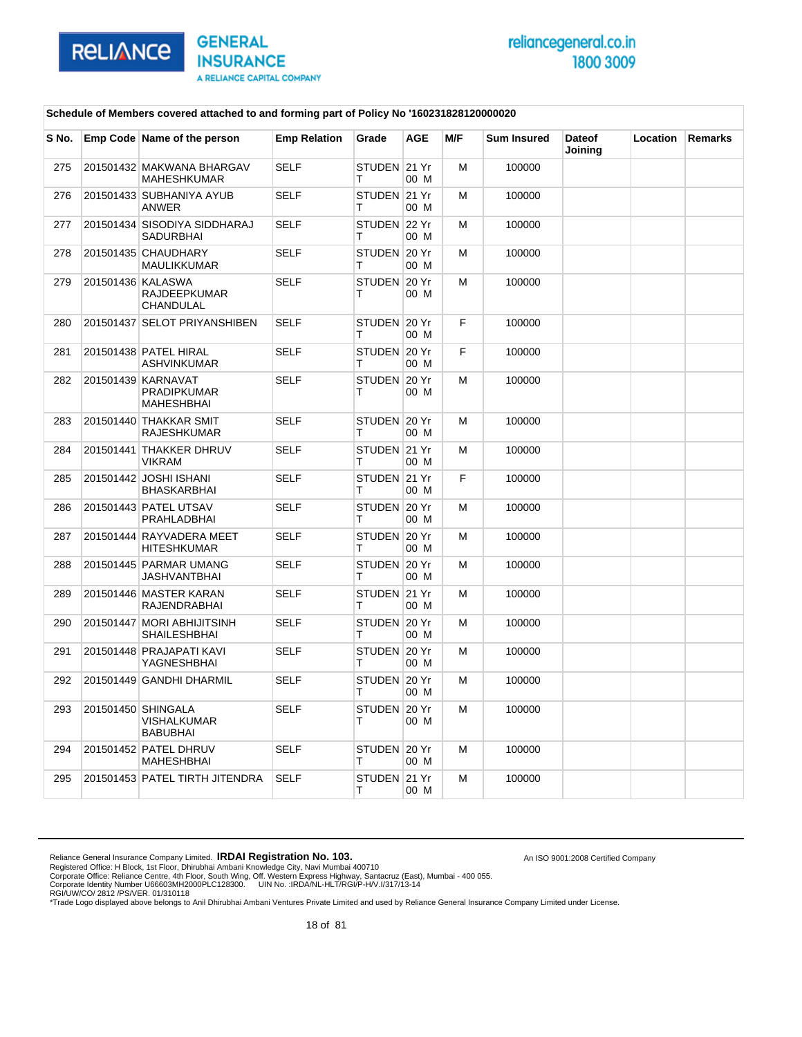**Schedule of Members covered attached to and forming part of Policy No '160231828120000020**

| S No. | Emp Code | Name of the person | Emp Relation | Grade | AGE | M/F | Sum Insured | Dateof Joining | Location | Remarks |
|---|---|---|---|---|---|---|---|---|---|---|
| 275 | 201501432 | MAKWANA BHARGAV MAHESHKUMAR | SELF | STUDENT | 21 Yr 00 M | M | 100000 | | | |
| 276 | 201501433 | SUBHANIYA AYUB ANWER | SELF | STUDENT | 21 Yr 00 M | M | 100000 | | | |
| 277 | 201501434 | SISODIYA SIDDHARAJ SADURBHAI | SELF | STUDENT | 22 Yr 00 M | M | 100000 | | | |
| 278 | 201501435 | CHAUDHARY MAULIKKUMAR | SELF | STUDENT | 20 Yr 00 M | M | 100000 | | | |
| 279 | 201501436 | KALASWA RAJDEEPKUMAR CHANDULAL | SELF | STUDENT | 20 Yr 00 M | M | 100000 | | | |
| 280 | 201501437 | SELOT PRIYANSHIBEN | SELF | STUDENT | 20 Yr 00 M | F | 100000 | | | |
| 281 | 201501438 | PATEL HIRAL ASHVINKUMAR | SELF | STUDENT | 20 Yr 00 M | F | 100000 | | | |
| 282 | 201501439 | KARNAVAT PRADIPKUMAR MAHESHBHAI | SELF | STUDENT | 20 Yr 00 M | M | 100000 | | | |
| 283 | 201501440 | THAKKAR SMIT RAJESHKUMAR | SELF | STUDENT | 20 Yr 00 M | M | 100000 | | | |
| 284 | 201501441 | THAKKER DHRUV VIKRAM | SELF | STUDENT | 21 Yr 00 M | M | 100000 | | | |
| 285 | 201501442 | JOSHI ISHANI BHASKARBHAI | SELF | STUDENT | 21 Yr 00 M | F | 100000 | | | |
| 286 | 201501443 | PATEL UTSAV PRAHLADBHAI | SELF | STUDENT | 20 Yr 00 M | M | 100000 | | | |
| 287 | 201501444 | RAYVADERA MEET HITESHKUMAR | SELF | STUDENT | 20 Yr 00 M | M | 100000 | | | |
| 288 | 201501445 | PARMAR UMANG JASHVANTBHAI | SELF | STUDENT | 20 Yr 00 M | M | 100000 | | | |
| 289 | 201501446 | MASTER KARAN RAJENDRABHAI | SELF | STUDENT | 21 Yr 00 M | M | 100000 | | | |
| 290 | 201501447 | MORI ABHIJITSINH SHAILESHBHAI | SELF | STUDENT | 20 Yr 00 M | M | 100000 | | | |
| 291 | 201501448 | PRAJAPATI KAVI YAGNESHBHAI | SELF | STUDENT | 20 Yr 00 M | M | 100000 | | | |
| 292 | 201501449 | GANDHI DHARMIL | SELF | STUDENT | 20 Yr 00 M | M | 100000 | | | |
| 293 | 201501450 | SHINGALA VISHALKUMAR BABUBHAI | SELF | STUDENT | 20 Yr 00 M | M | 100000 | | | |
| 294 | 201501452 | PATEL DHRUV MAHESHBHAI | SELF | STUDENT | 20 Yr 00 M | M | 100000 | | | |
| 295 | 201501453 | PATEL TIRTH JITENDRA | SELF | STUDENT | 21 Yr 00 M | M | 100000 | | | |

Reliance General Insurance Company Limited. **IRDAI Registration No. 103.**
Registered Office: H Block, 1st Floor, Dhirubhai Ambani Knowledge City, Navi Mumbai 400710
Corporate Office: Reliance Centre, 4th Floor, South Wing, Off. Western Express Highway, Santacruz (East), Mumbai - 400 055.
Corporate Identity Number U66603MH2000PLC128300. UIN No. :IRDA/NL-HLT/RGI/P-H/V.I/317/13-14
RGI/UW/CO/ 2812 /PS/VER. 01/310118
*Trade Logo displayed above belongs to Anil Dhirubhai Ambani Ventures Private Limited and used by Reliance General Insurance Company Limited under License.

An ISO 9001:2008 Certified Company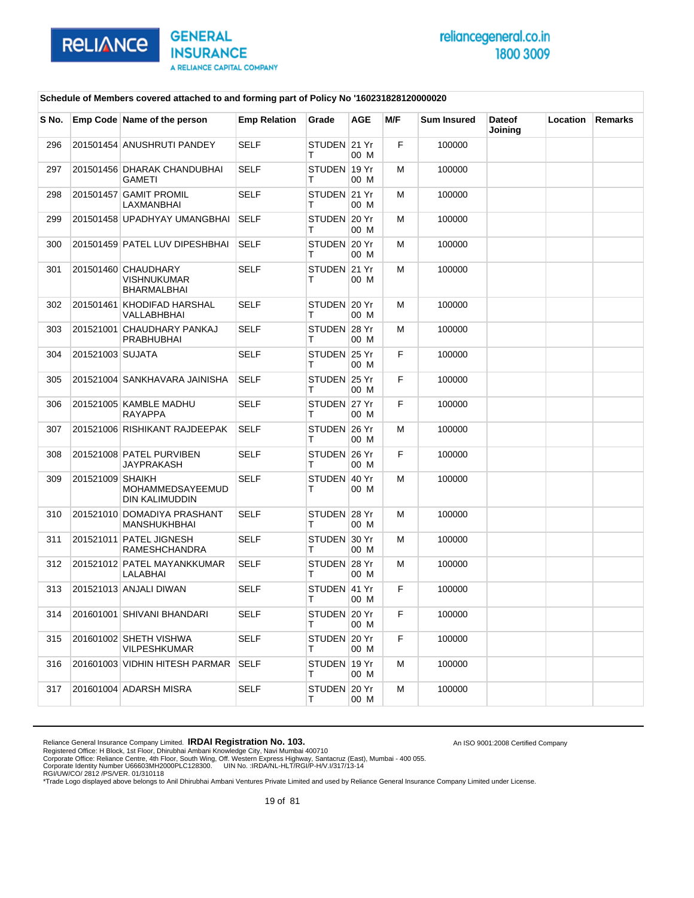**Schedule of Members covered attached to and forming part of Policy No '160231828120000020**

| S No. | Emp Code | Name of the person | Emp Relation | Grade | AGE | M/F | Sum Insured | Dateof Joining | Location | Remarks |
|---|---|---|---|---|---|---|---|---|---|---|
| 296 | 201501454 | ANUSHRUTI PANDEY | SELF | STUDENT | 21 Yr 00 M | F | 100000 | | | |
| 297 | 201501456 | DHARAK CHANDUBHAI GAMETI | SELF | STUDENT | 19 Yr 00 M | M | 100000 | | | |
| 298 | 201501457 | GAMIT PROMIL LAXMANBHAI | SELF | STUDENT | 21 Yr 00 M | M | 100000 | | | |
| 299 | 201501458 | UPADHYAY UMANGBHAI | SELF | STUDENT | 20 Yr 00 M | M | 100000 | | | |
| 300 | 201501459 | PATEL LUV DIPESHBHAI | SELF | STUDENT | 20 Yr 00 M | M | 100000 | | | |
| 301 | 201501460 | CHAUDHARY VISHNUKUMAR BHARMALBHAI | SELF | STUDENT | 21 Yr 00 M | M | 100000 | | | |
| 302 | 201501461 | KHODIFAD HARSHAL VALLABHBHAI | SELF | STUDENT | 20 Yr 00 M | M | 100000 | | | |
| 303 | 201521001 | CHAUDHARY PANKAJ PRABHUBHAI | SELF | STUDENT | 28 Yr 00 M | M | 100000 | | | |
| 304 | 201521003 | SUJATA | SELF | STUDENT | 25 Yr 00 M | F | 100000 | | | |
| 305 | 201521004 | SANKHAVARA JAINISHA | SELF | STUDENT | 25 Yr 00 M | F | 100000 | | | |
| 306 | 201521005 | KAMBLE MADHU RAYAPPA | SELF | STUDENT | 27 Yr 00 M | F | 100000 | | | |
| 307 | 201521006 | RISHIKANT RAJDEEPAK | SELF | STUDENT | 26 Yr 00 M | M | 100000 | | | |
| 308 | 201521008 | PATEL PURVIBEN JAYPRAKASH | SELF | STUDENT | 26 Yr 00 M | F | 100000 | | | |
| 309 | 201521009 | SHAIKH MOHAMMEDSAYEEMUD DIN KALIMUDDIN | SELF | STUDENT | 40 Yr 00 M | M | 100000 | | | |
| 310 | 201521010 | DOMADIYA PRASHANT MANSHUKHBHAI | SELF | STUDENT | 28 Yr 00 M | M | 100000 | | | |
| 311 | 201521011 | PATEL JIGNESH RAMESHCHANDRA | SELF | STUDENT | 30 Yr 00 M | M | 100000 | | | |
| 312 | 201521012 | PATEL MAYANKKUMAR LALABHAI | SELF | STUDENT | 28 Yr 00 M | M | 100000 | | | |
| 313 | 201521013 | ANJALI DIWAN | SELF | STUDENT | 41 Yr 00 M | F | 100000 | | | |
| 314 | 201601001 | SHIVANI BHANDARI | SELF | STUDENT | 20 Yr 00 M | F | 100000 | | | |
| 315 | 201601002 | SHETH VISHWA VILPESHKUMAR | SELF | STUDENT | 20 Yr 00 M | F | 100000 | | | |
| 316 | 201601003 | VIDHIN HITESH PARMAR | SELF | STUDENT | 19 Yr 00 M | M | 100000 | | | |
| 317 | 201601004 | ADARSH MISRA | SELF | STUDENT | 20 Yr 00 M | M | 100000 | | | |

Reliance General Insurance Company Limited. **IRDAI Registration No. 103.**
Registered Office: H Block, 1st Floor, Dhirubhai Ambani Knowledge City, Navi Mumbai 400710
Corporate Office: Reliance Centre, 4th Floor, South Wing, Off. Western Express Highway, Santacruz (East), Mumbai - 400 055.
Corporate Identity Number U66603MH2000PLC128300. UIN No. :IRDA/NL-HLT/RGI/P-H/V.I/317/13-14
RGI/UW/CO/ 2812 /PS/VER. 01/310118
*Trade Logo displayed above belongs to Anil Dhirubhai Ambani Ventures Private Limited and used by Reliance General Insurance Company Limited under License.

An ISO 9001:2008 Certified Company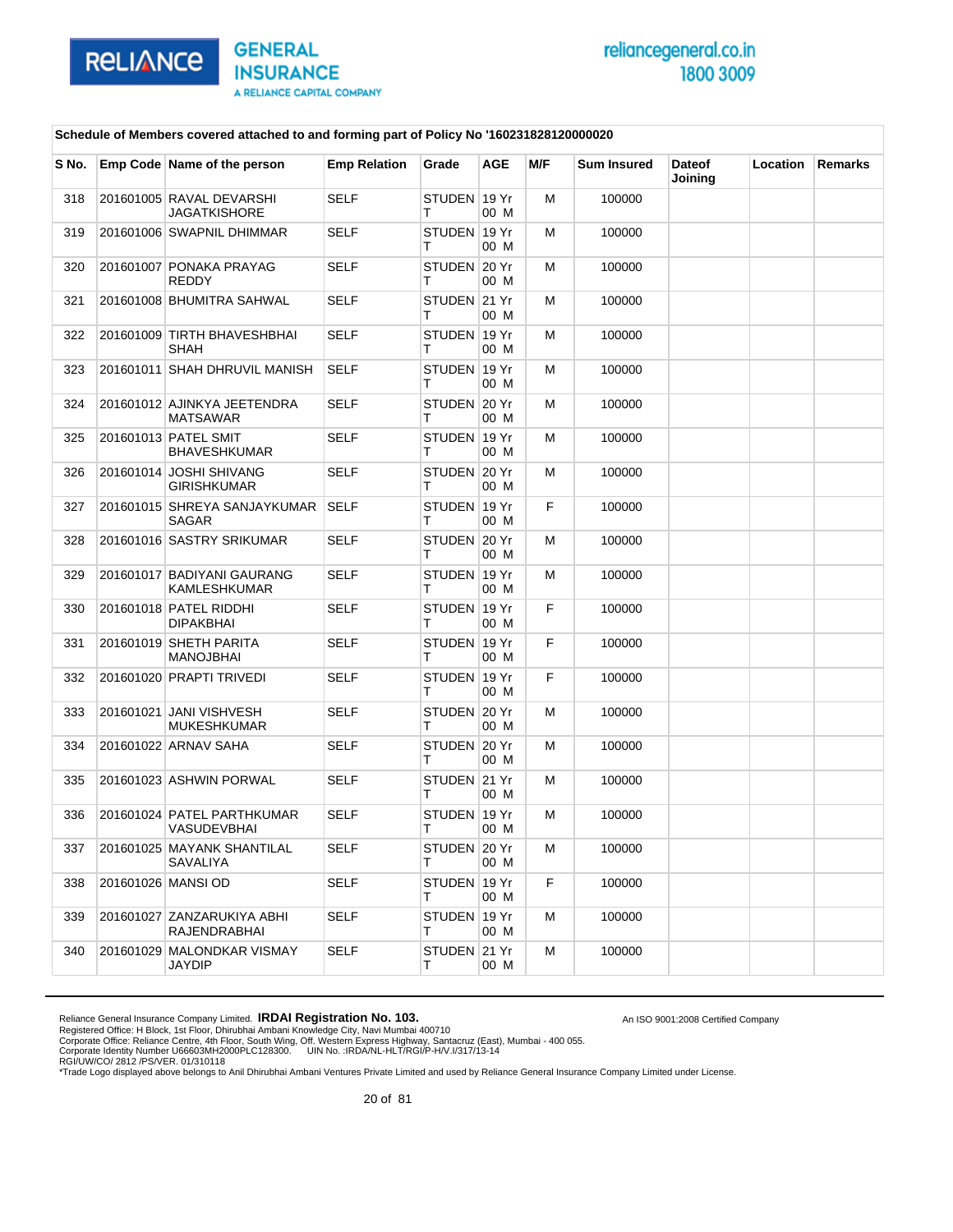**Schedule of Members covered attached to and forming part of Policy No '160231828120000020**

| S No. | Emp Code | Name of the person | Emp Relation | Grade | AGE | M/F | Sum Insured | Dateof Joining | Location | Remarks |
|---|---|---|---|---|---|---|---|---|---|---|
| 318 | 201601005 | RAVAL DEVARSHI JAGATKISHORE | SELF | STUDENT | 19 Yr 00 M | M | 100000 | | | |
| 319 | 201601006 | SWAPNIL DHIMMAR | SELF | STUDENT | 19 Yr 00 M | M | 100000 | | | |
| 320 | 201601007 | PONAKA PRAYAG REDDY | SELF | STUDENT | 20 Yr 00 M | M | 100000 | | | |
| 321 | 201601008 | BHUMITRA SAHWAL | SELF | STUDENT | 21 Yr 00 M | M | 100000 | | | |
| 322 | 201601009 | TIRTH BHAVESHBHAI SHAH | SELF | STUDENT | 19 Yr 00 M | M | 100000 | | | |
| 323 | 201601011 | SHAH DHRUVIL MANISH | SELF | STUDENT | 19 Yr 00 M | M | 100000 | | | |
| 324 | 201601012 | AJINKYA JEETENDRA MATSAWAR | SELF | STUDENT | 20 Yr 00 M | M | 100000 | | | |
| 325 | 201601013 | PATEL SMIT BHAVESHKUMAR | SELF | STUDENT | 19 Yr 00 M | M | 100000 | | | |
| 326 | 201601014 | JOSHI SHIVANG GIRISHKUMAR | SELF | STUDENT | 20 Yr 00 M | M | 100000 | | | |
| 327 | 201601015 | SHREYA SANJAYKUMAR SAGAR | SELF | STUDENT | 19 Yr 00 M | F | 100000 | | | |
| 328 | 201601016 | SASTRY SRIKUMAR | SELF | STUDENT | 20 Yr 00 M | M | 100000 | | | |
| 329 | 201601017 | BADIYANI GAURANG KAMLESHKUMAR | SELF | STUDENT | 19 Yr 00 M | M | 100000 | | | |
| 330 | 201601018 | PATEL RIDDHI DIPAKBHAI | SELF | STUDENT | 19 Yr 00 M | F | 100000 | | | |
| 331 | 201601019 | SHETH PARITA MANOJBHAI | SELF | STUDENT | 19 Yr 00 M | F | 100000 | | | |
| 332 | 201601020 | PRAPTI TRIVEDI | SELF | STUDENT | 19 Yr 00 M | F | 100000 | | | |
| 333 | 201601021 | JANI VISHVESH MUKESHKUMAR | SELF | STUDENT | 20 Yr 00 M | M | 100000 | | | |
| 334 | 201601022 | ARNAV SAHA | SELF | STUDENT | 20 Yr 00 M | M | 100000 | | | |
| 335 | 201601023 | ASHWIN PORWAL | SELF | STUDENT | 21 Yr 00 M | M | 100000 | | | |
| 336 | 201601024 | PATEL PARTHKUMAR VASUDEVBHAI | SELF | STUDENT | 19 Yr 00 M | M | 100000 | | | |
| 337 | 201601025 | MAYANK SHANTILAL SAVALIYA | SELF | STUDENT | 20 Yr 00 M | M | 100000 | | | |
| 338 | 201601026 | MANSI OD | SELF | STUDENT | 19 Yr 00 M | F | 100000 | | | |
| 339 | 201601027 | ZANZARUKIYA ABHI RAJENDRABHAI | SELF | STUDENT | 19 Yr 00 M | M | 100000 | | | |
| 340 | 201601029 | MALONDKAR VISMAY JAYDIP | SELF | STUDENT | 21 Yr 00 M | M | 100000 | | | |

Reliance General Insurance Company Limited. **IRDAI Registration No. 103.**
Registered Office: H Block, 1st Floor, Dhirubhai Ambani Knowledge City, Navi Mumbai 400710
Corporate Office: Reliance Centre, 4th Floor, South Wing, Off. Western Express Highway, Santacruz (East), Mumbai - 400 055.
Corporate Identity Number U66603MH2000PLC128300. UIN No. :IRDA/NL-HLT/RGI/P-H/V.I/317/13-14
RGI/UW/CO/ 2812 /PS/VER. 01/310118
*Trade Logo displayed above belongs to Anil Dhirubhai Ambani Ventures Private Limited and used by Reliance General Insurance Company Limited under License.

An ISO 9001:2008 Certified Company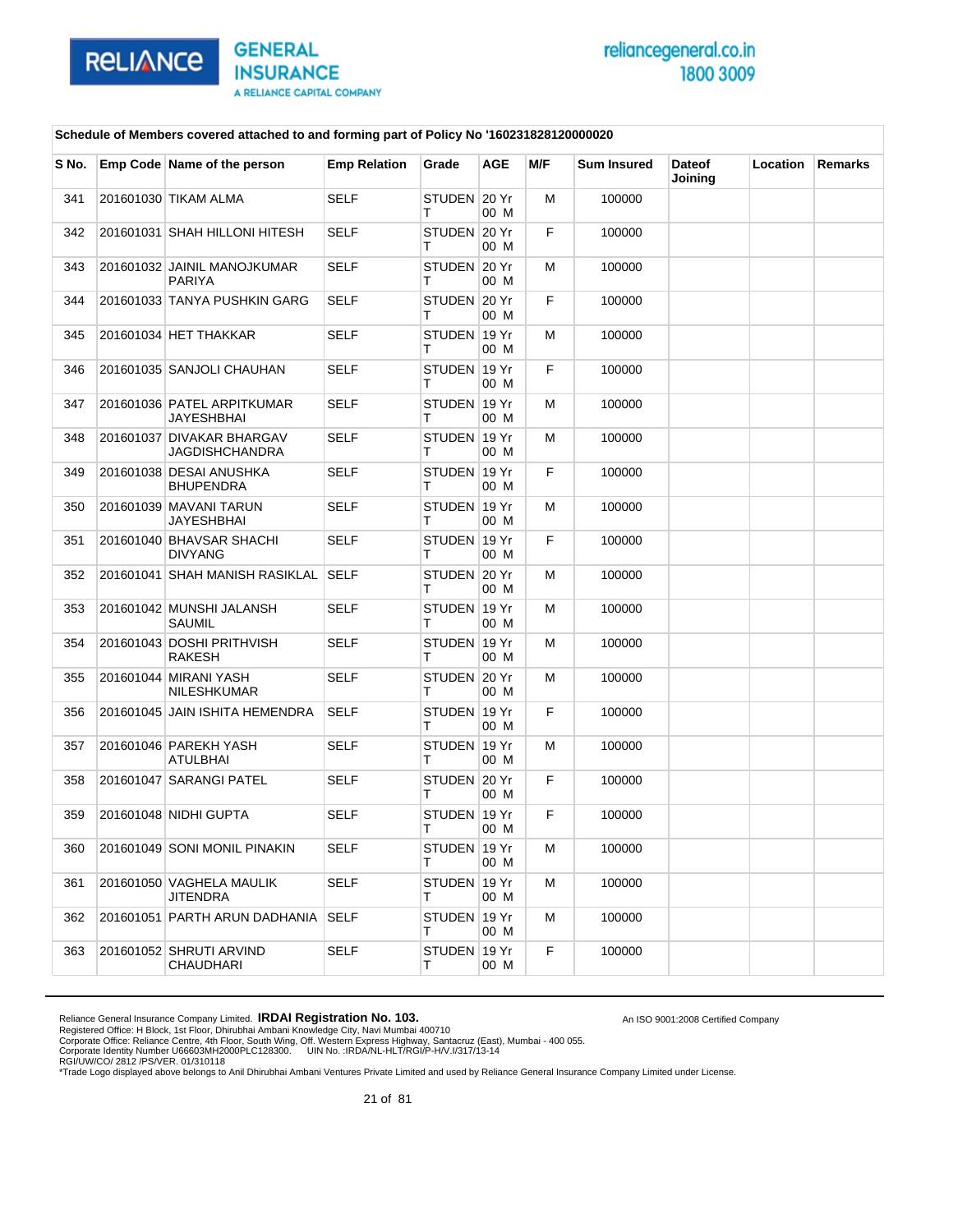**Schedule of Members covered attached to and forming part of Policy No '160231828120000020**

| S No. | Emp Code | Name of the person | Emp Relation | Grade | AGE | M/F | Sum Insured | Dateof Joining | Location | Remarks |
|---|---|---|---|---|---|---|---|---|---|---|
| 341 | 201601030 | TIKAM ALMA | SELF | STUDENT | 20 Yr 00 M | M | 100000 | | | |
| 342 | 201601031 | SHAH HILLONI HITESH | SELF | STUDENT | 20 Yr 00 M | F | 100000 | | | |
| 343 | 201601032 | JAINIL MANOJKUMAR PARIYA | SELF | STUDENT | 20 Yr 00 M | M | 100000 | | | |
| 344 | 201601033 | TANYA PUSHKIN GARG | SELF | STUDENT | 20 Yr 00 M | F | 100000 | | | |
| 345 | 201601034 | HET THAKKAR | SELF | STUDENT | 19 Yr 00 M | M | 100000 | | | |
| 346 | 201601035 | SANJOLI CHAUHAN | SELF | STUDENT | 19 Yr 00 M | F | 100000 | | | |
| 347 | 201601036 | PATEL ARPITKUMAR JAYESHBHAI | SELF | STUDENT | 19 Yr 00 M | M | 100000 | | | |
| 348 | 201601037 | DIVAKAR BHARGAV JAGDISHCHANDRA | SELF | STUDENT | 19 Yr 00 M | M | 100000 | | | |
| 349 | 201601038 | DESAI ANUSHKA BHUPENDRA | SELF | STUDENT | 19 Yr 00 M | F | 100000 | | | |
| 350 | 201601039 | MAVANI TARUN JAYESHBHAI | SELF | STUDENT | 19 Yr 00 M | M | 100000 | | | |
| 351 | 201601040 | BHAVSAR SHACHI DIVYANG | SELF | STUDENT | 19 Yr 00 M | F | 100000 | | | |
| 352 | 201601041 | SHAH MANISH RASIKLAL | SELF | STUDENT | 20 Yr 00 M | M | 100000 | | | |
| 353 | 201601042 | MUNSHI JALANSH SAUMIL | SELF | STUDENT | 19 Yr 00 M | M | 100000 | | | |
| 354 | 201601043 | DOSHI PRITHVISH RAKESH | SELF | STUDENT | 19 Yr 00 M | M | 100000 | | | |
| 355 | 201601044 | MIRANI YASH NILESHKUMAR | SELF | STUDENT | 20 Yr 00 M | M | 100000 | | | |
| 356 | 201601045 | JAIN ISHITA HEMENDRA | SELF | STUDENT | 19 Yr 00 M | F | 100000 | | | |
| 357 | 201601046 | PAREKH YASH ATULBHAI | SELF | STUDENT | 19 Yr 00 M | M | 100000 | | | |
| 358 | 201601047 | SARANGI PATEL | SELF | STUDENT | 20 Yr 00 M | F | 100000 | | | |
| 359 | 201601048 | NIDHI GUPTA | SELF | STUDENT | 19 Yr 00 M | F | 100000 | | | |
| 360 | 201601049 | SONI MONIL PINAKIN | SELF | STUDENT | 19 Yr 00 M | M | 100000 | | | |
| 361 | 201601050 | VAGHELA MAULIK JITENDRA | SELF | STUDENT | 19 Yr 00 M | M | 100000 | | | |
| 362 | 201601051 | PARTH ARUN DADHANIA | SELF | STUDENT | 19 Yr 00 M | M | 100000 | | | |
| 363 | 201601052 | SHRUTI ARVIND CHAUDHARI | SELF | STUDENT | 19 Yr 00 M | F | 100000 | | | |

Reliance General Insurance Company Limited. **IRDAI Registration No. 103.**
Registered Office: H Block, 1st Floor, Dhirubhai Ambani Knowledge City, Navi Mumbai 400710
Corporate Office: Reliance Centre, 4th Floor, South Wing, Off. Western Express Highway, Santacruz (East), Mumbai - 400 055.
Corporate Identity Number U66603MH2000PLC128300. UIN No. :IRDA/NL-HLT/RGI/P-H/V.I/317/13-14
RGI/UW/CO/ 2812 /PS/VER. 01/310118
*Trade Logo displayed above belongs to Anil Dhirubhai Ambani Ventures Private Limited and used by Reliance General Insurance Company Limited under License.

An ISO 9001:2008 Certified Company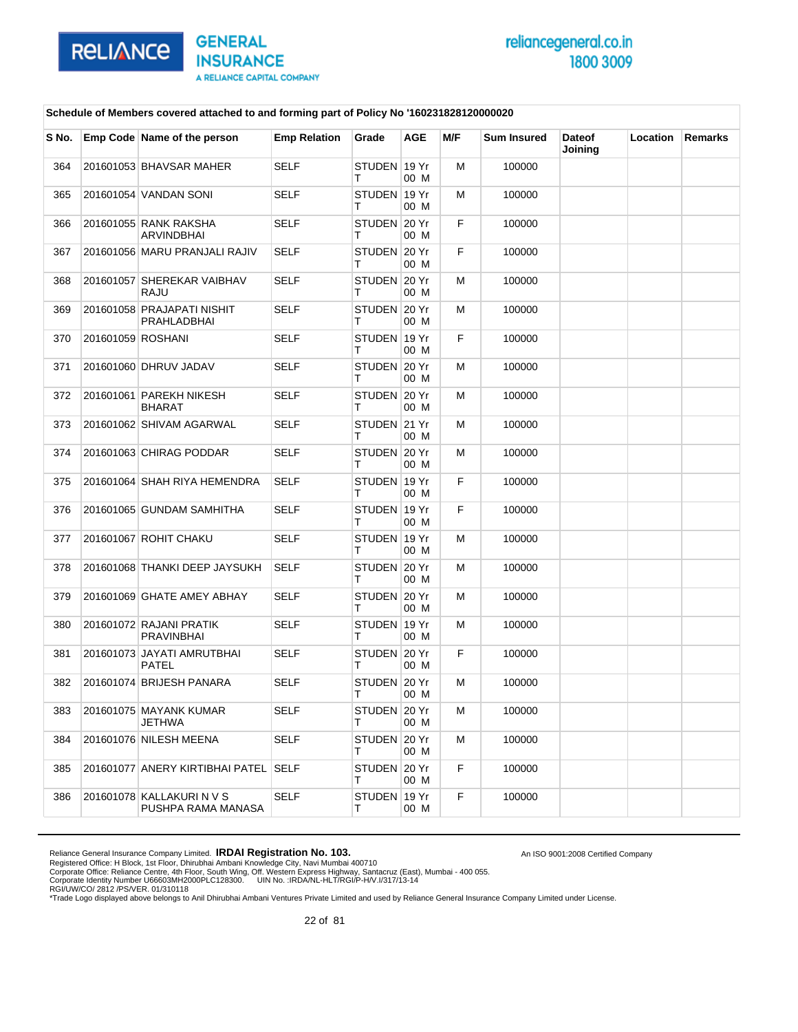**Schedule of Members covered attached to and forming part of Policy No '160231828120000020**

| S No. | Emp Code | Name of the person | Emp Relation | Grade | AGE | M/F | Sum Insured | Dateof Joining | Location | Remarks |
|---|---|---|---|---|---|---|---|---|---|---|
| 364 | 201601053 | BHAVSAR MAHER | SELF | STUDENT | 19 Yr 00 M | M | 100000 | | | |
| 365 | 201601054 | VANDAN SONI | SELF | STUDENT | 19 Yr 00 M | M | 100000 | | | |
| 366 | 201601055 | RANK RAKSHA ARVINDBHAI | SELF | STUDENT | 20 Yr 00 M | F | 100000 | | | |
| 367 | 201601056 | MARU PRANJALI RAJIV | SELF | STUDENT | 20 Yr 00 M | F | 100000 | | | |
| 368 | 201601057 | SHEREKAR VAIBHAV RAJU | SELF | STUDENT | 20 Yr 00 M | M | 100000 | | | |
| 369 | 201601058 | PRAJAPATI NISHIT PRAHLADBHAI | SELF | STUDENT | 20 Yr 00 M | M | 100000 | | | |
| 370 | 201601059 | ROSHANI | SELF | STUDENT | 19 Yr 00 M | F | 100000 | | | |
| 371 | 201601060 | DHRUV JADAV | SELF | STUDENT | 20 Yr 00 M | M | 100000 | | | |
| 372 | 201601061 | PAREKH NIKESH BHARAT | SELF | STUDENT | 20 Yr 00 M | M | 100000 | | | |
| 373 | 201601062 | SHIVAM AGARWAL | SELF | STUDENT | 21 Yr 00 M | M | 100000 | | | |
| 374 | 201601063 | CHIRAG PODDAR | SELF | STUDENT | 20 Yr 00 M | M | 100000 | | | |
| 375 | 201601064 | SHAH RIYA HEMENDRA | SELF | STUDENT | 19 Yr 00 M | F | 100000 | | | |
| 376 | 201601065 | GUNDAM SAMHITHA | SELF | STUDENT | 19 Yr 00 M | F | 100000 | | | |
| 377 | 201601067 | ROHIT CHAKU | SELF | STUDENT | 19 Yr 00 M | M | 100000 | | | |
| 378 | 201601068 | THANKI DEEP JAYSUKH | SELF | STUDENT | 20 Yr 00 M | M | 100000 | | | |
| 379 | 201601069 | GHATE AMEY ABHAY | SELF | STUDENT | 20 Yr 00 M | M | 100000 | | | |
| 380 | 201601072 | RAJANI PRATIK PRAVINBHAI | SELF | STUDENT | 19 Yr 00 M | M | 100000 | | | |
| 381 | 201601073 | JAYATI AMRUTBHAI PATEL | SELF | STUDENT | 20 Yr 00 M | F | 100000 | | | |
| 382 | 201601074 | BRIJESH PANARA | SELF | STUDENT | 20 Yr 00 M | M | 100000 | | | |
| 383 | 201601075 | MAYANK KUMAR JETHWA | SELF | STUDENT | 20 Yr 00 M | M | 100000 | | | |
| 384 | 201601076 | NILESH MEENA | SELF | STUDENT | 20 Yr 00 M | M | 100000 | | | |
| 385 | 201601077 | ANERY KIRTIBHAI PATEL | SELF | STUDENT | 20 Yr 00 M | F | 100000 | | | |
| 386 | 201601078 | KALLAKURI N V S PUSHPA RAMA MANASA | SELF | STUDENT | 19 Yr 00 M | F | 100000 | | | |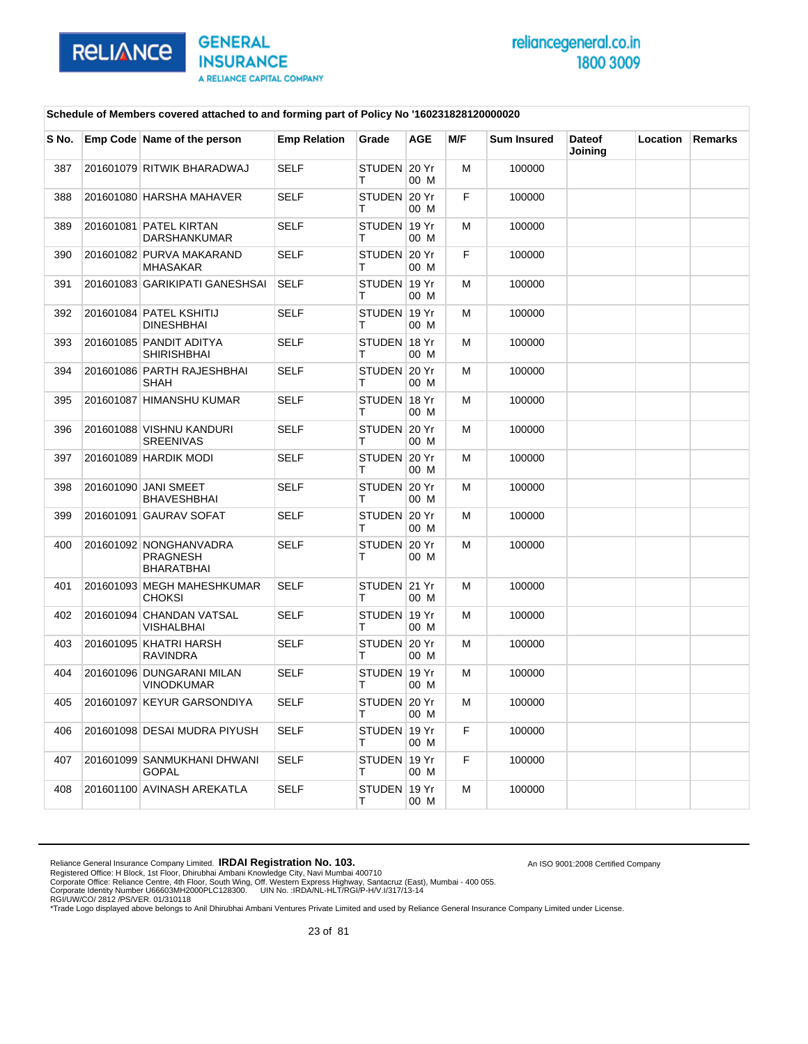Schedule of Members covered attached to and forming part of Policy No '160231828120000020

| S No. | Emp Code | Name of the person | Emp Relation | Grade | AGE | M/F | Sum Insured | Dateof Joining | Location | Remarks |
|---|---|---|---|---|---|---|---|---|---|---|
| 387 | 201601079 | RITWIK BHARADWAJ | SELF | STUDENT | 20 Yr 00 M | M | 100000 | | | |
| 388 | 201601080 | HARSHA MAHAVER | SELF | STUDENT | 20 Yr 00 M | F | 100000 | | | |
| 389 | 201601081 | PATEL KIRTAN DARSHANKUMAR | SELF | STUDENT | 19 Yr 00 M | M | 100000 | | | |
| 390 | 201601082 | PURVA MAKARAND MHASAKAR | SELF | STUDENT | 20 Yr 00 M | F | 100000 | | | |
| 391 | 201601083 | GARIKIPATI GANESHSAI | SELF | STUDENT | 19 Yr 00 M | M | 100000 | | | |
| 392 | 201601084 | PATEL KSHITIJ DINESHBHAI | SELF | STUDENT | 19 Yr 00 M | M | 100000 | | | |
| 393 | 201601085 | PANDIT ADITYA SHIRISHBHAI | SELF | STUDENT | 18 Yr 00 M | M | 100000 | | | |
| 394 | 201601086 | PARTH RAJESHBHAI SHAH | SELF | STUDENT | 20 Yr 00 M | M | 100000 | | | |
| 395 | 201601087 | HIMANSHU KUMAR | SELF | STUDENT | 18 Yr 00 M | M | 100000 | | | |
| 396 | 201601088 | VISHNU KANDURI SREENIVAS | SELF | STUDENT | 20 Yr 00 M | M | 100000 | | | |
| 397 | 201601089 | HARDIK MODI | SELF | STUDENT | 20 Yr 00 M | M | 100000 | | | |
| 398 | 201601090 | JANI SMEET BHAVESHBHAI | SELF | STUDENT | 20 Yr 00 M | M | 100000 | | | |
| 399 | 201601091 | GAURAV SOFAT | SELF | STUDENT | 20 Yr 00 M | M | 100000 | | | |
| 400 | 201601092 | NONGHANVADRA PRAGNESH BHARATBHAI | SELF | STUDENT | 20 Yr 00 M | M | 100000 | | | |
| 401 | 201601093 | MEGH MAHESHKUMAR CHOKSI | SELF | STUDENT | 21 Yr 00 M | M | 100000 | | | |
| 402 | 201601094 | CHANDAN VATSAL VISHALBHAI | SELF | STUDENT | 19 Yr 00 M | M | 100000 | | | |
| 403 | 201601095 | KHATRI HARSH RAVINDRA | SELF | STUDENT | 20 Yr 00 M | M | 100000 | | | |
| 404 | 201601096 | DUNGARANI MILAN VINODKUMAR | SELF | STUDENT | 19 Yr 00 M | M | 100000 | | | |
| 405 | 201601097 | KEYUR GARSONDIYA | SELF | STUDENT | 20 Yr 00 M | M | 100000 | | | |
| 406 | 201601098 | DESAI MUDRA PIYUSH | SELF | STUDENT | 19 Yr 00 M | F | 100000 | | | |
| 407 | 201601099 | SANMUKHANI DHWANI GOPAL | SELF | STUDENT | 19 Yr 00 M | F | 100000 | | | |
| 408 | 201601100 | AVINASH AREKATLA | SELF | STUDENT | 19 Yr 00 M | M | 100000 | | | |

Reliance General Insurance Company Limited. **IRDAI Registration No. 103.**
Registered Office: H Block, 1st Floor, Dhirubhai Ambani Knowledge City, Navi Mumbai 400710
Corporate Office: Reliance Centre, 4th Floor, South Wing, Off. Western Express Highway, Santacruz (East), Mumbai - 400 055.
Corporate Identity Number U66603MH2000PLC128300. UIN No. :IRDA/NL-HLT/RGI/P-H/V.I/317/13-14
RGI/UW/CO/ 2812 /PS/VER. 01/310118
*Trade Logo displayed above belongs to Anil Dhirubhai Ambani Ventures Private Limited and used by Reliance General Insurance Company Limited under License.

An ISO 9001:2008 Certified Company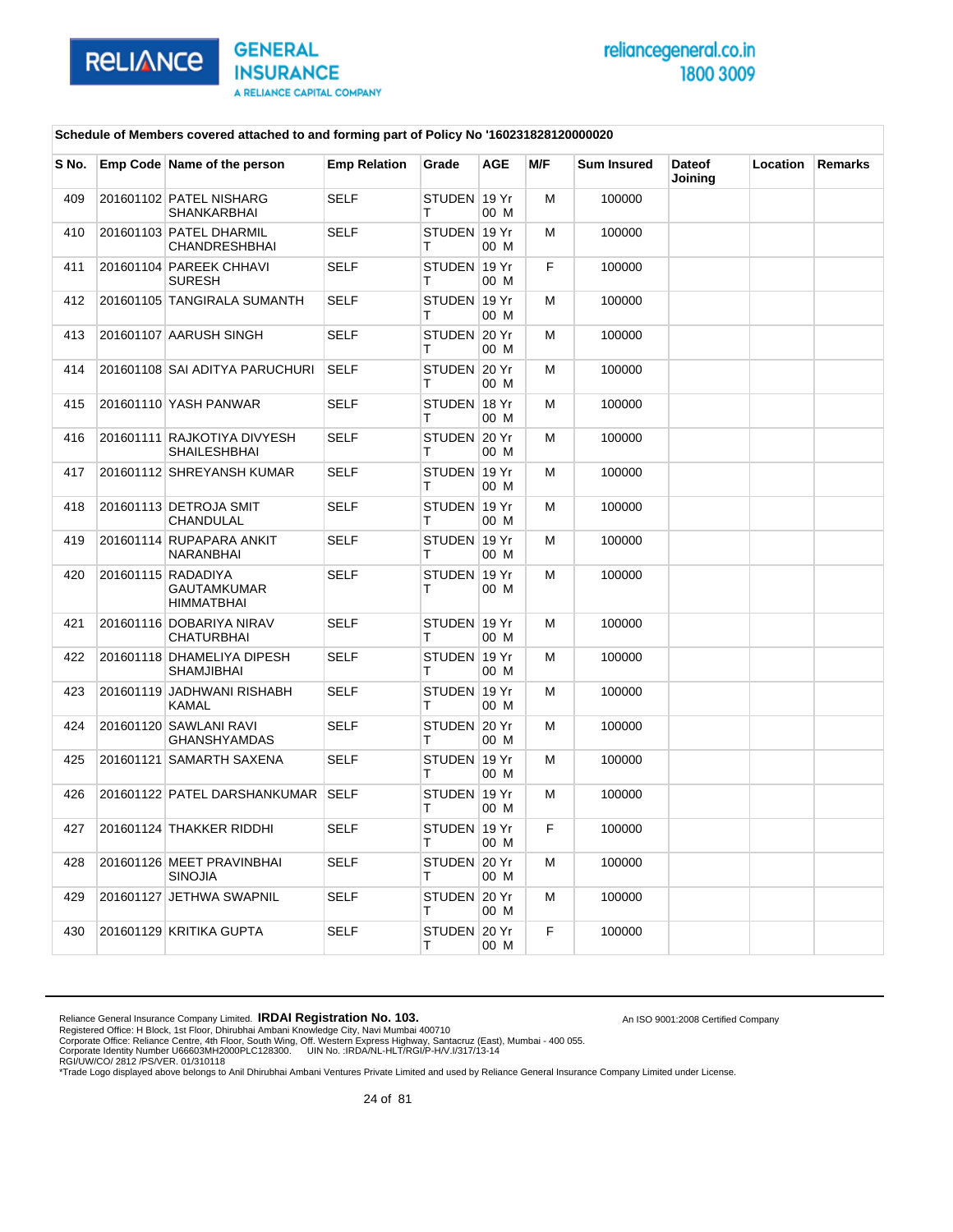Schedule of Members covered attached to and forming part of Policy No '160231828120000020

| S No. | Emp Code | Name of the person | Emp Relation | Grade | AGE | M/F | Sum Insured | Dateof Joining | Location | Remarks |
|---|---|---|---|---|---|---|---|---|---|---|
| 409 | 201601102 | PATEL NISHARG SHANKARBHAI | SELF | STUDENT | 19 Yr 00 M | M | 100000 | | | |
| 410 | 201601103 | PATEL DHARMIL CHANDRESHBHAI | SELF | STUDENT | 19 Yr 00 M | M | 100000 | | | |
| 411 | 201601104 | PAREEK CHHAVI SURESH | SELF | STUDENT | 19 Yr 00 M | F | 100000 | | | |
| 412 | 201601105 | TANGIRALA SUMANTH | SELF | STUDENT | 19 Yr 00 M | M | 100000 | | | |
| 413 | 201601107 | AARUSH SINGH | SELF | STUDENT | 20 Yr 00 M | M | 100000 | | | |
| 414 | 201601108 | SAI ADITYA PARUCHURI | SELF | STUDENT | 20 Yr 00 M | M | 100000 | | | |
| 415 | 201601110 | YASH PANWAR | SELF | STUDENT | 18 Yr 00 M | M | 100000 | | | |
| 416 | 201601111 | RAJKOTIYA DIVYESH SHAILESHBHAI | SELF | STUDENT | 20 Yr 00 M | M | 100000 | | | |
| 417 | 201601112 | SHREYANSH KUMAR | SELF | STUDENT | 19 Yr 00 M | M | 100000 | | | |
| 418 | 201601113 | DETROJA SMIT CHANDULAL | SELF | STUDENT | 19 Yr 00 M | M | 100000 | | | |
| 419 | 201601114 | RUPAPARA ANKIT NARANBHAI | SELF | STUDENT | 19 Yr 00 M | M | 100000 | | | |
| 420 | 201601115 | RADADIYA GAUTAMKUMAR HIMMATBHAI | SELF | STUDENT | 19 Yr 00 M | M | 100000 | | | |
| 421 | 201601116 | DOBARIYA NIRAV CHATURBHAI | SELF | STUDENT | 19 Yr 00 M | M | 100000 | | | |
| 422 | 201601118 | DHAMELIYA DIPESH SHAMJIBHAI | SELF | STUDENT | 19 Yr 00 M | M | 100000 | | | |
| 423 | 201601119 | JADHWANI RISHABH KAMAL | SELF | STUDENT | 19 Yr 00 M | M | 100000 | | | |
| 424 | 201601120 | SAWLANI RAVI GHANSHYAMDAS | SELF | STUDENT | 20 Yr 00 M | M | 100000 | | | |
| 425 | 201601121 | SAMARTH SAXENA | SELF | STUDENT | 19 Yr 00 M | M | 100000 | | | |
| 426 | 201601122 | PATEL DARSHANKUMAR | SELF | STUDENT | 19 Yr 00 M | M | 100000 | | | |
| 427 | 201601124 | THAKKER RIDDHI | SELF | STUDENT | 19 Yr 00 M | F | 100000 | | | |
| 428 | 201601126 | MEET PRAVINBHAI SINOJIA | SELF | STUDENT | 20 Yr 00 M | M | 100000 | | | |
| 429 | 201601127 | JETHWA SWAPNIL | SELF | STUDENT | 20 Yr 00 M | M | 100000 | | | |
| 430 | 201601129 | KRITIKA GUPTA | SELF | STUDENT | 20 Yr 00 M | F | 100000 | | | |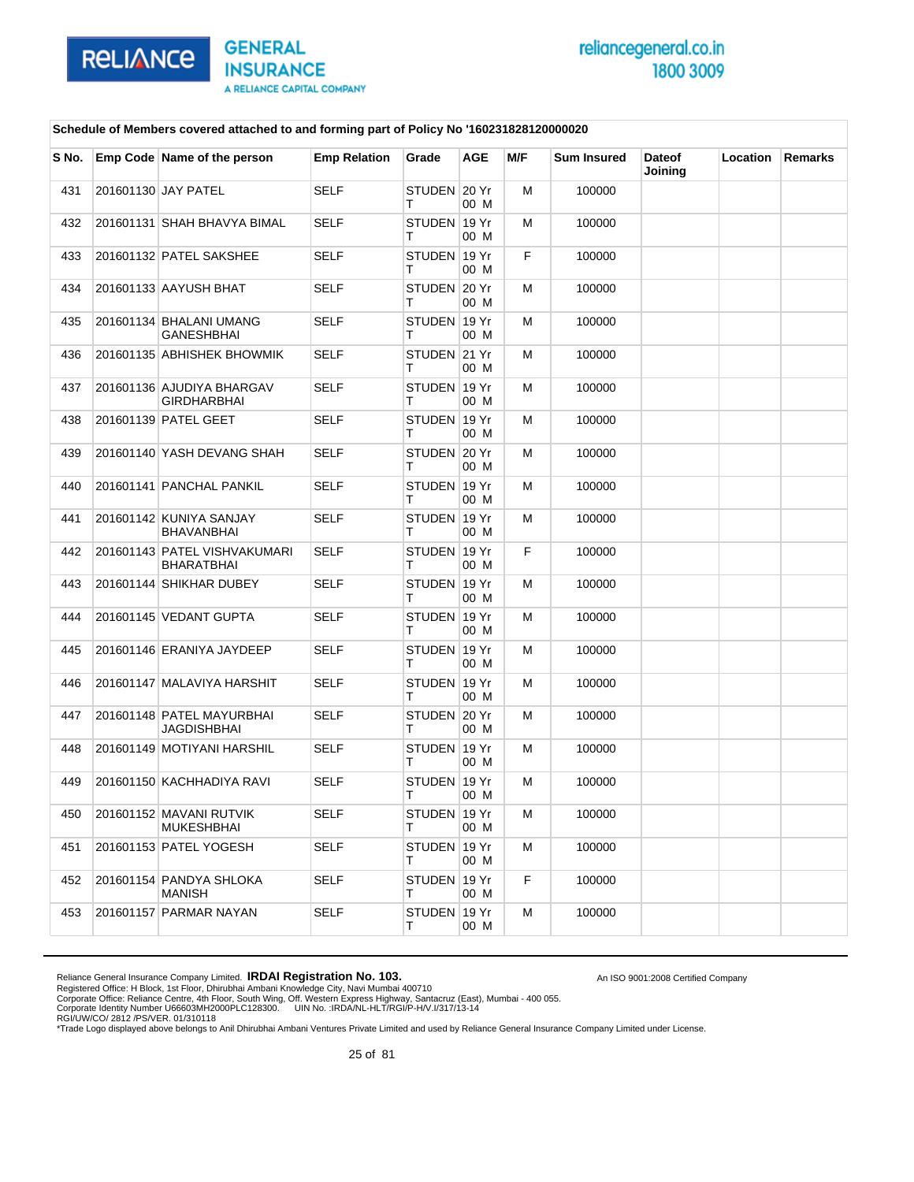Schedule of Members covered attached to and forming part of Policy No '160231828120000020

| S No. | Emp Code | Name of the person | Emp Relation | Grade | AGE | M/F | Sum Insured | Dateof Joining | Location | Remarks |
|---|---|---|---|---|---|---|---|---|---|---|
| 431 | 201601130 | JAY PATEL | SELF | STUDENT | 20 Yr 00 M | M | 100000 | | | |
| 432 | 201601131 | SHAH BHAVYA BIMAL | SELF | STUDENT | 19 Yr 00 M | M | 100000 | | | |
| 433 | 201601132 | PATEL SAKSHEE | SELF | STUDENT | 19 Yr 00 M | F | 100000 | | | |
| 434 | 201601133 | AAYUSH BHAT | SELF | STUDENT | 20 Yr 00 M | M | 100000 | | | |
| 435 | 201601134 | BHALANI UMANG GANESHBHAI | SELF | STUDENT | 19 Yr 00 M | M | 100000 | | | |
| 436 | 201601135 | ABHISHEK BHOWMIK | SELF | STUDENT | 21 Yr 00 M | M | 100000 | | | |
| 437 | 201601136 | AJUDIYA BHARGAV GIRDHARBHAI | SELF | STUDENT | 19 Yr 00 M | M | 100000 | | | |
| 438 | 201601139 | PATEL GEET | SELF | STUDENT | 19 Yr 00 M | M | 100000 | | | |
| 439 | 201601140 | YASH DEVANG SHAH | SELF | STUDENT | 20 Yr 00 M | M | 100000 | | | |
| 440 | 201601141 | PANCHAL PANKIL | SELF | STUDENT | 19 Yr 00 M | M | 100000 | | | |
| 441 | 201601142 | KUNIYA SANJAY BHAVANBHAI | SELF | STUDENT | 19 Yr 00 M | M | 100000 | | | |
| 442 | 201601143 | PATEL VISHVAKUMARI BHARATBHAI | SELF | STUDENT | 19 Yr 00 M | F | 100000 | | | |
| 443 | 201601144 | SHIKHAR DUBEY | SELF | STUDENT | 19 Yr 00 M | M | 100000 | | | |
| 444 | 201601145 | VEDANT GUPTA | SELF | STUDENT | 19 Yr 00 M | M | 100000 | | | |
| 445 | 201601146 | ERANIYA JAYDEEP | SELF | STUDENT | 19 Yr 00 M | M | 100000 | | | |
| 446 | 201601147 | MALAVIYA HARSHIT | SELF | STUDENT | 19 Yr 00 M | M | 100000 | | | |
| 447 | 201601148 | PATEL MAYURBHAI JAGDISHBHAI | SELF | STUDENT | 20 Yr 00 M | M | 100000 | | | |
| 448 | 201601149 | MOTIYANI HARSHIL | SELF | STUDENT | 19 Yr 00 M | M | 100000 | | | |
| 449 | 201601150 | KACHHADIYA RAVI | SELF | STUDENT | 19 Yr 00 M | M | 100000 | | | |
| 450 | 201601152 | MAVANI RUTVIK MUKESHBHAI | SELF | STUDENT | 19 Yr 00 M | M | 100000 | | | |
| 451 | 201601153 | PATEL YOGESH | SELF | STUDENT | 19 Yr 00 M | M | 100000 | | | |
| 452 | 201601154 | PANDYA SHLOKA MANISH | SELF | STUDENT | 19 Yr 00 M | F | 100000 | | | |
| 453 | 201601157 | PARMAR NAYAN | SELF | STUDENT | 19 Yr 00 M | M | 100000 | | | |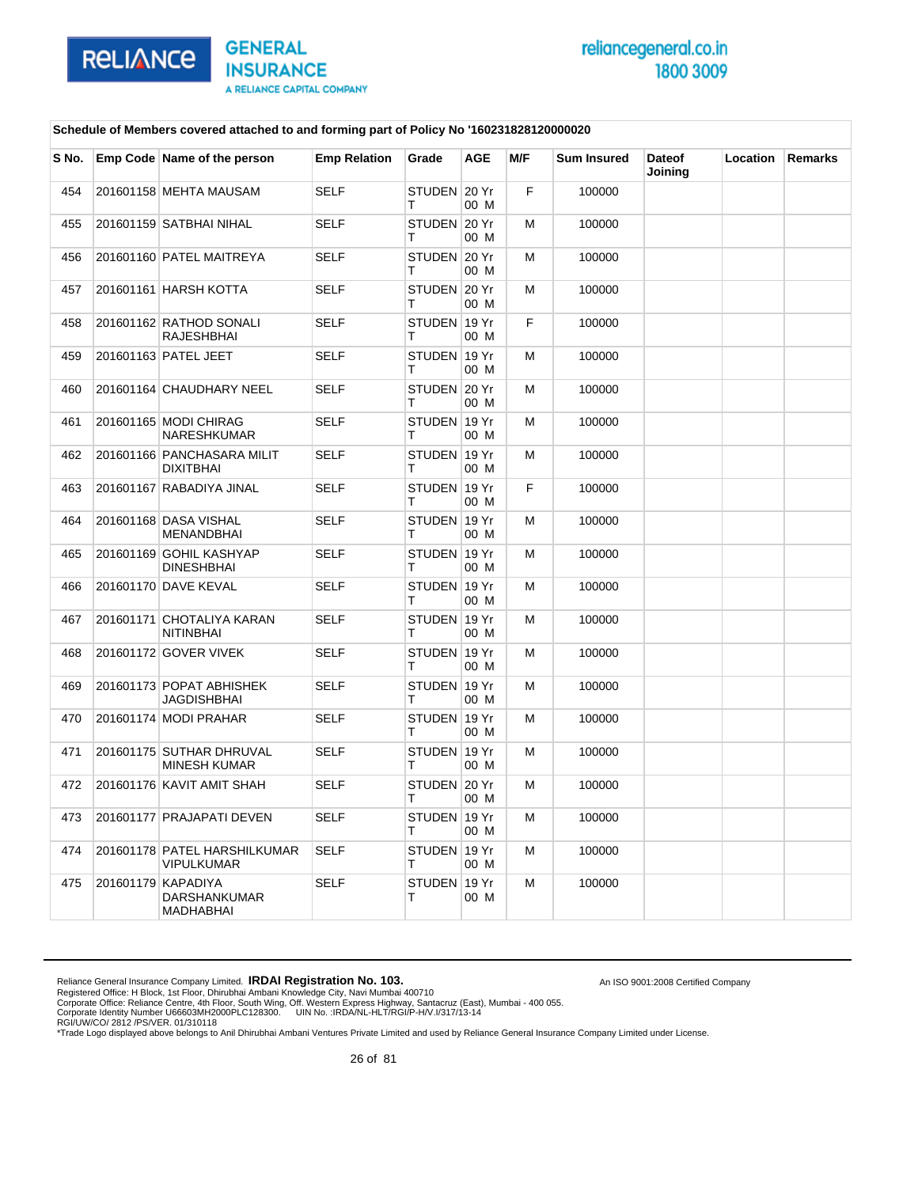**Schedule of Members covered attached to and forming part of Policy No '160231828120000020**

| S No. | Emp Code | Name of the person | Emp Relation | Grade | AGE | M/F | Sum Insured | Dateof Joining | Location | Remarks |
|---|---|---|---|---|---|---|---|---|---|---|
| 454 | 201601158 | MEHTA MAUSAM | SELF | STUDENT | 20 Yr 00 M | F | 100000 | | | |
| 455 | 201601159 | SATBHAI NIHAL | SELF | STUDENT | 20 Yr 00 M | M | 100000 | | | |
| 456 | 201601160 | PATEL MAITREYA | SELF | STUDENT | 20 Yr 00 M | M | 100000 | | | |
| 457 | 201601161 | HARSH KOTTA | SELF | STUDENT | 20 Yr 00 M | M | 100000 | | | |
| 458 | 201601162 | RATHOD SONALI RAJESHBHAI | SELF | STUDENT | 19 Yr 00 M | F | 100000 | | | |
| 459 | 201601163 | PATEL JEET | SELF | STUDENT | 19 Yr 00 M | M | 100000 | | | |
| 460 | 201601164 | CHAUDHARY NEEL | SELF | STUDENT | 20 Yr 00 M | M | 100000 | | | |
| 461 | 201601165 | MODI CHIRAG NARESHKUMAR | SELF | STUDENT | 19 Yr 00 M | M | 100000 | | | |
| 462 | 201601166 | PANCHASARA MILIT DIXITBHAI | SELF | STUDENT | 19 Yr 00 M | M | 100000 | | | |
| 463 | 201601167 | RABADIYA JINAL | SELF | STUDENT | 19 Yr 00 M | F | 100000 | | | |
| 464 | 201601168 | DASA VISHAL MENANDBHAI | SELF | STUDENT | 19 Yr 00 M | M | 100000 | | | |
| 465 | 201601169 | GOHIL KASHYAP DINESHBHAI | SELF | STUDENT | 19 Yr 00 M | M | 100000 | | | |
| 466 | 201601170 | DAVE KEVAL | SELF | STUDENT | 19 Yr 00 M | M | 100000 | | | |
| 467 | 201601171 | CHOTALIYA KARAN NITINBHAI | SELF | STUDENT | 19 Yr 00 M | M | 100000 | | | |
| 468 | 201601172 | GOVER VIVEK | SELF | STUDENT | 19 Yr 00 M | M | 100000 | | | |
| 469 | 201601173 | POPAT ABHISHEK JAGDISHBHAI | SELF | STUDENT | 19 Yr 00 M | M | 100000 | | | |
| 470 | 201601174 | MODI PRAHAR | SELF | STUDENT | 19 Yr 00 M | M | 100000 | | | |
| 471 | 201601175 | SUTHAR DHRUVAL MINESH KUMAR | SELF | STUDENT | 19 Yr 00 M | M | 100000 | | | |
| 472 | 201601176 | KAVIT AMIT SHAH | SELF | STUDENT | 20 Yr 00 M | M | 100000 | | | |
| 473 | 201601177 | PRAJAPATI DEVEN | SELF | STUDENT | 19 Yr 00 M | M | 100000 | | | |
| 474 | 201601178 | PATEL HARSHILKUMAR VIPULKUMAR | SELF | STUDENT | 19 Yr 00 M | M | 100000 | | | |
| 475 | 201601179 | KAPADIYA DARSHANKUMAR MADHABHAI | SELF | STUDENT | 19 Yr 00 M | M | 100000 | | | |

Reliance General Insurance Company Limited. **IRDAI Registration No. 103.**
Registered Office: H Block, 1st Floor, Dhirubhai Ambani Knowledge City, Navi Mumbai 400710
Corporate Office: Reliance Centre, 4th Floor, South Wing, Off. Western Express Highway, Santacruz (East), Mumbai - 400 055.
Corporate Identity Number U66603MH2000PLC128300. UIN No. :IRDA/NL-HLT/RGI/P-H/V.I/317/13-14
RGI/UW/CO/ 2812 /PS/VER. 01/310118
*Trade Logo displayed above belongs to Anil Dhirubhai Ambani Ventures Private Limited and used by Reliance General Insurance Company Limited under License.

An ISO 9001:2008 Certified Company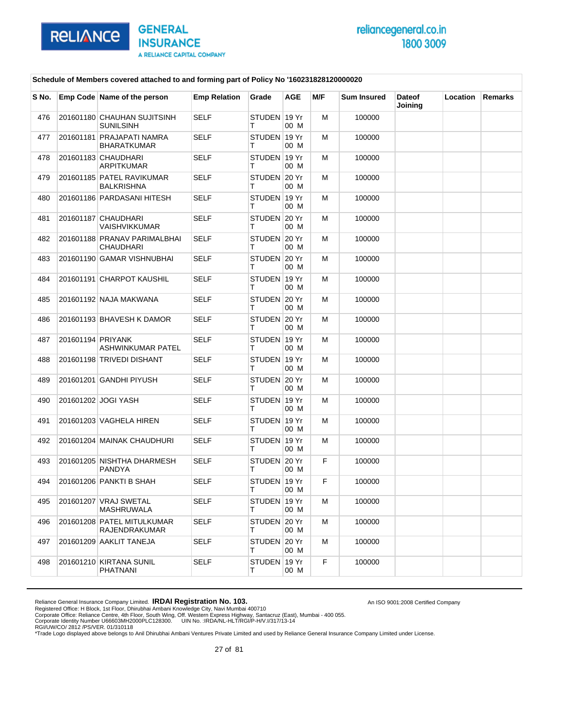Schedule of Members covered attached to and forming part of Policy No '160231828120000020

| S No. | Emp Code | Name of the person | Emp Relation | Grade | AGE | M/F | Sum Insured | Dateof Joining | Location | Remarks |
|---|---|---|---|---|---|---|---|---|---|---|
| 476 | 201601180 | CHAUHAN SUJITSINH SUNILSINH | SELF | STUDENT | 19 Yr 00 M | M | 100000 | | | |
| 477 | 201601181 | PRAJAPATI NAMRA BHARATKUMAR | SELF | STUDENT | 19 Yr 00 M | M | 100000 | | | |
| 478 | 201601183 | CHAUDHARI ARPITKUMAR | SELF | STUDENT | 19 Yr 00 M | M | 100000 | | | |
| 479 | 201601185 | PATEL RAVIKUMAR BALKRISHNA | SELF | STUDENT | 20 Yr 00 M | M | 100000 | | | |
| 480 | 201601186 | PARDASANI HITESH | SELF | STUDENT | 19 Yr 00 M | M | 100000 | | | |
| 481 | 201601187 | CHAUDHARI VAISHVIKKUMAR | SELF | STUDENT | 20 Yr 00 M | M | 100000 | | | |
| 482 | 201601188 | PRANAV PARIMALBHAI CHAUDHARI | SELF | STUDENT | 20 Yr 00 M | M | 100000 | | | |
| 483 | 201601190 | GAMAR VISHNUBHAI | SELF | STUDENT | 20 Yr 00 M | M | 100000 | | | |
| 484 | 201601191 | CHARPOT KAUSHIL | SELF | STUDENT | 19 Yr 00 M | M | 100000 | | | |
| 485 | 201601192 | NAJA MAKWANA | SELF | STUDENT | 20 Yr 00 M | M | 100000 | | | |
| 486 | 201601193 | BHAVESH K DAMOR | SELF | STUDENT | 20 Yr 00 M | M | 100000 | | | |
| 487 | 201601194 | PRIYANK ASHWINKUMAR PATEL | SELF | STUDENT | 19 Yr 00 M | M | 100000 | | | |
| 488 | 201601198 | TRIVEDI DISHANT | SELF | STUDENT | 19 Yr 00 M | M | 100000 | | | |
| 489 | 201601201 | GANDHI PIYUSH | SELF | STUDENT | 20 Yr 00 M | M | 100000 | | | |
| 490 | 201601202 | JOGI YASH | SELF | STUDENT | 19 Yr 00 M | M | 100000 | | | |
| 491 | 201601203 | VAGHELA HIREN | SELF | STUDENT | 19 Yr 00 M | M | 100000 | | | |
| 492 | 201601204 | MAINAK CHAUDHURI | SELF | STUDENT | 19 Yr 00 M | M | 100000 | | | |
| 493 | 201601205 | NISHTHA DHARMESH PANDYA | SELF | STUDENT | 20 Yr 00 M | F | 100000 | | | |
| 494 | 201601206 | PANKTI B SHAH | SELF | STUDENT | 19 Yr 00 M | F | 100000 | | | |
| 495 | 201601207 | VRAJ SWETAL MASHRUWALA | SELF | STUDENT | 19 Yr 00 M | M | 100000 | | | |
| 496 | 201601208 | PATEL MITULKUMAR RAJENDRAKUMAR | SELF | STUDENT | 20 Yr 00 M | M | 100000 | | | |
| 497 | 201601209 | AAKLIT TANEJA | SELF | STUDENT | 20 Yr 00 M | M | 100000 | | | |
| 498 | 201601210 | KIRTANA SUNIL PHATNANI | SELF | STUDENT | 19 Yr 00 M | F | 100000 | | | |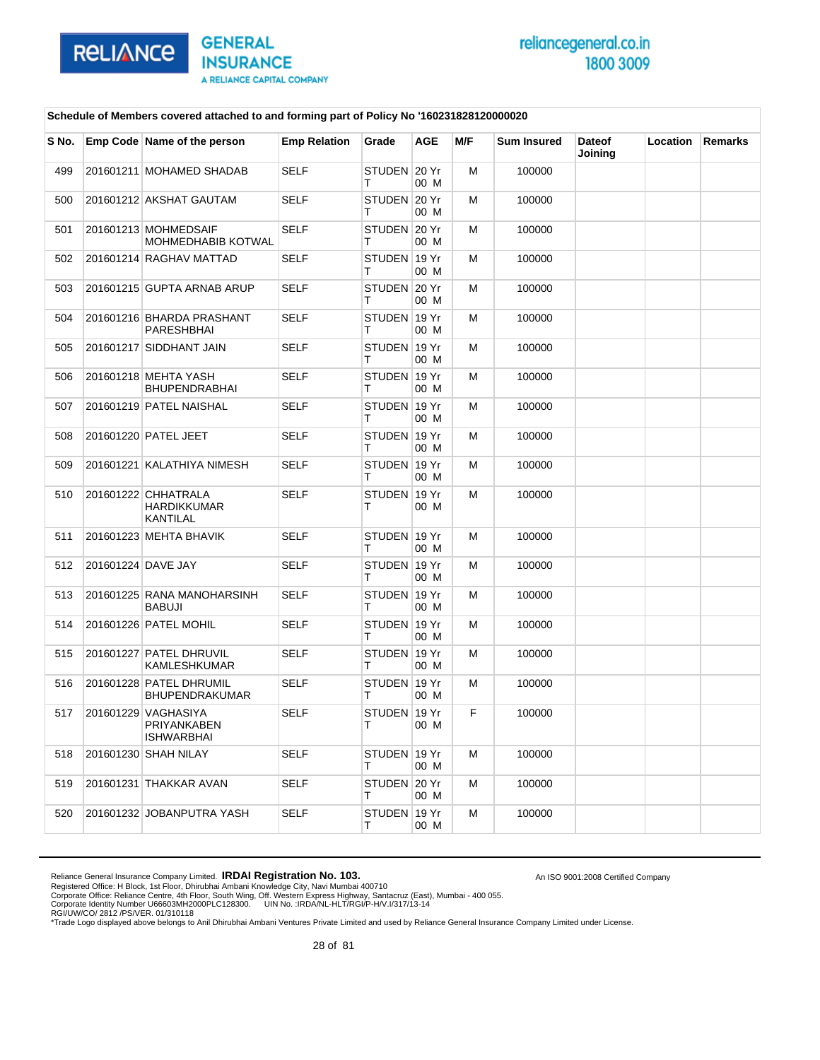Schedule of Members covered attached to and forming part of Policy No '160231828120000020

| S No. | Emp Code | Name of the person | Emp Relation | Grade | AGE | M/F | Sum Insured | Dateof Joining | Location | Remarks |
|---|---|---|---|---|---|---|---|---|---|---|
| 499 | 201601211 | MOHAMED SHADAB | SELF | STUDENT | 20 Yr 00 M | M | 100000 | | | |
| 500 | 201601212 | AKSHAT GAUTAM | SELF | STUDENT | 20 Yr 00 M | M | 100000 | | | |
| 501 | 201601213 | MOHMEDSAIF MOHMEDHABIB KOTWAL | SELF | STUDENT | 20 Yr 00 M | M | 100000 | | | |
| 502 | 201601214 | RAGHAV MATTAD | SELF | STUDENT | 19 Yr 00 M | M | 100000 | | | |
| 503 | 201601215 | GUPTA ARNAB ARUP | SELF | STUDENT | 20 Yr 00 M | M | 100000 | | | |
| 504 | 201601216 | BHARDA PRASHANT PARESHBHAI | SELF | STUDENT | 19 Yr 00 M | M | 100000 | | | |
| 505 | 201601217 | SIDDHANT JAIN | SELF | STUDENT | 19 Yr 00 M | M | 100000 | | | |
| 506 | 201601218 | MEHTA YASH BHUPENDRABHAI | SELF | STUDENT | 19 Yr 00 M | M | 100000 | | | |
| 507 | 201601219 | PATEL NAISHAL | SELF | STUDENT | 19 Yr 00 M | M | 100000 | | | |
| 508 | 201601220 | PATEL JEET | SELF | STUDENT | 19 Yr 00 M | M | 100000 | | | |
| 509 | 201601221 | KALATHIYA NIMESH | SELF | STUDENT | 19 Yr 00 M | M | 100000 | | | |
| 510 | 201601222 | CHHATRALA HARDIKKUMAR KANTILAL | SELF | STUDENT | 19 Yr 00 M | M | 100000 | | | |
| 511 | 201601223 | MEHTA BHAVIK | SELF | STUDENT | 19 Yr 00 M | M | 100000 | | | |
| 512 | 201601224 | DAVE JAY | SELF | STUDENT | 19 Yr 00 M | M | 100000 | | | |
| 513 | 201601225 | RANA MANOHARSINH BABUJI | SELF | STUDENT | 19 Yr 00 M | M | 100000 | | | |
| 514 | 201601226 | PATEL MOHIL | SELF | STUDENT | 19 Yr 00 M | M | 100000 | | | |
| 515 | 201601227 | PATEL DHRUVIL KAMLESHKUMAR | SELF | STUDENT | 19 Yr 00 M | M | 100000 | | | |
| 516 | 201601228 | PATEL DHRUMIL BHUPENDRAKUMAR | SELF | STUDENT | 19 Yr 00 M | M | 100000 | | | |
| 517 | 201601229 | VAGHASIYA PRIYANKABEN ISHWARBHAI | SELF | STUDENT | 19 Yr 00 M | F | 100000 | | | |
| 518 | 201601230 | SHAH NILAY | SELF | STUDENT | 19 Yr 00 M | M | 100000 | | | |
| 519 | 201601231 | THAKKAR AVAN | SELF | STUDENT | 20 Yr 00 M | M | 100000 | | | |
| 520 | 201601232 | JOBANPUTRA YASH | SELF | STUDENT | 19 Yr 00 M | M | 100000 | | | |

Reliance General Insurance Company Limited. **IRDAI Registration No. 103.**
Registered Office: H Block, 1st Floor, Dhirubhai Ambani Knowledge City, Navi Mumbai 400710
Corporate Office: Reliance Centre, 4th Floor, South Wing, Off. Western Express Highway, Santacruz (East), Mumbai - 400 055.
Corporate Identity Number U66603MH2000PLC128300. UIN No. :IRDA/NL-HLT/RGI/P-H/V.I/317/13-14
RGI/UW/CO/ 2812 /PS/VER. 01/310118
*Trade Logo displayed above belongs to Anil Dhirubhai Ambani Ventures Private Limited and used by Reliance General Insurance Company Limited under License.

An ISO 9001:2008 Certified Company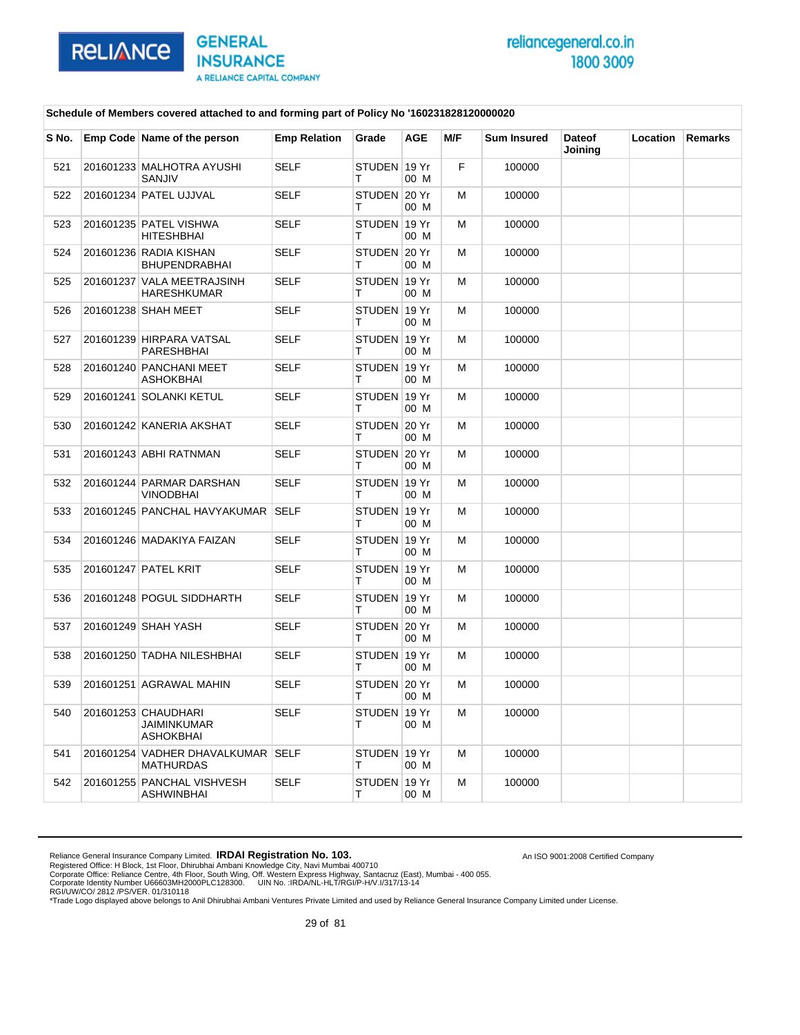**Schedule of Members covered attached to and forming part of Policy No '160231828120000020**

| S No. | Emp Code | Name of the person | Emp Relation | Grade | AGE | M/F | Sum Insured | Dateof Joining | Location | Remarks |
|---|---|---|---|---|---|---|---|---|---|---|
| 521 | 201601233 | MALHOTRA AYUSHI SANJIV | SELF | STUDENT | 19 Yr 00 M | F | 100000 | | | |
| 522 | 201601234 | PATEL UJJVAL | SELF | STUDENT | 20 Yr 00 M | M | 100000 | | | |
| 523 | 201601235 | PATEL VISHWA HITESHBHAI | SELF | STUDENT | 19 Yr 00 M | M | 100000 | | | |
| 524 | 201601236 | RADIA KISHAN BHUPENDRABHAI | SELF | STUDENT | 20 Yr 00 M | M | 100000 | | | |
| 525 | 201601237 | VALA MEETRAJSINH HARESHKUMAR | SELF | STUDENT | 19 Yr 00 M | M | 100000 | | | |
| 526 | 201601238 | SHAH MEET | SELF | STUDENT | 19 Yr 00 M | M | 100000 | | | |
| 527 | 201601239 | HIRPARA VATSAL PARESHBHAI | SELF | STUDENT | 19 Yr 00 M | M | 100000 | | | |
| 528 | 201601240 | PANCHANI MEET ASHOKBHAI | SELF | STUDENT | 19 Yr 00 M | M | 100000 | | | |
| 529 | 201601241 | SOLANKI KETUL | SELF | STUDENT | 19 Yr 00 M | M | 100000 | | | |
| 530 | 201601242 | KANERIA AKSHAT | SELF | STUDENT | 20 Yr 00 M | M | 100000 | | | |
| 531 | 201601243 | ABHI RATNMAN | SELF | STUDENT | 20 Yr 00 M | M | 100000 | | | |
| 532 | 201601244 | PARMAR DARSHAN VINODBHAI | SELF | STUDENT | 19 Yr 00 M | M | 100000 | | | |
| 533 | 201601245 | PANCHAL HAVYAKUMAR | SELF | STUDENT | 19 Yr 00 M | M | 100000 | | | |
| 534 | 201601246 | MADAKIYA FAIZAN | SELF | STUDENT | 19 Yr 00 M | M | 100000 | | | |
| 535 | 201601247 | PATEL KRIT | SELF | STUDENT | 19 Yr 00 M | M | 100000 | | | |
| 536 | 201601248 | POGUL SIDDHARTH | SELF | STUDENT | 19 Yr 00 M | M | 100000 | | | |
| 537 | 201601249 | SHAH YASH | SELF | STUDENT | 20 Yr 00 M | M | 100000 | | | |
| 538 | 201601250 | TADHA NILESHBHAI | SELF | STUDENT | 19 Yr 00 M | M | 100000 | | | |
| 539 | 201601251 | AGRAWAL MAHIN | SELF | STUDENT | 20 Yr 00 M | M | 100000 | | | |
| 540 | 201601253 | CHAUDHARI JAIMINKUMAR ASHOKBHAI | SELF | STUDENT | 19 Yr 00 M | M | 100000 | | | |
| 541 | 201601254 | VADHER DHAVALKUMAR MATHURDAS | SELF | STUDENT | 19 Yr 00 M | M | 100000 | | | |
| 542 | 201601255 | PANCHAL VISHVESH ASHWINBHAI | SELF | STUDENT | 19 Yr 00 M | M | 100000 | | | |

Reliance General Insurance Company Limited. **IRDAI Registration No. 103.**
Registered Office: H Block, 1st Floor, Dhirubhai Ambani Knowledge City, Navi Mumbai 400710
Corporate Office: Reliance Centre, 4th Floor, South Wing, Off. Western Express Highway, Santacruz (East), Mumbai - 400 055.
Corporate Identity Number U66603MH2000PLC128300. UIN No. :IRDA/NL-HLT/RGI/P-H/V.I/317/13-14
RGI/UW/CO/ 2812 /PS/VER. 01/310118
*Trade Logo displayed above belongs to Anil Dhirubhai Ambani Ventures Private Limited and used by Reliance General Insurance Company Limited under License.

An ISO 9001:2008 Certified Company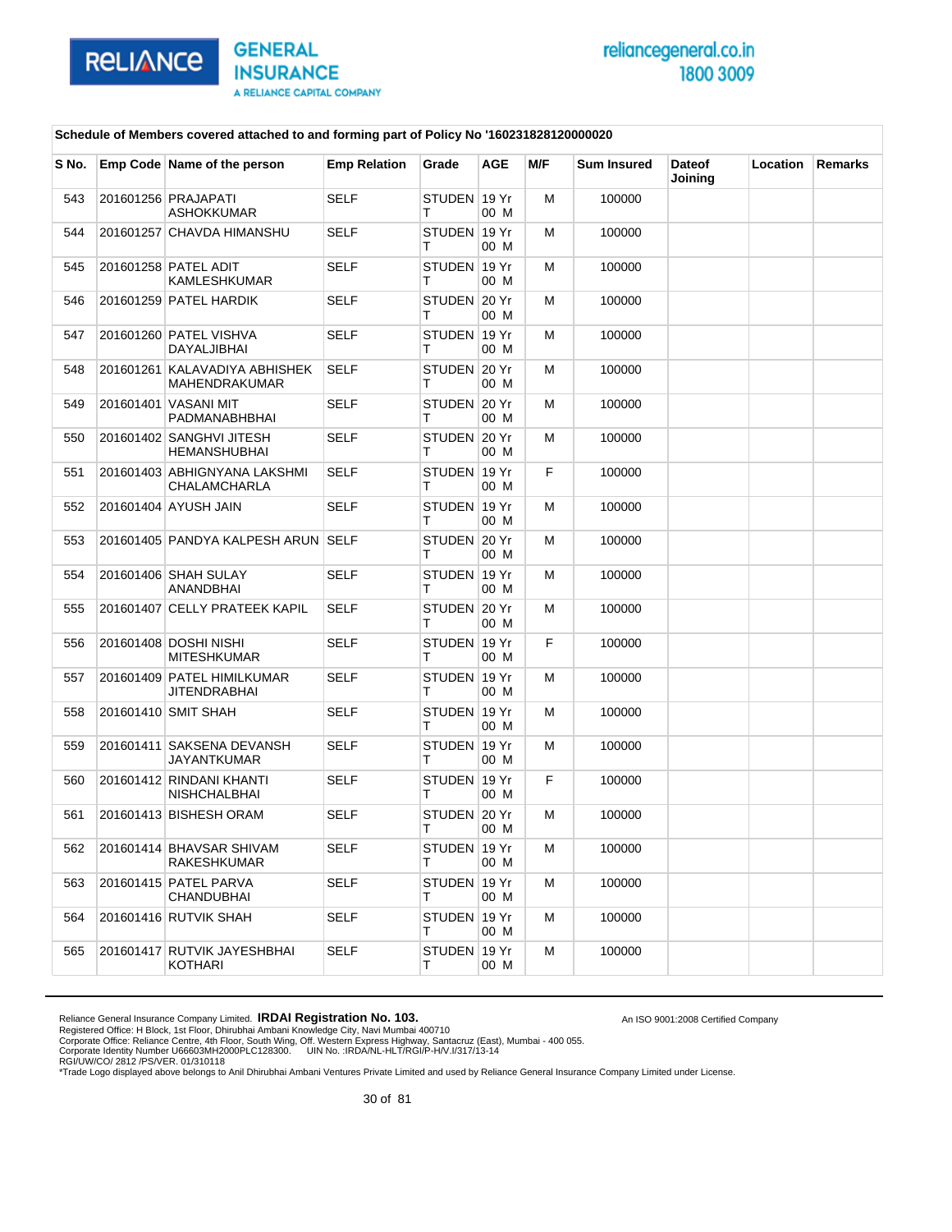**Schedule of Members covered attached to and forming part of Policy No '160231828120000020**

| S No. | Emp Code | Name of the person | Emp Relation | Grade | AGE | M/F | Sum Insured | Dateof Joining | Location | Remarks |
|---|---|---|---|---|---|---|---|---|---|---|
| 543 | 201601256 | PRAJAPATI ASHOKKUMAR | SELF | STUDENT | 19 Yr 00 M | M | 100000 | | | |
| 544 | 201601257 | CHAVDA HIMANSHU | SELF | STUDENT | 19 Yr 00 M | M | 100000 | | | |
| 545 | 201601258 | PATEL ADIT KAMLESHKUMAR | SELF | STUDENT | 19 Yr 00 M | M | 100000 | | | |
| 546 | 201601259 | PATEL HARDIK | SELF | STUDENT | 20 Yr 00 M | M | 100000 | | | |
| 547 | 201601260 | PATEL VISHVA DAYALJIBHAI | SELF | STUDENT | 19 Yr 00 M | M | 100000 | | | |
| 548 | 201601261 | KALAVADIYA ABHISHEK MAHENDRAKUMAR | SELF | STUDENT | 20 Yr 00 M | M | 100000 | | | |
| 549 | 201601401 | VASANI MIT PADMANABHBHAI | SELF | STUDENT | 20 Yr 00 M | M | 100000 | | | |
| 550 | 201601402 | SANGHVI JITESH HEMANSHUBHAI | SELF | STUDENT | 20 Yr 00 M | M | 100000 | | | |
| 551 | 201601403 | ABHIGNYANA LAKSHMI CHALAMCHARLA | SELF | STUDENT | 19 Yr 00 M | F | 100000 | | | |
| 552 | 201601404 | AYUSH JAIN | SELF | STUDENT | 19 Yr 00 M | M | 100000 | | | |
| 553 | 201601405 | PANDYA KALPESH ARUN | SELF | STUDENT | 20 Yr 00 M | M | 100000 | | | |
| 554 | 201601406 | SHAH SULAY ANANDBHAI | SELF | STUDENT | 19 Yr 00 M | M | 100000 | | | |
| 555 | 201601407 | CELLY PRATEEK KAPIL | SELF | STUDENT | 20 Yr 00 M | M | 100000 | | | |
| 556 | 201601408 | DOSHI NISHI MITESHKUMAR | SELF | STUDENT | 19 Yr 00 M | F | 100000 | | | |
| 557 | 201601409 | PATEL HIMILKUMAR JITENDRABHAI | SELF | STUDENT | 19 Yr 00 M | M | 100000 | | | |
| 558 | 201601410 | SMIT SHAH | SELF | STUDENT | 19 Yr 00 M | M | 100000 | | | |
| 559 | 201601411 | SAKSENA DEVANSH JAYANTKUMAR | SELF | STUDENT | 19 Yr 00 M | M | 100000 | | | |
| 560 | 201601412 | RINDANI KHANTI NISHCHALBHAI | SELF | STUDENT | 19 Yr 00 M | F | 100000 | | | |
| 561 | 201601413 | BISHESH ORAM | SELF | STUDENT | 20 Yr 00 M | M | 100000 | | | |
| 562 | 201601414 | BHAVSAR SHIVAM RAKESHKUMAR | SELF | STUDENT | 19 Yr 00 M | M | 100000 | | | |
| 563 | 201601415 | PATEL PARVA CHANDUBHAI | SELF | STUDENT | 19 Yr 00 M | M | 100000 | | | |
| 564 | 201601416 | RUTVIK SHAH | SELF | STUDENT | 19 Yr 00 M | M | 100000 | | | |
| 565 | 201601417 | RUTVIK JAYESHBHAI KOTHARI | SELF | STUDENT | 19 Yr 00 M | M | 100000 | | | |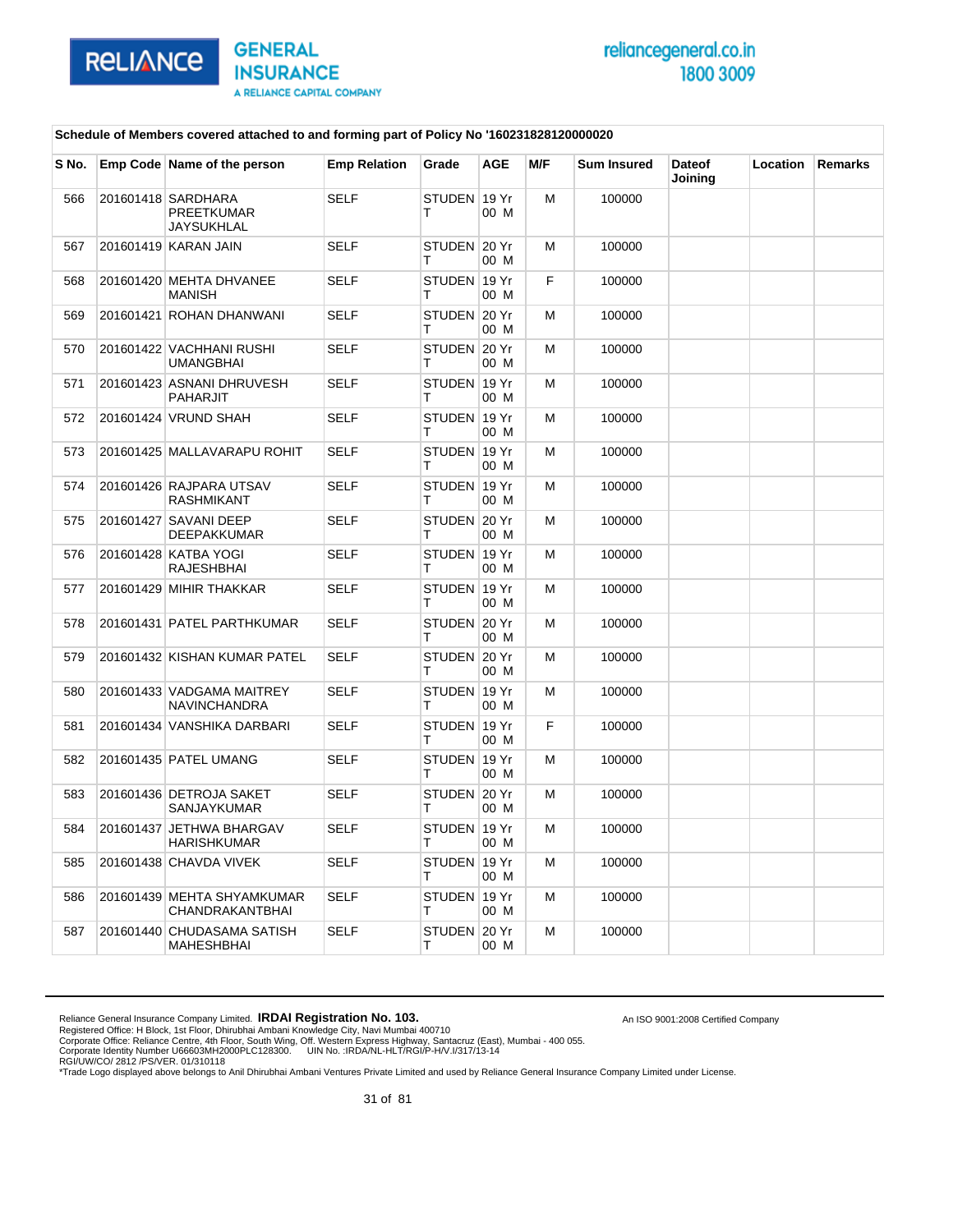Schedule of Members covered attached to and forming part of Policy No '160231828120000020

| S No. | Emp Code | Name of the person | Emp Relation | Grade | AGE | M/F | Sum Insured | Dateof Joining | Location | Remarks |
|---|---|---|---|---|---|---|---|---|---|---|
| 566 | 201601418 | SARDHARA PREETKUMAR JAYSUKHLAL | SELF | STUDENT | 19 Yr 00 M | M | 100000 | | | |
| 567 | 201601419 | KARAN JAIN | SELF | STUDENT | 20 Yr 00 M | M | 100000 | | | |
| 568 | 201601420 | MEHTA DHVANEE MANISH | SELF | STUDENT | 19 Yr 00 M | F | 100000 | | | |
| 569 | 201601421 | ROHAN DHANWANI | SELF | STUDENT | 20 Yr 00 M | M | 100000 | | | |
| 570 | 201601422 | VACHHANI RUSHI UMANGBHAI | SELF | STUDENT | 20 Yr 00 M | M | 100000 | | | |
| 571 | 201601423 | ASNANI DHRUVESH PAHARJIT | SELF | STUDENT | 19 Yr 00 M | M | 100000 | | | |
| 572 | 201601424 | VRUND SHAH | SELF | STUDENT | 19 Yr 00 M | M | 100000 | | | |
| 573 | 201601425 | MALLAVARAPU ROHIT | SELF | STUDENT | 19 Yr 00 M | M | 100000 | | | |
| 574 | 201601426 | RAJPARA UTSAV RASHMIKANT | SELF | STUDENT | 19 Yr 00 M | M | 100000 | | | |
| 575 | 201601427 | SAVANI DEEP DEEPAKKUMAR | SELF | STUDENT | 20 Yr 00 M | M | 100000 | | | |
| 576 | 201601428 | KATBA YOGI RAJESHBHAI | SELF | STUDENT | 19 Yr 00 M | M | 100000 | | | |
| 577 | 201601429 | MIHIR THAKKAR | SELF | STUDENT | 19 Yr 00 M | M | 100000 | | | |
| 578 | 201601431 | PATEL PARTHKUMAR | SELF | STUDENT | 20 Yr 00 M | M | 100000 | | | |
| 579 | 201601432 | KISHAN KUMAR PATEL | SELF | STUDENT | 20 Yr 00 M | M | 100000 | | | |
| 580 | 201601433 | VADGAMA MAITREY NAVINCHANDRA | SELF | STUDENT | 19 Yr 00 M | M | 100000 | | | |
| 581 | 201601434 | VANSHIKA DARBARI | SELF | STUDENT | 19 Yr 00 M | F | 100000 | | | |
| 582 | 201601435 | PATEL UMANG | SELF | STUDENT | 19 Yr 00 M | M | 100000 | | | |
| 583 | 201601436 | DETROJA SAKET SANJAYKUMAR | SELF | STUDENT | 20 Yr 00 M | M | 100000 | | | |
| 584 | 201601437 | JETHWA BHARGAV HARISHKUMAR | SELF | STUDENT | 19 Yr 00 M | M | 100000 | | | |
| 585 | 201601438 | CHAVDA VIVEK | SELF | STUDENT | 19 Yr 00 M | M | 100000 | | | |
| 586 | 201601439 | MEHTA SHYAMKUMAR CHANDRAKANTBHAI | SELF | STUDENT | 19 Yr 00 M | M | 100000 | | | |
| 587 | 201601440 | CHUDASAMA SATISH MAHESHBHAI | SELF | STUDENT | 20 Yr 00 M | M | 100000 | | | |

Reliance General Insurance Company Limited. **IRDAI Registration No. 103.**
Registered Office: H Block, 1st Floor, Dhirubhai Ambani Knowledge City, Navi Mumbai 400710
Corporate Office: Reliance Centre, 4th Floor, South Wing, Off. Western Express Highway, Santacruz (East), Mumbai - 400 055.
Corporate Identity Number U66603MH2000PLC128300. UIN No. :IRDA/NL-HLT/RGI/P-H/V.I/317/13-14
RGI/UW/CO/ 2812 /PS/VER. 01/310118
*Trade Logo displayed above belongs to Anil Dhirubhai Ambani Ventures Private Limited and used by Reliance General Insurance Company Limited under License.

An ISO 9001:2008 Certified Company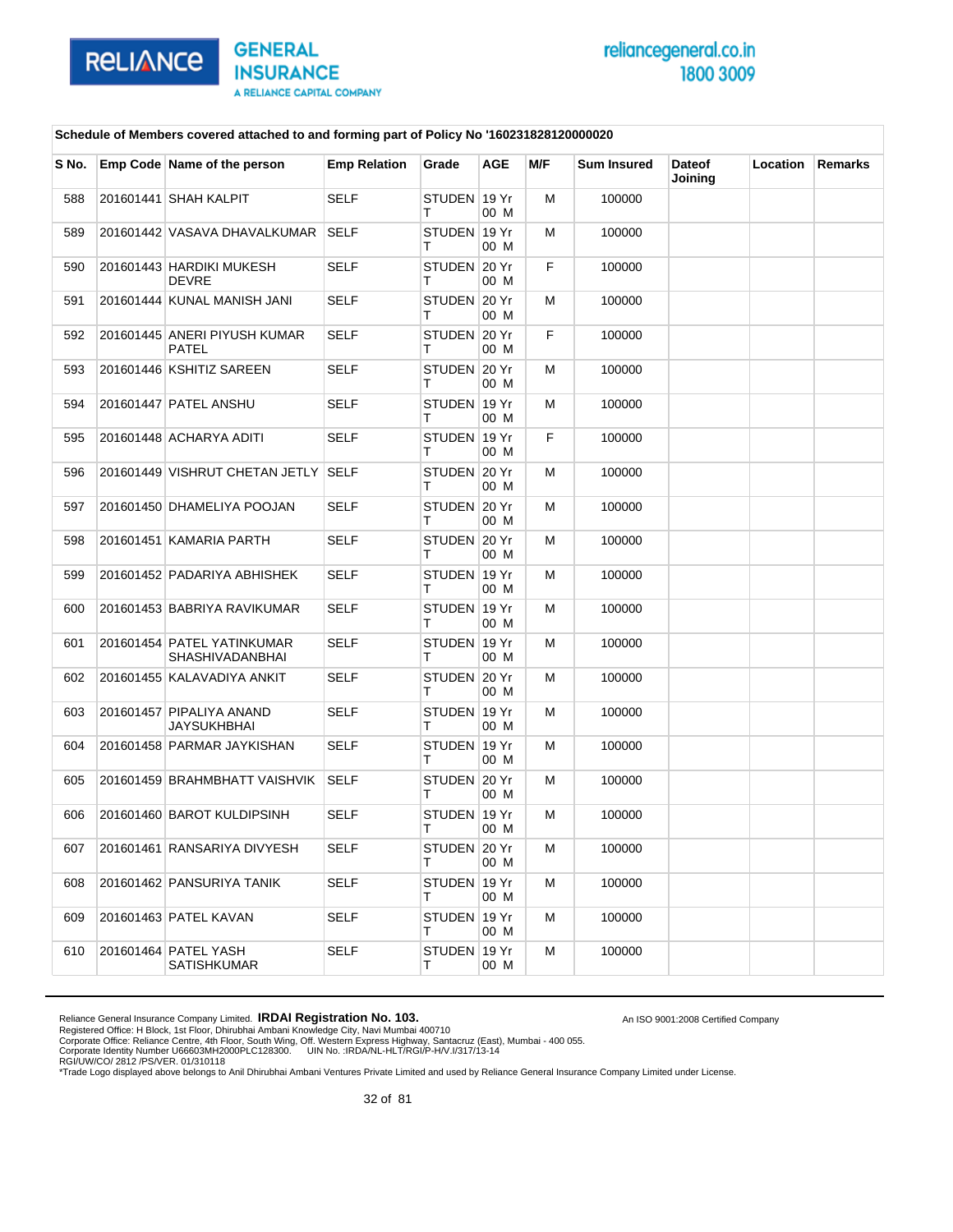**Schedule of Members covered attached to and forming part of Policy No '160231828120000020**

| S No. | Emp Code | Name of the person | Emp Relation | Grade | AGE | M/F | Sum Insured | Dateof Joining | Location | Remarks |
|---|---|---|---|---|---|---|---|---|---|---|
| 588 | 201601441 | SHAH KALPIT | SELF | STUDENT | 19 Yr 00 M | M | 100000 | | | |
| 589 | 201601442 | VASAVA DHAVALKUMAR | SELF | STUDENT | 19 Yr 00 M | M | 100000 | | | |
| 590 | 201601443 | HARDIKI MUKESH DEVRE | SELF | STUDENT | 20 Yr 00 M | F | 100000 | | | |
| 591 | 201601444 | KUNAL MANISH JANI | SELF | STUDENT | 20 Yr 00 M | M | 100000 | | | |
| 592 | 201601445 | ANERI PIYUSH KUMAR PATEL | SELF | STUDENT | 20 Yr 00 M | F | 100000 | | | |
| 593 | 201601446 | KSHITIZ SAREEN | SELF | STUDENT | 20 Yr 00 M | M | 100000 | | | |
| 594 | 201601447 | PATEL ANSHU | SELF | STUDENT | 19 Yr 00 M | M | 100000 | | | |
| 595 | 201601448 | ACHARYA ADITI | SELF | STUDENT | 19 Yr 00 M | F | 100000 | | | |
| 596 | 201601449 | VISHRUT CHETAN JETLY | SELF | STUDENT | 20 Yr 00 M | M | 100000 | | | |
| 597 | 201601450 | DHAMELIYA POOJAN | SELF | STUDENT | 20 Yr 00 M | M | 100000 | | | |
| 598 | 201601451 | KAMARIA PARTH | SELF | STUDENT | 20 Yr 00 M | M | 100000 | | | |
| 599 | 201601452 | PADARIYA ABHISHEK | SELF | STUDENT | 19 Yr 00 M | M | 100000 | | | |
| 600 | 201601453 | BABRIYA RAVIKUMAR | SELF | STUDENT | 19 Yr 00 M | M | 100000 | | | |
| 601 | 201601454 | PATEL YATINKUMAR SHASHIVADANBHAI | SELF | STUDENT | 19 Yr 00 M | M | 100000 | | | |
| 602 | 201601455 | KALAVADIYA ANKIT | SELF | STUDENT | 20 Yr 00 M | M | 100000 | | | |
| 603 | 201601457 | PIPALIYA ANAND JAYSUKHBHAI | SELF | STUDENT | 19 Yr 00 M | M | 100000 | | | |
| 604 | 201601458 | PARMAR JAYKISHAN | SELF | STUDENT | 19 Yr 00 M | M | 100000 | | | |
| 605 | 201601459 | BRAHMBHATT VAISHVIK | SELF | STUDENT | 20 Yr 00 M | M | 100000 | | | |
| 606 | 201601460 | BAROT KULDIPSINH | SELF | STUDENT | 19 Yr 00 M | M | 100000 | | | |
| 607 | 201601461 | RANSARIYA DIVYESH | SELF | STUDENT | 20 Yr 00 M | M | 100000 | | | |
| 608 | 201601462 | PANSURIYA TANIK | SELF | STUDENT | 19 Yr 00 M | M | 100000 | | | |
| 609 | 201601463 | PATEL KAVAN | SELF | STUDENT | 19 Yr 00 M | M | 100000 | | | |
| 610 | 201601464 | PATEL YASH SATISHKUMAR | SELF | STUDENT | 19 Yr 00 M | M | 100000 | | | |

Reliance General Insurance Company Limited. **IRDAI Registration No. 103.**
An ISO 9001:2008 Certified Company
Registered Office: H Block, 1st Floor, Dhirubhai Ambani Knowledge City, Navi Mumbai 400710
Corporate Office: Reliance Centre, 4th Floor, South Wing, Off. Western Express Highway, Santacruz (East), Mumbai - 400 055.
Corporate Identity Number U66603MH2000PLC128300. UIN No. :IRDA/NL-HLT/RGI/P-H/V.I/317/13-14
RGI/UW/CO/ 2812 /PS/VER. 01/310118
*Trade Logo displayed above belongs to Anil Dhirubhai Ambani Ventures Private Limited and used by Reliance General Insurance Company Limited under License.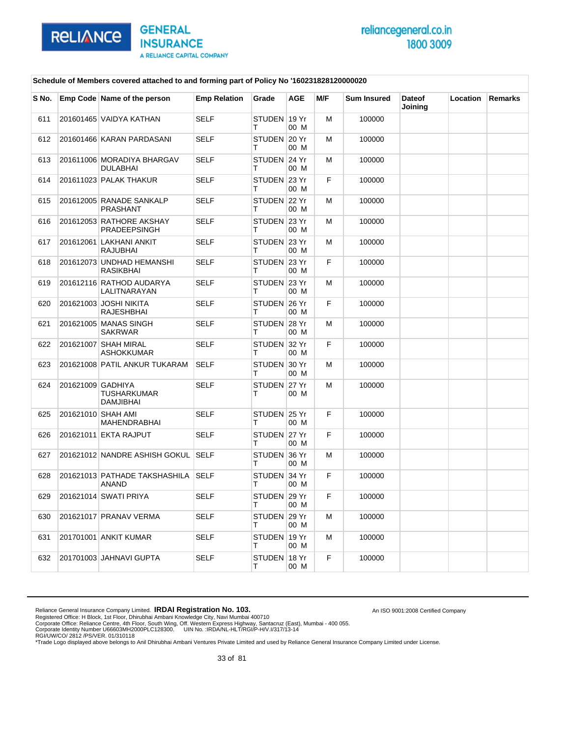Schedule of Members covered attached to and forming part of Policy No '160231828120000020

| S No. | Emp Code | Name of the person | Emp Relation | Grade | AGE | M/F | Sum Insured | Dateof Joining | Location | Remarks |
|---|---|---|---|---|---|---|---|---|---|---|
| 611 | 201601465 | VAIDYA KATHAN | SELF | STUDENT | 19 Yr 00 M | M | 100000 | | | |
| 612 | 201601466 | KARAN PARDASANI | SELF | STUDENT | 20 Yr 00 M | M | 100000 | | | |
| 613 | 201611006 | MORADIYA BHARGAV DULABHAI | SELF | STUDENT | 24 Yr 00 M | M | 100000 | | | |
| 614 | 201611023 | PALAK THAKUR | SELF | STUDENT | 23 Yr 00 M | F | 100000 | | | |
| 615 | 201612005 | RANADE SANKALP PRASHANT | SELF | STUDENT | 22 Yr 00 M | M | 100000 | | | |
| 616 | 201612053 | RATHORE AKSHAY PRADEEPSINGH | SELF | STUDENT | 23 Yr 00 M | M | 100000 | | | |
| 617 | 201612061 | LAKHANI ANKIT RAJUBHAI | SELF | STUDENT | 23 Yr 00 M | M | 100000 | | | |
| 618 | 201612073 | UNDHAD HEMANSHI RASIKBHAI | SELF | STUDENT | 23 Yr 00 M | F | 100000 | | | |
| 619 | 201612116 | RATHOD AUDARYA LALITNARAYAN | SELF | STUDENT | 23 Yr 00 M | M | 100000 | | | |
| 620 | 201621003 | JOSHI NIKITA RAJESHBHAI | SELF | STUDENT | 26 Yr 00 M | F | 100000 | | | |
| 621 | 201621005 | MANAS SINGH SAKRWAR | SELF | STUDENT | 28 Yr 00 M | M | 100000 | | | |
| 622 | 201621007 | SHAH MIRAL ASHOKKUMAR | SELF | STUDENT | 32 Yr 00 M | F | 100000 | | | |
| 623 | 201621008 | PATIL ANKUR TUKARAM | SELF | STUDENT | 30 Yr 00 M | M | 100000 | | | |
| 624 | 201621009 | GADHIYA TUSHARKUMAR DAMJIBHAI | SELF | STUDENT | 27 Yr 00 M | M | 100000 | | | |
| 625 | 201621010 | SHAH AMI MAHENDRABHAI | SELF | STUDENT | 25 Yr 00 M | F | 100000 | | | |
| 626 | 201621011 | EKTA RAJPUT | SELF | STUDENT | 27 Yr 00 M | F | 100000 | | | |
| 627 | 201621012 | NANDRE ASHISH GOKUL | SELF | STUDENT | 36 Yr 00 M | M | 100000 | | | |
| 628 | 201621013 | PATHADE TAKSHASHILA ANAND | SELF | STUDENT | 34 Yr 00 M | F | 100000 | | | |
| 629 | 201621014 | SWATI PRIYA | SELF | STUDENT | 29 Yr 00 M | F | 100000 | | | |
| 630 | 201621017 | PRANAV VERMA | SELF | STUDENT | 29 Yr 00 M | M | 100000 | | | |
| 631 | 201701001 | ANKIT KUMAR | SELF | STUDENT | 19 Yr 00 M | M | 100000 | | | |
| 632 | 201701003 | JAHNAVI GUPTA | SELF | STUDENT | 18 Yr 00 M | F | 100000 | | | |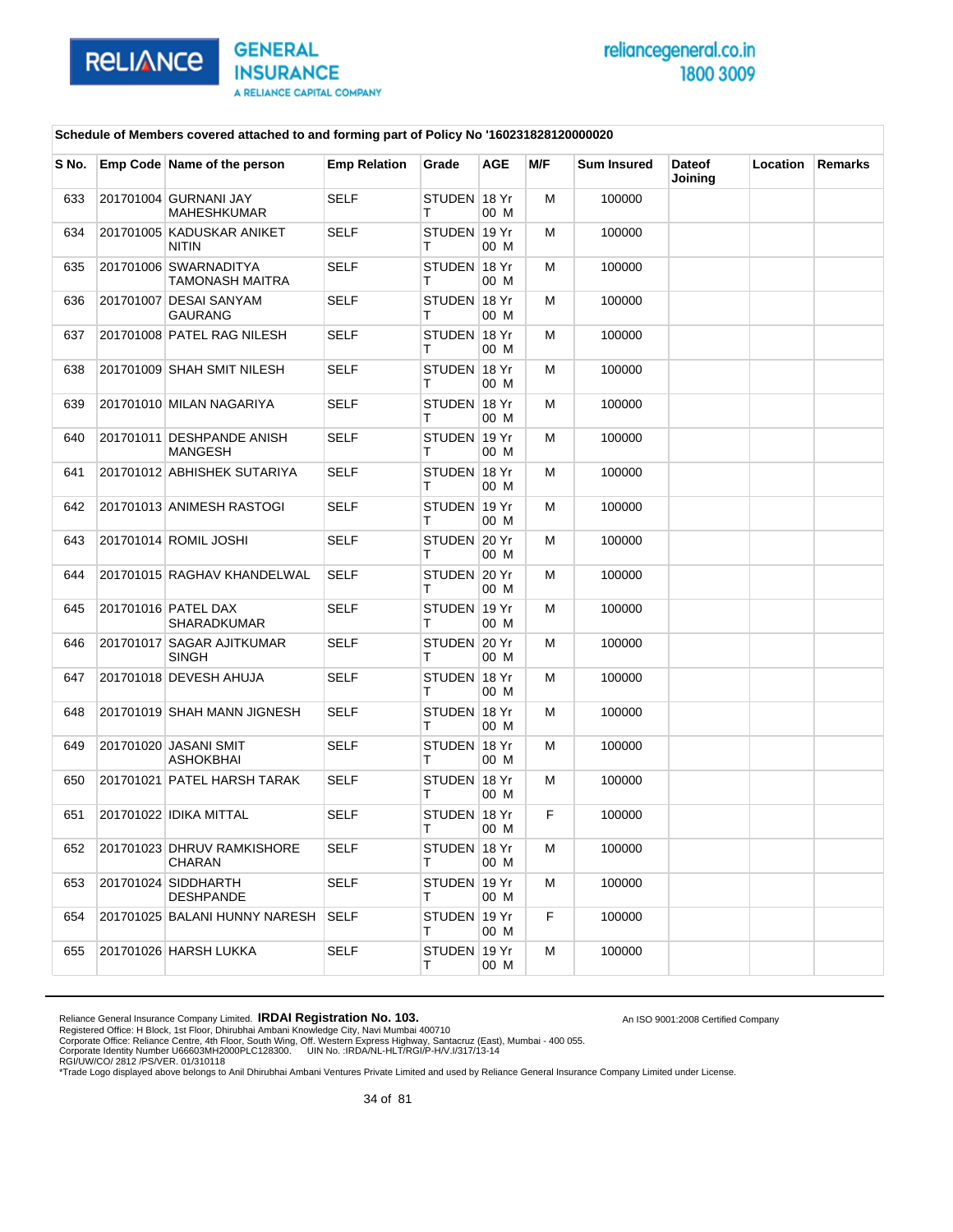**Schedule of Members covered attached to and forming part of Policy No '160231828120000020**

| S No. | Emp Code | Name of the person | Emp Relation | Grade | AGE | M/F | Sum Insured | Dateof Joining | Location | Remarks |
|---|---|---|---|---|---|---|---|---|---|---|
| 633 | 201701004 | GURNANI JAY MAHESHKUMAR | SELF | STUDENT | 18 Yr 00 M | M | 100000 | | | |
| 634 | 201701005 | KADUSKAR ANIKET NITIN | SELF | STUDENT | 19 Yr 00 M | M | 100000 | | | |
| 635 | 201701006 | SWARNADITYA TAMONASH MAITRA | SELF | STUDENT | 18 Yr 00 M | M | 100000 | | | |
| 636 | 201701007 | DESAI SANYAM GAURANG | SELF | STUDENT | 18 Yr 00 M | M | 100000 | | | |
| 637 | 201701008 | PATEL RAG NILESH | SELF | STUDENT | 18 Yr 00 M | M | 100000 | | | |
| 638 | 201701009 | SHAH SMIT NILESH | SELF | STUDENT | 18 Yr 00 M | M | 100000 | | | |
| 639 | 201701010 | MILAN NAGARIYA | SELF | STUDENT | 18 Yr 00 M | M | 100000 | | | |
| 640 | 201701011 | DESHPANDE ANISH MANGESH | SELF | STUDENT | 19 Yr 00 M | M | 100000 | | | |
| 641 | 201701012 | ABHISHEK SUTARIYA | SELF | STUDENT | 18 Yr 00 M | M | 100000 | | | |
| 642 | 201701013 | ANIMESH RASTOGI | SELF | STUDENT | 19 Yr 00 M | M | 100000 | | | |
| 643 | 201701014 | ROMIL JOSHI | SELF | STUDENT | 20 Yr 00 M | M | 100000 | | | |
| 644 | 201701015 | RAGHAV KHANDELWAL | SELF | STUDENT | 20 Yr 00 M | M | 100000 | | | |
| 645 | 201701016 | PATEL DAX SHARADKUMAR | SELF | STUDENT | 19 Yr 00 M | M | 100000 | | | |
| 646 | 201701017 | SAGAR AJITKUMAR SINGH | SELF | STUDENT | 20 Yr 00 M | M | 100000 | | | |
| 647 | 201701018 | DEVESH AHUJA | SELF | STUDENT | 18 Yr 00 M | M | 100000 | | | |
| 648 | 201701019 | SHAH MANN JIGNESH | SELF | STUDENT | 18 Yr 00 M | M | 100000 | | | |
| 649 | 201701020 | JASANI SMIT ASHOKBHAI | SELF | STUDENT | 18 Yr 00 M | M | 100000 | | | |
| 650 | 201701021 | PATEL HARSH TARAK | SELF | STUDENT | 18 Yr 00 M | M | 100000 | | | |
| 651 | 201701022 | IDIKA MITTAL | SELF | STUDENT | 18 Yr 00 M | F | 100000 | | | |
| 652 | 201701023 | DHRUV RAMKISHORE CHARAN | SELF | STUDENT | 18 Yr 00 M | M | 100000 | | | |
| 653 | 201701024 | SIDDHARTH DESHPANDE | SELF | STUDENT | 19 Yr 00 M | M | 100000 | | | |
| 654 | 201701025 | BALANI HUNNY NARESH | SELF | STUDENT | 19 Yr 00 M | F | 100000 | | | |
| 655 | 201701026 | HARSH LUKKA | SELF | STUDENT | 19 Yr 00 M | M | 100000 | | | |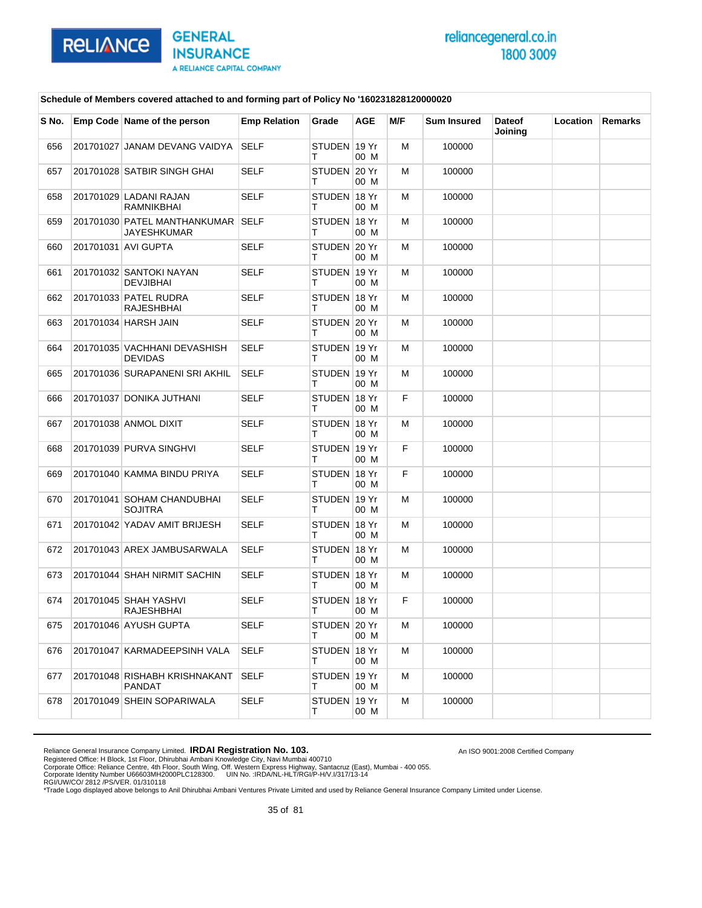**Schedule of Members covered attached to and forming part of Policy No '160231828120000020**

| S No. | Emp Code | Name of the person | Emp Relation | Grade | AGE | M/F | Sum Insured | Dateof Joining | Location | Remarks |
|---|---|---|---|---|---|---|---|---|---|---|
| 656 | 201701027 | JANAM DEVANG VAIDYA | SELF | STUDENT | 19 Yr 00 M | M | 100000 | | | |
| 657 | 201701028 | SATBIR SINGH GHAI | SELF | STUDENT | 20 Yr 00 M | M | 100000 | | | |
| 658 | 201701029 | LADANI RAJAN RAMNIKBHAI | SELF | STUDENT | 18 Yr 00 M | M | 100000 | | | |
| 659 | 201701030 | PATEL MANTHANKUMAR JAYESHKUMAR | SELF | STUDENT | 18 Yr 00 M | M | 100000 | | | |
| 660 | 201701031 | AVI GUPTA | SELF | STUDENT | 20 Yr 00 M | M | 100000 | | | |
| 661 | 201701032 | SANTOKI NAYAN DEVJIBHAI | SELF | STUDENT | 19 Yr 00 M | M | 100000 | | | |
| 662 | 201701033 | PATEL RUDRA RAJESHBHAI | SELF | STUDENT | 18 Yr 00 M | M | 100000 | | | |
| 663 | 201701034 | HARSH JAIN | SELF | STUDENT | 20 Yr 00 M | M | 100000 | | | |
| 664 | 201701035 | VACHHANI DEVASHISH DEVIDAS | SELF | STUDENT | 19 Yr 00 M | M | 100000 | | | |
| 665 | 201701036 | SURAPANENI SRI AKHIL | SELF | STUDENT | 19 Yr 00 M | M | 100000 | | | |
| 666 | 201701037 | DONIKA JUTHANI | SELF | STUDENT | 18 Yr 00 M | F | 100000 | | | |
| 667 | 201701038 | ANMOL DIXIT | SELF | STUDENT | 18 Yr 00 M | M | 100000 | | | |
| 668 | 201701039 | PURVA SINGHVI | SELF | STUDENT | 19 Yr 00 M | F | 100000 | | | |
| 669 | 201701040 | KAMMA BINDU PRIYA | SELF | STUDENT | 18 Yr 00 M | F | 100000 | | | |
| 670 | 201701041 | SOHAM CHANDUBHAI SOJITRA | SELF | STUDENT | 19 Yr 00 M | M | 100000 | | | |
| 671 | 201701042 | YADAV AMIT BRIJESH | SELF | STUDENT | 18 Yr 00 M | M | 100000 | | | |
| 672 | 201701043 | AREX JAMBUSARWALA | SELF | STUDENT | 18 Yr 00 M | M | 100000 | | | |
| 673 | 201701044 | SHAH NIRMIT SACHIN | SELF | STUDENT | 18 Yr 00 M | M | 100000 | | | |
| 674 | 201701045 | SHAH YASHVI RAJESHBHAI | SELF | STUDENT | 18 Yr 00 M | F | 100000 | | | |
| 675 | 201701046 | AYUSH GUPTA | SELF | STUDENT | 20 Yr 00 M | M | 100000 | | | |
| 676 | 201701047 | KARMADEEPSINH VALA | SELF | STUDENT | 18 Yr 00 M | M | 100000 | | | |
| 677 | 201701048 | RISHABH KRISHNAKANT PANDAT | SELF | STUDENT | 19 Yr 00 M | M | 100000 | | | |
| 678 | 201701049 | SHEIN SOPARIWALA | SELF | STUDENT | 19 Yr 00 M | M | 100000 | | | |

Reliance General Insurance Company Limited. **IRDAI Registration No. 103.** An ISO 9001:2008 Certified Company
Registered Office: H Block, 1st Floor, Dhirubhai Ambani Knowledge City, Navi Mumbai 400710
Corporate Office: Reliance Centre, 4th Floor, South Wing, Off. Western Express Highway, Santacruz (East), Mumbai - 400 055.
Corporate Identity Number U66603MH2000PLC128300. UIN No. :IRDA/NL-HLT/RGI/P-H/V.I/317/13-14
RGI/UW/CO/ 2812 /PS/VER. 01/310118
*Trade Logo displayed above belongs to Anil Dhirubhai Ambani Ventures Private Limited and used by Reliance General Insurance Company Limited under License.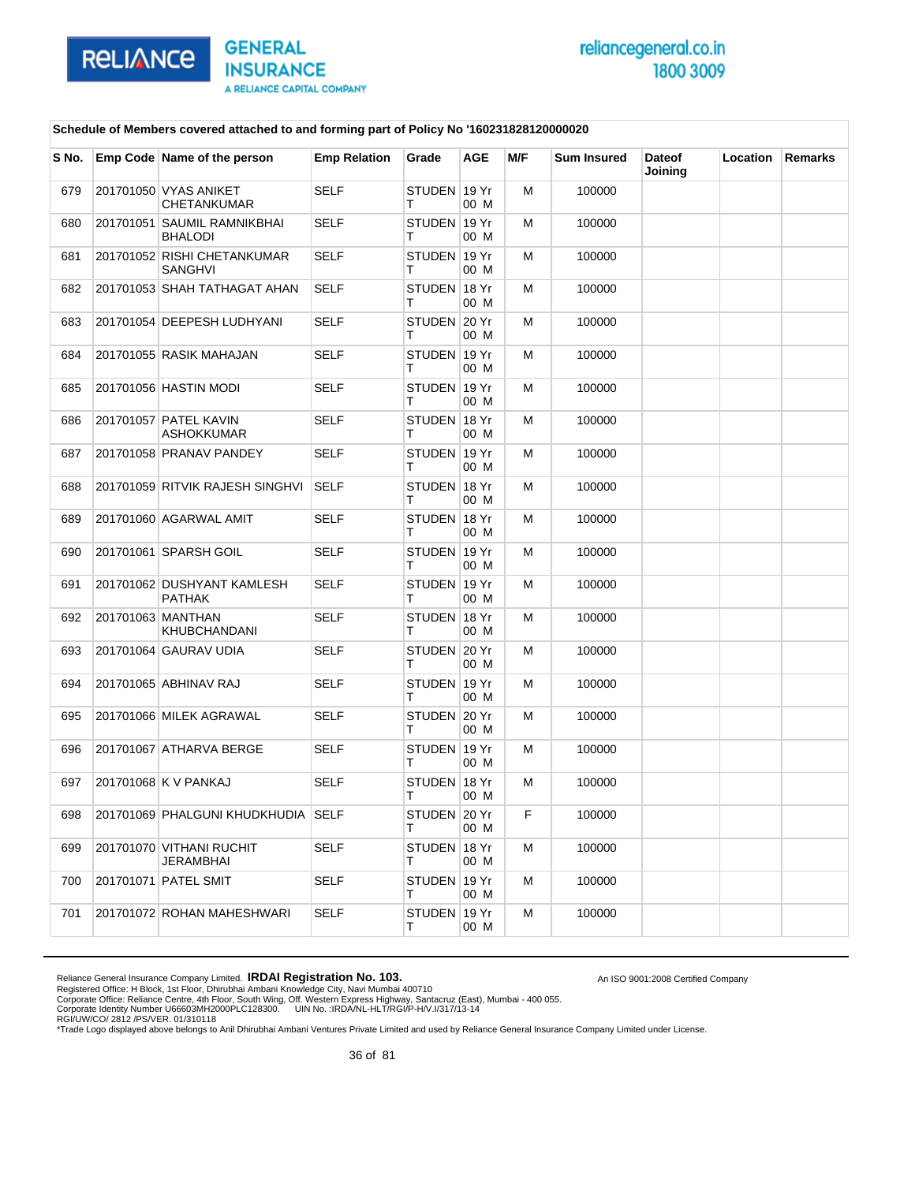**Schedule of Members covered attached to and forming part of Policy No '160231828120000020**

| S No. | Emp Code | Name of the person | Emp Relation | Grade | AGE | M/F | Sum Insured | Dateof Joining | Location | Remarks |
|---|---|---|---|---|---|---|---|---|---|---|
| 679 | 201701050 | VYAS ANIKET CHETANKUMAR | SELF | STUDENT | 19 Yr 00 M | M | 100000 | | | |
| 680 | 201701051 | SAUMIL RAMNIKBHAI BHALODI | SELF | STUDENT | 19 Yr 00 M | M | 100000 | | | |
| 681 | 201701052 | RISHI CHETANKUMAR SANGHVI | SELF | STUDENT | 19 Yr 00 M | M | 100000 | | | |
| 682 | 201701053 | SHAH TATHAGAT AHAN | SELF | STUDENT | 18 Yr 00 M | M | 100000 | | | |
| 683 | 201701054 | DEEPESH LUDHYANI | SELF | STUDENT | 20 Yr 00 M | M | 100000 | | | |
| 684 | 201701055 | RASIK MAHAJAN | SELF | STUDENT | 19 Yr 00 M | M | 100000 | | | |
| 685 | 201701056 | HASTIN MODI | SELF | STUDENT | 19 Yr 00 M | M | 100000 | | | |
| 686 | 201701057 | PATEL KAVIN ASHOKKUMAR | SELF | STUDENT | 18 Yr 00 M | M | 100000 | | | |
| 687 | 201701058 | PRANAV PANDEY | SELF | STUDENT | 19 Yr 00 M | M | 100000 | | | |
| 688 | 201701059 | RITVIK RAJESH SINGHVI | SELF | STUDENT | 18 Yr 00 M | M | 100000 | | | |
| 689 | 201701060 | AGARWAL AMIT | SELF | STUDENT | 18 Yr 00 M | M | 100000 | | | |
| 690 | 201701061 | SPARSH GOIL | SELF | STUDENT | 19 Yr 00 M | M | 100000 | | | |
| 691 | 201701062 | DUSHYANT KAMLESH PATHAK | SELF | STUDENT | 19 Yr 00 M | M | 100000 | | | |
| 692 | 201701063 | MANTHAN KHUBCHANDANI | SELF | STUDENT | 18 Yr 00 M | M | 100000 | | | |
| 693 | 201701064 | GAURAV UDIA | SELF | STUDENT | 20 Yr 00 M | M | 100000 | | | |
| 694 | 201701065 | ABHINAV RAJ | SELF | STUDENT | 19 Yr 00 M | M | 100000 | | | |
| 695 | 201701066 | MILEK AGRAWAL | SELF | STUDENT | 20 Yr 00 M | M | 100000 | | | |
| 696 | 201701067 | ATHARVA BERGE | SELF | STUDENT | 19 Yr 00 M | M | 100000 | | | |
| 697 | 201701068 | K V PANKAJ | SELF | STUDENT | 18 Yr 00 M | M | 100000 | | | |
| 698 | 201701069 | PHALGUNI KHUDKHUDIA | SELF | STUDENT | 20 Yr 00 M | F | 100000 | | | |
| 699 | 201701070 | VITHANI RUCHIT JERAMBHAI | SELF | STUDENT | 18 Yr 00 M | M | 100000 | | | |
| 700 | 201701071 | PATEL SMIT | SELF | STUDENT | 19 Yr 00 M | M | 100000 | | | |
| 701 | 201701072 | ROHAN MAHESHWARI | SELF | STUDENT | 19 Yr 00 M | M | 100000 | | | |

Reliance General Insurance Company Limited. **IRDAI Registration No. 103.**
Registered Office: H Block, 1st Floor, Dhirubhai Ambani Knowledge City, Navi Mumbai 400710
Corporate Office: Reliance Centre, 4th Floor, South Wing, Off. Western Express Highway, Santacruz (East), Mumbai - 400 055.
Corporate Identity Number U66603MH2000PLC128300. UIN No. :IRDA/NL-HLT/RGI/P-H/V.I/317/13-14
RGI/UW/CO/ 2812 /PS/VER. 01/310118
*Trade Logo displayed above belongs to Anil Dhirubhai Ambani Ventures Private Limited and used by Reliance General Insurance Company Limited under License.

An ISO 9001:2008 Certified Company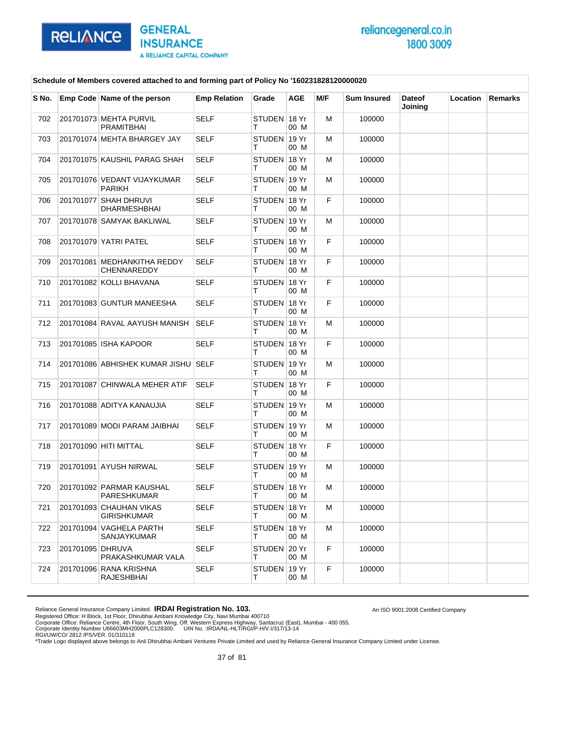**Schedule of Members covered attached to and forming part of Policy No '160231828120000020**

| S No. | Emp Code | Name of the person | Emp Relation | Grade | AGE | M/F | Sum Insured | Dateof Joining | Location | Remarks |
|---|---|---|---|---|---|---|---|---|---|---|
| 702 | 201701073 | MEHTA PURVIL PRAMITBHAI | SELF | STUDENT | 18 Yr 00 M | M | 100000 | | | |
| 703 | 201701074 | MEHTA BHARGEY JAY | SELF | STUDENT | 19 Yr 00 M | M | 100000 | | | |
| 704 | 201701075 | KAUSHIL PARAG SHAH | SELF | STUDENT | 18 Yr 00 M | M | 100000 | | | |
| 705 | 201701076 | VEDANT VIJAYKUMAR PARIKH | SELF | STUDENT | 19 Yr 00 M | M | 100000 | | | |
| 706 | 201701077 | SHAH DHRUVI DHARMESHBHAI | SELF | STUDENT | 18 Yr 00 M | F | 100000 | | | |
| 707 | 201701078 | SAMYAK BAKLIWAL | SELF | STUDENT | 19 Yr 00 M | M | 100000 | | | |
| 708 | 201701079 | YATRI PATEL | SELF | STUDENT | 18 Yr 00 M | F | 100000 | | | |
| 709 | 201701081 | MEDHANKITHA REDDY CHENNAREDDY | SELF | STUDENT | 18 Yr 00 M | F | 100000 | | | |
| 710 | 201701082 | KOLLI BHAVANA | SELF | STUDENT | 18 Yr 00 M | F | 100000 | | | |
| 711 | 201701083 | GUNTUR MANEESHA | SELF | STUDENT | 18 Yr 00 M | F | 100000 | | | |
| 712 | 201701084 | RAVAL AAYUSH MANISH | SELF | STUDENT | 18 Yr 00 M | M | 100000 | | | |
| 713 | 201701085 | ISHA KAPOOR | SELF | STUDENT | 18 Yr 00 M | F | 100000 | | | |
| 714 | 201701086 | ABHISHEK KUMAR JISHU | SELF | STUDENT | 19 Yr 00 M | M | 100000 | | | |
| 715 | 201701087 | CHINWALA MEHER ATIF | SELF | STUDENT | 18 Yr 00 M | F | 100000 | | | |
| 716 | 201701088 | ADITYA KANAUJIA | SELF | STUDENT | 19 Yr 00 M | M | 100000 | | | |
| 717 | 201701089 | MODI PARAM JAIBHAI | SELF | STUDENT | 19 Yr 00 M | M | 100000 | | | |
| 718 | 201701090 | HITI MITTAL | SELF | STUDENT | 18 Yr 00 M | F | 100000 | | | |
| 719 | 201701091 | AYUSH NIRWAL | SELF | STUDENT | 19 Yr 00 M | M | 100000 | | | |
| 720 | 201701092 | PARMAR KAUSHAL PARESHKUMAR | SELF | STUDENT | 18 Yr 00 M | M | 100000 | | | |
| 721 | 201701093 | CHAUHAN VIKAS GIRISHKUMAR | SELF | STUDENT | 18 Yr 00 M | M | 100000 | | | |
| 722 | 201701094 | VAGHELA PARTH SANJAYKUMAR | SELF | STUDENT | 18 Yr 00 M | M | 100000 | | | |
| 723 | 201701095 | DHRUVA PRAKASHKUMAR VALA | SELF | STUDENT | 20 Yr 00 M | F | 100000 | | | |
| 724 | 201701096 | RANA KRISHNA RAJESHBHAI | SELF | STUDENT | 19 Yr 00 M | F | 100000 | | | |

Reliance General Insurance Company Limited. **IRDAI Registration No. 103.**
Registered Office: H Block, 1st Floor, Dhirubhai Ambani Knowledge City, Navi Mumbai 400710
Corporate Office: Reliance Centre, 4th Floor, South Wing, Off. Western Express Highway, Santacruz (East), Mumbai - 400 055.
Corporate Identity Number U66603MH2000PLC128300. UIN No. :IRDA/NL-HLT/RGI/P-H/V.I/317/13-14
RGI/UW/CO/ 2812 /PS/VER. 01/310118
*Trade Logo displayed above belongs to Anil Dhirubhai Ambani Ventures Private Limited and used by Reliance General Insurance Company Limited under License.

An ISO 9001:2008 Certified Company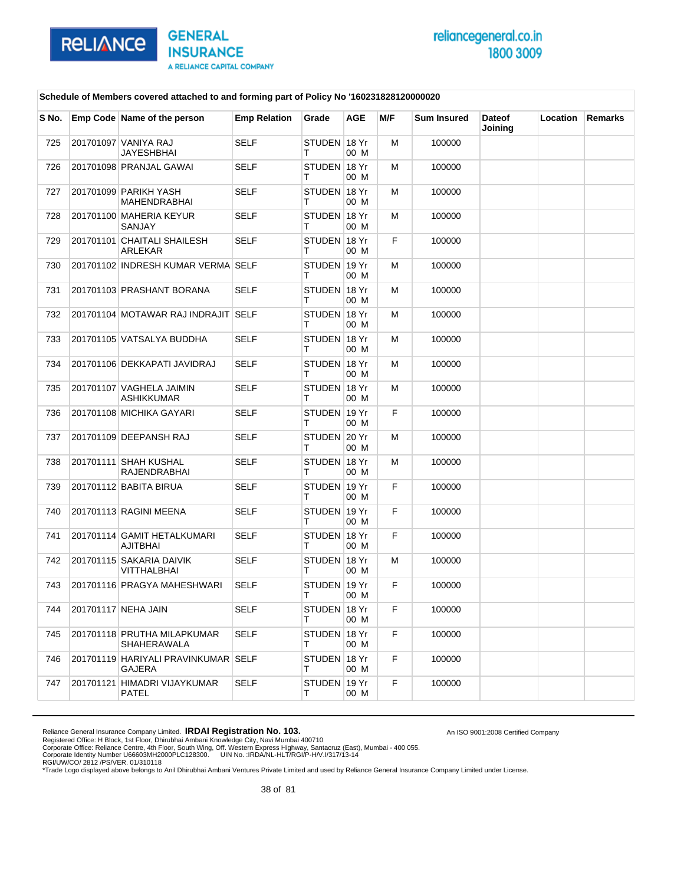**Schedule of Members covered attached to and forming part of Policy No '160231828120000020**

| S No. | Emp Code | Name of the person | Emp Relation | Grade | AGE | M/F | Sum Insured | Dateof Joining | Location | Remarks |
|---|---|---|---|---|---|---|---|---|---|---|
| 725 | 201701097 | VANIYA RAJ JAYESHBHAI | SELF | STUDENT | 18 Yr 00 M | M | 100000 | | | |
| 726 | 201701098 | PRANJAL GAWAI | SELF | STUDENT | 18 Yr 00 M | M | 100000 | | | |
| 727 | 201701099 | PARIKH YASH MAHENDRABHAI | SELF | STUDENT | 18 Yr 00 M | M | 100000 | | | |
| 728 | 201701100 | MAHERIA KEYUR SANJAY | SELF | STUDENT | 18 Yr 00 M | M | 100000 | | | |
| 729 | 201701101 | CHAITALI SHAILESH ARLEKAR | SELF | STUDENT | 18 Yr 00 M | F | 100000 | | | |
| 730 | 201701102 | INDRESH KUMAR VERMA | SELF | STUDENT | 19 Yr 00 M | M | 100000 | | | |
| 731 | 201701103 | PRASHANT BORANA | SELF | STUDENT | 18 Yr 00 M | M | 100000 | | | |
| 732 | 201701104 | MOTAWAR RAJ INDRAJIT | SELF | STUDENT | 18 Yr 00 M | M | 100000 | | | |
| 733 | 201701105 | VATSALYA BUDDHA | SELF | STUDENT | 18 Yr 00 M | M | 100000 | | | |
| 734 | 201701106 | DEKKAPATI JAVIDRAJ | SELF | STUDENT | 18 Yr 00 M | M | 100000 | | | |
| 735 | 201701107 | VAGHELA JAIMIN ASHIKKUMAR | SELF | STUDENT | 18 Yr 00 M | M | 100000 | | | |
| 736 | 201701108 | MICHIKA GAYARI | SELF | STUDENT | 19 Yr 00 M | F | 100000 | | | |
| 737 | 201701109 | DEEPANSH RAJ | SELF | STUDENT | 20 Yr 00 M | M | 100000 | | | |
| 738 | 201701111 | SHAH KUSHAL RAJENDRABHAI | SELF | STUDENT | 18 Yr 00 M | M | 100000 | | | |
| 739 | 201701112 | BABITA BIRUA | SELF | STUDENT | 19 Yr 00 M | F | 100000 | | | |
| 740 | 201701113 | RAGINI MEENA | SELF | STUDENT | 19 Yr 00 M | F | 100000 | | | |
| 741 | 201701114 | GAMIT HETALKUMARI AJITBHAI | SELF | STUDENT | 18 Yr 00 M | F | 100000 | | | |
| 742 | 201701115 | SAKARIA DAIVIK VITTHALBHAI | SELF | STUDENT | 18 Yr 00 M | M | 100000 | | | |
| 743 | 201701116 | PRAGYA MAHESHWARI | SELF | STUDENT | 19 Yr 00 M | F | 100000 | | | |
| 744 | 201701117 | NEHA JAIN | SELF | STUDENT | 18 Yr 00 M | F | 100000 | | | |
| 745 | 201701118 | PRUTHA MILAPKUMAR SHAHERAWALA | SELF | STUDENT | 18 Yr 00 M | F | 100000 | | | |
| 746 | 201701119 | HARIYALI PRAVINKUMAR GAJERA | SELF | STUDENT | 18 Yr 00 M | F | 100000 | | | |
| 747 | 201701121 | HIMADRI VIJAYKUMAR PATEL | SELF | STUDENT | 19 Yr 00 M | F | 100000 | | | |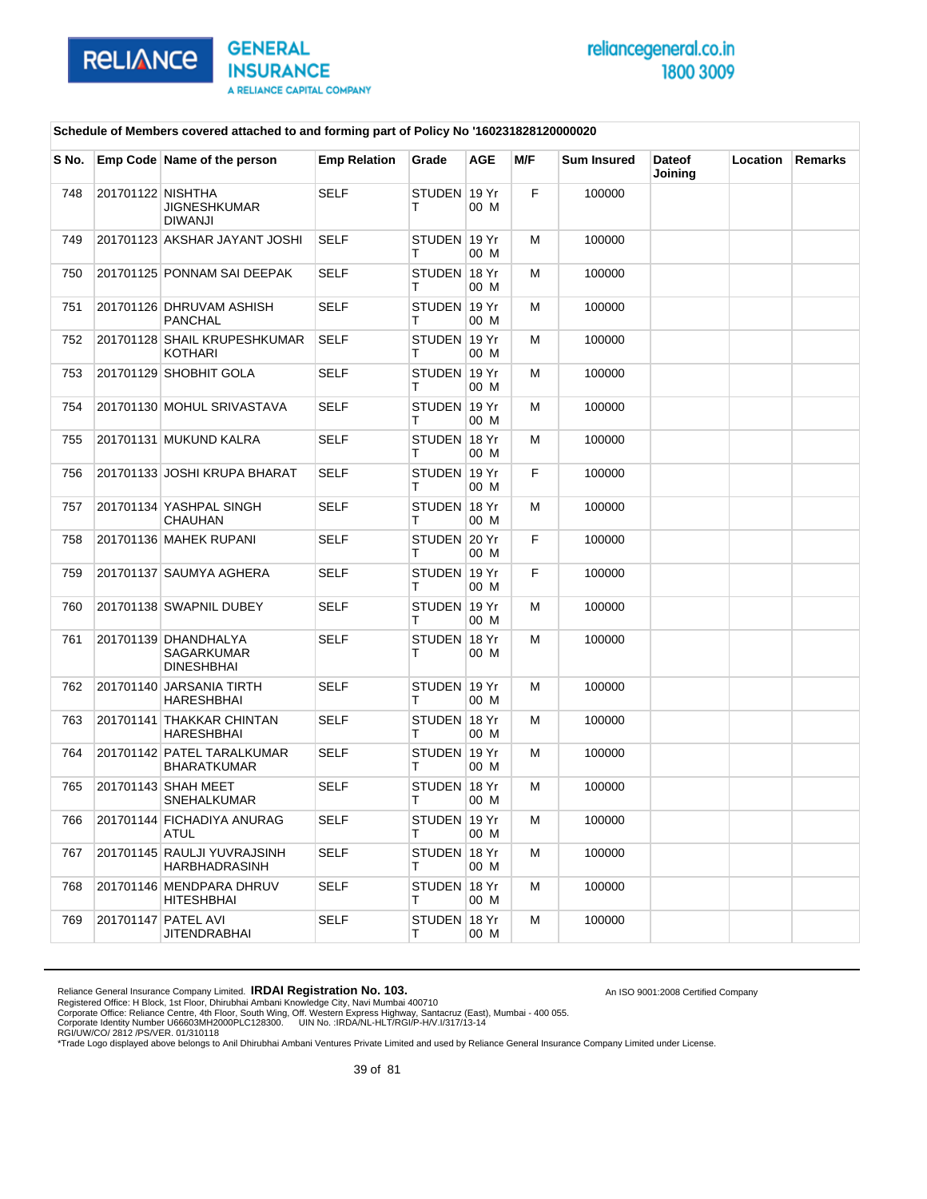**Schedule of Members covered attached to and forming part of Policy No '160231828120000020**

| S No. | Emp Code | Name of the person | Emp Relation | Grade | AGE | M/F | Sum Insured | Dateof Joining | Location | Remarks |
|---|---|---|---|---|---|---|---|---|---|---|
| 748 | 201701122 | NISHTHA JIGNESHKUMAR DIWANJI | SELF | STUDENT | 19 Yr 00 M | F | 100000 | | | |
| 749 | 201701123 | AKSHAR JAYANT JOSHI | SELF | STUDENT | 19 Yr 00 M | M | 100000 | | | |
| 750 | 201701125 | PONNAM SAI DEEPAK | SELF | STUDENT | 18 Yr 00 M | M | 100000 | | | |
| 751 | 201701126 | DHRUVAM ASHISH PANCHAL | SELF | STUDENT | 19 Yr 00 M | M | 100000 | | | |
| 752 | 201701128 | SHAIL KRUPESHKUMAR KOTHARI | SELF | STUDENT | 19 Yr 00 M | M | 100000 | | | |
| 753 | 201701129 | SHOBHIT GOLA | SELF | STUDENT | 19 Yr 00 M | M | 100000 | | | |
| 754 | 201701130 | MOHUL SRIVASTAVA | SELF | STUDENT | 19 Yr 00 M | M | 100000 | | | |
| 755 | 201701131 | MUKUND KALRA | SELF | STUDENT | 18 Yr 00 M | M | 100000 | | | |
| 756 | 201701133 | JOSHI KRUPA BHARAT | SELF | STUDENT | 19 Yr 00 M | F | 100000 | | | |
| 757 | 201701134 | YASHPAL SINGH CHAUHAN | SELF | STUDENT | 18 Yr 00 M | M | 100000 | | | |
| 758 | 201701136 | MAHEK RUPANI | SELF | STUDENT | 20 Yr 00 M | F | 100000 | | | |
| 759 | 201701137 | SAUMYA AGHERA | SELF | STUDENT | 19 Yr 00 M | F | 100000 | | | |
| 760 | 201701138 | SWAPNIL DUBEY | SELF | STUDENT | 19 Yr 00 M | M | 100000 | | | |
| 761 | 201701139 | DHANDHALYA SAGARKUMAR DINESHBHAI | SELF | STUDENT | 18 Yr 00 M | M | 100000 | | | |
| 762 | 201701140 | JARSANIA TIRTH HARESHBHAI | SELF | STUDENT | 19 Yr 00 M | M | 100000 | | | |
| 763 | 201701141 | THAKKAR CHINTAN HARESHBHAI | SELF | STUDENT | 18 Yr 00 M | M | 100000 | | | |
| 764 | 201701142 | PATEL TARALKUMAR BHARATKUMAR | SELF | STUDENT | 19 Yr 00 M | M | 100000 | | | |
| 765 | 201701143 | SHAH MEET SNEHALKUMAR | SELF | STUDENT | 18 Yr 00 M | M | 100000 | | | |
| 766 | 201701144 | FICHADIYA ANURAG ATUL | SELF | STUDENT | 19 Yr 00 M | M | 100000 | | | |
| 767 | 201701145 | RAULJI YUVRAJSINH HARBHADRASINH | SELF | STUDENT | 18 Yr 00 M | M | 100000 | | | |
| 768 | 201701146 | MENDPARA DHRUV HITESHBHAI | SELF | STUDENT | 18 Yr 00 M | M | 100000 | | | |
| 769 | 201701147 | PATEL AVI JITENDRABHAI | SELF | STUDENT | 18 Yr 00 M | M | 100000 | | | |

Reliance General Insurance Company Limited. **IRDAI Registration No. 103.**
Registered Office: H Block, 1st Floor, Dhirubhai Ambani Knowledge City, Navi Mumbai 400710
Corporate Office: Reliance Centre, 4th Floor, South Wing, Off. Western Express Highway, Santacruz (East), Mumbai - 400 055.
Corporate Identity Number U66603MH2000PLC128300. UIN No. :IRDA/NL-HLT/RGI/P-H/V.I/317/13-14
RGI/UW/CO/ 2812 /PS/VER. 01/310118
*Trade Logo displayed above belongs to Anil Dhirubhai Ambani Ventures Private Limited and used by Reliance General Insurance Company Limited under License.

An ISO 9001:2008 Certified Company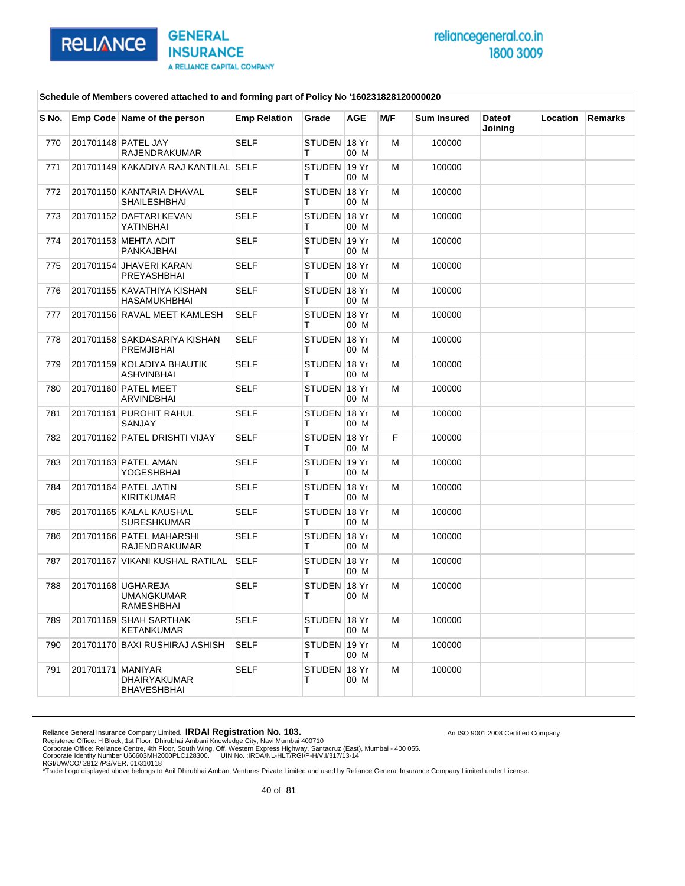Schedule of Members covered attached to and forming part of Policy No '160231828120000020

| S No. | Emp Code | Name of the person | Emp Relation | Grade | AGE | M/F | Sum Insured | Dateof Joining | Location | Remarks |
|---|---|---|---|---|---|---|---|---|---|---|
| 770 | 201701148 | PATEL JAY RAJENDRAKUMAR | SELF | STUDENT | 18 Yr 00 M | M | 100000 | | | |
| 771 | 201701149 | KAKADIYA RAJ KANTILAL | SELF | STUDENT | 19 Yr 00 M | M | 100000 | | | |
| 772 | 201701150 | KANTARIA DHAVAL SHAILESHBHAI | SELF | STUDENT | 18 Yr 00 M | M | 100000 | | | |
| 773 | 201701152 | DAFTARI KEVAN YATINBHAI | SELF | STUDENT | 18 Yr 00 M | M | 100000 | | | |
| 774 | 201701153 | MEHTA ADIT PANKAJBHAI | SELF | STUDENT | 19 Yr 00 M | M | 100000 | | | |
| 775 | 201701154 | JHAVERI KARAN PREYASHBHAI | SELF | STUDENT | 18 Yr 00 M | M | 100000 | | | |
| 776 | 201701155 | KAVATHIYA KISHAN HASAMUKHBHAI | SELF | STUDENT | 18 Yr 00 M | M | 100000 | | | |
| 777 | 201701156 | RAVAL MEET KAMLESH | SELF | STUDENT | 18 Yr 00 M | M | 100000 | | | |
| 778 | 201701158 | SAKDASARIYA KISHAN PREMJIBHAI | SELF | STUDENT | 18 Yr 00 M | M | 100000 | | | |
| 779 | 201701159 | KOLADIYA BHAUTIK ASHVINBHAI | SELF | STUDENT | 18 Yr 00 M | M | 100000 | | | |
| 780 | 201701160 | PATEL MEET ARVINDBHAI | SELF | STUDENT | 18 Yr 00 M | M | 100000 | | | |
| 781 | 201701161 | PUROHIT RAHUL SANJAY | SELF | STUDENT | 18 Yr 00 M | M | 100000 | | | |
| 782 | 201701162 | PATEL DRISHTI VIJAY | SELF | STUDENT | 18 Yr 00 M | F | 100000 | | | |
| 783 | 201701163 | PATEL AMAN YOGESHBHAI | SELF | STUDENT | 19 Yr 00 M | M | 100000 | | | |
| 784 | 201701164 | PATEL JATIN KIRITKUMAR | SELF | STUDENT | 18 Yr 00 M | M | 100000 | | | |
| 785 | 201701165 | KALAL KAUSHAL SURESHKUMAR | SELF | STUDENT | 18 Yr 00 M | M | 100000 | | | |
| 786 | 201701166 | PATEL MAHARSHI RAJENDRAKUMAR | SELF | STUDENT | 18 Yr 00 M | M | 100000 | | | |
| 787 | 201701167 | VIKANI KUSHAL RATILAL | SELF | STUDENT | 18 Yr 00 M | M | 100000 | | | |
| 788 | 201701168 | UGHAREJA UMANGKUMAR RAMESHBHAI | SELF | STUDENT | 18 Yr 00 M | M | 100000 | | | |
| 789 | 201701169 | SHAH SARTHAK KETANKUMAR | SELF | STUDENT | 18 Yr 00 M | M | 100000 | | | |
| 790 | 201701170 | BAXI RUSHIRAJ ASHISH | SELF | STUDENT | 19 Yr 00 M | M | 100000 | | | |
| 791 | 201701171 | MANIYAR DHAIRYAKUMAR BHAVESHBHAI | SELF | STUDENT | 18 Yr 00 M | M | 100000 | | | |

Reliance General Insurance Company Limited. **IRDAI Registration No. 103.**
Registered Office: H Block, 1st Floor, Dhirubhai Ambani Knowledge City, Navi Mumbai 400710
Corporate Office: Reliance Centre, 4th Floor, South Wing, Off. Western Express Highway, Santacruz (East), Mumbai - 400 055.
Corporate Identity Number U66603MH2000PLC128300. UIN No. :IRDA/NL-HLT/RGI/P-H/V.I/317/13-14
RGI/UW/CO/ 2812 /PS/VER. 01/310118
*Trade Logo displayed above belongs to Anil Dhirubhai Ambani Ventures Private Limited and used by Reliance General Insurance Company Limited under License.

An ISO 9001:2008 Certified Company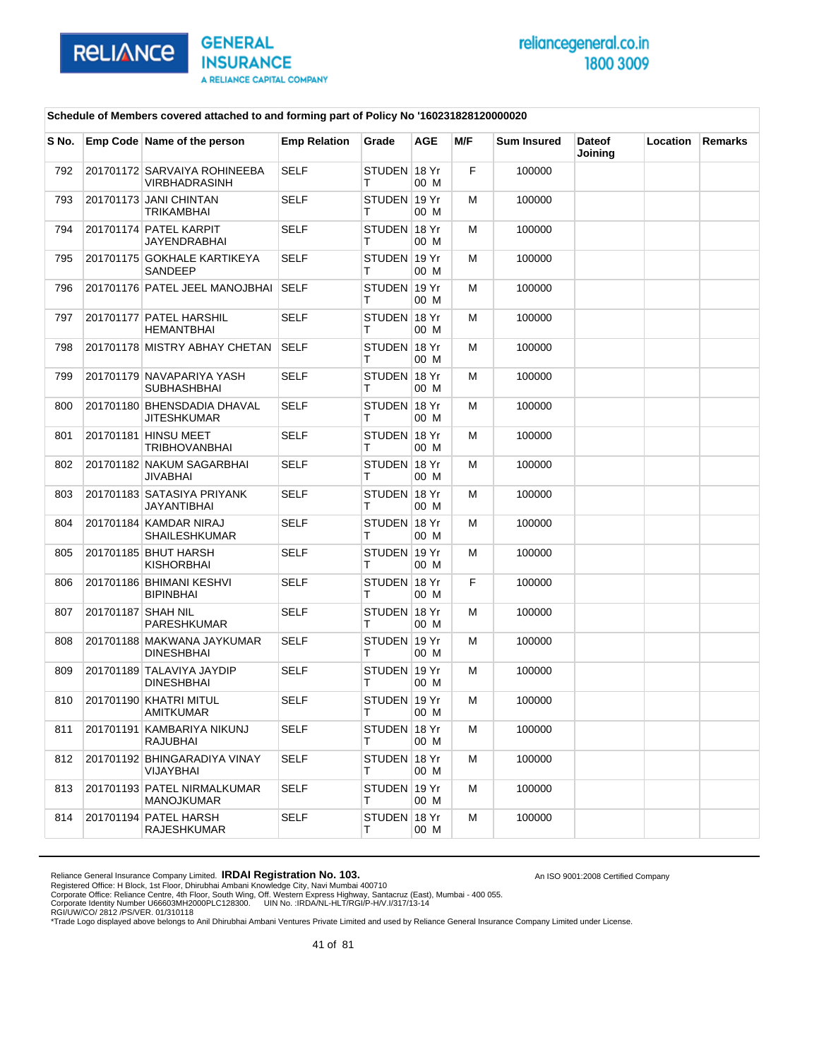**Schedule of Members covered attached to and forming part of Policy No '160231828120000020**

| S No. | Emp Code | Name of the person | Emp Relation | Grade | AGE | M/F | Sum Insured | Dateof Joining | Location | Remarks |
|---|---|---|---|---|---|---|---|---|---|---|
| 792 | 201701172 | SARVAIYA ROHINEEBA VIRBHADRASINH | SELF | STUDENT | 18 Yr 00 M | F | 100000 | | | |
| 793 | 201701173 | JANI CHINTAN TRIKAMBHAI | SELF | STUDENT | 19 Yr 00 M | M | 100000 | | | |
| 794 | 201701174 | PATEL KARPIT JAYENDRABHAI | SELF | STUDENT | 18 Yr 00 M | M | 100000 | | | |
| 795 | 201701175 | GOKHALE KARTIKEYA SANDEEP | SELF | STUDENT | 19 Yr 00 M | M | 100000 | | | |
| 796 | 201701176 | PATEL JEEL MANOJBHAI | SELF | STUDENT | 19 Yr 00 M | M | 100000 | | | |
| 797 | 201701177 | PATEL HARSHIL HEMANTBHAI | SELF | STUDENT | 18 Yr 00 M | M | 100000 | | | |
| 798 | 201701178 | MISTRY ABHAY CHETAN | SELF | STUDENT | 18 Yr 00 M | M | 100000 | | | |
| 799 | 201701179 | NAVAPARIYA YASH SUBHASHBHAI | SELF | STUDENT | 18 Yr 00 M | M | 100000 | | | |
| 800 | 201701180 | BHENSDADIA DHAVAL JITESHKUMAR | SELF | STUDENT | 18 Yr 00 M | M | 100000 | | | |
| 801 | 201701181 | HINSU MEET TRIBHOVANBHAI | SELF | STUDENT | 18 Yr 00 M | M | 100000 | | | |
| 802 | 201701182 | NAKUM SAGARBHAI JIVABHAI | SELF | STUDENT | 18 Yr 00 M | M | 100000 | | | |
| 803 | 201701183 | SATASIYA PRIYANK JAYANTIBHAI | SELF | STUDENT | 18 Yr 00 M | M | 100000 | | | |
| 804 | 201701184 | KAMDAR NIRAJ SHAILESHKUMAR | SELF | STUDENT | 18 Yr 00 M | M | 100000 | | | |
| 805 | 201701185 | BHUT HARSH KISHORBHAI | SELF | STUDENT | 19 Yr 00 M | M | 100000 | | | |
| 806 | 201701186 | BHIMANI KESHVI BIPINBHAI | SELF | STUDENT | 18 Yr 00 M | F | 100000 | | | |
| 807 | 201701187 | SHAH NIL PARESHKUMAR | SELF | STUDENT | 18 Yr 00 M | M | 100000 | | | |
| 808 | 201701188 | MAKWANA JAYKUMAR DINESHBHAI | SELF | STUDENT | 19 Yr 00 M | M | 100000 | | | |
| 809 | 201701189 | TALAVIYA JAYDIP DINESHBHAI | SELF | STUDENT | 19 Yr 00 M | M | 100000 | | | |
| 810 | 201701190 | KHATRI MITUL AMITKUMAR | SELF | STUDENT | 19 Yr 00 M | M | 100000 | | | |
| 811 | 201701191 | KAMBARIYA NIKUNJ RAJUBHAI | SELF | STUDENT | 18 Yr 00 M | M | 100000 | | | |
| 812 | 201701192 | BHINGARADIYA VINAY VIJAYBHAI | SELF | STUDENT | 18 Yr 00 M | M | 100000 | | | |
| 813 | 201701193 | PATEL NIRMALKUMAR MANOJKUMAR | SELF | STUDENT | 19 Yr 00 M | M | 100000 | | | |
| 814 | 201701194 | PATEL HARSH RAJESHKUMAR | SELF | STUDENT | 18 Yr 00 M | M | 100000 | | | |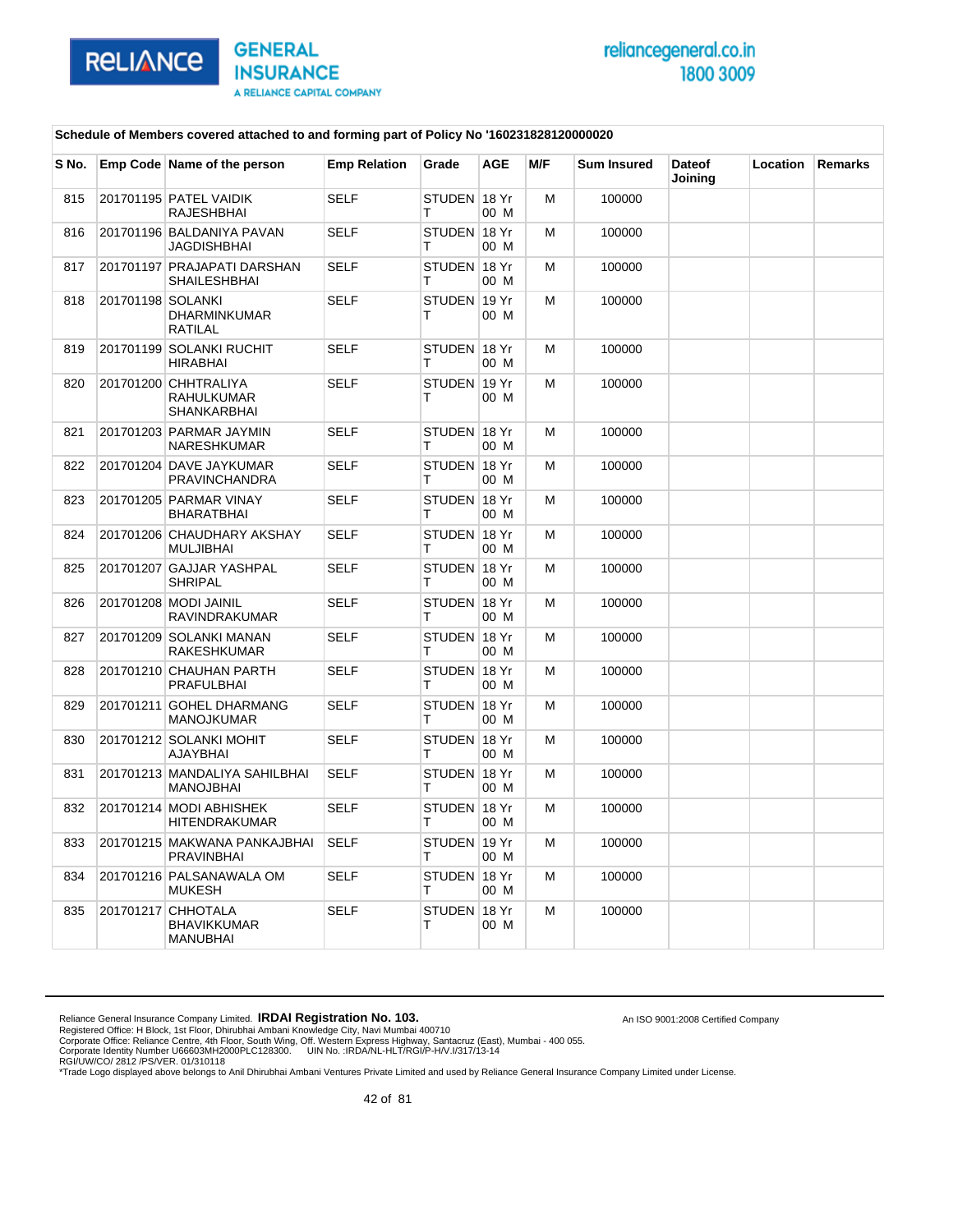Schedule of Members covered attached to and forming part of Policy No '160231828120000020

| S No. | Emp Code | Name of the person | Emp Relation | Grade | AGE | M/F | Sum Insured | Dateof Joining | Location | Remarks |
|---|---|---|---|---|---|---|---|---|---|---|
| 815 | 201701195 | PATEL VAIDIK RAJESHBHAI | SELF | STUDENT | 18 Yr 00 M | M | 100000 | | | |
| 816 | 201701196 | BALDANIYA PAVAN JAGDISHBHAI | SELF | STUDENT | 18 Yr 00 M | M | 100000 | | | |
| 817 | 201701197 | PRAJAPATI DARSHAN SHAILESHBHAI | SELF | STUDENT | 18 Yr 00 M | M | 100000 | | | |
| 818 | 201701198 | SOLANKI DHARMINKUMAR RATILAL | SELF | STUDENT | 19 Yr 00 M | M | 100000 | | | |
| 819 | 201701199 | SOLANKI RUCHIT HIRABHAI | SELF | STUDENT | 18 Yr 00 M | M | 100000 | | | |
| 820 | 201701200 | CHHTRALIYA RAHULKUMAR SHANKARBHAI | SELF | STUDENT | 19 Yr 00 M | M | 100000 | | | |
| 821 | 201701203 | PARMAR JAYMIN NARESHKUMAR | SELF | STUDENT | 18 Yr 00 M | M | 100000 | | | |
| 822 | 201701204 | DAVE JAYKUMAR PRAVINCHANDRA | SELF | STUDENT | 18 Yr 00 M | M | 100000 | | | |
| 823 | 201701205 | PARMAR VINAY BHARATBHAI | SELF | STUDENT | 18 Yr 00 M | M | 100000 | | | |
| 824 | 201701206 | CHAUDHARY AKSHAY MULJIBHAI | SELF | STUDENT | 18 Yr 00 M | M | 100000 | | | |
| 825 | 201701207 | GAJJAR YASHPAL SHRIPAL | SELF | STUDENT | 18 Yr 00 M | M | 100000 | | | |
| 826 | 201701208 | MODI JAINIL RAVINDRAKUMAR | SELF | STUDENT | 18 Yr 00 M | M | 100000 | | | |
| 827 | 201701209 | SOLANKI MANAN RAKESHKUMAR | SELF | STUDENT | 18 Yr 00 M | M | 100000 | | | |
| 828 | 201701210 | CHAUHAN PARTH PRAFULBHAI | SELF | STUDENT | 18 Yr 00 M | M | 100000 | | | |
| 829 | 201701211 | GOHEL DHARMANG MANOJKUMAR | SELF | STUDENT | 18 Yr 00 M | M | 100000 | | | |
| 830 | 201701212 | SOLANKI MOHIT AJAYBHAI | SELF | STUDENT | 18 Yr 00 M | M | 100000 | | | |
| 831 | 201701213 | MANDALIYA SAHILBHAI MANOJBHAI | SELF | STUDENT | 18 Yr 00 M | M | 100000 | | | |
| 832 | 201701214 | MODI ABHISHEK HITENDRAKUMAR | SELF | STUDENT | 18 Yr 00 M | M | 100000 | | | |
| 833 | 201701215 | MAKWANA PANKAJBHAI PRAVINBHAI | SELF | STUDENT | 19 Yr 00 M | M | 100000 | | | |
| 834 | 201701216 | PALSANAWALA OM MUKESH | SELF | STUDENT | 18 Yr 00 M | M | 100000 | | | |
| 835 | 201701217 | CHHOTALA BHAVIKKUMAR MANUBHAI | SELF | STUDENT | 18 Yr 00 M | M | 100000 | | | |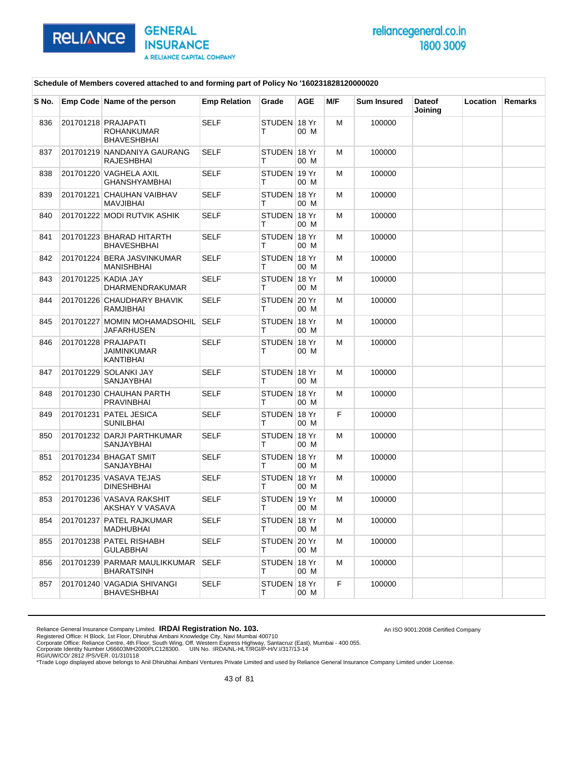Schedule of Members covered attached to and forming part of Policy No '160231828120000020

| S No. | Emp Code | Name of the person | Emp Relation | Grade | AGE | M/F | Sum Insured | Dateof Joining | Location | Remarks |
|---|---|---|---|---|---|---|---|---|---|---|
| 836 | 201701218 | PRAJAPATI ROHANKUMAR BHAVESHBHAI | SELF | STUDENT | 18 Yr 00 M | M | 100000 | | | |
| 837 | 201701219 | NANDANIYA GAURANG RAJESHBHAI | SELF | STUDENT | 18 Yr 00 M | M | 100000 | | | |
| 838 | 201701220 | VAGHELA AXIL GHANSHYAMBHAI | SELF | STUDENT | 19 Yr 00 M | M | 100000 | | | |
| 839 | 201701221 | CHAUHAN VAIBHAV MAVJIBHAI | SELF | STUDENT | 18 Yr 00 M | M | 100000 | | | |
| 840 | 201701222 | MODI RUTVIK ASHIK | SELF | STUDENT | 18 Yr 00 M | M | 100000 | | | |
| 841 | 201701223 | BHARAD HITARTH BHAVESHBHAI | SELF | STUDENT | 18 Yr 00 M | M | 100000 | | | |
| 842 | 201701224 | BERA JASVINKUMAR MANISHBHAI | SELF | STUDENT | 18 Yr 00 M | M | 100000 | | | |
| 843 | 201701225 | KADIA JAY DHARMENDRAKUMAR | SELF | STUDENT | 18 Yr 00 M | M | 100000 | | | |
| 844 | 201701226 | CHAUDHARY BHAVIK RAMJIBHAI | SELF | STUDENT | 20 Yr 00 M | M | 100000 | | | |
| 845 | 201701227 | MOMIN MOHAMADSOHIL JAFARHUSEN | SELF | STUDENT | 18 Yr 00 M | M | 100000 | | | |
| 846 | 201701228 | PRAJAPATI JAIMINKUMAR KANTIBHAI | SELF | STUDENT | 18 Yr 00 M | M | 100000 | | | |
| 847 | 201701229 | SOLANKI JAY SANJAYBHAI | SELF | STUDENT | 18 Yr 00 M | M | 100000 | | | |
| 848 | 201701230 | CHAUHAN PARTH PRAVINBHAI | SELF | STUDENT | 18 Yr 00 M | M | 100000 | | | |
| 849 | 201701231 | PATEL JESICA SUNILBHAI | SELF | STUDENT | 18 Yr 00 M | F | 100000 | | | |
| 850 | 201701232 | DARJI PARTHKUMAR SANJAYBHAI | SELF | STUDENT | 18 Yr 00 M | M | 100000 | | | |
| 851 | 201701234 | BHAGAT SMIT SANJAYBHAI | SELF | STUDENT | 18 Yr 00 M | M | 100000 | | | |
| 852 | 201701235 | VASAVA TEJAS DINESHBHAI | SELF | STUDENT | 18 Yr 00 M | M | 100000 | | | |
| 853 | 201701236 | VASAVA RAKSHIT AKSHAY V VASAVA | SELF | STUDENT | 19 Yr 00 M | M | 100000 | | | |
| 854 | 201701237 | PATEL RAJKUMAR MADHUBHAI | SELF | STUDENT | 18 Yr 00 M | M | 100000 | | | |
| 855 | 201701238 | PATEL RISHABH GULABBHAI | SELF | STUDENT | 20 Yr 00 M | M | 100000 | | | |
| 856 | 201701239 | PARMAR MAULIKKUMAR BHARATSINH | SELF | STUDENT | 18 Yr 00 M | M | 100000 | | | |
| 857 | 201701240 | VAGADIA SHIVANGI BHAVESHBHAI | SELF | STUDENT | 18 Yr 00 M | F | 100000 | | | |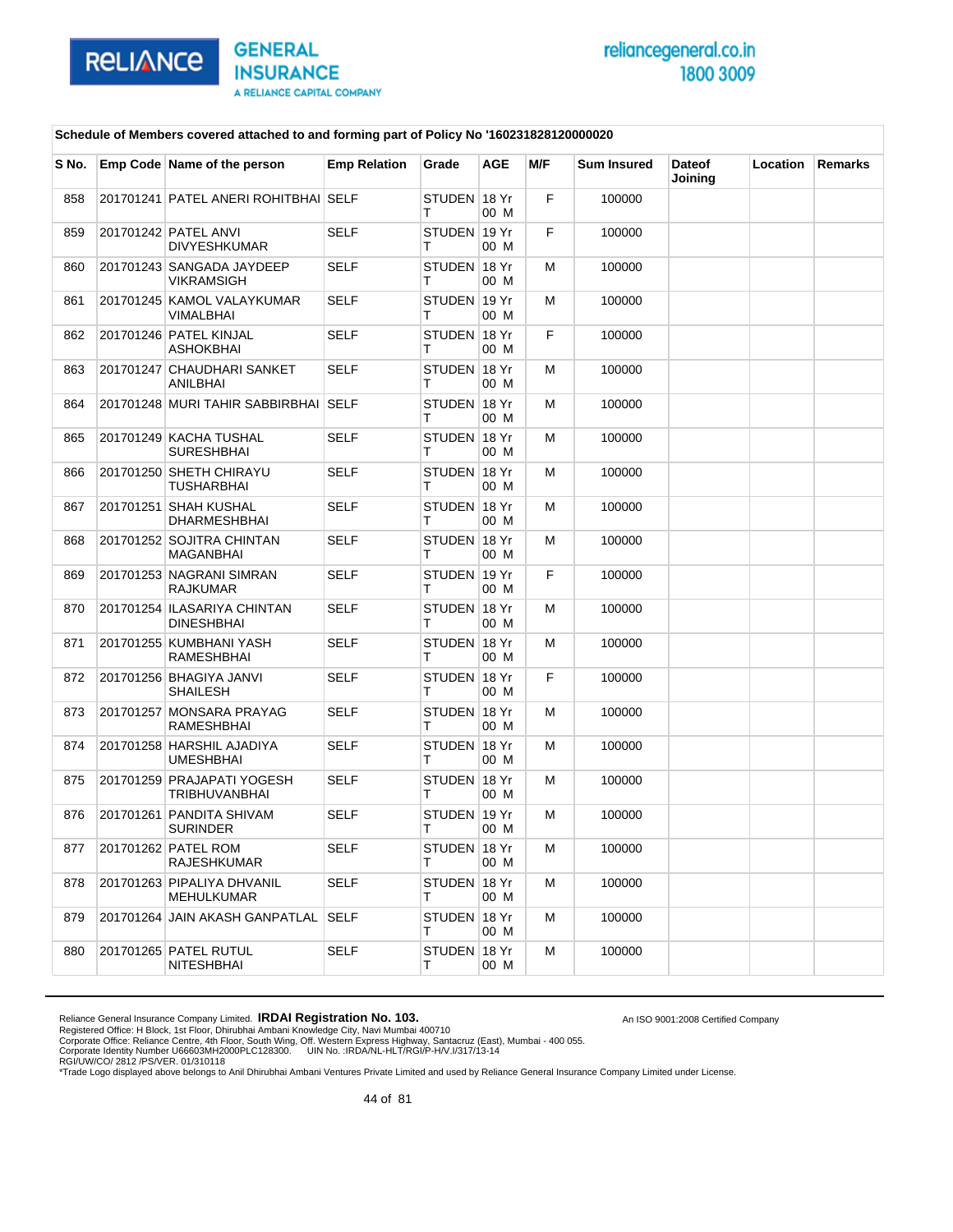Schedule of Members covered attached to and forming part of Policy No '160231828120000020

| S No. | Emp Code | Name of the person | Emp Relation | Grade | AGE | M/F | Sum Insured | Dateof Joining | Location | Remarks |
|---|---|---|---|---|---|---|---|---|---|---|
| 858 | 201701241 | PATEL ANERI ROHITBHAI | SELF | STUDENT | 18 Yr 00 M | F | 100000 | | | |
| 859 | 201701242 | PATEL ANVI DIVYESHKUMAR | SELF | STUDENT | 19 Yr 00 M | F | 100000 | | | |
| 860 | 201701243 | SANGADA JAYDEEP VIKRAMSIGH | SELF | STUDENT | 18 Yr 00 M | M | 100000 | | | |
| 861 | 201701245 | KAMOL VALAYKUMAR VIMALBHAI | SELF | STUDENT | 19 Yr 00 M | M | 100000 | | | |
| 862 | 201701246 | PATEL KINJAL ASHOKBHAI | SELF | STUDENT | 18 Yr 00 M | F | 100000 | | | |
| 863 | 201701247 | CHAUDHARI SANKET ANILBHAI | SELF | STUDENT | 18 Yr 00 M | M | 100000 | | | |
| 864 | 201701248 | MURI TAHIR SABBIRBHAI | SELF | STUDENT | 18 Yr 00 M | M | 100000 | | | |
| 865 | 201701249 | KACHA TUSHAL SURESHBHAI | SELF | STUDENT | 18 Yr 00 M | M | 100000 | | | |
| 866 | 201701250 | SHETH CHIRAYU TUSHARBHAI | SELF | STUDENT | 18 Yr 00 M | M | 100000 | | | |
| 867 | 201701251 | SHAH KUSHAL DHARMESHBHAI | SELF | STUDENT | 18 Yr 00 M | M | 100000 | | | |
| 868 | 201701252 | SOJITRA CHINTAN MAGANBHAI | SELF | STUDENT | 18 Yr 00 M | M | 100000 | | | |
| 869 | 201701253 | NAGRANI SIMRAN RAJKUMAR | SELF | STUDENT | 19 Yr 00 M | F | 100000 | | | |
| 870 | 201701254 | ILASARIYA CHINTAN DINESHBHAI | SELF | STUDENT | 18 Yr 00 M | M | 100000 | | | |
| 871 | 201701255 | KUMBHANI YASH RAMESHBHAI | SELF | STUDENT | 18 Yr 00 M | M | 100000 | | | |
| 872 | 201701256 | BHAGIYA JANVI SHAILESH | SELF | STUDENT | 18 Yr 00 M | F | 100000 | | | |
| 873 | 201701257 | MONSARA PRAYAG RAMESHBHAI | SELF | STUDENT | 18 Yr 00 M | M | 100000 | | | |
| 874 | 201701258 | HARSHIL AJADIYA UMESHBHAI | SELF | STUDENT | 18 Yr 00 M | M | 100000 | | | |
| 875 | 201701259 | PRAJAPATI YOGESH TRIBHUVANBHAI | SELF | STUDENT | 18 Yr 00 M | M | 100000 | | | |
| 876 | 201701261 | PANDITA SHIVAM SURINDER | SELF | STUDENT | 19 Yr 00 M | M | 100000 | | | |
| 877 | 201701262 | PATEL ROM RAJESHKUMAR | SELF | STUDENT | 18 Yr 00 M | M | 100000 | | | |
| 878 | 201701263 | PIPALIYA DHVANIL MEHULKUMAR | SELF | STUDENT | 18 Yr 00 M | M | 100000 | | | |
| 879 | 201701264 | JAIN AKASH GANPATLAL | SELF | STUDENT | 18 Yr 00 M | M | 100000 | | | |
| 880 | 201701265 | PATEL RUTUL NITESHBHAI | SELF | STUDENT | 18 Yr 00 M | M | 100000 | | | |

Reliance General Insurance Company Limited. **IRDAI Registration No. 103.**
Registered Office: H Block, 1st Floor, Dhirubhai Ambani Knowledge City, Navi Mumbai 400710
Corporate Office: Reliance Centre, 4th Floor, South Wing, Off. Western Express Highway, Santacruz (East), Mumbai - 400 055.
Corporate Identity Number U66603MH2000PLC128300. UIN No. :IRDA/NL-HLT/RGI/P-H/V.I/317/13-14
RGI/UW/CO/ 2812 /PS/VER. 01/310118
*Trade Logo displayed above belongs to Anil Dhirubhai Ambani Ventures Private Limited and used by Reliance General Insurance Company Limited under License.

An ISO 9001:2008 Certified Company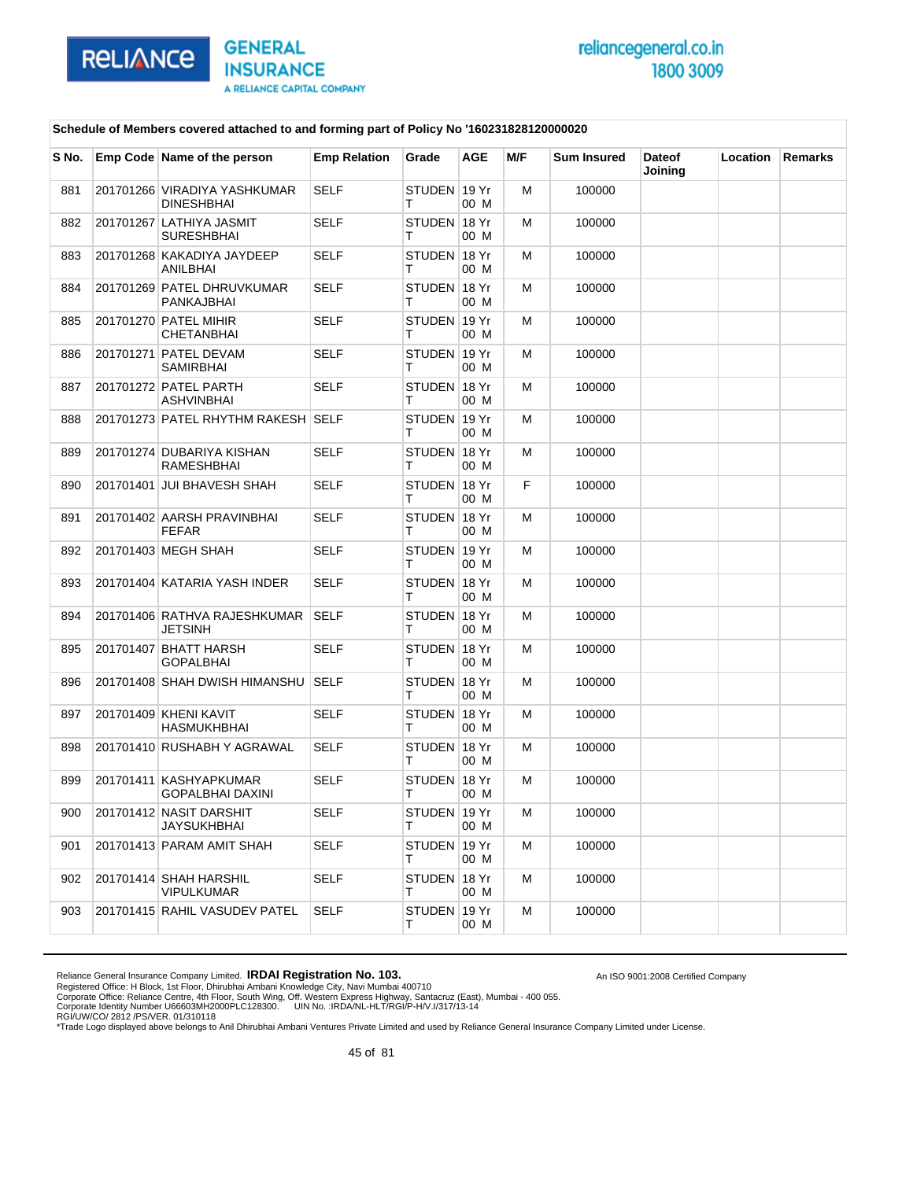**Schedule of Members covered attached to and forming part of Policy No '160231828120000020**

| S No. | Emp Code | Name of the person | Emp Relation | Grade | AGE | M/F | Sum Insured | Dateof Joining | Location | Remarks |
|---|---|---|---|---|---|---|---|---|---|---|
| 881 | 201701266 | VIRADIYA YASHKUMAR DINESHBHAI | SELF | STUDENT | 19 Yr 00 M | M | 100000 | | | |
| 882 | 201701267 | LATHIYA JASMIT SURESHBHAI | SELF | STUDENT | 18 Yr 00 M | M | 100000 | | | |
| 883 | 201701268 | KAKADIYA JAYDEEP ANILBHAI | SELF | STUDENT | 18 Yr 00 M | M | 100000 | | | |
| 884 | 201701269 | PATEL DHRUVKUMAR PANKAJBHAI | SELF | STUDENT | 18 Yr 00 M | M | 100000 | | | |
| 885 | 201701270 | PATEL MIHIR CHETANBHAI | SELF | STUDENT | 19 Yr 00 M | M | 100000 | | | |
| 886 | 201701271 | PATEL DEVAM SAMIRBHAI | SELF | STUDENT | 19 Yr 00 M | M | 100000 | | | |
| 887 | 201701272 | PATEL PARTH ASHVINBHAI | SELF | STUDENT | 18 Yr 00 M | M | 100000 | | | |
| 888 | 201701273 | PATEL RHYTHM RAKESH | SELF | STUDENT | 19 Yr 00 M | M | 100000 | | | |
| 889 | 201701274 | DUBARIYA KISHAN RAMESHBHAI | SELF | STUDENT | 18 Yr 00 M | M | 100000 | | | |
| 890 | 201701401 | JUI BHAVESH SHAH | SELF | STUDENT | 18 Yr 00 M | F | 100000 | | | |
| 891 | 201701402 | AARSH PRAVINBHAI FEFAR | SELF | STUDENT | 18 Yr 00 M | M | 100000 | | | |
| 892 | 201701403 | MEGH SHAH | SELF | STUDENT | 19 Yr 00 M | M | 100000 | | | |
| 893 | 201701404 | KATARIA YASH INDER | SELF | STUDENT | 18 Yr 00 M | M | 100000 | | | |
| 894 | 201701406 | RATHVA RAJESHKUMAR JETSINH | SELF | STUDENT | 18 Yr 00 M | M | 100000 | | | |
| 895 | 201701407 | BHATT HARSH GOPALBHAI | SELF | STUDENT | 18 Yr 00 M | M | 100000 | | | |
| 896 | 201701408 | SHAH DWISH HIMANSHU | SELF | STUDENT | 18 Yr 00 M | M | 100000 | | | |
| 897 | 201701409 | KHENI KAVIT HASMUKHBHAI | SELF | STUDENT | 18 Yr 00 M | M | 100000 | | | |
| 898 | 201701410 | RUSHABH Y AGRAWAL | SELF | STUDENT | 18 Yr 00 M | M | 100000 | | | |
| 899 | 201701411 | KASHYAPKUMAR GOPALBHAI DAXINI | SELF | STUDENT | 18 Yr 00 M | M | 100000 | | | |
| 900 | 201701412 | NASIT DARSHIT JAYSUKHBHAI | SELF | STUDENT | 19 Yr 00 M | M | 100000 | | | |
| 901 | 201701413 | PARAM AMIT SHAH | SELF | STUDENT | 19 Yr 00 M | M | 100000 | | | |
| 902 | 201701414 | SHAH HARSHIL VIPULKUMAR | SELF | STUDENT | 18 Yr 00 M | M | 100000 | | | |
| 903 | 201701415 | RAHIL VASUDEV PATEL | SELF | STUDENT | 19 Yr 00 M | M | 100000 | | | |

Reliance General Insurance Company Limited. **IRDAI Registration No. 103.**
Registered Office: H Block, 1st Floor, Dhirubhai Ambani Knowledge City, Navi Mumbai 400710
Corporate Office: Reliance Centre, 4th Floor, South Wing, Off. Western Express Highway, Santacruz (East), Mumbai - 400 055.
Corporate Identity Number U66603MH2000PLC128300. UIN No. :IRDA/NL-HLT/RGI/P-H/V.I/317/13-14
RGI/UW/CO/ 2812 /PS/VER. 01/310118
*Trade Logo displayed above belongs to Anil Dhirubhai Ambani Ventures Private Limited and used by Reliance General Insurance Company Limited under License.

An ISO 9001:2008 Certified Company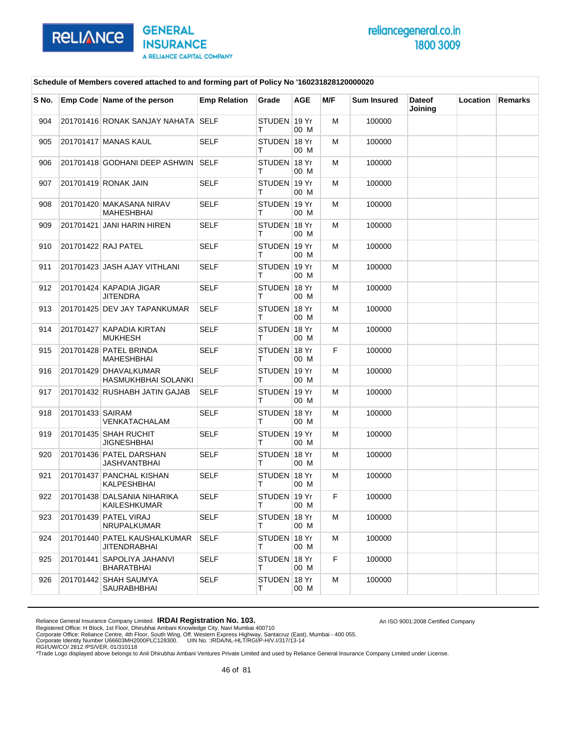**Schedule of Members covered attached to and forming part of Policy No '160231828120000020**

| S No. | Emp Code | Name of the person | Emp Relation | Grade | AGE | M/F | Sum Insured | Dateof Joining | Location | Remarks |
|---|---|---|---|---|---|---|---|---|---|---|
| 904 | 201701416 | RONAK SANJAY NAHATA | SELF | STUDENT | 19 Yr 00 M | M | 100000 | | | |
| 905 | 201701417 | MANAS KAUL | SELF | STUDENT | 18 Yr 00 M | M | 100000 | | | |
| 906 | 201701418 | GODHANI DEEP ASHWIN | SELF | STUDENT | 18 Yr 00 M | M | 100000 | | | |
| 907 | 201701419 | RONAK JAIN | SELF | STUDENT | 19 Yr 00 M | M | 100000 | | | |
| 908 | 201701420 | MAKASANA NIRAV MAHESHBHAI | SELF | STUDENT | 19 Yr 00 M | M | 100000 | | | |
| 909 | 201701421 | JANI HARIN HIREN | SELF | STUDENT | 18 Yr 00 M | M | 100000 | | | |
| 910 | 201701422 | RAJ PATEL | SELF | STUDENT | 19 Yr 00 M | M | 100000 | | | |
| 911 | 201701423 | JASH AJAY VITHLANI | SELF | STUDENT | 19 Yr 00 M | M | 100000 | | | |
| 912 | 201701424 | KAPADIA JIGAR JITENDRA | SELF | STUDENT | 18 Yr 00 M | M | 100000 | | | |
| 913 | 201701425 | DEV JAY TAPANKUMAR | SELF | STUDENT | 18 Yr 00 M | M | 100000 | | | |
| 914 | 201701427 | KAPADIA KIRTAN MUKHESH | SELF | STUDENT | 18 Yr 00 M | M | 100000 | | | |
| 915 | 201701428 | PATEL BRINDA MAHESHBHAI | SELF | STUDENT | 18 Yr 00 M | F | 100000 | | | |
| 916 | 201701429 | DHAVALKUMAR HASMUKHBHAI SOLANKI | SELF | STUDENT | 19 Yr 00 M | M | 100000 | | | |
| 917 | 201701432 | RUSHABH JATIN GAJAB | SELF | STUDENT | 19 Yr 00 M | M | 100000 | | | |
| 918 | 201701433 | SAIRAM VENKATACHALAM | SELF | STUDENT | 18 Yr 00 M | M | 100000 | | | |
| 919 | 201701435 | SHAH RUCHIT JIGNESHBHAI | SELF | STUDENT | 19 Yr 00 M | M | 100000 | | | |
| 920 | 201701436 | PATEL DARSHAN JASHVANTBHAI | SELF | STUDENT | 18 Yr 00 M | M | 100000 | | | |
| 921 | 201701437 | PANCHAL KISHAN KALPESHBHAI | SELF | STUDENT | 18 Yr 00 M | M | 100000 | | | |
| 922 | 201701438 | DALSANIA NIHARIKA KAILESHKUMAR | SELF | STUDENT | 19 Yr 00 M | F | 100000 | | | |
| 923 | 201701439 | PATEL VIRAJ NRUPALKUMAR | SELF | STUDENT | 18 Yr 00 M | M | 100000 | | | |
| 924 | 201701440 | PATEL KAUSHALKUMAR JITENDRABHAI | SELF | STUDENT | 18 Yr 00 M | M | 100000 | | | |
| 925 | 201701441 | SAPOLIYA JAHANVI BHARATBHAI | SELF | STUDENT | 18 Yr 00 M | F | 100000 | | | |
| 926 | 201701442 | SHAH SAUMYA SAURABHBHAI | SELF | STUDENT | 18 Yr 00 M | M | 100000 | | | |

Reliance General Insurance Company Limited. **IRDAI Registration No. 103.**
Registered Office: H Block, 1st Floor, Dhirubhai Ambani Knowledge City, Navi Mumbai 400710
Corporate Office: Reliance Centre, 4th Floor, South Wing, Off. Western Express Highway, Santacruz (East), Mumbai - 400 055.
Corporate Identity Number U66603MH2000PLC128300. UIN No. :IRDA/NL-HLT/RGI/P-H/V.I/317/13-14
RGI/UW/CO/ 2812 /PS/VER. 01/310118
*Trade Logo displayed above belongs to Anil Dhirubhai Ambani Ventures Private Limited and used by Reliance General Insurance Company Limited under License.

An ISO 9001:2008 Certified Company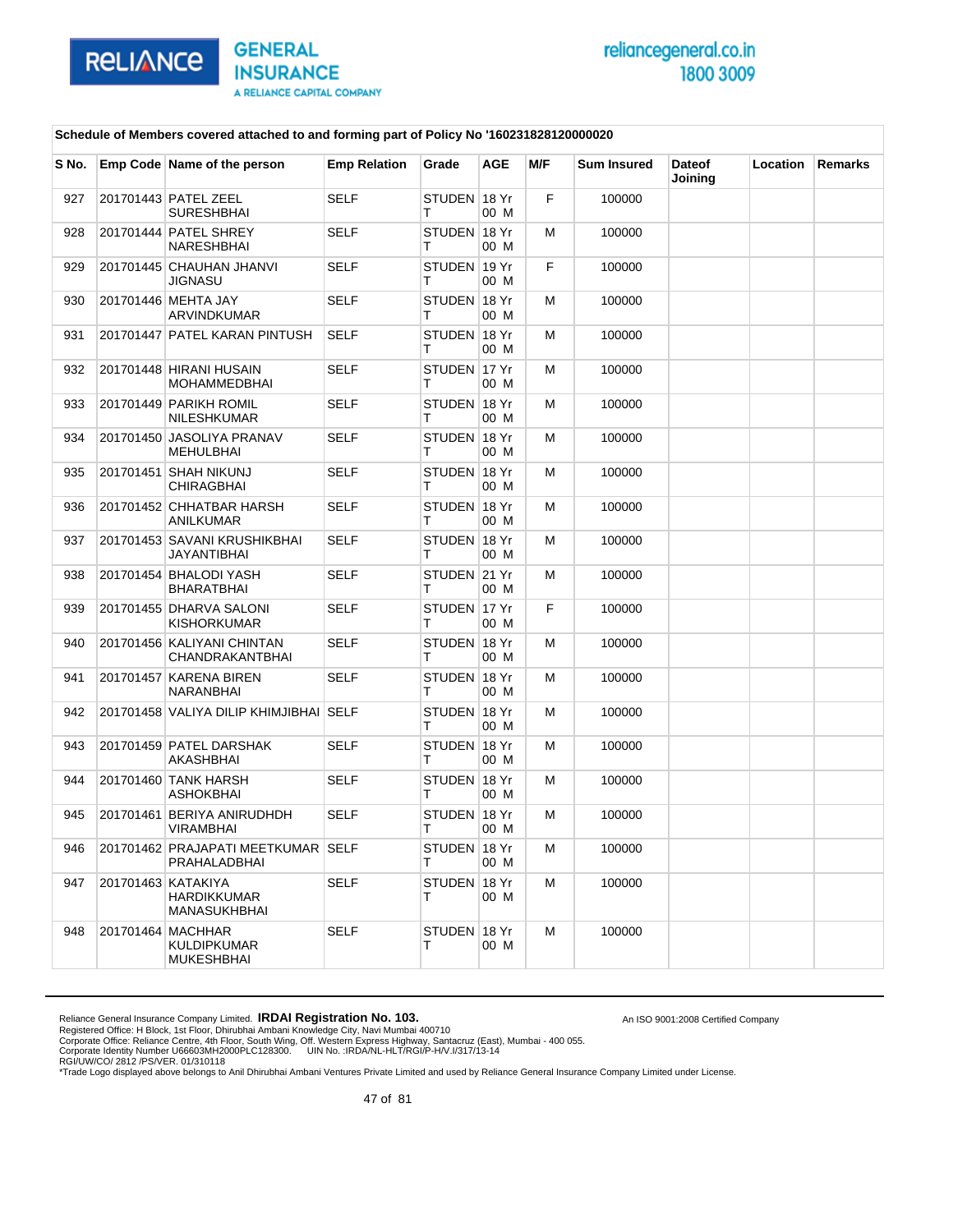Schedule of Members covered attached to and forming part of Policy No '160231828120000020

| S No. | Emp Code | Name of the person | Emp Relation | Grade | AGE | M/F | Sum Insured | Dateof Joining | Location | Remarks |
|---|---|---|---|---|---|---|---|---|---|---|
| 927 | 201701443 | PATEL ZEEL SURESHBHAI | SELF | STUDENT | 18 Yr 00 M | F | 100000 | | | |
| 928 | 201701444 | PATEL SHREY NARESHBHAI | SELF | STUDENT | 18 Yr 00 M | M | 100000 | | | |
| 929 | 201701445 | CHAUHAN JHANVI JIGNASU | SELF | STUDENT | 19 Yr 00 M | F | 100000 | | | |
| 930 | 201701446 | MEHTA JAY ARVINDKUMAR | SELF | STUDENT | 18 Yr 00 M | M | 100000 | | | |
| 931 | 201701447 | PATEL KARAN PINTUSH | SELF | STUDENT | 18 Yr 00 M | M | 100000 | | | |
| 932 | 201701448 | HIRANI HUSAIN MOHAMMEDBHAI | SELF | STUDENT | 17 Yr 00 M | M | 100000 | | | |
| 933 | 201701449 | PARIKH ROMIL NILESHKUMAR | SELF | STUDENT | 18 Yr 00 M | M | 100000 | | | |
| 934 | 201701450 | JASOLIYA PRANAV MEHULBHAI | SELF | STUDENT | 18 Yr 00 M | M | 100000 | | | |
| 935 | 201701451 | SHAH NIKUNJ CHIRAGBHAI | SELF | STUDENT | 18 Yr 00 M | M | 100000 | | | |
| 936 | 201701452 | CHHATBAR HARSH ANILKUMAR | SELF | STUDENT | 18 Yr 00 M | M | 100000 | | | |
| 937 | 201701453 | SAVANI KRUSHIKBHAI JAYANTIBHAI | SELF | STUDENT | 18 Yr 00 M | M | 100000 | | | |
| 938 | 201701454 | BHALODI YASH BHARATBHAI | SELF | STUDENT | 21 Yr 00 M | M | 100000 | | | |
| 939 | 201701455 | DHARVA SALONI KISHORKUMAR | SELF | STUDENT | 17 Yr 00 M | F | 100000 | | | |
| 940 | 201701456 | KALIYANI CHINTAN CHANDRAKANTBHAI | SELF | STUDENT | 18 Yr 00 M | M | 100000 | | | |
| 941 | 201701457 | KARENA BIREN NARANBHAI | SELF | STUDENT | 18 Yr 00 M | M | 100000 | | | |
| 942 | 201701458 | VALIYA DILIP KHIMJIBHAI | SELF | STUDENT | 18 Yr 00 M | M | 100000 | | | |
| 943 | 201701459 | PATEL DARSHAK AKASHBHAI | SELF | STUDENT | 18 Yr 00 M | M | 100000 | | | |
| 944 | 201701460 | TANK HARSH ASHOKBHAI | SELF | STUDENT | 18 Yr 00 M | M | 100000 | | | |
| 945 | 201701461 | BERIYA ANIRUDHDH VIRAMBHAI | SELF | STUDENT | 18 Yr 00 M | M | 100000 | | | |
| 946 | 201701462 | PRAJAPATI MEETKUMAR PRAHALADBHAI | SELF | STUDENT | 18 Yr 00 M | M | 100000 | | | |
| 947 | 201701463 | KATAKIYA HARDIKKUMAR MANASUKHBHAI | SELF | STUDENT | 18 Yr 00 M | M | 100000 | | | |
| 948 | 201701464 | MACHHAR KULDIPKUMAR MUKESHBHAI | SELF | STUDENT | 18 Yr 00 M | M | 100000 | | | |

Reliance General Insurance Company Limited. **IRDAI Registration No. 103.**
Registered Office: H Block, 1st Floor, Dhirubhai Ambani Knowledge City, Navi Mumbai 400710
Corporate Office: Reliance Centre, 4th Floor, South Wing, Off. Western Express Highway, Santacruz (East), Mumbai - 400 055.
Corporate Identity Number U66603MH2000PLC128300. UIN No. :IRDA/NL-HLT/RGI/P-H/V.I/317/13-14
RGI/UW/CO/ 2812 /PS/VER. 01/310118
*Trade Logo displayed above belongs to Anil Dhirubhai Ambani Ventures Private Limited and used by Reliance General Insurance Company Limited under License.

An ISO 9001:2008 Certified Company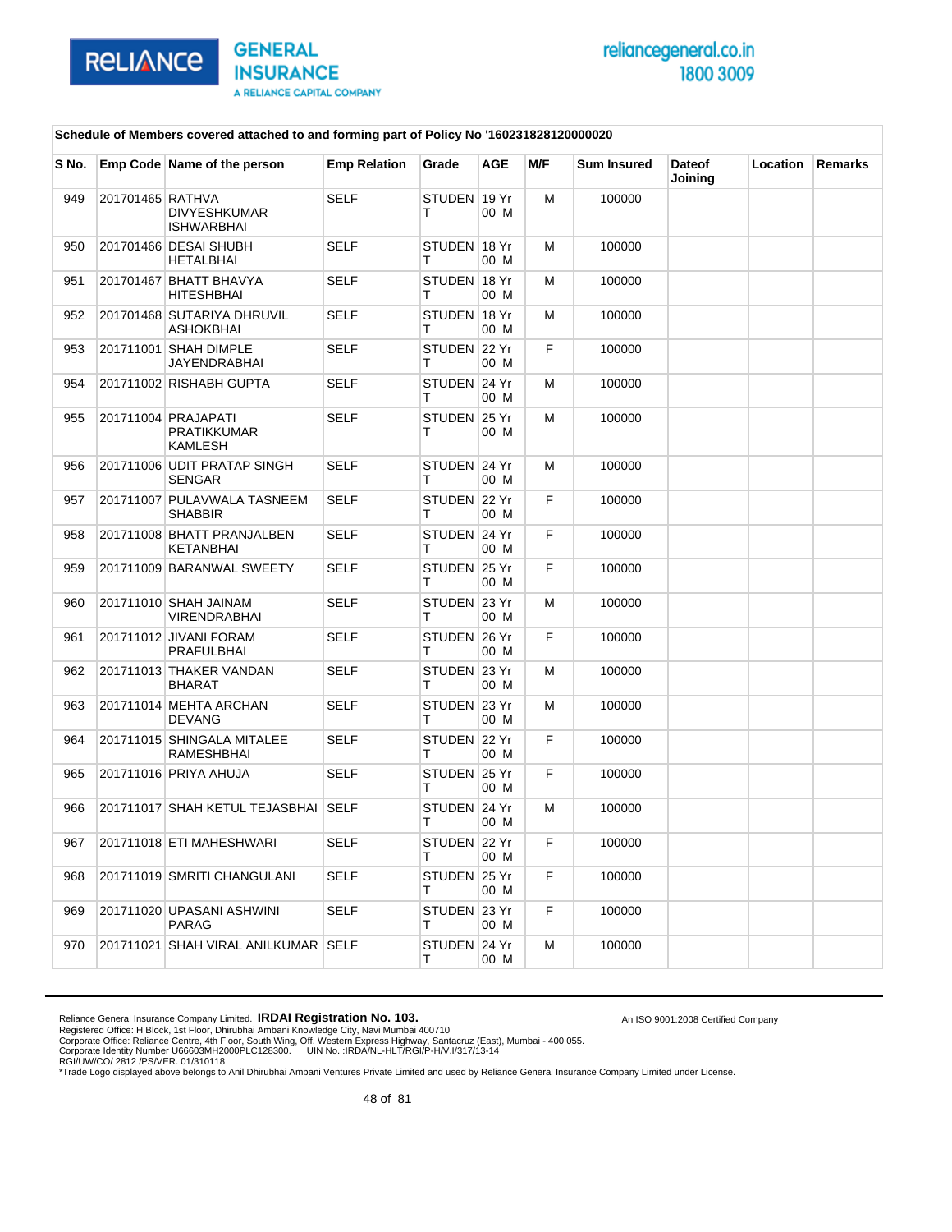**Schedule of Members covered attached to and forming part of Policy No '160231828120000020**

| S No. | Emp Code | Name of the person | Emp Relation | Grade | AGE | M/F | Sum Insured | Dateof Joining | Location | Remarks |
|---|---|---|---|---|---|---|---|---|---|---|
| 949 | 201701465 | RATHVA DIVYESHKUMAR ISHWARBHAI | SELF | STUDENT | 19 Yr 00 M | M | 100000 | | | |
| 950 | 201701466 | DESAI SHUBH HETALBHAI | SELF | STUDENT | 18 Yr 00 M | M | 100000 | | | |
| 951 | 201701467 | BHATT BHAVYA HITESHBHAI | SELF | STUDENT | 18 Yr 00 M | M | 100000 | | | |
| 952 | 201701468 | SUTARIYA DHRUVIL ASHOKBHAI | SELF | STUDENT | 18 Yr 00 M | M | 100000 | | | |
| 953 | 201711001 | SHAH DIMPLE JAYENDRABHAI | SELF | STUDENT | 22 Yr 00 M | F | 100000 | | | |
| 954 | 201711002 | RISHABH GUPTA | SELF | STUDENT | 24 Yr 00 M | M | 100000 | | | |
| 955 | 201711004 | PRAJAPATI PRATIKKUMAR KAMLESH | SELF | STUDENT | 25 Yr 00 M | M | 100000 | | | |
| 956 | 201711006 | UDIT PRATAP SINGH SENGAR | SELF | STUDENT | 24 Yr 00 M | M | 100000 | | | |
| 957 | 201711007 | PULAVWALA TASNEEM SHABBIR | SELF | STUDENT | 22 Yr 00 M | F | 100000 | | | |
| 958 | 201711008 | BHATT PRANJALBEN KETANBHAI | SELF | STUDENT | 24 Yr 00 M | F | 100000 | | | |
| 959 | 201711009 | BARANWAL SWEETY | SELF | STUDENT | 25 Yr 00 M | F | 100000 | | | |
| 960 | 201711010 | SHAH JAINAM VIRENDRABHAI | SELF | STUDENT | 23 Yr 00 M | M | 100000 | | | |
| 961 | 201711012 | JIVANI FORAM PRAFULBHAI | SELF | STUDENT | 26 Yr 00 M | F | 100000 | | | |
| 962 | 201711013 | THAKER VANDAN BHARAT | SELF | STUDENT | 23 Yr 00 M | M | 100000 | | | |
| 963 | 201711014 | MEHTA ARCHAN DEVANG | SELF | STUDENT | 23 Yr 00 M | M | 100000 | | | |
| 964 | 201711015 | SHINGALA MITALEE RAMESHBHAI | SELF | STUDENT | 22 Yr 00 M | F | 100000 | | | |
| 965 | 201711016 | PRIYA AHUJA | SELF | STUDENT | 25 Yr 00 M | F | 100000 | | | |
| 966 | 201711017 | SHAH KETUL TEJASBHAI | SELF | STUDENT | 24 Yr 00 M | M | 100000 | | | |
| 967 | 201711018 | ETI MAHESHWARI | SELF | STUDENT | 22 Yr 00 M | F | 100000 | | | |
| 968 | 201711019 | SMRITI CHANGULANI | SELF | STUDENT | 25 Yr 00 M | F | 100000 | | | |
| 969 | 201711020 | UPASANI ASHWINI PARAG | SELF | STUDENT | 23 Yr 00 M | F | 100000 | | | |
| 970 | 201711021 | SHAH VIRAL ANILKUMAR | SELF | STUDENT | 24 Yr 00 M | M | 100000 | | | |

Reliance General Insurance Company Limited. **IRDAI Registration No. 103.**
Registered Office: H Block, 1st Floor, Dhirubhai Ambani Knowledge City, Navi Mumbai 400710
Corporate Office: Reliance Centre, 4th Floor, South Wing, Off. Western Express Highway, Santacruz (East), Mumbai - 400 055.
Corporate Identity Number U66603MH2000PLC128300. UIN No. :IRDA/NL-HLT/RGI/P-H/V.I/317/13-14
RGI/UW/CO/ 2812 /PS/VER. 01/310118
*Trade Logo displayed above belongs to Anil Dhirubhai Ambani Ventures Private Limited and used by Reliance General Insurance Company Limited under License.

An ISO 9001:2008 Certified Company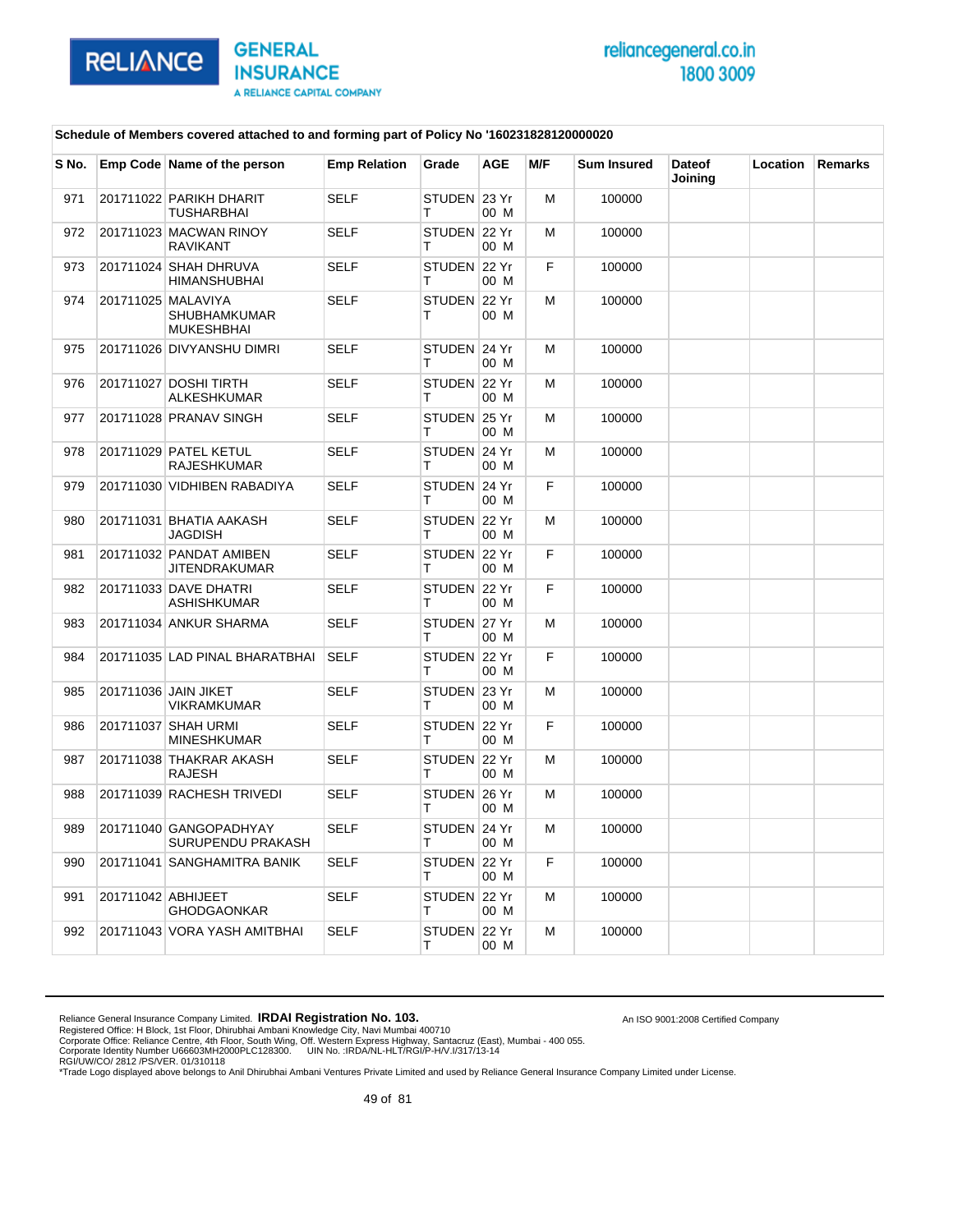**Schedule of Members covered attached to and forming part of Policy No '160231828120000020**

| S No. | Emp Code | Name of the person | Emp Relation | Grade | AGE | M/F | Sum Insured | Dateof Joining | Location | Remarks |
|---|---|---|---|---|---|---|---|---|---|---|
| 971 | 201711022 | PARIKH DHARIT TUSHARBHAI | SELF | STUDENT | 23 Yr 00 M | M | 100000 | | | |
| 972 | 201711023 | MACWAN RINOY RAVIKANT | SELF | STUDENT | 22 Yr 00 M | M | 100000 | | | |
| 973 | 201711024 | SHAH DHRUVA HIMANSHUBHAI | SELF | STUDENT | 22 Yr 00 M | F | 100000 | | | |
| 974 | 201711025 | MALAVIYA SHUBHAMKUMAR MUKESHBHAI | SELF | STUDENT | 22 Yr 00 M | M | 100000 | | | |
| 975 | 201711026 | DIVYANSHU DIMRI | SELF | STUDENT | 24 Yr 00 M | M | 100000 | | | |
| 976 | 201711027 | DOSHI TIRTH ALKESHKUMAR | SELF | STUDENT | 22 Yr 00 M | M | 100000 | | | |
| 977 | 201711028 | PRANAV SINGH | SELF | STUDENT | 25 Yr 00 M | M | 100000 | | | |
| 978 | 201711029 | PATEL KETUL RAJESHKUMAR | SELF | STUDENT | 24 Yr 00 M | M | 100000 | | | |
| 979 | 201711030 | VIDHIBEN RABADIYA | SELF | STUDENT | 24 Yr 00 M | F | 100000 | | | |
| 980 | 201711031 | BHATIA AAKASH JAGDISH | SELF | STUDENT | 22 Yr 00 M | M | 100000 | | | |
| 981 | 201711032 | PANDAT AMIBEN JITENDRAKUMAR | SELF | STUDENT | 22 Yr 00 M | F | 100000 | | | |
| 982 | 201711033 | DAVE DHATRI ASHISHKUMAR | SELF | STUDENT | 22 Yr 00 M | F | 100000 | | | |
| 983 | 201711034 | ANKUR SHARMA | SELF | STUDENT | 27 Yr 00 M | M | 100000 | | | |
| 984 | 201711035 | LAD PINAL BHARATBHAI | SELF | STUDENT | 22 Yr 00 M | F | 100000 | | | |
| 985 | 201711036 | JAIN JIKET VIKRAMKUMAR | SELF | STUDENT | 23 Yr 00 M | M | 100000 | | | |
| 986 | 201711037 | SHAH URMI MINESHKUMAR | SELF | STUDENT | 22 Yr 00 M | F | 100000 | | | |
| 987 | 201711038 | THAKRAR AKASH RAJESH | SELF | STUDENT | 22 Yr 00 M | M | 100000 | | | |
| 988 | 201711039 | RACHESH TRIVEDI | SELF | STUDENT | 26 Yr 00 M | M | 100000 | | | |
| 989 | 201711040 | GANGOPADHYAY SURUPENDU PRAKASH | SELF | STUDENT | 24 Yr 00 M | M | 100000 | | | |
| 990 | 201711041 | SANGHAMITRA BANIK | SELF | STUDENT | 22 Yr 00 M | F | 100000 | | | |
| 991 | 201711042 | ABHIJEET GHODGAONKAR | SELF | STUDENT | 22 Yr 00 M | M | 100000 | | | |
| 992 | 201711043 | VORA YASH AMITBHAI | SELF | STUDENT | 22 Yr 00 M | M | 100000 | | | |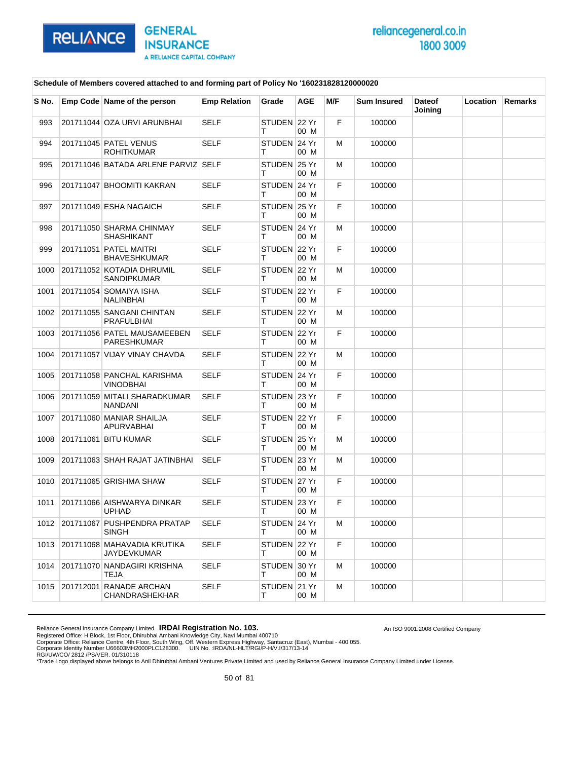**Schedule of Members covered attached to and forming part of Policy No '160231828120000020**

| S No. | Emp Code | Name of the person | Emp Relation | Grade | AGE | M/F | Sum Insured | Dateof Joining | Location | Remarks |
|---|---|---|---|---|---|---|---|---|---|---|
| 993 | 201711044 | OZA URVI ARUNBHAI | SELF | STUDENT | 22 Yr 00 M | F | 100000 | | | |
| 994 | 201711045 | PATEL VENUS ROHITKUMAR | SELF | STUDENT | 24 Yr 00 M | M | 100000 | | | |
| 995 | 201711046 | BATADA ARLENE PARVIZ | SELF | STUDENT | 25 Yr 00 M | M | 100000 | | | |
| 996 | 201711047 | BHOOMITI KAKRAN | SELF | STUDENT | 24 Yr 00 M | F | 100000 | | | |
| 997 | 201711049 | ESHA NAGAICH | SELF | STUDENT | 25 Yr 00 M | F | 100000 | | | |
| 998 | 201711050 | SHARMA CHINMAY SHASHIKANT | SELF | STUDENT | 24 Yr 00 M | M | 100000 | | | |
| 999 | 201711051 | PATEL MAITRI BHAVESHKUMAR | SELF | STUDENT | 22 Yr 00 M | F | 100000 | | | |
| 1000 | 201711052 | KOTADIA DHRUMIL SANDIPKUMAR | SELF | STUDENT | 22 Yr 00 M | M | 100000 | | | |
| 1001 | 201711054 | SOMAIYA ISHA NALINBHAI | SELF | STUDENT | 22 Yr 00 M | F | 100000 | | | |
| 1002 | 201711055 | SANGANI CHINTAN PRAFULBHAI | SELF | STUDENT | 22 Yr 00 M | M | 100000 | | | |
| 1003 | 201711056 | PATEL MAUSAMEEBEN PARESHKUMAR | SELF | STUDENT | 22 Yr 00 M | F | 100000 | | | |
| 1004 | 201711057 | VIJAY VINAY CHAVDA | SELF | STUDENT | 22 Yr 00 M | M | 100000 | | | |
| 1005 | 201711058 | PANCHAL KARISHMA VINODBHAI | SELF | STUDENT | 24 Yr 00 M | F | 100000 | | | |
| 1006 | 201711059 | MITALI SHARADKUMAR NANDANI | SELF | STUDENT | 23 Yr 00 M | F | 100000 | | | |
| 1007 | 201711060 | MANIAR SHAILJA APURVABHAI | SELF | STUDENT | 22 Yr 00 M | F | 100000 | | | |
| 1008 | 201711061 | BITU KUMAR | SELF | STUDENT | 25 Yr 00 M | M | 100000 | | | |
| 1009 | 201711063 | SHAH RAJAT JATINBHAI | SELF | STUDENT | 23 Yr 00 M | M | 100000 | | | |
| 1010 | 201711065 | GRISHMA SHAW | SELF | STUDENT | 27 Yr 00 M | F | 100000 | | | |
| 1011 | 201711066 | AISHWARYA DINKAR UPHAD | SELF | STUDENT | 23 Yr 00 M | F | 100000 | | | |
| 1012 | 201711067 | PUSHPENDRA PRATAP SINGH | SELF | STUDENT | 24 Yr 00 M | M | 100000 | | | |
| 1013 | 201711068 | MAHAVADIA KRUTIKA JAYDEVKUMAR | SELF | STUDENT | 22 Yr 00 M | F | 100000 | | | |
| 1014 | 201711070 | NANDAGIRI KRISHNA TEJA | SELF | STUDENT | 30 Yr 00 M | M | 100000 | | | |
| 1015 | 201712001 | RANADE ARCHAN CHANDRASHEKHAR | SELF | STUDENT | 21 Yr 00 M | M | 100000 | | | |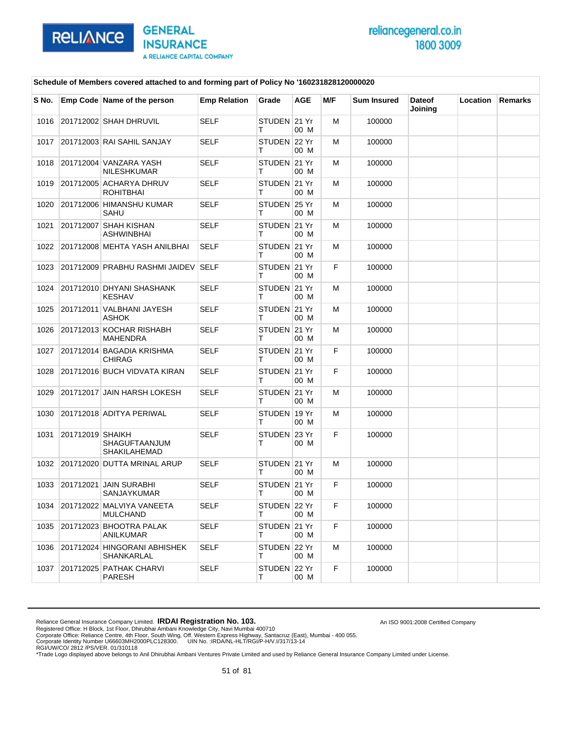**Schedule of Members covered attached to and forming part of Policy No '160231828120000020**

| S No. | Emp Code | Name of the person | Emp Relation | Grade | AGE | M/F | Sum Insured | Dateof Joining | Location | Remarks |
|---|---|---|---|---|---|---|---|---|---|---|
| 1016 | 201712002 | SHAH DHRUVIL | SELF | STUDENT | 21 Yr 00 M | M | 100000 | | | |
| 1017 | 201712003 | RAI SAHIL SANJAY | SELF | STUDENT | 22 Yr 00 M | M | 100000 | | | |
| 1018 | 201712004 | VANZARA YASH NILESHKUMAR | SELF | STUDENT | 21 Yr 00 M | M | 100000 | | | |
| 1019 | 201712005 | ACHARYA DHRUV ROHITBHAI | SELF | STUDENT | 21 Yr 00 M | M | 100000 | | | |
| 1020 | 201712006 | HIMANSHU KUMAR SAHU | SELF | STUDENT | 25 Yr 00 M | M | 100000 | | | |
| 1021 | 201712007 | SHAH KISHAN ASHWINBHAI | SELF | STUDENT | 21 Yr 00 M | M | 100000 | | | |
| 1022 | 201712008 | MEHTA YASH ANILBHAI | SELF | STUDENT | 21 Yr 00 M | M | 100000 | | | |
| 1023 | 201712009 | PRABHU RASHMI JAIDEV | SELF | STUDENT | 21 Yr 00 M | F | 100000 | | | |
| 1024 | 201712010 | DHYANI SHASHANK KESHAV | SELF | STUDENT | 21 Yr 00 M | M | 100000 | | | |
| 1025 | 201712011 | VALBHANI JAYESH ASHOK | SELF | STUDENT | 21 Yr 00 M | M | 100000 | | | |
| 1026 | 201712013 | KOCHAR RISHABH MAHENDRA | SELF | STUDENT | 21 Yr 00 M | M | 100000 | | | |
| 1027 | 201712014 | BAGADIA KRISHMA CHIRAG | SELF | STUDENT | 21 Yr 00 M | F | 100000 | | | |
| 1028 | 201712016 | BUCH VIDVATA KIRAN | SELF | STUDENT | 21 Yr 00 M | F | 100000 | | | |
| 1029 | 201712017 | JAIN HARSH LOKESH | SELF | STUDENT | 21 Yr 00 M | M | 100000 | | | |
| 1030 | 201712018 | ADITYA PERIWAL | SELF | STUDENT | 19 Yr 00 M | M | 100000 | | | |
| 1031 | 201712019 | SHAIKH SHAGUFTAANJUM SHAKILAHEMAD | SELF | STUDENT | 23 Yr 00 M | F | 100000 | | | |
| 1032 | 201712020 | DUTTA MRINAL ARUP | SELF | STUDENT | 21 Yr 00 M | M | 100000 | | | |
| 1033 | 201712021 | JAIN SURABHI SANJAYKUMAR | SELF | STUDENT | 21 Yr 00 M | F | 100000 | | | |
| 1034 | 201712022 | MALVIYA VANEETA MULCHAND | SELF | STUDENT | 22 Yr 00 M | F | 100000 | | | |
| 1035 | 201712023 | BHOOTRA PALAK ANILKUMAR | SELF | STUDENT | 21 Yr 00 M | F | 100000 | | | |
| 1036 | 201712024 | HINGORANI ABHISHEK SHANKARLAL | SELF | STUDENT | 22 Yr 00 M | M | 100000 | | | |
| 1037 | 201712025 | PATHAK CHARVI PARESH | SELF | STUDENT | 22 Yr 00 M | F | 100000 | | | |

Reliance General Insurance Company Limited. **IRDAI Registration No. 103.** An ISO 9001:2008 Certified Company
Registered Office: H Block, 1st Floor, Dhirubhai Ambani Knowledge City, Navi Mumbai 400710
Corporate Office: Reliance Centre, 4th Floor, South Wing, Off. Western Express Highway, Santacruz (East), Mumbai - 400 055.
Corporate Identity Number U66603MH2000PLC128300. UIN No. :IRDA/NL-HLT/RGI/P-H/V.I/317/13-14
RGI/UW/CO/ 2812 /PS/VER. 01/310118
*Trade Logo displayed above belongs to Anil Dhirubhai Ambani Ventures Private Limited and used by Reliance General Insurance Company Limited under License.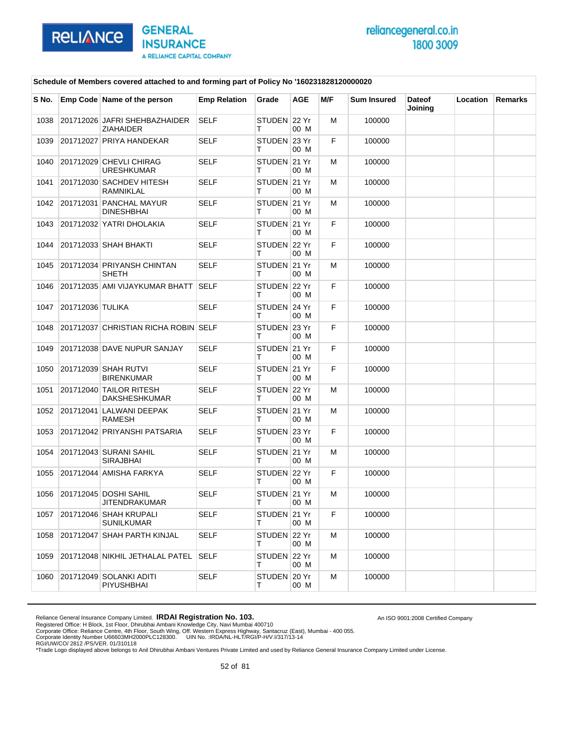**Schedule of Members covered attached to and forming part of Policy No '160231828120000020**

| S No. | Emp Code | Name of the person | Emp Relation | Grade | AGE | M/F | Sum Insured | Dateof Joining | Location | Remarks |
|---|---|---|---|---|---|---|---|---|---|---|
| 1038 | 201712026 | JAFRI SHEHBAZHAIDER ZIAHAIDER | SELF | STUDENT | 22 Yr 00 M | M | 100000 | | | |
| 1039 | 201712027 | PRIYA HANDEKAR | SELF | STUDENT | 23 Yr 00 M | F | 100000 | | | |
| 1040 | 201712029 | CHEVLI CHIRAG URESHKUMAR | SELF | STUDENT | 21 Yr 00 M | M | 100000 | | | |
| 1041 | 201712030 | SACHDEV HITESH RAMNIKLAL | SELF | STUDENT | 21 Yr 00 M | M | 100000 | | | |
| 1042 | 201712031 | PANCHAL MAYUR DINESHBHAI | SELF | STUDENT | 21 Yr 00 M | M | 100000 | | | |
| 1043 | 201712032 | YATRI DHOLAKIA | SELF | STUDENT | 21 Yr 00 M | F | 100000 | | | |
| 1044 | 201712033 | SHAH BHAKTI | SELF | STUDENT | 22 Yr 00 M | F | 100000 | | | |
| 1045 | 201712034 | PRIYANSH CHINTAN SHETH | SELF | STUDENT | 21 Yr 00 M | M | 100000 | | | |
| 1046 | 201712035 | AMI VIJAYKUMAR BHATT | SELF | STUDENT | 22 Yr 00 M | F | 100000 | | | |
| 1047 | 201712036 | TULIKA | SELF | STUDENT | 24 Yr 00 M | F | 100000 | | | |
| 1048 | 201712037 | CHRISTIAN RICHA ROBIN | SELF | STUDENT | 23 Yr 00 M | F | 100000 | | | |
| 1049 | 201712038 | DAVE NUPUR SANJAY | SELF | STUDENT | 21 Yr 00 M | F | 100000 | | | |
| 1050 | 201712039 | SHAH RUTVI BIRENKUMAR | SELF | STUDENT | 21 Yr 00 M | F | 100000 | | | |
| 1051 | 201712040 | TAILOR RITESH DAKSHESHKUMAR | SELF | STUDENT | 22 Yr 00 M | M | 100000 | | | |
| 1052 | 201712041 | LALWANI DEEPAK RAMESH | SELF | STUDENT | 21 Yr 00 M | M | 100000 | | | |
| 1053 | 201712042 | PRIYANSHI PATSARIA | SELF | STUDENT | 23 Yr 00 M | F | 100000 | | | |
| 1054 | 201712043 | SURANI SAHIL SIRAJBHAI | SELF | STUDENT | 21 Yr 00 M | M | 100000 | | | |
| 1055 | 201712044 | AMISHA FARKYA | SELF | STUDENT | 22 Yr 00 M | F | 100000 | | | |
| 1056 | 201712045 | DOSHI SAHIL JITENDRAKUMAR | SELF | STUDENT | 21 Yr 00 M | M | 100000 | | | |
| 1057 | 201712046 | SHAH KRUPALI SUNILKUMAR | SELF | STUDENT | 21 Yr 00 M | F | 100000 | | | |
| 1058 | 201712047 | SHAH PARTH KINJAL | SELF | STUDENT | 22 Yr 00 M | M | 100000 | | | |
| 1059 | 201712048 | NIKHIL JETHALAL PATEL | SELF | STUDENT | 22 Yr 00 M | M | 100000 | | | |
| 1060 | 201712049 | SOLANKI ADITI PIYUSHBHAI | SELF | STUDENT | 20 Yr 00 M | M | 100000 | | | |

Reliance General Insurance Company Limited. **IRDAI Registration No. 103.**
Registered Office: H Block, 1st Floor, Dhirubhai Ambani Knowledge City, Navi Mumbai 400710
Corporate Office: Reliance Centre, 4th Floor, South Wing, Off. Western Express Highway, Santacruz (East), Mumbai - 400 055.
Corporate Identity Number U66603MH2000PLC128300. UIN No. :IRDA/NL-HLT/RGI/P-H/V.I/317/13-14
RGI/UW/CO/ 2812 /PS/VER. 01/310118
*Trade Logo displayed above belongs to Anil Dhirubhai Ambani Ventures Private Limited and used by Reliance General Insurance Company Limited under License.

An ISO 9001:2008 Certified Company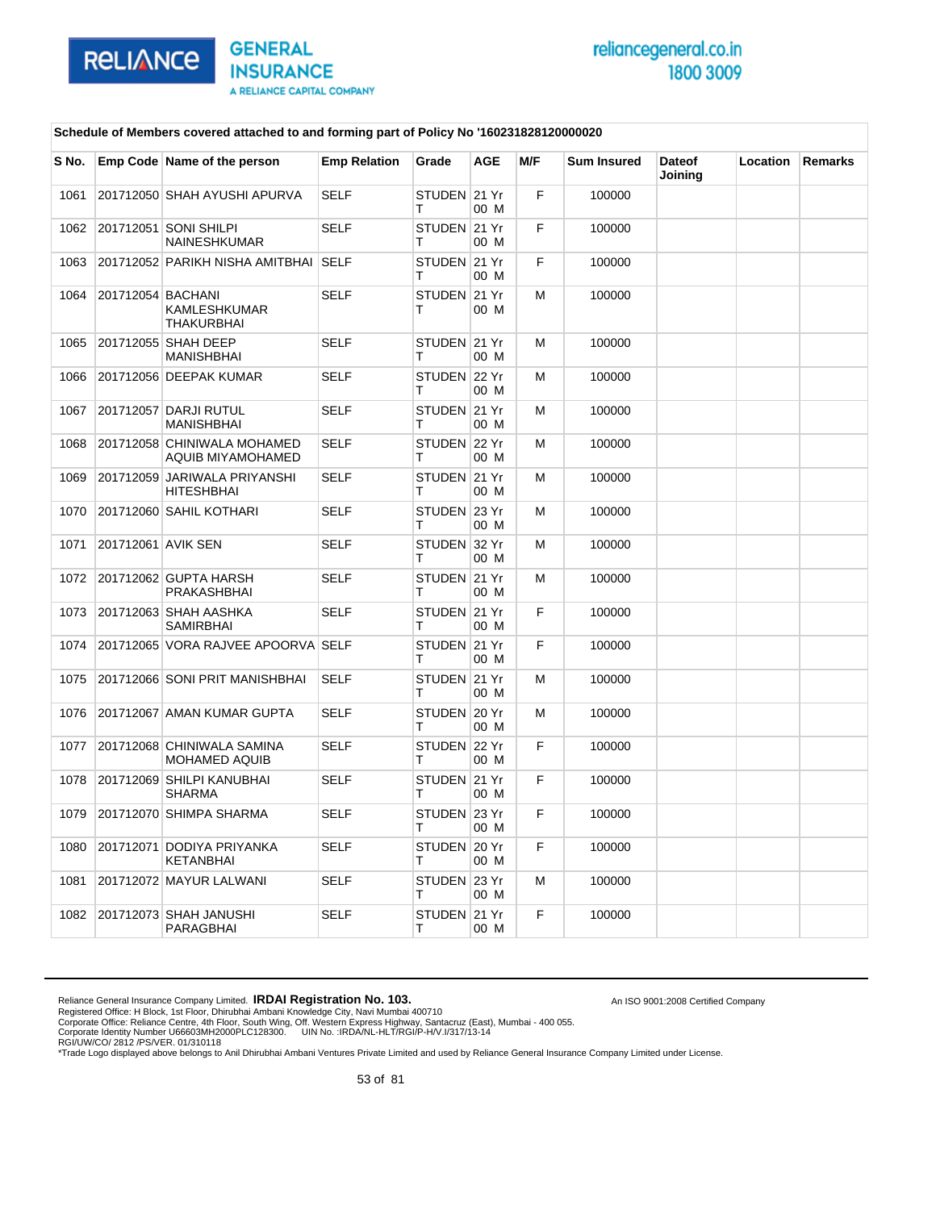Schedule of Members covered attached to and forming part of Policy No '160231828120000020

| S No. | Emp Code | Name of the person | Emp Relation | Grade | AGE | M/F | Sum Insured | Dateof Joining | Location | Remarks |
|---|---|---|---|---|---|---|---|---|---|---|
| 1061 | 201712050 | SHAH AYUSHI APURVA | SELF | STUDENT | 21 Yr 00 M | F | 100000 | | | |
| 1062 | 201712051 | SONI SHILPI NAINESHKUMAR | SELF | STUDENT | 21 Yr 00 M | F | 100000 | | | |
| 1063 | 201712052 | PARIKH NISHA AMITBHAI | SELF | STUDENT | 21 Yr 00 M | F | 100000 | | | |
| 1064 | 201712054 | BACHANI KAMLESHKUMAR THAKURBHAI | SELF | STUDENT | 21 Yr 00 M | M | 100000 | | | |
| 1065 | 201712055 | SHAH DEEP MANISHBHAI | SELF | STUDENT | 21 Yr 00 M | M | 100000 | | | |
| 1066 | 201712056 | DEEPAK KUMAR | SELF | STUDENT | 22 Yr 00 M | M | 100000 | | | |
| 1067 | 201712057 | DARJI RUTUL MANISHBHAI | SELF | STUDENT | 21 Yr 00 M | M | 100000 | | | |
| 1068 | 201712058 | CHINIWALA MOHAMED AQUIB MIYAMOHAMED | SELF | STUDENT | 22 Yr 00 M | M | 100000 | | | |
| 1069 | 201712059 | JARIWALA PRIYANSHI HITESHBHAI | SELF | STUDENT | 21 Yr 00 M | M | 100000 | | | |
| 1070 | 201712060 | SAHIL KOTHARI | SELF | STUDENT | 23 Yr 00 M | M | 100000 | | | |
| 1071 | 201712061 | AVIK SEN | SELF | STUDENT | 32 Yr 00 M | M | 100000 | | | |
| 1072 | 201712062 | GUPTA HARSH PRAKASHBHAI | SELF | STUDENT | 21 Yr 00 M | M | 100000 | | | |
| 1073 | 201712063 | SHAH AASHKA SAMIRBHAI | SELF | STUDENT | 21 Yr 00 M | F | 100000 | | | |
| 1074 | 201712065 | VORA RAJVEE APOORVA | SELF | STUDENT | 21 Yr 00 M | F | 100000 | | | |
| 1075 | 201712066 | SONI PRIT MANISHBHAI | SELF | STUDENT | 21 Yr 00 M | M | 100000 | | | |
| 1076 | 201712067 | AMAN KUMAR GUPTA | SELF | STUDENT | 20 Yr 00 M | M | 100000 | | | |
| 1077 | 201712068 | CHINIWALA SAMINA MOHAMED AQUIB | SELF | STUDENT | 22 Yr 00 M | F | 100000 | | | |
| 1078 | 201712069 | SHILPI KANUBHAI SHARMA | SELF | STUDENT | 21 Yr 00 M | F | 100000 | | | |
| 1079 | 201712070 | SHIMPA SHARMA | SELF | STUDENT | 23 Yr 00 M | F | 100000 | | | |
| 1080 | 201712071 | DODIYA PRIYANKA KETANBHAI | SELF | STUDENT | 20 Yr 00 M | F | 100000 | | | |
| 1081 | 201712072 | MAYUR LALWANI | SELF | STUDENT | 23 Yr 00 M | M | 100000 | | | |
| 1082 | 201712073 | SHAH JANUSHI PARAGBHAI | SELF | STUDENT | 21 Yr 00 M | F | 100000 | | | |

Reliance General Insurance Company Limited. **IRDAI Registration No. 103.**
Registered Office: H Block, 1st Floor, Dhirubhai Ambani Knowledge City, Navi Mumbai 400710
Corporate Office: Reliance Centre, 4th Floor, South Wing, Off. Western Express Highway, Santacruz (East), Mumbai - 400 055.
Corporate Identity Number U66603MH2000PLC128300. UIN No. :IRDA/NL-HLT/RGI/P-H/V.I/317/13-14
RGI/UW/CO/ 2812 /PS/VER. 01/310118
*Trade Logo displayed above belongs to Anil Dhirubhai Ambani Ventures Private Limited and used by Reliance General Insurance Company Limited under License.

An ISO 9001:2008 Certified Company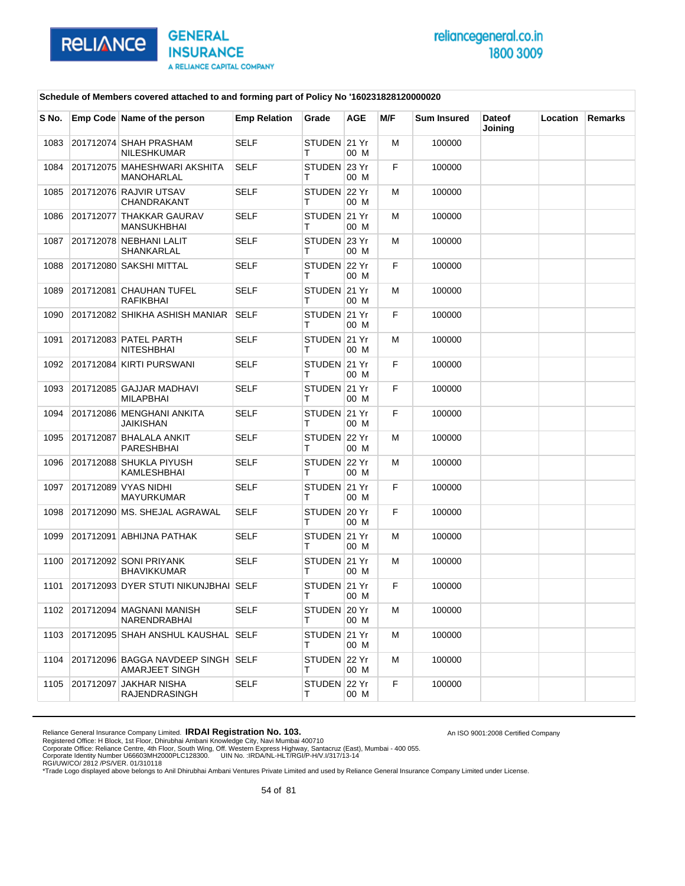**Schedule of Members covered attached to and forming part of Policy No '160231828120000020**

| S No. | Emp Code | Name of the person | Emp Relation | Grade | AGE | M/F | Sum Insured | Dateof Joining | Location | Remarks |
|---|---|---|---|---|---|---|---|---|---|---|
| 1083 | 201712074 | SHAH PRASHAM NILESHKUMAR | SELF | STUDENT | 21 Yr 00 M | M | 100000 | | | |
| 1084 | 201712075 | MAHESHWARI AKSHITA MANOHARLAL | SELF | STUDENT | 23 Yr 00 M | F | 100000 | | | |
| 1085 | 201712076 | RAJVIR UTSAV CHANDRAKANT | SELF | STUDENT | 22 Yr 00 M | M | 100000 | | | |
| 1086 | 201712077 | THAKKAR GAURAV MANSUKHBHAI | SELF | STUDENT | 21 Yr 00 M | M | 100000 | | | |
| 1087 | 201712078 | NEBHANI LALIT SHANKARLAL | SELF | STUDENT | 23 Yr 00 M | M | 100000 | | | |
| 1088 | 201712080 | SAKSHI MITTAL | SELF | STUDENT | 22 Yr 00 M | F | 100000 | | | |
| 1089 | 201712081 | CHAUHAN TUFEL RAFIKBHAI | SELF | STUDENT | 21 Yr 00 M | M | 100000 | | | |
| 1090 | 201712082 | SHIKHA ASHISH MANIAR | SELF | STUDENT | 21 Yr 00 M | F | 100000 | | | |
| 1091 | 201712083 | PATEL PARTH NITESHBHAI | SELF | STUDENT | 21 Yr 00 M | M | 100000 | | | |
| 1092 | 201712084 | KIRTI PURSWANI | SELF | STUDENT | 21 Yr 00 M | F | 100000 | | | |
| 1093 | 201712085 | GAJJAR MADHAVI MILAPBHAI | SELF | STUDENT | 21 Yr 00 M | F | 100000 | | | |
| 1094 | 201712086 | MENGHANI ANKITA JAIKISHAN | SELF | STUDENT | 21 Yr 00 M | F | 100000 | | | |
| 1095 | 201712087 | BHALALA ANKIT PARESHBHAI | SELF | STUDENT | 22 Yr 00 M | M | 100000 | | | |
| 1096 | 201712088 | SHUKLA PIYUSH KAMLESHBHAI | SELF | STUDENT | 22 Yr 00 M | M | 100000 | | | |
| 1097 | 201712089 | VYAS NIDHI MAYURKUMAR | SELF | STUDENT | 21 Yr 00 M | F | 100000 | | | |
| 1098 | 201712090 | MS. SHEJAL AGRAWAL | SELF | STUDENT | 20 Yr 00 M | F | 100000 | | | |
| 1099 | 201712091 | ABHIJNA PATHAK | SELF | STUDENT | 21 Yr 00 M | M | 100000 | | | |
| 1100 | 201712092 | SONI PRIYANK BHAVIKKUMAR | SELF | STUDENT | 21 Yr 00 M | M | 100000 | | | |
| 1101 | 201712093 | DYER STUTI NIKUNJBHAI | SELF | STUDENT | 21 Yr 00 M | F | 100000 | | | |
| 1102 | 201712094 | MAGNANI MANISH NARENDRABHAI | SELF | STUDENT | 20 Yr 00 M | M | 100000 | | | |
| 1103 | 201712095 | SHAH ANSHUL KAUSHAL | SELF | STUDENT | 21 Yr 00 M | M | 100000 | | | |
| 1104 | 201712096 | BAGGA NAVDEEP SINGH AMARJEET SINGH | SELF | STUDENT | 22 Yr 00 M | M | 100000 | | | |
| 1105 | 201712097 | JAKHAR NISHA RAJENDRASINGH | SELF | STUDENT | 22 Yr 00 M | F | 100000 | | | |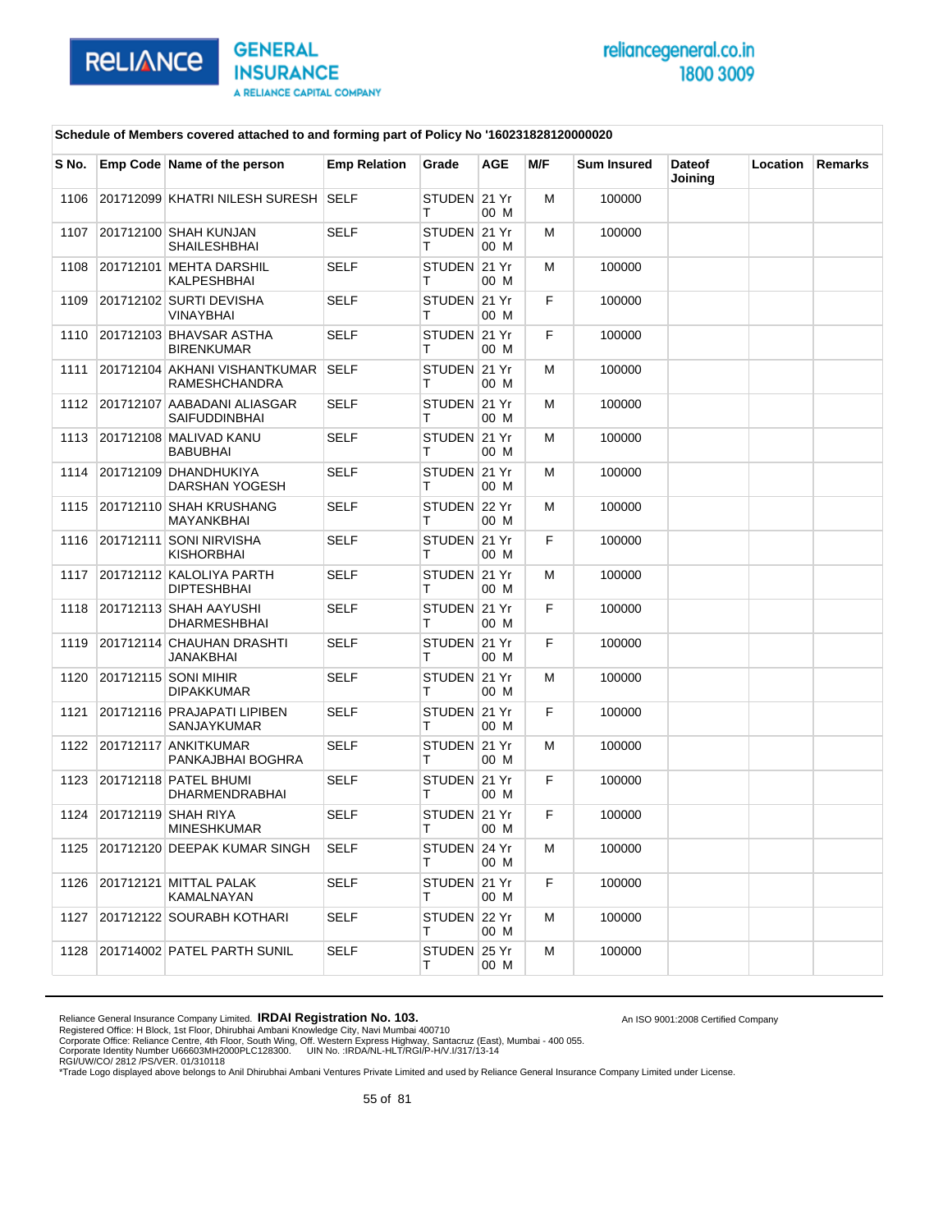**Schedule of Members covered attached to and forming part of Policy No '160231828120000020**

| S No. | Emp Code | Name of the person | Emp Relation | Grade | AGE | M/F | Sum Insured | Dateof Joining | Location | Remarks |
|---|---|---|---|---|---|---|---|---|---|---|
| 1106 | 201712099 | KHATRI NILESH SURESH | SELF | STUDENT | 21 Yr 00 M | M | 100000 | | | |
| 1107 | 201712100 | SHAH KUNJAN SHAILESHBHAI | SELF | STUDENT | 21 Yr 00 M | M | 100000 | | | |
| 1108 | 201712101 | MEHTA DARSHIL KALPESHBHAI | SELF | STUDENT | 21 Yr 00 M | M | 100000 | | | |
| 1109 | 201712102 | SURTI DEVISHA VINAYBHAI | SELF | STUDENT | 21 Yr 00 M | F | 100000 | | | |
| 1110 | 201712103 | BHAVSAR ASTHA BIRENKUMAR | SELF | STUDENT | 21 Yr 00 M | F | 100000 | | | |
| 1111 | 201712104 | AKHANI VISHANTKUMAR RAMESHCHANDRA | SELF | STUDENT | 21 Yr 00 M | M | 100000 | | | |
| 1112 | 201712107 | AABADANI ALIASGAR SAIFUDDINBHAI | SELF | STUDENT | 21 Yr 00 M | M | 100000 | | | |
| 1113 | 201712108 | MALIVAD KANU BABUBHAI | SELF | STUDENT | 21 Yr 00 M | M | 100000 | | | |
| 1114 | 201712109 | DHANDHUKIYA DARSHAN YOGESH | SELF | STUDENT | 21 Yr 00 M | M | 100000 | | | |
| 1115 | 201712110 | SHAH KRUSHANG MAYANKBHAI | SELF | STUDENT | 22 Yr 00 M | M | 100000 | | | |
| 1116 | 201712111 | SONI NIRVISHA KISHORBHAI | SELF | STUDENT | 21 Yr 00 M | F | 100000 | | | |
| 1117 | 201712112 | KALOLIYA PARTH DIPTESHBHAI | SELF | STUDENT | 21 Yr 00 M | M | 100000 | | | |
| 1118 | 201712113 | SHAH AAYUSHI DHARMESHBHAI | SELF | STUDENT | 21 Yr 00 M | F | 100000 | | | |
| 1119 | 201712114 | CHAUHAN DRASHTI JANAKBHAI | SELF | STUDENT | 21 Yr 00 M | F | 100000 | | | |
| 1120 | 201712115 | SONI MIHIR DIPAKKUMAR | SELF | STUDENT | 21 Yr 00 M | M | 100000 | | | |
| 1121 | 201712116 | PRAJAPATI LIPIBEN SANJAYKUMAR | SELF | STUDENT | 21 Yr 00 M | F | 100000 | | | |
| 1122 | 201712117 | ANKITKUMAR PANKAJBHAI BOGHRA | SELF | STUDENT | 21 Yr 00 M | M | 100000 | | | |
| 1123 | 201712118 | PATEL BHUMI DHARMENDRABHAI | SELF | STUDENT | 21 Yr 00 M | F | 100000 | | | |
| 1124 | 201712119 | SHAH RIYA MINESHKUMAR | SELF | STUDENT | 21 Yr 00 M | F | 100000 | | | |
| 1125 | 201712120 | DEEPAK KUMAR SINGH | SELF | STUDENT | 24 Yr 00 M | M | 100000 | | | |
| 1126 | 201712121 | MITTAL PALAK KAMALNAYAN | SELF | STUDENT | 21 Yr 00 M | F | 100000 | | | |
| 1127 | 201712122 | SOURABH KOTHARI | SELF | STUDENT | 22 Yr 00 M | M | 100000 | | | |
| 1128 | 201714002 | PATEL PARTH SUNIL | SELF | STUDENT | 25 Yr 00 M | M | 100000 | | | |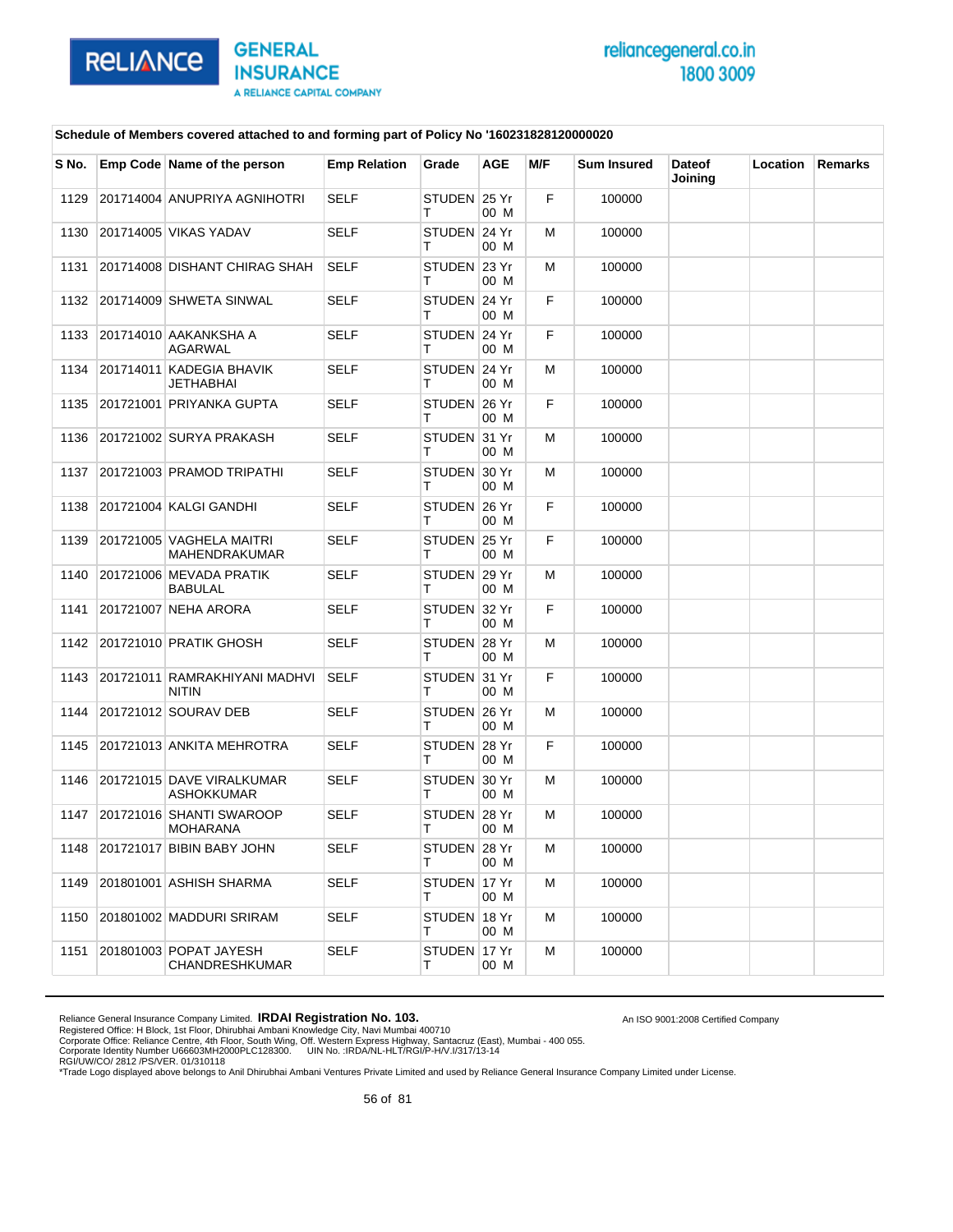**Schedule of Members covered attached to and forming part of Policy No '160231828120000020**

| S No. | Emp Code | Name of the person | Emp Relation | Grade | AGE | M/F | Sum Insured | Dateof Joining | Location | Remarks |
|---|---|---|---|---|---|---|---|---|---|---|
| 1129 | 201714004 | ANUPRIYA AGNIHOTRI | SELF | STUDENT | 25 Yr 00 M | F | 100000 | | | |
| 1130 | 201714005 | VIKAS YADAV | SELF | STUDENT | 24 Yr 00 M | M | 100000 | | | |
| 1131 | 201714008 | DISHANT CHIRAG SHAH | SELF | STUDENT | 23 Yr 00 M | M | 100000 | | | |
| 1132 | 201714009 | SHWETA SINWAL | SELF | STUDENT | 24 Yr 00 M | F | 100000 | | | |
| 1133 | 201714010 | AAKANKSHA A AGARWAL | SELF | STUDENT | 24 Yr 00 M | F | 100000 | | | |
| 1134 | 201714011 | KADEGIA BHAVIK JETHABHAI | SELF | STUDENT | 24 Yr 00 M | M | 100000 | | | |
| 1135 | 201721001 | PRIYANKA GUPTA | SELF | STUDENT | 26 Yr 00 M | F | 100000 | | | |
| 1136 | 201721002 | SURYA PRAKASH | SELF | STUDENT | 31 Yr 00 M | M | 100000 | | | |
| 1137 | 201721003 | PRAMOD TRIPATHI | SELF | STUDENT | 30 Yr 00 M | M | 100000 | | | |
| 1138 | 201721004 | KALGI GANDHI | SELF | STUDENT | 26 Yr 00 M | F | 100000 | | | |
| 1139 | 201721005 | VAGHELA MAITRI MAHENDRAKUMAR | SELF | STUDENT | 25 Yr 00 M | F | 100000 | | | |
| 1140 | 201721006 | MEVADA PRATIK BABULAL | SELF | STUDENT | 29 Yr 00 M | M | 100000 | | | |
| 1141 | 201721007 | NEHA ARORA | SELF | STUDENT | 32 Yr 00 M | F | 100000 | | | |
| 1142 | 201721010 | PRATIK GHOSH | SELF | STUDENT | 28 Yr 00 M | M | 100000 | | | |
| 1143 | 201721011 | RAMRAKHIYANI MADHVI NITIN | SELF | STUDENT | 31 Yr 00 M | F | 100000 | | | |
| 1144 | 201721012 | SOURAV DEB | SELF | STUDENT | 26 Yr 00 M | M | 100000 | | | |
| 1145 | 201721013 | ANKITA MEHROTRA | SELF | STUDENT | 28 Yr 00 M | F | 100000 | | | |
| 1146 | 201721015 | DAVE VIRALKUMAR ASHOKKUMAR | SELF | STUDENT | 30 Yr 00 M | M | 100000 | | | |
| 1147 | 201721016 | SHANTI SWAROOP MOHARANA | SELF | STUDENT | 28 Yr 00 M | M | 100000 | | | |
| 1148 | 201721017 | BIBIN BABY JOHN | SELF | STUDENT | 28 Yr 00 M | M | 100000 | | | |
| 1149 | 201801001 | ASHISH SHARMA | SELF | STUDENT | 17 Yr 00 M | M | 100000 | | | |
| 1150 | 201801002 | MADDURI SRIRAM | SELF | STUDENT | 18 Yr 00 M | M | 100000 | | | |
| 1151 | 201801003 | POPAT JAYESH CHANDRESHKUMAR | SELF | STUDENT | 17 Yr 00 M | M | 100000 | | | |

Reliance General Insurance Company Limited. **IRDAI Registration No. 103.**
Registered Office: H Block, 1st Floor, Dhirubhai Ambani Knowledge City, Navi Mumbai 400710
Corporate Office: Reliance Centre, 4th Floor, South Wing, Off. Western Express Highway, Santacruz (East), Mumbai - 400 055.
Corporate Identity Number U66603MH2000PLC128300. UIN No. :IRDA/NL-HLT/RGI/P-H/V.I/317/13-14
RGI/UW/CO/ 2812 /PS/VER. 01/310118
*Trade Logo displayed above belongs to Anil Dhirubhai Ambani Ventures Private Limited and used by Reliance General Insurance Company Limited under License.

An ISO 9001:2008 Certified Company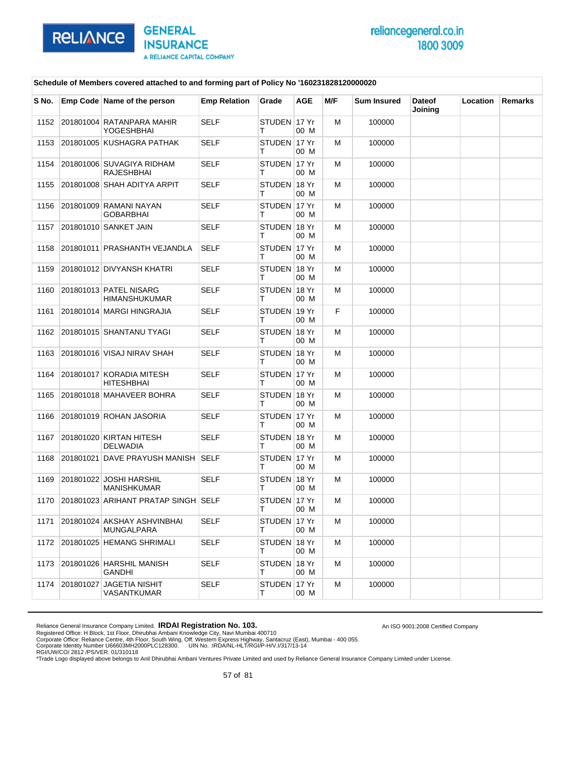**Schedule of Members covered attached to and forming part of Policy No '160231828120000020**

| S No. | Emp Code | Name of the person | Emp Relation | Grade | AGE | M/F | Sum Insured | Dateof Joining | Location | Remarks |
|---|---|---|---|---|---|---|---|---|---|---|
| 1152 | 201801004 | RATANPARA MAHIR YOGESHBHAI | SELF | STUDENT | 17 Yr 00 M | M | 100000 | | | |
| 1153 | 201801005 | KUSHAGRA PATHAK | SELF | STUDENT | 17 Yr 00 M | M | 100000 | | | |
| 1154 | 201801006 | SUVAGIYA RIDHAM RAJESHBHAI | SELF | STUDENT | 17 Yr 00 M | M | 100000 | | | |
| 1155 | 201801008 | SHAH ADITYA ARPIT | SELF | STUDENT | 18 Yr 00 M | M | 100000 | | | |
| 1156 | 201801009 | RAMANI NAYAN GOBARBHAI | SELF | STUDENT | 17 Yr 00 M | M | 100000 | | | |
| 1157 | 201801010 | SANKET JAIN | SELF | STUDENT | 18 Yr 00 M | M | 100000 | | | |
| 1158 | 201801011 | PRASHANTH VEJANDLA | SELF | STUDENT | 17 Yr 00 M | M | 100000 | | | |
| 1159 | 201801012 | DIVYANSH KHATRI | SELF | STUDENT | 18 Yr 00 M | M | 100000 | | | |
| 1160 | 201801013 | PATEL NISARG HIMANSHUKUMAR | SELF | STUDENT | 18 Yr 00 M | M | 100000 | | | |
| 1161 | 201801014 | MARGI HINGRAJIA | SELF | STUDENT | 19 Yr 00 M | F | 100000 | | | |
| 1162 | 201801015 | SHANTANU TYAGI | SELF | STUDENT | 18 Yr 00 M | M | 100000 | | | |
| 1163 | 201801016 | VISAJ NIRAV SHAH | SELF | STUDENT | 18 Yr 00 M | M | 100000 | | | |
| 1164 | 201801017 | KORADIA MITESH HITESHBHAI | SELF | STUDENT | 17 Yr 00 M | M | 100000 | | | |
| 1165 | 201801018 | MAHAVEER BOHRA | SELF | STUDENT | 18 Yr 00 M | M | 100000 | | | |
| 1166 | 201801019 | ROHAN JASORIA | SELF | STUDENT | 17 Yr 00 M | M | 100000 | | | |
| 1167 | 201801020 | KIRTAN HITESH DELWADIA | SELF | STUDENT | 18 Yr 00 M | M | 100000 | | | |
| 1168 | 201801021 | DAVE PRAYUSH MANISH | SELF | STUDENT | 17 Yr 00 M | M | 100000 | | | |
| 1169 | 201801022 | JOSHI HARSHIL MANISHKUMAR | SELF | STUDENT | 18 Yr 00 M | M | 100000 | | | |
| 1170 | 201801023 | ARIHANT PRATAP SINGH | SELF | STUDENT | 17 Yr 00 M | M | 100000 | | | |
| 1171 | 201801024 | AKSHAY ASHVINBHAI MUNGALPARA | SELF | STUDENT | 17 Yr 00 M | M | 100000 | | | |
| 1172 | 201801025 | HEMANG SHRIMALI | SELF | STUDENT | 18 Yr 00 M | M | 100000 | | | |
| 1173 | 201801026 | HARSHIL MANISH GANDHI | SELF | STUDENT | 18 Yr 00 M | M | 100000 | | | |
| 1174 | 201801027 | JAGETIA NISHIT VASANTKUMAR | SELF | STUDENT | 17 Yr 00 M | M | 100000 | | | |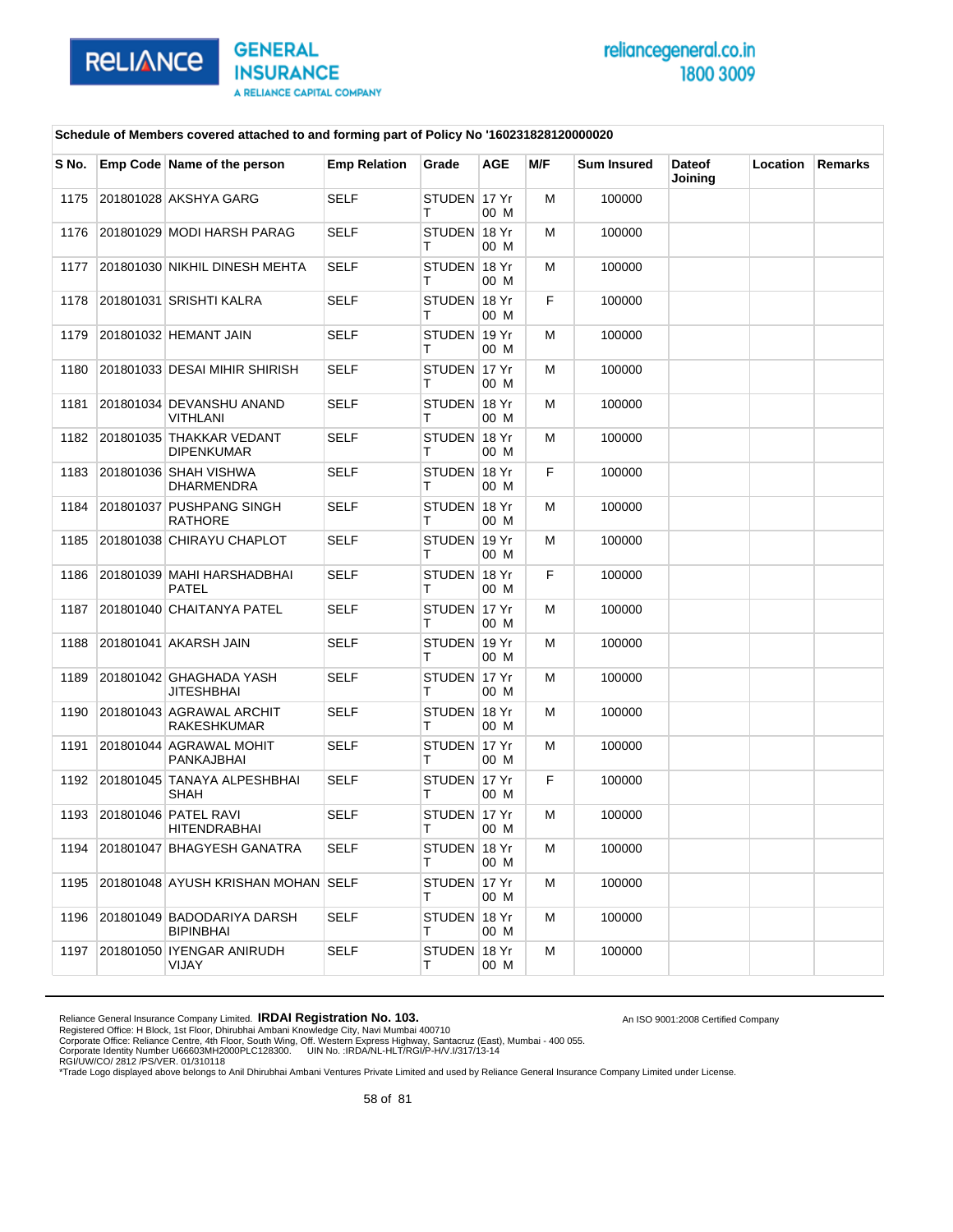Schedule of Members covered attached to and forming part of Policy No '160231828120000020

| S No. | Emp Code | Name of the person | Emp Relation | Grade | AGE | M/F | Sum Insured | Dateof Joining | Location | Remarks |
|---|---|---|---|---|---|---|---|---|---|---|
| 1175 | 201801028 | AKSHYA GARG | SELF | STUDENT | 17 Yr 00 M | M | 100000 | | | |
| 1176 | 201801029 | MODI HARSH PARAG | SELF | STUDENT | 18 Yr 00 M | M | 100000 | | | |
| 1177 | 201801030 | NIKHIL DINESH MEHTA | SELF | STUDENT | 18 Yr 00 M | M | 100000 | | | |
| 1178 | 201801031 | SRISHTI KALRA | SELF | STUDENT | 18 Yr 00 M | F | 100000 | | | |
| 1179 | 201801032 | HEMANT JAIN | SELF | STUDENT | 19 Yr 00 M | M | 100000 | | | |
| 1180 | 201801033 | DESAI MIHIR SHIRISH | SELF | STUDENT | 17 Yr 00 M | M | 100000 | | | |
| 1181 | 201801034 | DEVANSHU ANAND VITHLANI | SELF | STUDENT | 18 Yr 00 M | M | 100000 | | | |
| 1182 | 201801035 | THAKKAR VEDANT DIPENKUMAR | SELF | STUDENT | 18 Yr 00 M | M | 100000 | | | |
| 1183 | 201801036 | SHAH VISHWA DHARMENDRA | SELF | STUDENT | 18 Yr 00 M | F | 100000 | | | |
| 1184 | 201801037 | PUSHPANG SINGH RATHORE | SELF | STUDENT | 18 Yr 00 M | M | 100000 | | | |
| 1185 | 201801038 | CHIRAYU CHAPLOT | SELF | STUDENT | 19 Yr 00 M | M | 100000 | | | |
| 1186 | 201801039 | MAHI HARSHADBHAI PATEL | SELF | STUDENT | 18 Yr 00 M | F | 100000 | | | |
| 1187 | 201801040 | CHAITANYA PATEL | SELF | STUDENT | 17 Yr 00 M | M | 100000 | | | |
| 1188 | 201801041 | AKARSH JAIN | SELF | STUDENT | 19 Yr 00 M | M | 100000 | | | |
| 1189 | 201801042 | GHAGHADA YASH JITESHBHAI | SELF | STUDENT | 17 Yr 00 M | M | 100000 | | | |
| 1190 | 201801043 | AGRAWAL ARCHIT RAKESHKUMAR | SELF | STUDENT | 18 Yr 00 M | M | 100000 | | | |
| 1191 | 201801044 | AGRAWAL MOHIT PANKAJBHAI | SELF | STUDENT | 17 Yr 00 M | M | 100000 | | | |
| 1192 | 201801045 | TANAYA ALPESHBHAI SHAH | SELF | STUDENT | 17 Yr 00 M | F | 100000 | | | |
| 1193 | 201801046 | PATEL RAVI HITENDRABHAI | SELF | STUDENT | 17 Yr 00 M | M | 100000 | | | |
| 1194 | 201801047 | BHAGYESH GANATRA | SELF | STUDENT | 18 Yr 00 M | M | 100000 | | | |
| 1195 | 201801048 | AYUSH KRISHAN MOHAN | SELF | STUDENT | 17 Yr 00 M | M | 100000 | | | |
| 1196 | 201801049 | BADODARIYA DARSH BIPINBHAI | SELF | STUDENT | 18 Yr 00 M | M | 100000 | | | |
| 1197 | 201801050 | IYENGAR ANIRUDH VIJAY | SELF | STUDENT | 18 Yr 00 M | M | 100000 | | | |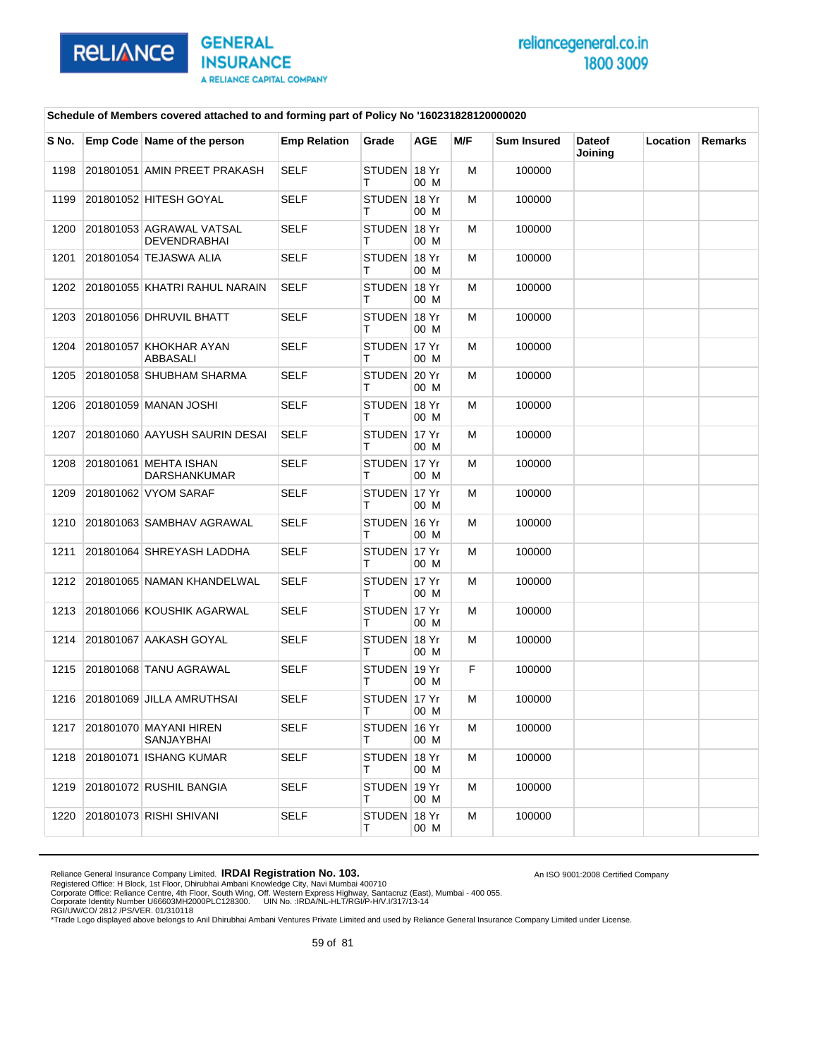**Schedule of Members covered attached to and forming part of Policy No '160231828120000020**

| S No. | Emp Code | Name of the person | Emp Relation | Grade | AGE | M/F | Sum Insured | Dateof Joining | Location | Remarks |
|---|---|---|---|---|---|---|---|---|---|---|
| 1198 | 201801051 | AMIN PREET PRAKASH | SELF | STUDENT | 18 Yr 00 M | M | 100000 | | | |
| 1199 | 201801052 | HITESH GOYAL | SELF | STUDENT | 18 Yr 00 M | M | 100000 | | | |
| 1200 | 201801053 | AGRAWAL VATSAL DEVENDRABHAI | SELF | STUDENT | 18 Yr 00 M | M | 100000 | | | |
| 1201 | 201801054 | TEJASWA ALIA | SELF | STUDENT | 18 Yr 00 M | M | 100000 | | | |
| 1202 | 201801055 | KHATRI RAHUL NARAIN | SELF | STUDENT | 18 Yr 00 M | M | 100000 | | | |
| 1203 | 201801056 | DHRUVIL BHATT | SELF | STUDENT | 18 Yr 00 M | M | 100000 | | | |
| 1204 | 201801057 | KHOKHAR AYAN ABBASALI | SELF | STUDENT | 17 Yr 00 M | M | 100000 | | | |
| 1205 | 201801058 | SHUBHAM SHARMA | SELF | STUDENT | 20 Yr 00 M | M | 100000 | | | |
| 1206 | 201801059 | MANAN JOSHI | SELF | STUDENT | 18 Yr 00 M | M | 100000 | | | |
| 1207 | 201801060 | AAYUSH SAURIN DESAI | SELF | STUDENT | 17 Yr 00 M | M | 100000 | | | |
| 1208 | 201801061 | MEHTA ISHAN DARSHANKUMAR | SELF | STUDENT | 17 Yr 00 M | M | 100000 | | | |
| 1209 | 201801062 | VYOM SARAF | SELF | STUDENT | 17 Yr 00 M | M | 100000 | | | |
| 1210 | 201801063 | SAMBHAV AGRAWAL | SELF | STUDENT | 16 Yr 00 M | M | 100000 | | | |
| 1211 | 201801064 | SHREYASH LADDHA | SELF | STUDENT | 17 Yr 00 M | M | 100000 | | | |
| 1212 | 201801065 | NAMAN KHANDELWAL | SELF | STUDENT | 17 Yr 00 M | M | 100000 | | | |
| 1213 | 201801066 | KOUSHIK AGARWAL | SELF | STUDENT | 17 Yr 00 M | M | 100000 | | | |
| 1214 | 201801067 | AAKASH GOYAL | SELF | STUDENT | 18 Yr 00 M | M | 100000 | | | |
| 1215 | 201801068 | TANU AGRAWAL | SELF | STUDENT | 19 Yr 00 M | F | 100000 | | | |
| 1216 | 201801069 | JILLA AMRUTHSAI | SELF | STUDENT | 17 Yr 00 M | M | 100000 | | | |
| 1217 | 201801070 | MAYANI HIREN SANJAYBHAI | SELF | STUDENT | 16 Yr 00 M | M | 100000 | | | |
| 1218 | 201801071 | ISHANG KUMAR | SELF | STUDENT | 18 Yr 00 M | M | 100000 | | | |
| 1219 | 201801072 | RUSHIL BANGIA | SELF | STUDENT | 19 Yr 00 M | M | 100000 | | | |
| 1220 | 201801073 | RISHI SHIVANI | SELF | STUDENT | 18 Yr 00 M | M | 100000 | | | |

Reliance General Insurance Company Limited. **IRDAI Registration No. 103.**
Registered Office: H Block, 1st Floor, Dhirubhai Ambani Knowledge City, Navi Mumbai 400710
Corporate Office: Reliance Centre, 4th Floor, South Wing, Off. Western Express Highway, Santacruz (East), Mumbai - 400 055.
Corporate Identity Number U66603MH2000PLC128300. UIN No. :IRDA/NL-HLT/RGI/P-H/V.I/317/13-14
RGI/UW/CO/ 2812 /PS/VER. 01/310118
*Trade Logo displayed above belongs to Anil Dhirubhai Ambani Ventures Private Limited and used by Reliance General Insurance Company Limited under License.

An ISO 9001:2008 Certified Company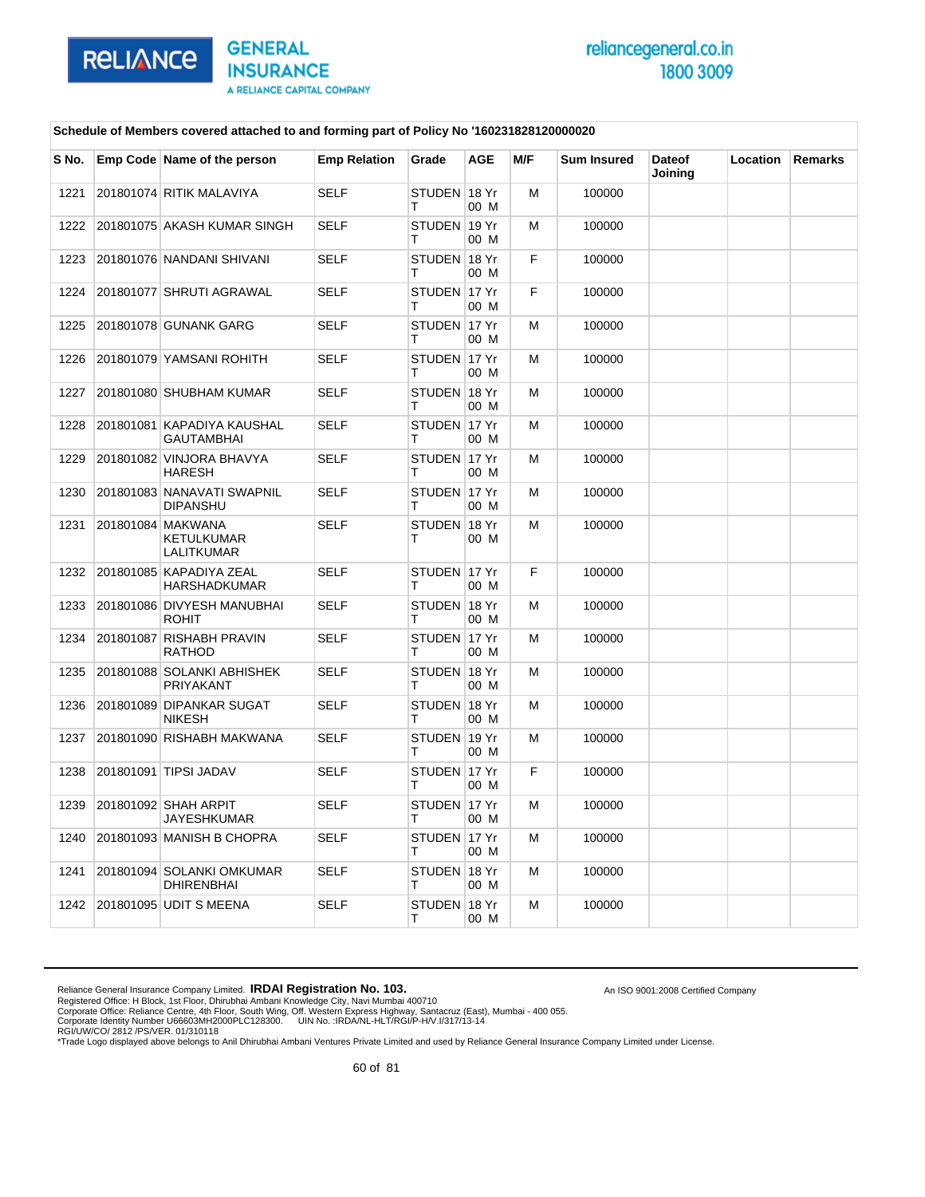**Schedule of Members covered attached to and forming part of Policy No '160231828120000020**

| S No. | Emp Code | Name of the person | Emp Relation | Grade | AGE | M/F | Sum Insured | Dateof Joining | Location | Remarks |
|---|---|---|---|---|---|---|---|---|---|---|
| 1221 | 201801074 | RITIK MALAVIYA | SELF | STUDENT | 18 Yr 00 M | M | 100000 | | | |
| 1222 | 201801075 | AKASH KUMAR SINGH | SELF | STUDENT | 19 Yr 00 M | M | 100000 | | | |
| 1223 | 201801076 | NANDANI SHIVANI | SELF | STUDENT | 18 Yr 00 M | F | 100000 | | | |
| 1224 | 201801077 | SHRUTI AGRAWAL | SELF | STUDENT | 17 Yr 00 M | F | 100000 | | | |
| 1225 | 201801078 | GUNANK GARG | SELF | STUDENT | 17 Yr 00 M | M | 100000 | | | |
| 1226 | 201801079 | YAMSANI ROHITH | SELF | STUDENT | 17 Yr 00 M | M | 100000 | | | |
| 1227 | 201801080 | SHUBHAM KUMAR | SELF | STUDENT | 18 Yr 00 M | M | 100000 | | | |
| 1228 | 201801081 | KAPADIYA KAUSHAL GAUTAMBHAI | SELF | STUDENT | 17 Yr 00 M | M | 100000 | | | |
| 1229 | 201801082 | VINJORA BHAVYA HARESH | SELF | STUDENT | 17 Yr 00 M | M | 100000 | | | |
| 1230 | 201801083 | NANAVATI SWAPNIL DIPANSHU | SELF | STUDENT | 17 Yr 00 M | M | 100000 | | | |
| 1231 | 201801084 | MAKWANA KETULKUMAR LALITKUMAR | SELF | STUDENT | 18 Yr 00 M | M | 100000 | | | |
| 1232 | 201801085 | KAPADIYA ZEAL HARSHADKUMAR | SELF | STUDENT | 17 Yr 00 M | F | 100000 | | | |
| 1233 | 201801086 | DIVYESH MANUBHAI ROHIT | SELF | STUDENT | 18 Yr 00 M | M | 100000 | | | |
| 1234 | 201801087 | RISHABH PRAVIN RATHOD | SELF | STUDENT | 17 Yr 00 M | M | 100000 | | | |
| 1235 | 201801088 | SOLANKI ABHISHEK PRIYAKANT | SELF | STUDENT | 18 Yr 00 M | M | 100000 | | | |
| 1236 | 201801089 | DIPANKAR SUGAT NIKESH | SELF | STUDENT | 18 Yr 00 M | M | 100000 | | | |
| 1237 | 201801090 | RISHABH MAKWANA | SELF | STUDENT | 19 Yr 00 M | M | 100000 | | | |
| 1238 | 201801091 | TIPSI JADAV | SELF | STUDENT | 17 Yr 00 M | F | 100000 | | | |
| 1239 | 201801092 | SHAH ARPIT JAYESHKUMAR | SELF | STUDENT | 17 Yr 00 M | M | 100000 | | | |
| 1240 | 201801093 | MANISH B CHOPRA | SELF | STUDENT | 17 Yr 00 M | M | 100000 | | | |
| 1241 | 201801094 | SOLANKI OMKUMAR DHIRENBHAI | SELF | STUDENT | 18 Yr 00 M | M | 100000 | | | |
| 1242 | 201801095 | UDIT S MEENA | SELF | STUDENT | 18 Yr 00 M | M | 100000 | | | |

Reliance General Insurance Company Limited. **IRDAI Registration No. 103.**
Registered Office: H Block, 1st Floor, Dhirubhai Ambani Knowledge City, Navi Mumbai 400710
Corporate Office: Reliance Centre, 4th Floor, South Wing, Off. Western Express Highway, Santacruz (East), Mumbai - 400 055.
Corporate Identity Number U66603MH2000PLC128300. UIN No. :IRDA/NL-HLT/RGI/P-H/V.I/317/13-14
RGI/UW/CO/ 2812 /PS/VER. 01/310118
*Trade Logo displayed above belongs to Anil Dhirubhai Ambani Ventures Private Limited and used by Reliance General Insurance Company Limited under License.

An ISO 9001:2008 Certified Company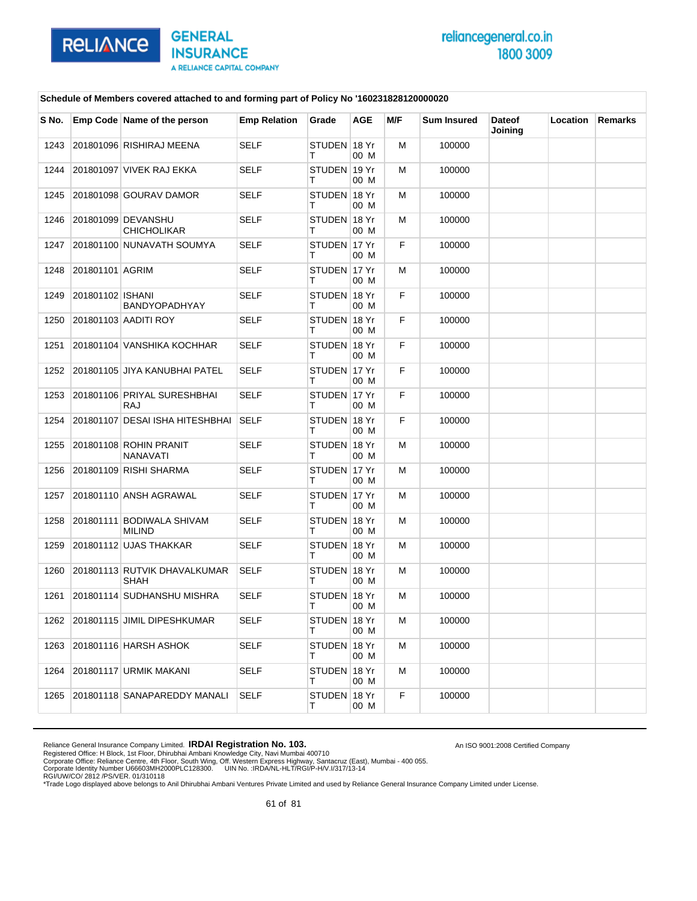**Schedule of Members covered attached to and forming part of Policy No '160231828120000020**

| S No. | Emp Code | Name of the person | Emp Relation | Grade | AGE | M/F | Sum Insured | Dateof Joining | Location | Remarks |
|---|---|---|---|---|---|---|---|---|---|---|
| 1243 | 201801096 | RISHIRAJ MEENA | SELF | STUDENT | 18 Yr 00 M | M | 100000 | | | |
| 1244 | 201801097 | VIVEK RAJ EKKA | SELF | STUDENT | 19 Yr 00 M | M | 100000 | | | |
| 1245 | 201801098 | GOURAV DAMOR | SELF | STUDENT | 18 Yr 00 M | M | 100000 | | | |
| 1246 | 201801099 | DEVANSHU CHICHOLIKAR | SELF | STUDENT | 18 Yr 00 M | M | 100000 | | | |
| 1247 | 201801100 | NUNAVATH SOUMYA | SELF | STUDENT | 17 Yr 00 M | F | 100000 | | | |
| 1248 | 201801101 | AGRIM | SELF | STUDENT | 17 Yr 00 M | M | 100000 | | | |
| 1249 | 201801102 | ISHANI BANDYOPADHYAY | SELF | STUDENT | 18 Yr 00 M | F | 100000 | | | |
| 1250 | 201801103 | AADITI ROY | SELF | STUDENT | 18 Yr 00 M | F | 100000 | | | |
| 1251 | 201801104 | VANSHIKA KOCHHAR | SELF | STUDENT | 18 Yr 00 M | F | 100000 | | | |
| 1252 | 201801105 | JIYA KANUBHAI PATEL | SELF | STUDENT | 17 Yr 00 M | F | 100000 | | | |
| 1253 | 201801106 | PRIYAL SURESHBHAI RAJ | SELF | STUDENT | 17 Yr 00 M | F | 100000 | | | |
| 1254 | 201801107 | DESAI ISHA HITESHBHAI | SELF | STUDENT | 18 Yr 00 M | F | 100000 | | | |
| 1255 | 201801108 | ROHIN PRANIT NANAVATI | SELF | STUDENT | 18 Yr 00 M | M | 100000 | | | |
| 1256 | 201801109 | RISHI SHARMA | SELF | STUDENT | 17 Yr 00 M | M | 100000 | | | |
| 1257 | 201801110 | ANSH AGRAWAL | SELF | STUDENT | 17 Yr 00 M | M | 100000 | | | |
| 1258 | 201801111 | BODIWALA SHIVAM MILIND | SELF | STUDENT | 18 Yr 00 M | M | 100000 | | | |
| 1259 | 201801112 | UJAS THAKKAR | SELF | STUDENT | 18 Yr 00 M | M | 100000 | | | |
| 1260 | 201801113 | RUTVIK DHAVALKUMAR SHAH | SELF | STUDENT | 18 Yr 00 M | M | 100000 | | | |
| 1261 | 201801114 | SUDHANSHU MISHRA | SELF | STUDENT | 18 Yr 00 M | M | 100000 | | | |
| 1262 | 201801115 | JIMIL DIPESHKUMAR | SELF | STUDENT | 18 Yr 00 M | M | 100000 | | | |
| 1263 | 201801116 | HARSH ASHOK | SELF | STUDENT | 18 Yr 00 M | M | 100000 | | | |
| 1264 | 201801117 | URMIK MAKANI | SELF | STUDENT | 18 Yr 00 M | M | 100000 | | | |
| 1265 | 201801118 | SANAPAREDDY MANALI | SELF | STUDENT | 18 Yr 00 M | F | 100000 | | | |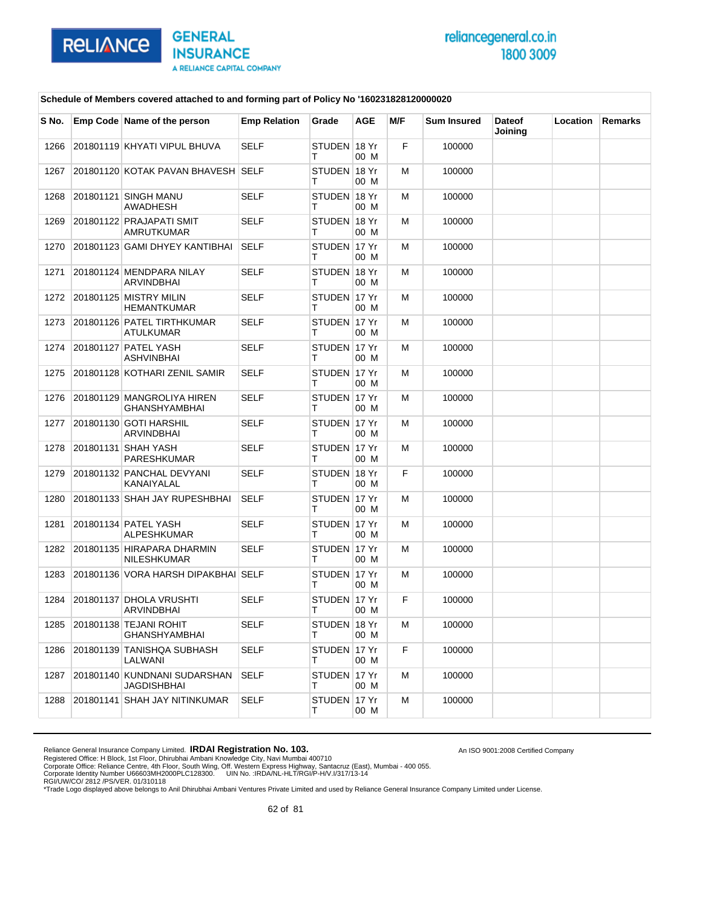Schedule of Members covered attached to and forming part of Policy No '160231828120000020

| S No. | Emp Code | Name of the person | Emp Relation | Grade | AGE | M/F | Sum Insured | Dateof Joining | Location | Remarks |
|---|---|---|---|---|---|---|---|---|---|---|
| 1266 | 201801119 | KHYATI VIPUL BHUVA | SELF | STUDENT | 18 Yr 00 M | F | 100000 | | | |
| 1267 | 201801120 | KOTAK PAVAN BHAVESH | SELF | STUDENT | 18 Yr 00 M | M | 100000 | | | |
| 1268 | 201801121 | SINGH MANU AWADHESH | SELF | STUDENT | 18 Yr 00 M | M | 100000 | | | |
| 1269 | 201801122 | PRAJAPATI SMIT AMRUTKUMAR | SELF | STUDENT | 18 Yr 00 M | M | 100000 | | | |
| 1270 | 201801123 | GAMI DHYEY KANTIBHAI | SELF | STUDENT | 17 Yr 00 M | M | 100000 | | | |
| 1271 | 201801124 | MENDPARA NILAY ARVINDBHAI | SELF | STUDENT | 18 Yr 00 M | M | 100000 | | | |
| 1272 | 201801125 | MISTRY MILIN HEMANTKUMAR | SELF | STUDENT | 17 Yr 00 M | M | 100000 | | | |
| 1273 | 201801126 | PATEL TIRTHKUMAR ATULKUMAR | SELF | STUDENT | 17 Yr 00 M | M | 100000 | | | |
| 1274 | 201801127 | PATEL YASH ASHVINBHAI | SELF | STUDENT | 17 Yr 00 M | M | 100000 | | | |
| 1275 | 201801128 | KOTHARI ZENIL SAMIR | SELF | STUDENT | 17 Yr 00 M | M | 100000 | | | |
| 1276 | 201801129 | MANGROLIYA HIREN GHANSHYAMBHAI | SELF | STUDENT | 17 Yr 00 M | M | 100000 | | | |
| 1277 | 201801130 | GOTI HARSHIL ARVINDBHAI | SELF | STUDENT | 17 Yr 00 M | M | 100000 | | | |
| 1278 | 201801131 | SHAH YASH PARESHKUMAR | SELF | STUDENT | 17 Yr 00 M | M | 100000 | | | |
| 1279 | 201801132 | PANCHAL DEVYANI KANAIYALAL | SELF | STUDENT | 18 Yr 00 M | F | 100000 | | | |
| 1280 | 201801133 | SHAH JAY RUPESHBHAI | SELF | STUDENT | 17 Yr 00 M | M | 100000 | | | |
| 1281 | 201801134 | PATEL YASH ALPESHKUMAR | SELF | STUDENT | 17 Yr 00 M | M | 100000 | | | |
| 1282 | 201801135 | HIRAPARA DHARMIN NILESHKUMAR | SELF | STUDENT | 17 Yr 00 M | M | 100000 | | | |
| 1283 | 201801136 | VORA HARSH DIPAKBHAI | SELF | STUDENT | 17 Yr 00 M | M | 100000 | | | |
| 1284 | 201801137 | DHOLA VRUSHTI ARVINDBHAI | SELF | STUDENT | 17 Yr 00 M | F | 100000 | | | |
| 1285 | 201801138 | TEJANI ROHIT GHANSHYAMBHAI | SELF | STUDENT | 18 Yr 00 M | M | 100000 | | | |
| 1286 | 201801139 | TANISHQA SUBHASH LALWANI | SELF | STUDENT | 17 Yr 00 M | F | 100000 | | | |
| 1287 | 201801140 | KUNDNANI SUDARSHAN JAGDISHBHAI | SELF | STUDENT | 17 Yr 00 M | M | 100000 | | | |
| 1288 | 201801141 | SHAH JAY NITINKUMAR | SELF | STUDENT | 17 Yr 00 M | M | 100000 | | | |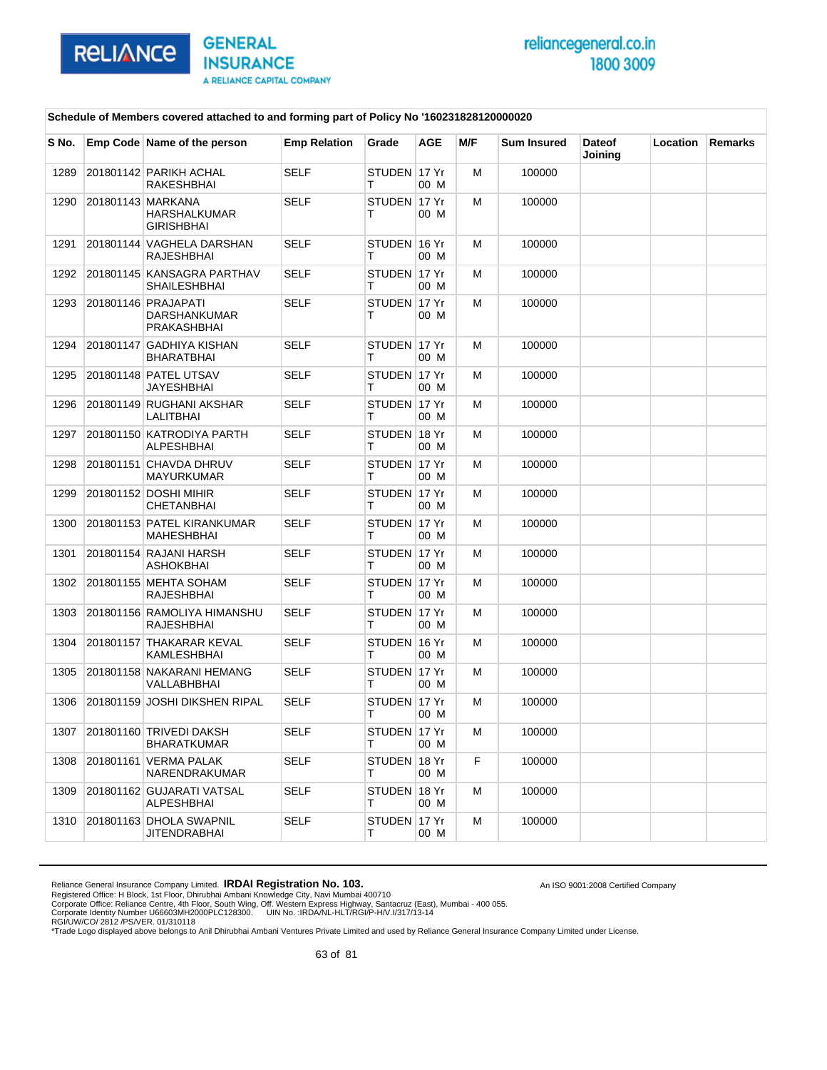**Schedule of Members covered attached to and forming part of Policy No '160231828120000020**

| S No. | Emp Code | Name of the person | Emp Relation | Grade | AGE | M/F | Sum Insured | Dateof Joining | Location | Remarks |
|---|---|---|---|---|---|---|---|---|---|---|
| 1289 | 201801142 | PARIKH ACHAL RAKESHBHAI | SELF | STUDENT | 17 Yr 00 M | M | 100000 | | | |
| 1290 | 201801143 | MARKANA HARSHALKUMAR GIRISHBHAI | SELF | STUDENT | 17 Yr 00 M | M | 100000 | | | |
| 1291 | 201801144 | VAGHELA DARSHAN RAJESHBHAI | SELF | STUDENT | 16 Yr 00 M | M | 100000 | | | |
| 1292 | 201801145 | KANSAGRA PARTHAV SHAILESHBHAI | SELF | STUDENT | 17 Yr 00 M | M | 100000 | | | |
| 1293 | 201801146 | PRAJAPATI DARSHANKUMAR PRAKASHBHAI | SELF | STUDENT | 17 Yr 00 M | M | 100000 | | | |
| 1294 | 201801147 | GADHIYA KISHAN BHARATBHAI | SELF | STUDENT | 17 Yr 00 M | M | 100000 | | | |
| 1295 | 201801148 | PATEL UTSAV JAYESHBHAI | SELF | STUDENT | 17 Yr 00 M | M | 100000 | | | |
| 1296 | 201801149 | RUGHANI AKSHAR LALITBHAI | SELF | STUDENT | 17 Yr 00 M | M | 100000 | | | |
| 1297 | 201801150 | KATRODIYA PARTH ALPESHBHAI | SELF | STUDENT | 18 Yr 00 M | M | 100000 | | | |
| 1298 | 201801151 | CHAVDA DHRUV MAYURKUMAR | SELF | STUDENT | 17 Yr 00 M | M | 100000 | | | |
| 1299 | 201801152 | DOSHI MIHIR CHETANBHAI | SELF | STUDENT | 17 Yr 00 M | M | 100000 | | | |
| 1300 | 201801153 | PATEL KIRANKUMAR MAHESHBHAI | SELF | STUDENT | 17 Yr 00 M | M | 100000 | | | |
| 1301 | 201801154 | RAJANI HARSH ASHOKBHAI | SELF | STUDENT | 17 Yr 00 M | M | 100000 | | | |
| 1302 | 201801155 | MEHTA SOHAM RAJESHBHAI | SELF | STUDENT | 17 Yr 00 M | M | 100000 | | | |
| 1303 | 201801156 | RAMOLIYA HIMANSHU RAJESHBHAI | SELF | STUDENT | 17 Yr 00 M | M | 100000 | | | |
| 1304 | 201801157 | THAKARAR KEVAL KAMLESHBHAI | SELF | STUDENT | 16 Yr 00 M | M | 100000 | | | |
| 1305 | 201801158 | NAKARANI HEMANG VALLABHBHAI | SELF | STUDENT | 17 Yr 00 M | M | 100000 | | | |
| 1306 | 201801159 | JOSHI DIKSHEN RIPAL | SELF | STUDENT | 17 Yr 00 M | M | 100000 | | | |
| 1307 | 201801160 | TRIVEDI DAKSH BHARATKUMAR | SELF | STUDENT | 17 Yr 00 M | M | 100000 | | | |
| 1308 | 201801161 | VERMA PALAK NARENDRAKUMAR | SELF | STUDENT | 18 Yr 00 M | F | 100000 | | | |
| 1309 | 201801162 | GUJARATI VATSAL ALPESHBHAI | SELF | STUDENT | 18 Yr 00 M | M | 100000 | | | |
| 1310 | 201801163 | DHOLA SWAPNIL JITENDRABHAI | SELF | STUDENT | 17 Yr 00 M | M | 100000 | | | |

Reliance General Insurance Company Limited. **IRDAI Registration No. 103.**
Registered Office: H Block, 1st Floor, Dhirubhai Ambani Knowledge City, Navi Mumbai 400710
Corporate Office: Reliance Centre, 4th Floor, South Wing, Off. Western Express Highway, Santacruz (East), Mumbai - 400 055.
Corporate Identity Number U66603MH2000PLC128300. UIN No. :IRDA/NL-HLT/RGI/P-H/V.I/317/13-14
RGI/UW/CO/ 2812 /PS/VER. 01/310118
*Trade Logo displayed above belongs to Anil Dhirubhai Ambani Ventures Private Limited and used by Reliance General Insurance Company Limited under License.

An ISO 9001:2008 Certified Company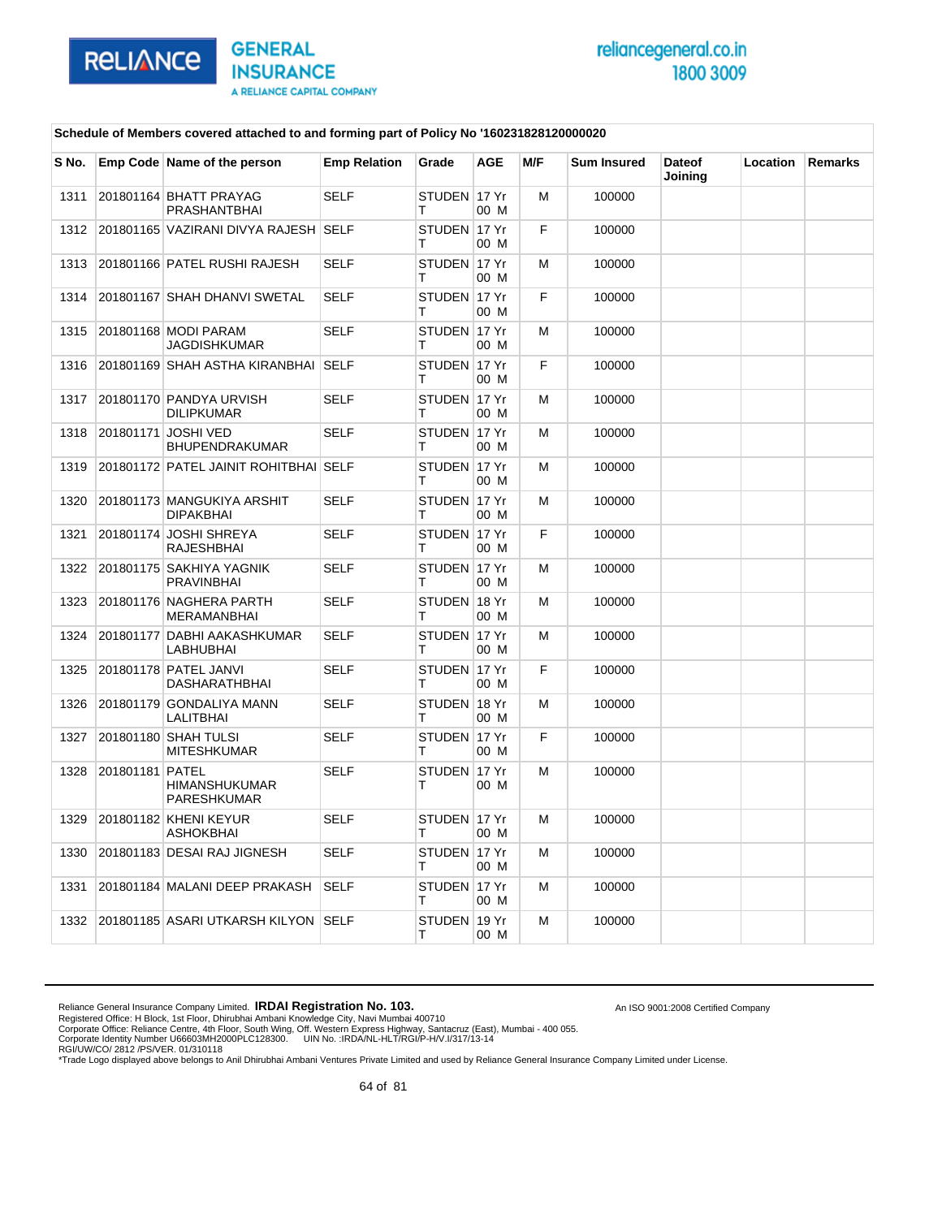**Schedule of Members covered attached to and forming part of Policy No '160231828120000020**

| S No. | Emp Code | Name of the person | Emp Relation | Grade | AGE | M/F | Sum Insured | Dateof Joining | Location | Remarks |
|---|---|---|---|---|---|---|---|---|---|---|
| 1311 | 201801164 | BHATT PRAYAG PRASHANTBHAI | SELF | STUDENT | 17 Yr 00 M | M | 100000 | | | |
| 1312 | 201801165 | VAZIRANI DIVYA RAJESH | SELF | STUDENT | 17 Yr 00 M | F | 100000 | | | |
| 1313 | 201801166 | PATEL RUSHI RAJESH | SELF | STUDENT | 17 Yr 00 M | M | 100000 | | | |
| 1314 | 201801167 | SHAH DHANVI SWETAL | SELF | STUDENT | 17 Yr 00 M | F | 100000 | | | |
| 1315 | 201801168 | MODI PARAM JAGDISHKUMAR | SELF | STUDENT | 17 Yr 00 M | M | 100000 | | | |
| 1316 | 201801169 | SHAH ASTHA KIRANBHAI | SELF | STUDENT | 17 Yr 00 M | F | 100000 | | | |
| 1317 | 201801170 | PANDYA URVISH DILIPKUMAR | SELF | STUDENT | 17 Yr 00 M | M | 100000 | | | |
| 1318 | 201801171 | JOSHI VED BHUPENDRAKUMAR | SELF | STUDENT | 17 Yr 00 M | M | 100000 | | | |
| 1319 | 201801172 | PATEL JAINIT ROHITBHAI | SELF | STUDENT | 17 Yr 00 M | M | 100000 | | | |
| 1320 | 201801173 | MANGUKIYA ARSHIT DIPAKBHAI | SELF | STUDENT | 17 Yr 00 M | M | 100000 | | | |
| 1321 | 201801174 | JOSHI SHREYA RAJESHBHAI | SELF | STUDENT | 17 Yr 00 M | F | 100000 | | | |
| 1322 | 201801175 | SAKHIYA YAGNIK PRAVINBHAI | SELF | STUDENT | 17 Yr 00 M | M | 100000 | | | |
| 1323 | 201801176 | NAGHERA PARTH MERAMANBHAI | SELF | STUDENT | 18 Yr 00 M | M | 100000 | | | |
| 1324 | 201801177 | DABHI AAKASHKUMAR LABHUBHAI | SELF | STUDENT | 17 Yr 00 M | M | 100000 | | | |
| 1325 | 201801178 | PATEL JANVI DASHARATHBHAI | SELF | STUDENT | 17 Yr 00 M | F | 100000 | | | |
| 1326 | 201801179 | GONDALIYA MANN LALITBHAI | SELF | STUDENT | 18 Yr 00 M | M | 100000 | | | |
| 1327 | 201801180 | SHAH TULSI MITESHKUMAR | SELF | STUDENT | 17 Yr 00 M | F | 100000 | | | |
| 1328 | 201801181 | PATEL HIMANSHUKUMAR PARESHKUMAR | SELF | STUDENT | 17 Yr 00 M | M | 100000 | | | |
| 1329 | 201801182 | KHENI KEYUR ASHOKBHAI | SELF | STUDENT | 17 Yr 00 M | M | 100000 | | | |
| 1330 | 201801183 | DESAI RAJ JIGNESH | SELF | STUDENT | 17 Yr 00 M | M | 100000 | | | |
| 1331 | 201801184 | MALANI DEEP PRAKASH | SELF | STUDENT | 17 Yr 00 M | M | 100000 | | | |
| 1332 | 201801185 | ASARI UTKARSH KILYON | SELF | STUDENT | 19 Yr 00 M | M | 100000 | | | |

Reliance General Insurance Company Limited. **IRDAI Registration No. 103.**
Registered Office: H Block, 1st Floor, Dhirubhai Ambani Knowledge City, Navi Mumbai 400710
Corporate Office: Reliance Centre, 4th Floor, South Wing, Off. Western Express Highway, Santacruz (East), Mumbai - 400 055.
Corporate Identity Number U66603MH2000PLC128300. UIN No. :IRDA/NL-HLT/RGI/P-H/V.I/317/13-14
RGI/UW/CO/ 2812 /PS/VER. 01/310118
*Trade Logo displayed above belongs to Anil Dhirubhai Ambani Ventures Private Limited and used by Reliance General Insurance Company Limited under License.

An ISO 9001:2008 Certified Company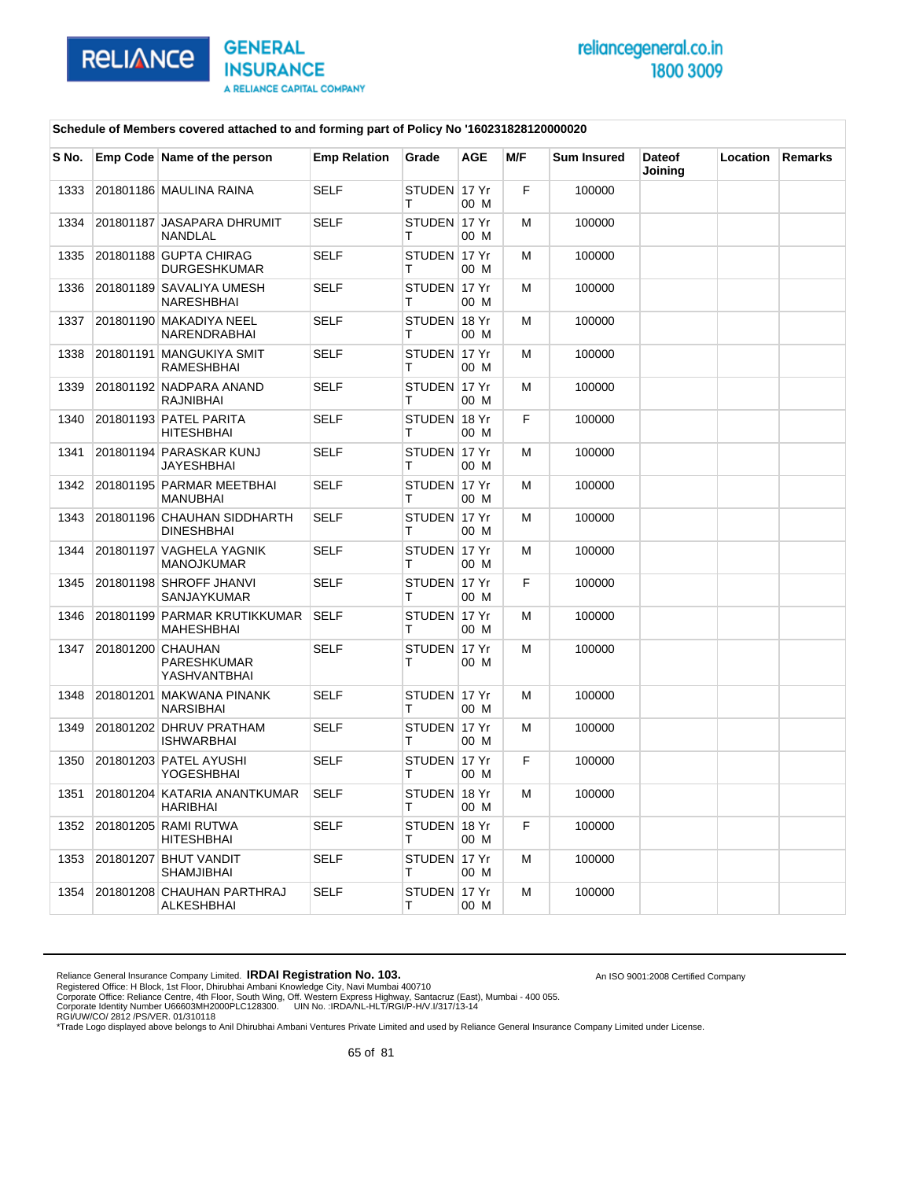Schedule of Members covered attached to and forming part of Policy No '160231828120000020

| S No. | Emp Code | Name of the person | Emp Relation | Grade | AGE | M/F | Sum Insured | Dateof Joining | Location | Remarks |
|---|---|---|---|---|---|---|---|---|---|---|
| 1333 | 201801186 | MAULINA RAINA | SELF | STUDENT | 17 Yr 00 M | F | 100000 | | | |
| 1334 | 201801187 | JASAPARA DHRUMIT NANDLAL | SELF | STUDENT | 17 Yr 00 M | M | 100000 | | | |
| 1335 | 201801188 | GUPTA CHIRAG DURGESHKUMAR | SELF | STUDENT | 17 Yr 00 M | M | 100000 | | | |
| 1336 | 201801189 | SAVALIYA UMESH NARESHBHAI | SELF | STUDENT | 17 Yr 00 M | M | 100000 | | | |
| 1337 | 201801190 | MAKADIYA NEEL NARENDRABHAI | SELF | STUDENT | 18 Yr 00 M | M | 100000 | | | |
| 1338 | 201801191 | MANGUKIYA SMIT RAMESHBHAI | SELF | STUDENT | 17 Yr 00 M | M | 100000 | | | |
| 1339 | 201801192 | NADPARA ANAND RAJNIBHAI | SELF | STUDENT | 17 Yr 00 M | M | 100000 | | | |
| 1340 | 201801193 | PATEL PARITA HITESHBHAI | SELF | STUDENT | 18 Yr 00 M | F | 100000 | | | |
| 1341 | 201801194 | PARASKAR KUNJ JAYESHBHAI | SELF | STUDENT | 17 Yr 00 M | M | 100000 | | | |
| 1342 | 201801195 | PARMAR MEETBHAI MANUBHAI | SELF | STUDENT | 17 Yr 00 M | M | 100000 | | | |
| 1343 | 201801196 | CHAUHAN SIDDHARTH DINESHBHAI | SELF | STUDENT | 17 Yr 00 M | M | 100000 | | | |
| 1344 | 201801197 | VAGHELA YAGNIK MANOJKUMAR | SELF | STUDENT | 17 Yr 00 M | M | 100000 | | | |
| 1345 | 201801198 | SHROFF JHANVI SANJAYKUMAR | SELF | STUDENT | 17 Yr 00 M | F | 100000 | | | |
| 1346 | 201801199 | PARMAR KRUTIKKUMAR MAHESHBHAI | SELF | STUDENT | 17 Yr 00 M | M | 100000 | | | |
| 1347 | 201801200 | CHAUHAN PARESHKUMAR YASHVANTBHAI | SELF | STUDENT | 17 Yr 00 M | M | 100000 | | | |
| 1348 | 201801201 | MAKWANA PINANK NARSIBHAI | SELF | STUDENT | 17 Yr 00 M | M | 100000 | | | |
| 1349 | 201801202 | DHRUV PRATHAM ISHWARBHAI | SELF | STUDENT | 17 Yr 00 M | M | 100000 | | | |
| 1350 | 201801203 | PATEL AYUSHI YOGESHBHAI | SELF | STUDENT | 17 Yr 00 M | F | 100000 | | | |
| 1351 | 201801204 | KATARIA ANANTKUMAR HARIBHAI | SELF | STUDENT | 18 Yr 00 M | M | 100000 | | | |
| 1352 | 201801205 | RAMI RUTWA HITESHBHAI | SELF | STUDENT | 18 Yr 00 M | F | 100000 | | | |
| 1353 | 201801207 | BHUT VANDIT SHAMJIBHAI | SELF | STUDENT | 17 Yr 00 M | M | 100000 | | | |
| 1354 | 201801208 | CHAUHAN PARTHRAJ ALKESHBHAI | SELF | STUDENT | 17 Yr 00 M | M | 100000 | | | |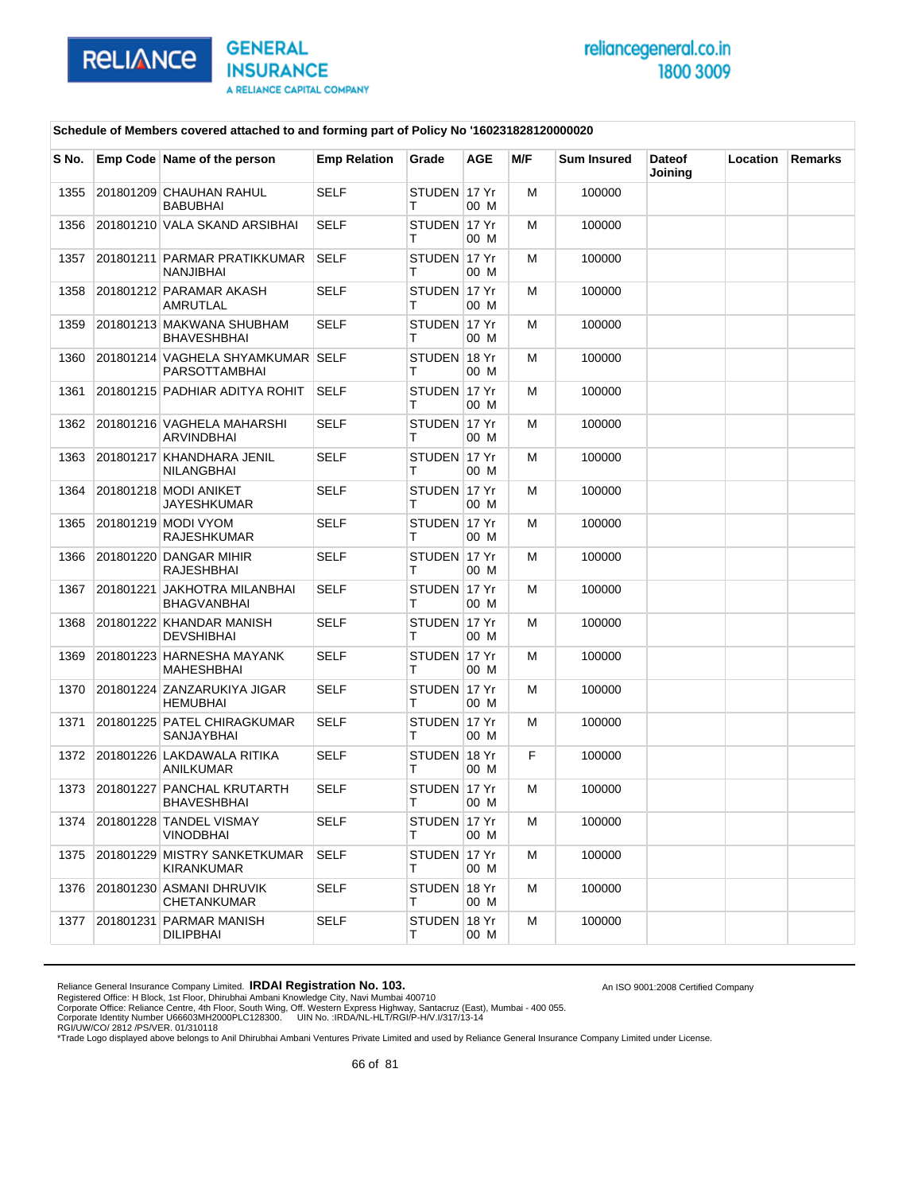**Schedule of Members covered attached to and forming part of Policy No '160231828120000020**

| S No. | Emp Code | Name of the person | Emp Relation | Grade | AGE | M/F | Sum Insured | Dateof Joining | Location | Remarks |
|---|---|---|---|---|---|---|---|---|---|---|
| 1355 | 201801209 | CHAUHAN RAHUL BABUBHAI | SELF | STUDENT | 17 Yr 00 M | M | 100000 | | | |
| 1356 | 201801210 | VALA SKAND ARSIBHAI | SELF | STUDENT | 17 Yr 00 M | M | 100000 | | | |
| 1357 | 201801211 | PARMAR PRATIKKUMAR NANJIBHAI | SELF | STUDENT | 17 Yr 00 M | M | 100000 | | | |
| 1358 | 201801212 | PARAMAR AKASH AMRUTLAL | SELF | STUDENT | 17 Yr 00 M | M | 100000 | | | |
| 1359 | 201801213 | MAKWANA SHUBHAM BHAVESHBHAI | SELF | STUDENT | 17 Yr 00 M | M | 100000 | | | |
| 1360 | 201801214 | VAGHELA SHYAMKUMAR PARSOTTAMBHAI | SELF | STUDENT | 18 Yr 00 M | M | 100000 | | | |
| 1361 | 201801215 | PADHIAR ADITYA ROHIT | SELF | STUDENT | 17 Yr 00 M | M | 100000 | | | |
| 1362 | 201801216 | VAGHELA MAHARSHI ARVINDBHAI | SELF | STUDENT | 17 Yr 00 M | M | 100000 | | | |
| 1363 | 201801217 | KHANDHARA JENIL NILANGBHAI | SELF | STUDENT | 17 Yr 00 M | M | 100000 | | | |
| 1364 | 201801218 | MODI ANIKET JAYESHKUMAR | SELF | STUDENT | 17 Yr 00 M | M | 100000 | | | |
| 1365 | 201801219 | MODI VYOM RAJESHKUMAR | SELF | STUDENT | 17 Yr 00 M | M | 100000 | | | |
| 1366 | 201801220 | DANGAR MIHIR RAJESHBHAI | SELF | STUDENT | 17 Yr 00 M | M | 100000 | | | |
| 1367 | 201801221 | JAKHOTRA MILANBHAI BHAGVANBHAI | SELF | STUDENT | 17 Yr 00 M | M | 100000 | | | |
| 1368 | 201801222 | KHANDAR MANISH DEVSHIBHAI | SELF | STUDENT | 17 Yr 00 M | M | 100000 | | | |
| 1369 | 201801223 | HARNESHA MAYANK MAHESHBHAI | SELF | STUDENT | 17 Yr 00 M | M | 100000 | | | |
| 1370 | 201801224 | ZANZARUKIYA JIGAR HEMUBHAI | SELF | STUDENT | 17 Yr 00 M | M | 100000 | | | |
| 1371 | 201801225 | PATEL CHIRAGKUMAR SANJAYBHAI | SELF | STUDENT | 17 Yr 00 M | M | 100000 | | | |
| 1372 | 201801226 | LAKDAWALA RITIKA ANILKUMAR | SELF | STUDENT | 18 Yr 00 M | F | 100000 | | | |
| 1373 | 201801227 | PANCHAL KRUTARTH BHAVESHBHAI | SELF | STUDENT | 17 Yr 00 M | M | 100000 | | | |
| 1374 | 201801228 | TANDEL VISMAY VINODBHAI | SELF | STUDENT | 17 Yr 00 M | M | 100000 | | | |
| 1375 | 201801229 | MISTRY SANKETKUMAR KIRANKUMAR | SELF | STUDENT | 17 Yr 00 M | M | 100000 | | | |
| 1376 | 201801230 | ASMANI DHRUVIK CHETANKUMAR | SELF | STUDENT | 18 Yr 00 M | M | 100000 | | | |
| 1377 | 201801231 | PARMAR MANISH DILIPBHAI | SELF | STUDENT | 18 Yr 00 M | M | 100000 | | | |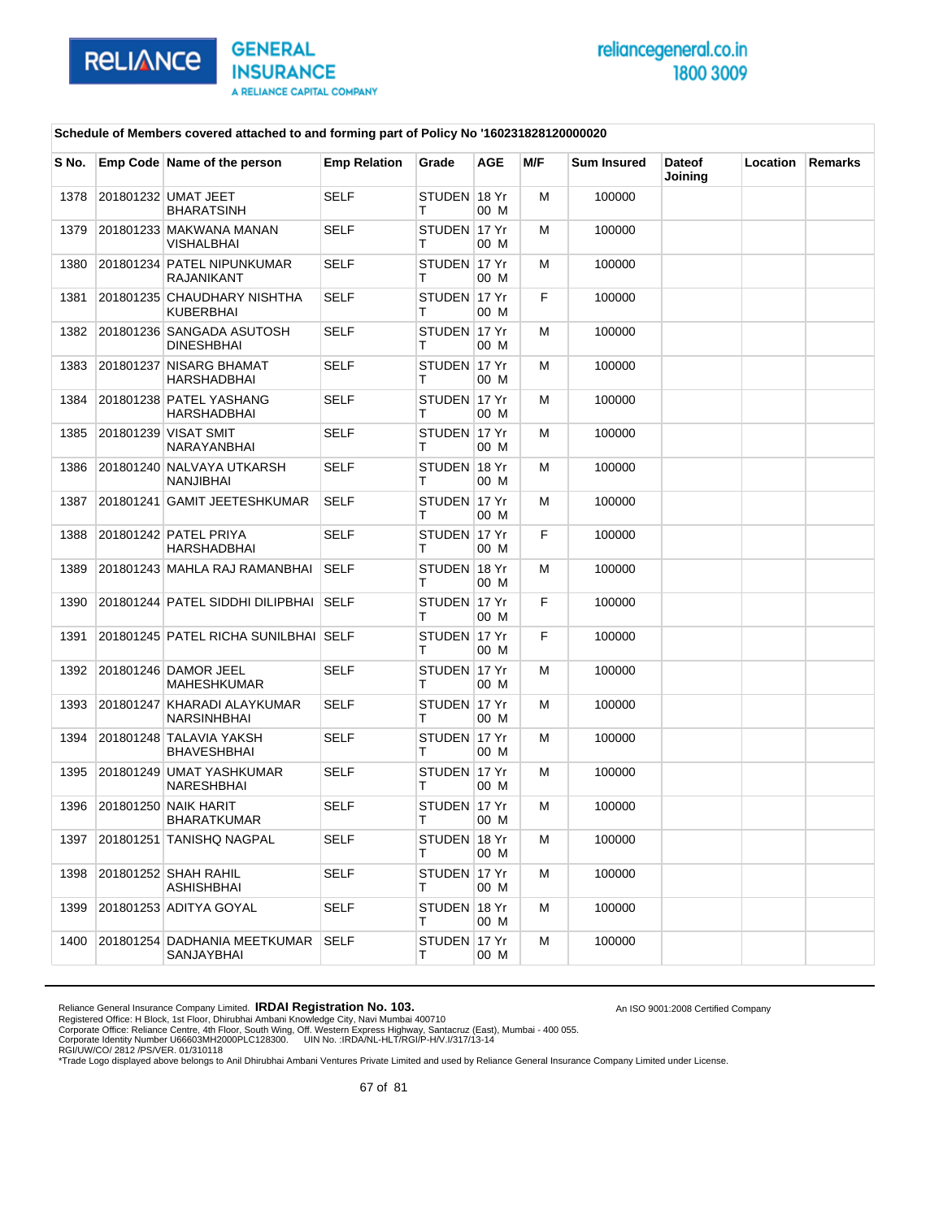**Schedule of Members covered attached to and forming part of Policy No '160231828120000020**

| S No. | Emp Code | Name of the person | Emp Relation | Grade | AGE | M/F | Sum Insured | Dateof Joining | Location | Remarks |
|---|---|---|---|---|---|---|---|---|---|---|
| 1378 | 201801232 | UMAT JEET BHARATSINH | SELF | STUDENT | 18 Yr 00 M | M | 100000 | | | |
| 1379 | 201801233 | MAKWANA MANAN VISHALBHAI | SELF | STUDENT | 17 Yr 00 M | M | 100000 | | | |
| 1380 | 201801234 | PATEL NIPUNKUMAR RAJANIKANT | SELF | STUDENT | 17 Yr 00 M | M | 100000 | | | |
| 1381 | 201801235 | CHAUDHARY NISHTHA KUBERBHAI | SELF | STUDENT | 17 Yr 00 M | F | 100000 | | | |
| 1382 | 201801236 | SANGADA ASUTOSH DINESHBHAI | SELF | STUDENT | 17 Yr 00 M | M | 100000 | | | |
| 1383 | 201801237 | NISARG BHAMAT HARSHADBHAI | SELF | STUDENT | 17 Yr 00 M | M | 100000 | | | |
| 1384 | 201801238 | PATEL YASHANG HARSHADBHAI | SELF | STUDENT | 17 Yr 00 M | M | 100000 | | | |
| 1385 | 201801239 | VISAT SMIT NARAYANBHAI | SELF | STUDENT | 17 Yr 00 M | M | 100000 | | | |
| 1386 | 201801240 | NALVAYA UTKARSH NANJIBHAI | SELF | STUDENT | 18 Yr 00 M | M | 100000 | | | |
| 1387 | 201801241 | GAMIT JEETESHKUMAR | SELF | STUDENT | 17 Yr 00 M | M | 100000 | | | |
| 1388 | 201801242 | PATEL PRIYA HARSHADBHAI | SELF | STUDENT | 17 Yr 00 M | F | 100000 | | | |
| 1389 | 201801243 | MAHLA RAJ RAMANBHAI | SELF | STUDENT | 18 Yr 00 M | M | 100000 | | | |
| 1390 | 201801244 | PATEL SIDDHI DILIPBHAI | SELF | STUDENT | 17 Yr 00 M | F | 100000 | | | |
| 1391 | 201801245 | PATEL RICHA SUNILBHAI | SELF | STUDENT | 17 Yr 00 M | F | 100000 | | | |
| 1392 | 201801246 | DAMOR JEEL MAHESHKUMAR | SELF | STUDENT | 17 Yr 00 M | M | 100000 | | | |
| 1393 | 201801247 | KHARADI ALAYKUMAR NARSINHBHAI | SELF | STUDENT | 17 Yr 00 M | M | 100000 | | | |
| 1394 | 201801248 | TALAVIA YAKSH BHAVESHBHAI | SELF | STUDENT | 17 Yr 00 M | M | 100000 | | | |
| 1395 | 201801249 | UMAT YASHKUMAR NARESHBHAI | SELF | STUDENT | 17 Yr 00 M | M | 100000 | | | |
| 1396 | 201801250 | NAIK HARIT BHARATKUMAR | SELF | STUDENT | 17 Yr 00 M | M | 100000 | | | |
| 1397 | 201801251 | TANISHQ NAGPAL | SELF | STUDENT | 18 Yr 00 M | M | 100000 | | | |
| 1398 | 201801252 | SHAH RAHIL ASHISHBHAI | SELF | STUDENT | 17 Yr 00 M | M | 100000 | | | |
| 1399 | 201801253 | ADITYA GOYAL | SELF | STUDENT | 18 Yr 00 M | M | 100000 | | | |
| 1400 | 201801254 | DADHANIA MEETKUMAR SANJAYBHAI | SELF | STUDENT | 17 Yr 00 M | M | 100000 | | | |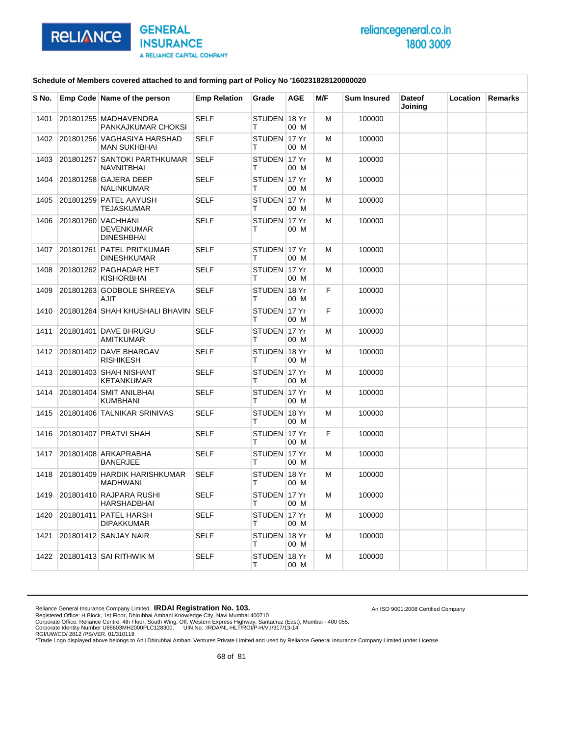**Schedule of Members covered attached to and forming part of Policy No '160231828120000020**

| S No. | Emp Code | Name of the person | Emp Relation | Grade | AGE | M/F | Sum Insured | Dateof Joining | Location | Remarks |
|---|---|---|---|---|---|---|---|---|---|---|
| 1401 | 201801255 | MADHAVENDRA PANKAJKUMAR CHOKSI | SELF | STUDENT | 18 Yr 00 M | M | 100000 | | | |
| 1402 | 201801256 | VAGHASIYA HARSHAD MAN SUKHBHAI | SELF | STUDENT | 17 Yr 00 M | M | 100000 | | | |
| 1403 | 201801257 | SANTOKI PARTHKUMAR NAVNITBHAI | SELF | STUDENT | 17 Yr 00 M | M | 100000 | | | |
| 1404 | 201801258 | GAJERA DEEP NALINKUMAR | SELF | STUDENT | 17 Yr 00 M | M | 100000 | | | |
| 1405 | 201801259 | PATEL AAYUSH TEJASKUMAR | SELF | STUDENT | 17 Yr 00 M | M | 100000 | | | |
| 1406 | 201801260 | VACHHANI DEVENKUMAR DINESHBHAI | SELF | STUDENT | 17 Yr 00 M | M | 100000 | | | |
| 1407 | 201801261 | PATEL PRITKUMAR DINESHKUMAR | SELF | STUDENT | 17 Yr 00 M | M | 100000 | | | |
| 1408 | 201801262 | PAGHADAR HET KISHORBHAI | SELF | STUDENT | 17 Yr 00 M | M | 100000 | | | |
| 1409 | 201801263 | GODBOLE SHREEYA AJIT | SELF | STUDENT | 18 Yr 00 M | F | 100000 | | | |
| 1410 | 201801264 | SHAH KHUSHALI BHAVIN | SELF | STUDENT | 17 Yr 00 M | F | 100000 | | | |
| 1411 | 201801401 | DAVE BHRUGU AMITKUMAR | SELF | STUDENT | 17 Yr 00 M | M | 100000 | | | |
| 1412 | 201801402 | DAVE BHARGAV RISHIKESH | SELF | STUDENT | 18 Yr 00 M | M | 100000 | | | |
| 1413 | 201801403 | SHAH NISHANT KETANKUMAR | SELF | STUDENT | 17 Yr 00 M | M | 100000 | | | |
| 1414 | 201801404 | SMIT ANILBHAI KUMBHANI | SELF | STUDENT | 17 Yr 00 M | M | 100000 | | | |
| 1415 | 201801406 | TALNIKAR SRINIVAS | SELF | STUDENT | 18 Yr 00 M | M | 100000 | | | |
| 1416 | 201801407 | PRATVI SHAH | SELF | STUDENT | 17 Yr 00 M | F | 100000 | | | |
| 1417 | 201801408 | ARKAPRABHA BANERJEE | SELF | STUDENT | 17 Yr 00 M | M | 100000 | | | |
| 1418 | 201801409 | HARDIK HARISHKUMAR MADHWANI | SELF | STUDENT | 18 Yr 00 M | M | 100000 | | | |
| 1419 | 201801410 | RAJPARA RUSHI HARSHADBHAI | SELF | STUDENT | 17 Yr 00 M | M | 100000 | | | |
| 1420 | 201801411 | PATEL HARSH DIPAKKUMAR | SELF | STUDENT | 17 Yr 00 M | M | 100000 | | | |
| 1421 | 201801412 | SANJAY NAIR | SELF | STUDENT | 18 Yr 00 M | M | 100000 | | | |
| 1422 | 201801413 | SAI RITHWIK M | SELF | STUDENT | 18 Yr 00 M | M | 100000 | | | |

Reliance General Insurance Company Limited. **IRDAI Registration No. 103.**
Registered Office: H Block, 1st Floor, Dhirubhai Ambani Knowledge City, Navi Mumbai 400710
Corporate Office: Reliance Centre, 4th Floor, South Wing, Off. Western Express Highway, Santacruz (East), Mumbai - 400 055.
Corporate Identity Number U66603MH2000PLC128300. UIN No. :IRDA/NL-HLT/RGI/P-H/V.I/317/13-14
RGI/UW/CO/ 2812 /PS/VER. 01/310118
*Trade Logo displayed above belongs to Anil Dhirubhai Ambani Ventures Private Limited and used by Reliance General Insurance Company Limited under License.

An ISO 9001:2008 Certified Company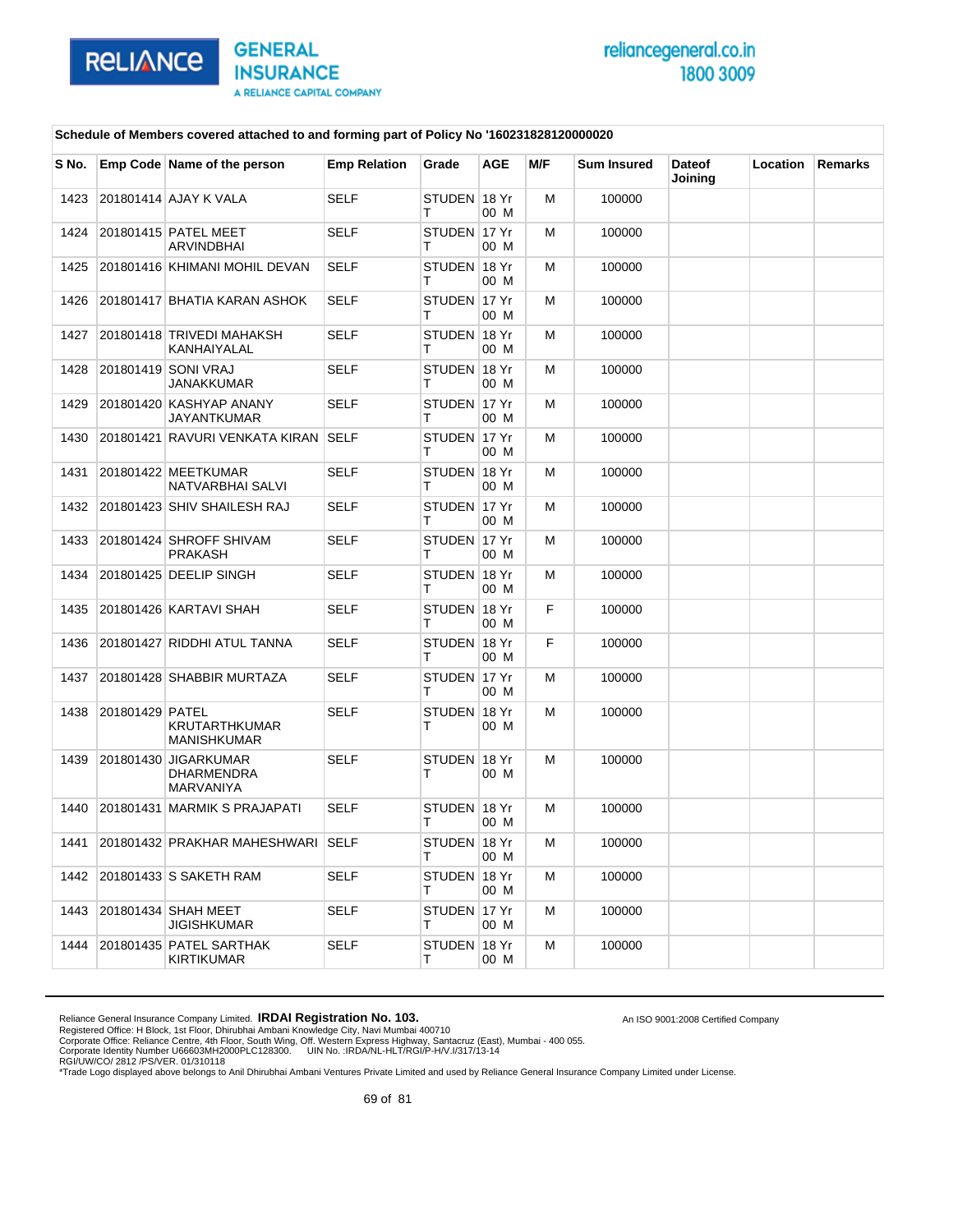Schedule of Members covered attached to and forming part of Policy No '160231828120000020

| S No. | Emp Code | Name of the person | Emp Relation | Grade | AGE | M/F | Sum Insured | Dateof Joining | Location | Remarks |
|---|---|---|---|---|---|---|---|---|---|---|
| 1423 | 201801414 | AJAY K VALA | SELF | STUDENT | 18 Yr 00 M | M | 100000 | | | |
| 1424 | 201801415 | PATEL MEET ARVINDBHAI | SELF | STUDENT | 17 Yr 00 M | M | 100000 | | | |
| 1425 | 201801416 | KHIMANI MOHIL DEVAN | SELF | STUDENT | 18 Yr 00 M | M | 100000 | | | |
| 1426 | 201801417 | BHATIA KARAN ASHOK | SELF | STUDENT | 17 Yr 00 M | M | 100000 | | | |
| 1427 | 201801418 | TRIVEDI MAHAKSH KANHAIYALAL | SELF | STUDENT | 18 Yr 00 M | M | 100000 | | | |
| 1428 | 201801419 | SONI VRAJ JANAKKUMAR | SELF | STUDENT | 18 Yr 00 M | M | 100000 | | | |
| 1429 | 201801420 | KASHYAP ANANY JAYANTKUMAR | SELF | STUDENT | 17 Yr 00 M | M | 100000 | | | |
| 1430 | 201801421 | RAVURI VENKATA KIRAN | SELF | STUDENT | 17 Yr 00 M | M | 100000 | | | |
| 1431 | 201801422 | MEETKUMAR NATVARBHAI SALVI | SELF | STUDENT | 18 Yr 00 M | M | 100000 | | | |
| 1432 | 201801423 | SHIV SHAILESH RAJ | SELF | STUDENT | 17 Yr 00 M | M | 100000 | | | |
| 1433 | 201801424 | SHROFF SHIVAM PRAKASH | SELF | STUDENT | 17 Yr 00 M | M | 100000 | | | |
| 1434 | 201801425 | DEELIP SINGH | SELF | STUDENT | 18 Yr 00 M | M | 100000 | | | |
| 1435 | 201801426 | KARTAVI SHAH | SELF | STUDENT | 18 Yr 00 M | F | 100000 | | | |
| 1436 | 201801427 | RIDDHI ATUL TANNA | SELF | STUDENT | 18 Yr 00 M | F | 100000 | | | |
| 1437 | 201801428 | SHABBIR MURTAZA | SELF | STUDENT | 17 Yr 00 M | M | 100000 | | | |
| 1438 | 201801429 | PATEL KRUTARTHKUMAR MANISHKUMAR | SELF | STUDENT | 18 Yr 00 M | M | 100000 | | | |
| 1439 | 201801430 | JIGARKUMAR DHARMENDRA MARVANIYA | SELF | STUDENT | 18 Yr 00 M | M | 100000 | | | |
| 1440 | 201801431 | MARMIK S PRAJAPATI | SELF | STUDENT | 18 Yr 00 M | M | 100000 | | | |
| 1441 | 201801432 | PRAKHAR MAHESHWARI | SELF | STUDENT | 18 Yr 00 M | M | 100000 | | | |
| 1442 | 201801433 | S SAKETH RAM | SELF | STUDENT | 18 Yr 00 M | M | 100000 | | | |
| 1443 | 201801434 | SHAH MEET JIGISHKUMAR | SELF | STUDENT | 17 Yr 00 M | M | 100000 | | | |
| 1444 | 201801435 | PATEL SARTHAK KIRTIKUMAR | SELF | STUDENT | 18 Yr 00 M | M | 100000 | | | |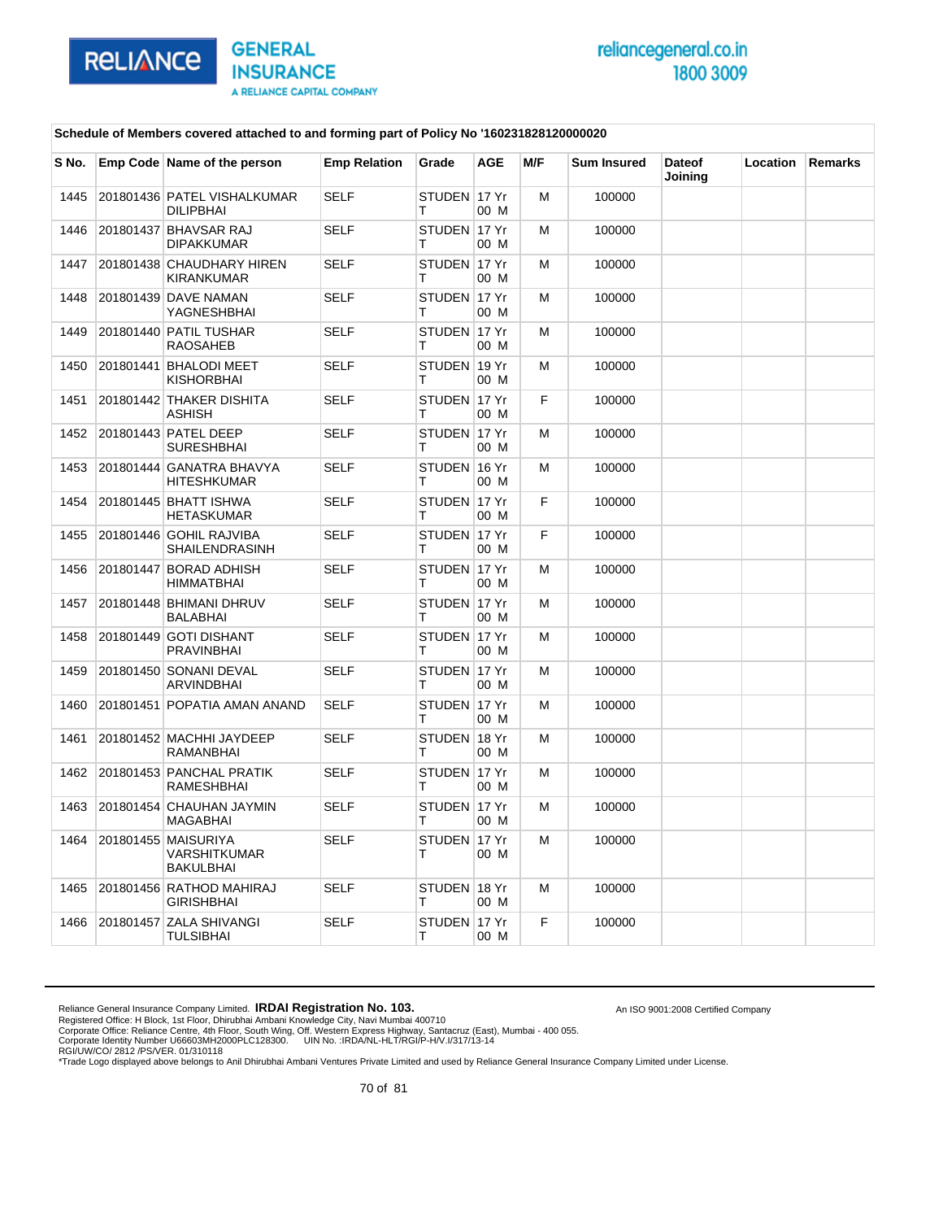Schedule of Members covered attached to and forming part of Policy No '160231828120000020

| S No. | Emp Code | Name of the person | Emp Relation | Grade | AGE | M/F | Sum Insured | Dateof Joining | Location | Remarks |
|---|---|---|---|---|---|---|---|---|---|---|
| 1445 | 201801436 | PATEL VISHALKUMAR DILIPBHAI | SELF | STUDENT | 17 Yr 00 M | M | 100000 | | | |
| 1446 | 201801437 | BHAVSAR RAJ DIPAKKUMAR | SELF | STUDENT | 17 Yr 00 M | M | 100000 | | | |
| 1447 | 201801438 | CHAUDHARY HIREN KIRANKUMAR | SELF | STUDENT | 17 Yr 00 M | M | 100000 | | | |
| 1448 | 201801439 | DAVE NAMAN YAGNESHBHAI | SELF | STUDENT | 17 Yr 00 M | M | 100000 | | | |
| 1449 | 201801440 | PATIL TUSHAR RAOSAHEB | SELF | STUDENT | 17 Yr 00 M | M | 100000 | | | |
| 1450 | 201801441 | BHALODI MEET KISHORBHAI | SELF | STUDENT | 19 Yr 00 M | M | 100000 | | | |
| 1451 | 201801442 | THAKER DISHITA ASHISH | SELF | STUDENT | 17 Yr 00 M | F | 100000 | | | |
| 1452 | 201801443 | PATEL DEEP SURESHBHAI | SELF | STUDENT | 17 Yr 00 M | M | 100000 | | | |
| 1453 | 201801444 | GANATRA BHAVYA HITESHKUMAR | SELF | STUDENT | 16 Yr 00 M | M | 100000 | | | |
| 1454 | 201801445 | BHATT ISHWA HETASKUMAR | SELF | STUDENT | 17 Yr 00 M | F | 100000 | | | |
| 1455 | 201801446 | GOHIL RAJVIBA SHAILENDRASINH | SELF | STUDENT | 17 Yr 00 M | F | 100000 | | | |
| 1456 | 201801447 | BORAD ADHISH HIMMATBHAI | SELF | STUDENT | 17 Yr 00 M | M | 100000 | | | |
| 1457 | 201801448 | BHIMANI DHRUV BALABHAI | SELF | STUDENT | 17 Yr 00 M | M | 100000 | | | |
| 1458 | 201801449 | GOTI DISHANT PRAVINBHAI | SELF | STUDENT | 17 Yr 00 M | M | 100000 | | | |
| 1459 | 201801450 | SONANI DEVAL ARVINDBHAI | SELF | STUDENT | 17 Yr 00 M | M | 100000 | | | |
| 1460 | 201801451 | POPATIA AMAN ANAND | SELF | STUDENT | 17 Yr 00 M | M | 100000 | | | |
| 1461 | 201801452 | MACHHI JAYDEEP RAMANBHAI | SELF | STUDENT | 18 Yr 00 M | M | 100000 | | | |
| 1462 | 201801453 | PANCHAL PRATIK RAMESHBHAI | SELF | STUDENT | 17 Yr 00 M | M | 100000 | | | |
| 1463 | 201801454 | CHAUHAN JAYMIN MAGABHAI | SELF | STUDENT | 17 Yr 00 M | M | 100000 | | | |
| 1464 | 201801455 | MAISURIYA VARSHITKUMAR BAKULBHAI | SELF | STUDENT | 17 Yr 00 M | M | 100000 | | | |
| 1465 | 201801456 | RATHOD MAHIRAJ GIRISHBHAI | SELF | STUDENT | 18 Yr 00 M | M | 100000 | | | |
| 1466 | 201801457 | ZALA SHIVANGI TULSIBHAI | SELF | STUDENT | 17 Yr 00 M | F | 100000 | | | |

Reliance General Insurance Company Limited. **IRDAI Registration No. 103.**
Registered Office: H Block, 1st Floor, Dhirubhai Ambani Knowledge City, Navi Mumbai 400710
Corporate Office: Reliance Centre, 4th Floor, South Wing, Off. Western Express Highway, Santacruz (East), Mumbai - 400 055.
Corporate Identity Number U66603MH2000PLC128300. UIN No. :IRDA/NL-HLT/RGI/P-H/V.I/317/13-14
RGI/UW/CO/ 2812 /PS/VER. 01/310118
*Trade Logo displayed above belongs to Anil Dhirubhai Ambani Ventures Private Limited and used by Reliance General Insurance Company Limited under License.

An ISO 9001:2008 Certified Company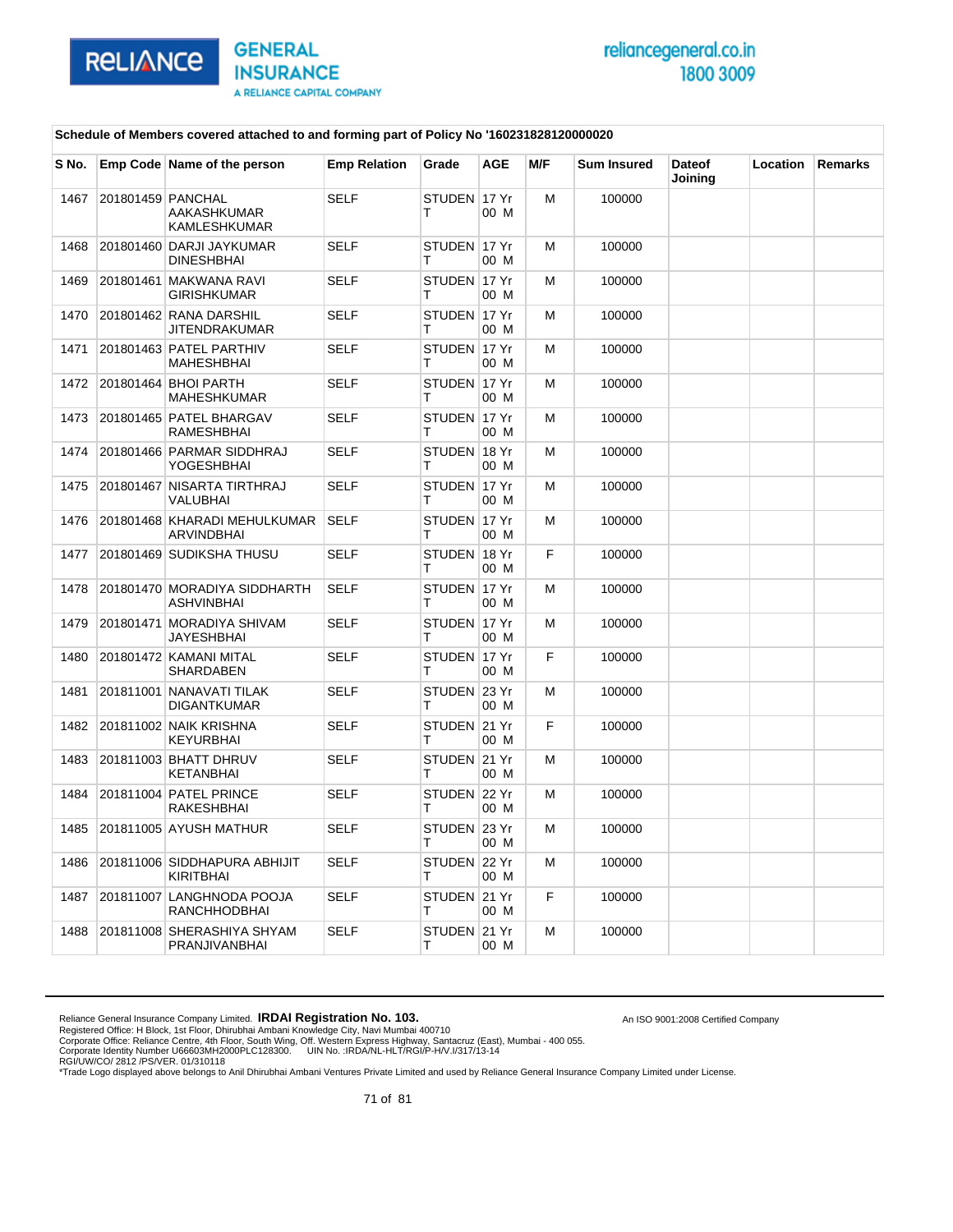**Schedule of Members covered attached to and forming part of Policy No '160231828120000020**

| S No. | Emp Code | Name of the person | Emp Relation | Grade | AGE | M/F | Sum Insured | Dateof Joining | Location | Remarks |
|---|---|---|---|---|---|---|---|---|---|---|
| 1467 | 201801459 | PANCHAL AAKASHKUMAR KAMLESHKUMAR | SELF | STUDENT | 17 Yr 00 M | M | 100000 | | | |
| 1468 | 201801460 | DARJI JAYKUMAR DINESHBHAI | SELF | STUDENT | 17 Yr 00 M | M | 100000 | | | |
| 1469 | 201801461 | MAKWANA RAVI GIRISHKUMAR | SELF | STUDENT | 17 Yr 00 M | M | 100000 | | | |
| 1470 | 201801462 | RANA DARSHIL JITENDRAKUMAR | SELF | STUDENT | 17 Yr 00 M | M | 100000 | | | |
| 1471 | 201801463 | PATEL PARTHIV MAHESHBHAI | SELF | STUDENT | 17 Yr 00 M | M | 100000 | | | |
| 1472 | 201801464 | BHOI PARTH MAHESHKUMAR | SELF | STUDENT | 17 Yr 00 M | M | 100000 | | | |
| 1473 | 201801465 | PATEL BHARGAV RAMESHBHAI | SELF | STUDENT | 17 Yr 00 M | M | 100000 | | | |
| 1474 | 201801466 | PARMAR SIDDHRAJ YOGESHBHAI | SELF | STUDENT | 18 Yr 00 M | M | 100000 | | | |
| 1475 | 201801467 | NISARTA TIRTHRAJ VALUBHAI | SELF | STUDENT | 17 Yr 00 M | M | 100000 | | | |
| 1476 | 201801468 | KHARADI MEHULKUMAR ARVINDBHAI | SELF | STUDENT | 17 Yr 00 M | M | 100000 | | | |
| 1477 | 201801469 | SUDIKSHA THUSU | SELF | STUDENT | 18 Yr 00 M | F | 100000 | | | |
| 1478 | 201801470 | MORADIYA SIDDHARTH ASHVINBHAI | SELF | STUDENT | 17 Yr 00 M | M | 100000 | | | |
| 1479 | 201801471 | MORADIYA SHIVAM JAYESHBHAI | SELF | STUDENT | 17 Yr 00 M | M | 100000 | | | |
| 1480 | 201801472 | KAMANI MITAL SHARDABEN | SELF | STUDENT | 17 Yr 00 M | F | 100000 | | | |
| 1481 | 201811001 | NANAVATI TILAK DIGANTKUMAR | SELF | STUDENT | 23 Yr 00 M | M | 100000 | | | |
| 1482 | 201811002 | NAIK KRISHNA KEYURBHAI | SELF | STUDENT | 21 Yr 00 M | F | 100000 | | | |
| 1483 | 201811003 | BHATT DHRUV KETANBHAI | SELF | STUDENT | 21 Yr 00 M | M | 100000 | | | |
| 1484 | 201811004 | PATEL PRINCE RAKESHBHAI | SELF | STUDENT | 22 Yr 00 M | M | 100000 | | | |
| 1485 | 201811005 | AYUSH MATHUR | SELF | STUDENT | 23 Yr 00 M | M | 100000 | | | |
| 1486 | 201811006 | SIDDHAPURA ABHIJIT KIRITBHAI | SELF | STUDENT | 22 Yr 00 M | M | 100000 | | | |
| 1487 | 201811007 | LANGHNODA POOJA RANCHHODBHAI | SELF | STUDENT | 21 Yr 00 M | F | 100000 | | | |
| 1488 | 201811008 | SHERASHIYA SHYAM PRANJIVANBHAI | SELF | STUDENT | 21 Yr 00 M | M | 100000 | | | |

Reliance General Insurance Company Limited. **IRDAI Registration No. 103.**
Registered Office: H Block, 1st Floor, Dhirubhai Ambani Knowledge City, Navi Mumbai 400710
Corporate Office: Reliance Centre, 4th Floor, South Wing, Off. Western Express Highway, Santacruz (East), Mumbai - 400 055.
Corporate Identity Number U66603MH2000PLC128300. UIN No. :IRDA/NL-HLT/RGI/P-H/V.I/317/13-14
RGI/UW/CO/ 2812 /PS/VER. 01/310118
*Trade Logo displayed above belongs to Anil Dhirubhai Ambani Ventures Private Limited and used by Reliance General Insurance Company Limited under License.

An ISO 9001:2008 Certified Company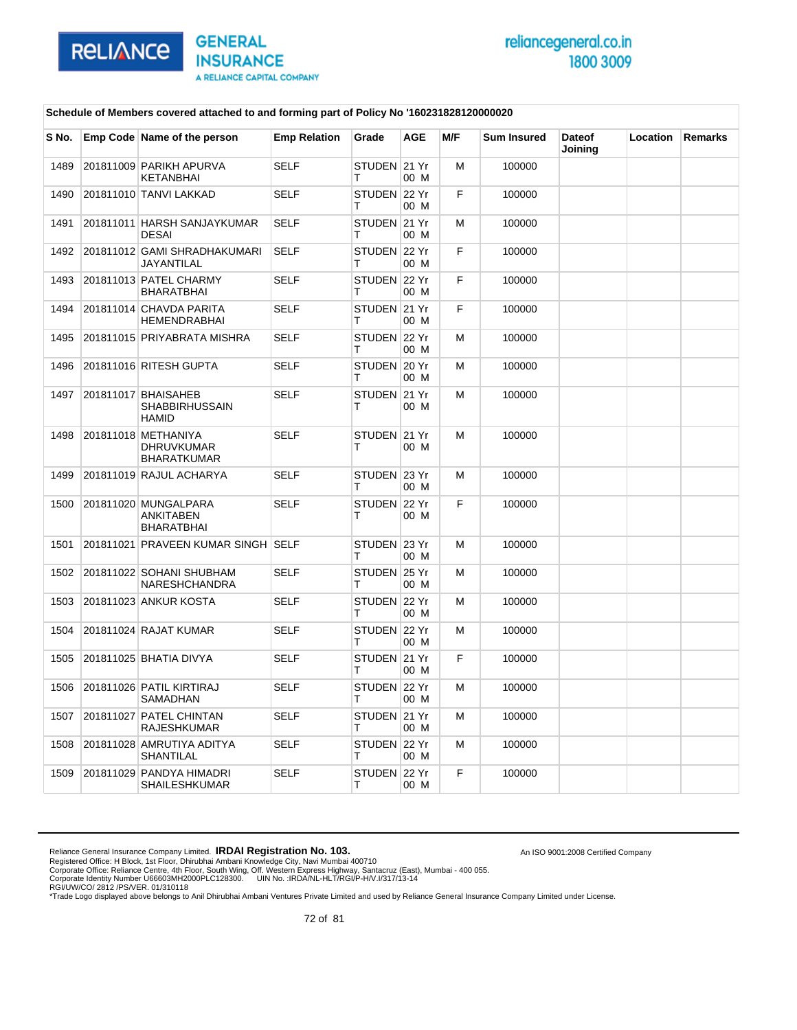**Schedule of Members covered attached to and forming part of Policy No '160231828120000020**

| S No. | Emp Code | Name of the person | Emp Relation | Grade | AGE | M/F | Sum Insured | Dateof Joining | Location | Remarks |
|---|---|---|---|---|---|---|---|---|---|---|
| 1489 | 201811009 | PARIKH APURVA KETANBHAI | SELF | STUDENT | 21 Yr 00 M | M | 100000 | | | |
| 1490 | 201811010 | TANVI LAKKAD | SELF | STUDENT | 22 Yr 00 M | F | 100000 | | | |
| 1491 | 201811011 | HARSH SANJAYKUMAR DESAI | SELF | STUDENT | 21 Yr 00 M | M | 100000 | | | |
| 1492 | 201811012 | GAMI SHRADHAKUMARI JAYANTILAL | SELF | STUDENT | 22 Yr 00 M | F | 100000 | | | |
| 1493 | 201811013 | PATEL CHARMY BHARATBHAI | SELF | STUDENT | 22 Yr 00 M | F | 100000 | | | |
| 1494 | 201811014 | CHAVDA PARITA HEMENDRABHAI | SELF | STUDENT | 21 Yr 00 M | F | 100000 | | | |
| 1495 | 201811015 | PRIYABRATA MISHRA | SELF | STUDENT | 22 Yr 00 M | M | 100000 | | | |
| 1496 | 201811016 | RITESH GUPTA | SELF | STUDENT | 20 Yr 00 M | M | 100000 | | | |
| 1497 | 201811017 | BHAISAHEB SHABBIRHUSSAIN HAMID | SELF | STUDENT | 21 Yr 00 M | M | 100000 | | | |
| 1498 | 201811018 | METHANIYA DHRUVKUMAR BHARATKUMAR | SELF | STUDENT | 21 Yr 00 M | M | 100000 | | | |
| 1499 | 201811019 | RAJUL ACHARYA | SELF | STUDENT | 23 Yr 00 M | M | 100000 | | | |
| 1500 | 201811020 | MUNGALPARA ANKITABEN BHARATBHAI | SELF | STUDENT | 22 Yr 00 M | F | 100000 | | | |
| 1501 | 201811021 | PRAVEEN KUMAR SINGH | SELF | STUDENT | 23 Yr 00 M | M | 100000 | | | |
| 1502 | 201811022 | SOHANI SHUBHAM NARESHCHANDRA | SELF | STUDENT | 25 Yr 00 M | M | 100000 | | | |
| 1503 | 201811023 | ANKUR KOSTA | SELF | STUDENT | 22 Yr 00 M | M | 100000 | | | |
| 1504 | 201811024 | RAJAT KUMAR | SELF | STUDENT | 22 Yr 00 M | M | 100000 | | | |
| 1505 | 201811025 | BHATIA DIVYA | SELF | STUDENT | 21 Yr 00 M | F | 100000 | | | |
| 1506 | 201811026 | PATIL KIRTIRAJ SAMADHAN | SELF | STUDENT | 22 Yr 00 M | M | 100000 | | | |
| 1507 | 201811027 | PATEL CHINTAN RAJESHKUMAR | SELF | STUDENT | 21 Yr 00 M | M | 100000 | | | |
| 1508 | 201811028 | AMRUTIYA ADITYA SHANTILAL | SELF | STUDENT | 22 Yr 00 M | M | 100000 | | | |
| 1509 | 201811029 | PANDYA HIMADRI SHAILESHKUMAR | SELF | STUDENT | 22 Yr 00 M | F | 100000 | | | |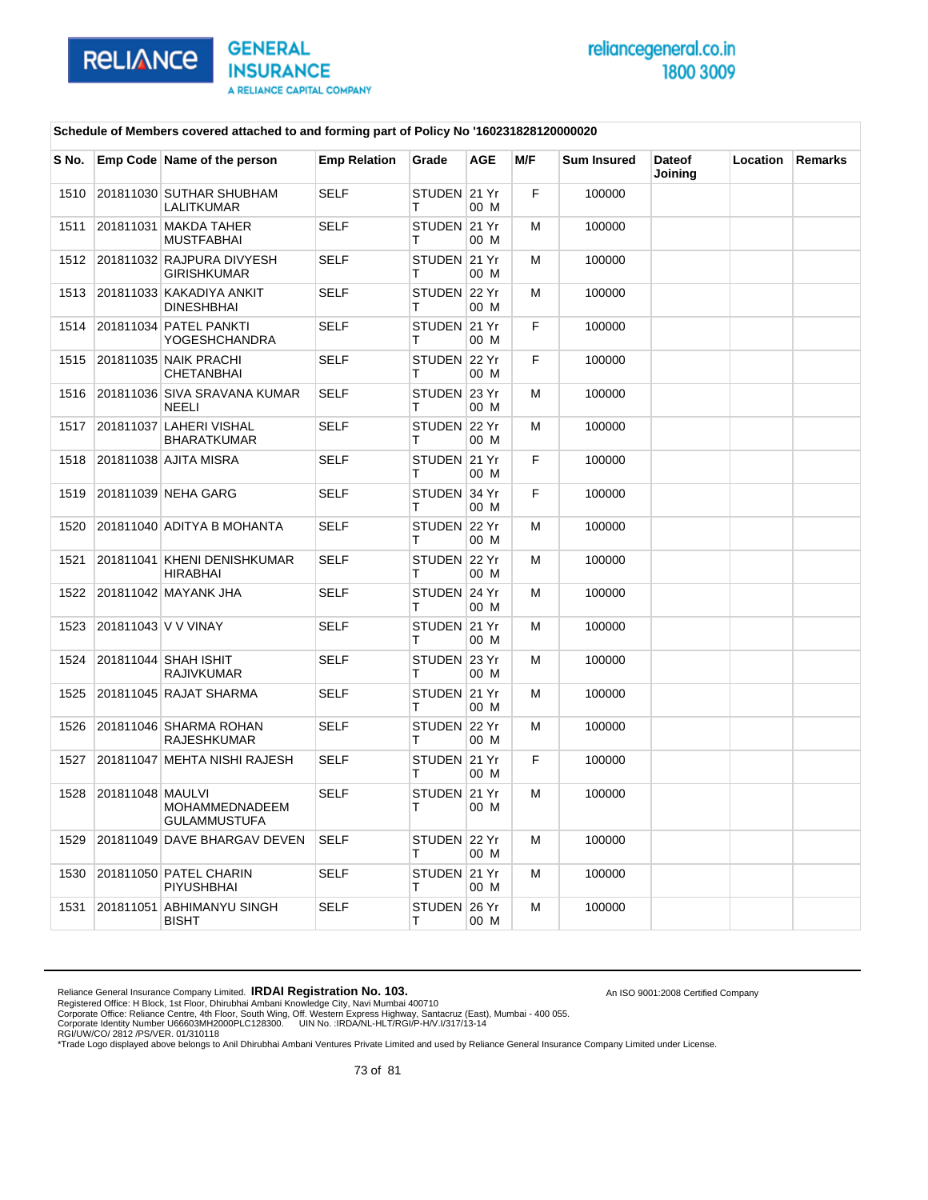**Schedule of Members covered attached to and forming part of Policy No '160231828120000020**

| S No. | Emp Code | Name of the person | Emp Relation | Grade | AGE | M/F | Sum Insured | Dateof Joining | Location | Remarks |
|---|---|---|---|---|---|---|---|---|---|---|
| 1510 | 201811030 | SUTHAR SHUBHAM LALITKUMAR | SELF | STUDENT | 21 Yr 00 M | F | 100000 | | | |
| 1511 | 201811031 | MAKDA TAHER MUSTFABHAI | SELF | STUDENT | 21 Yr 00 M | M | 100000 | | | |
| 1512 | 201811032 | RAJPURA DIVYESH GIRISHKUMAR | SELF | STUDENT | 21 Yr 00 M | M | 100000 | | | |
| 1513 | 201811033 | KAKADIYA ANKIT DINESHBHAI | SELF | STUDENT | 22 Yr 00 M | M | 100000 | | | |
| 1514 | 201811034 | PATEL PANKTI YOGESHCHANDRA | SELF | STUDENT | 21 Yr 00 M | F | 100000 | | | |
| 1515 | 201811035 | NAIK PRACHI CHETANBHAI | SELF | STUDENT | 22 Yr 00 M | F | 100000 | | | |
| 1516 | 201811036 | SIVA SRAVANA KUMAR NEELI | SELF | STUDENT | 23 Yr 00 M | M | 100000 | | | |
| 1517 | 201811037 | LAHERI VISHAL BHARATKUMAR | SELF | STUDENT | 22 Yr 00 M | M | 100000 | | | |
| 1518 | 201811038 | AJITA MISRA | SELF | STUDENT | 21 Yr 00 M | F | 100000 | | | |
| 1519 | 201811039 | NEHA GARG | SELF | STUDENT | 34 Yr 00 M | F | 100000 | | | |
| 1520 | 201811040 | ADITYA B MOHANTA | SELF | STUDENT | 22 Yr 00 M | M | 100000 | | | |
| 1521 | 201811041 | KHENI DENISHKUMAR HIRABHAI | SELF | STUDENT | 22 Yr 00 M | M | 100000 | | | |
| 1522 | 201811042 | MAYANK JHA | SELF | STUDENT | 24 Yr 00 M | M | 100000 | | | |
| 1523 | 201811043 | V V VINAY | SELF | STUDENT | 21 Yr 00 M | M | 100000 | | | |
| 1524 | 201811044 | SHAH ISHIT RAJIVKUMAR | SELF | STUDENT | 23 Yr 00 M | M | 100000 | | | |
| 1525 | 201811045 | RAJAT SHARMA | SELF | STUDENT | 21 Yr 00 M | M | 100000 | | | |
| 1526 | 201811046 | SHARMA ROHAN RAJESHKUMAR | SELF | STUDENT | 22 Yr 00 M | M | 100000 | | | |
| 1527 | 201811047 | MEHTA NISHI RAJESH | SELF | STUDENT | 21 Yr 00 M | F | 100000 | | | |
| 1528 | 201811048 | MAULVI MOHAMMEDNADEEM GULAMMUSTUFA | SELF | STUDENT | 21 Yr 00 M | M | 100000 | | | |
| 1529 | 201811049 | DAVE BHARGAV DEVEN | SELF | STUDENT | 22 Yr 00 M | M | 100000 | | | |
| 1530 | 201811050 | PATEL CHARIN PIYUSHBHAI | SELF | STUDENT | 21 Yr 00 M | M | 100000 | | | |
| 1531 | 201811051 | ABHIMANYU SINGH BISHT | SELF | STUDENT | 26 Yr 00 M | M | 100000 | | | |

Reliance General Insurance Company Limited. **IRDAI Registration No. 103.**
Registered Office: H Block, 1st Floor, Dhirubhai Ambani Knowledge City, Navi Mumbai 400710
Corporate Office: Reliance Centre, 4th Floor, South Wing, Off. Western Express Highway, Santacruz (East), Mumbai - 400 055.
Corporate Identity Number U66603MH2000PLC128300. UIN No. :IRDA/NL-HLT/RGI/P-H/V.I/317/13-14
RGI/UW/CO/ 2812 /PS/VER. 01/310118
*Trade Logo displayed above belongs to Anil Dhirubhai Ambani Ventures Private Limited and used by Reliance General Insurance Company Limited under License.

An ISO 9001:2008 Certified Company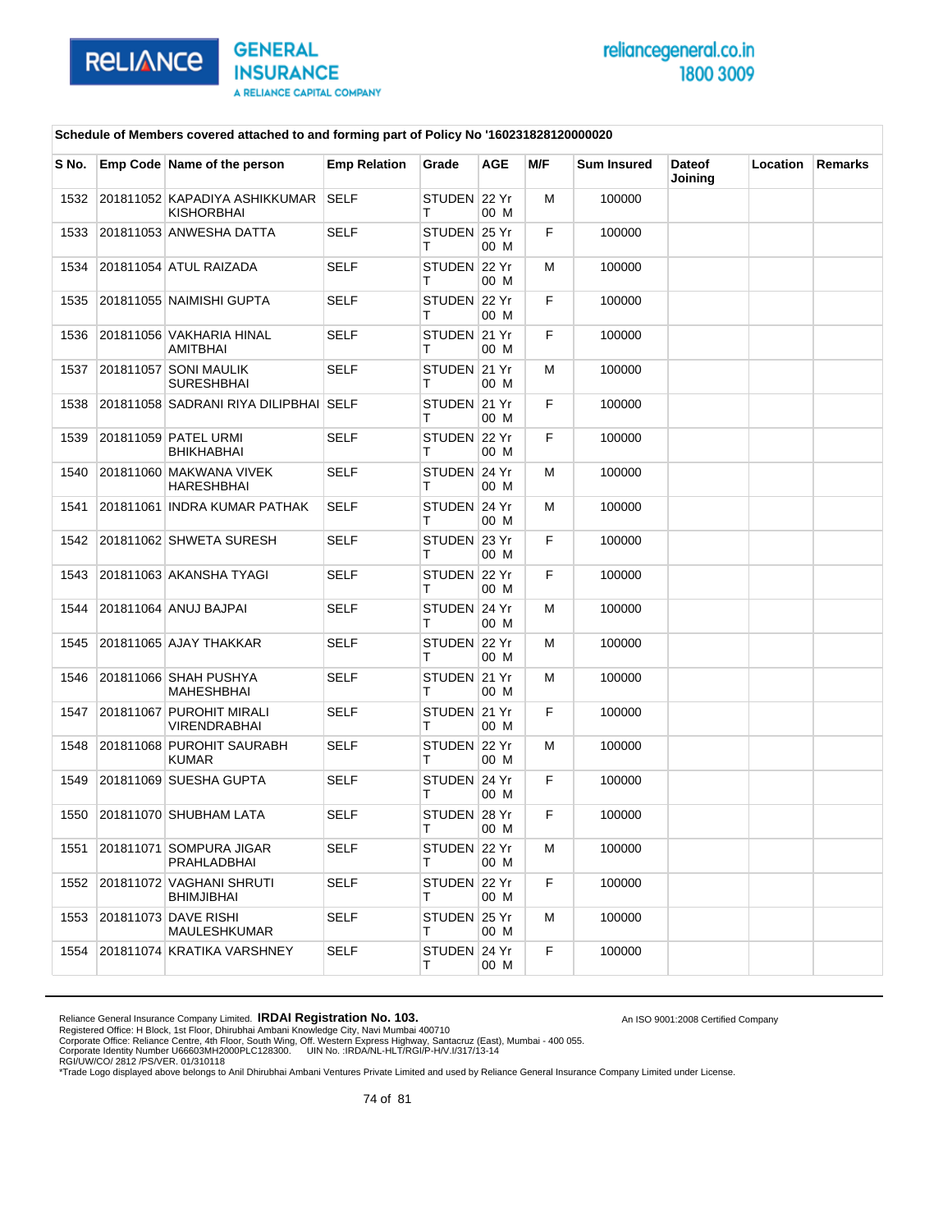**Schedule of Members covered attached to and forming part of Policy No '160231828120000020**

| S No. | Emp Code | Name of the person | Emp Relation | Grade | AGE | M/F | Sum Insured | Dateof Joining | Location | Remarks |
|---|---|---|---|---|---|---|---|---|---|---|
| 1532 | 201811052 | KAPADIYA ASHIKKUMAR KISHORBHAI | SELF | STUDENT | 22 Yr 00 M | M | 100000 | | | |
| 1533 | 201811053 | ANWESHA DATTA | SELF | STUDENT | 25 Yr 00 M | F | 100000 | | | |
| 1534 | 201811054 | ATUL RAIZADA | SELF | STUDENT | 22 Yr 00 M | M | 100000 | | | |
| 1535 | 201811055 | NAIMISHI GUPTA | SELF | STUDENT | 22 Yr 00 M | F | 100000 | | | |
| 1536 | 201811056 | VAKHARIA HINAL AMITBHAI | SELF | STUDENT | 21 Yr 00 M | F | 100000 | | | |
| 1537 | 201811057 | SONI MAULIK SURESHBHAI | SELF | STUDENT | 21 Yr 00 M | M | 100000 | | | |
| 1538 | 201811058 | SADRANI RIYA DILIPBHAI | SELF | STUDENT | 21 Yr 00 M | F | 100000 | | | |
| 1539 | 201811059 | PATEL URMI BHIKHABHAI | SELF | STUDENT | 22 Yr 00 M | F | 100000 | | | |
| 1540 | 201811060 | MAKWANA VIVEK HARESHBHAI | SELF | STUDENT | 24 Yr 00 M | M | 100000 | | | |
| 1541 | 201811061 | INDRA KUMAR PATHAK | SELF | STUDENT | 24 Yr 00 M | M | 100000 | | | |
| 1542 | 201811062 | SHWETA SURESH | SELF | STUDENT | 23 Yr 00 M | F | 100000 | | | |
| 1543 | 201811063 | AKANSHA TYAGI | SELF | STUDENT | 22 Yr 00 M | F | 100000 | | | |
| 1544 | 201811064 | ANUJ BAJPAI | SELF | STUDENT | 24 Yr 00 M | M | 100000 | | | |
| 1545 | 201811065 | AJAY THAKKAR | SELF | STUDENT | 22 Yr 00 M | M | 100000 | | | |
| 1546 | 201811066 | SHAH PUSHYA MAHESHBHAI | SELF | STUDENT | 21 Yr 00 M | M | 100000 | | | |
| 1547 | 201811067 | PUROHIT MIRALI VIRENDRABHAI | SELF | STUDENT | 21 Yr 00 M | F | 100000 | | | |
| 1548 | 201811068 | PUROHIT SAURABH KUMAR | SELF | STUDENT | 22 Yr 00 M | M | 100000 | | | |
| 1549 | 201811069 | SUESHA GUPTA | SELF | STUDENT | 24 Yr 00 M | F | 100000 | | | |
| 1550 | 201811070 | SHUBHAM LATA | SELF | STUDENT | 28 Yr 00 M | F | 100000 | | | |
| 1551 | 201811071 | SOMPURA JIGAR PRAHLADBHAI | SELF | STUDENT | 22 Yr 00 M | M | 100000 | | | |
| 1552 | 201811072 | VAGHANI SHRUTI BHIMJIBHAI | SELF | STUDENT | 22 Yr 00 M | F | 100000 | | | |
| 1553 | 201811073 | DAVE RISHI MAULESHKUMAR | SELF | STUDENT | 25 Yr 00 M | M | 100000 | | | |
| 1554 | 201811074 | KRATIKA VARSHNEY | SELF | STUDENT | 24 Yr 00 M | F | 100000 | | | |

Reliance General Insurance Company Limited. **IRDAI Registration No. 103.**
Registered Office: H Block, 1st Floor, Dhirubhai Ambani Knowledge City, Navi Mumbai 400710
Corporate Office: Reliance Centre, 4th Floor, South Wing, Off. Western Express Highway, Santacruz (East), Mumbai - 400 055.
Corporate Identity Number U66603MH2000PLC128300. UIN No. :IRDA/NL-HLT/RGI/P-H/V.I/317/13-14
RGI/UW/CO/ 2812 /PS/VER. 01/310118
*Trade Logo displayed above belongs to Anil Dhirubhai Ambani Ventures Private Limited and used by Reliance General Insurance Company Limited under License.

An ISO 9001:2008 Certified Company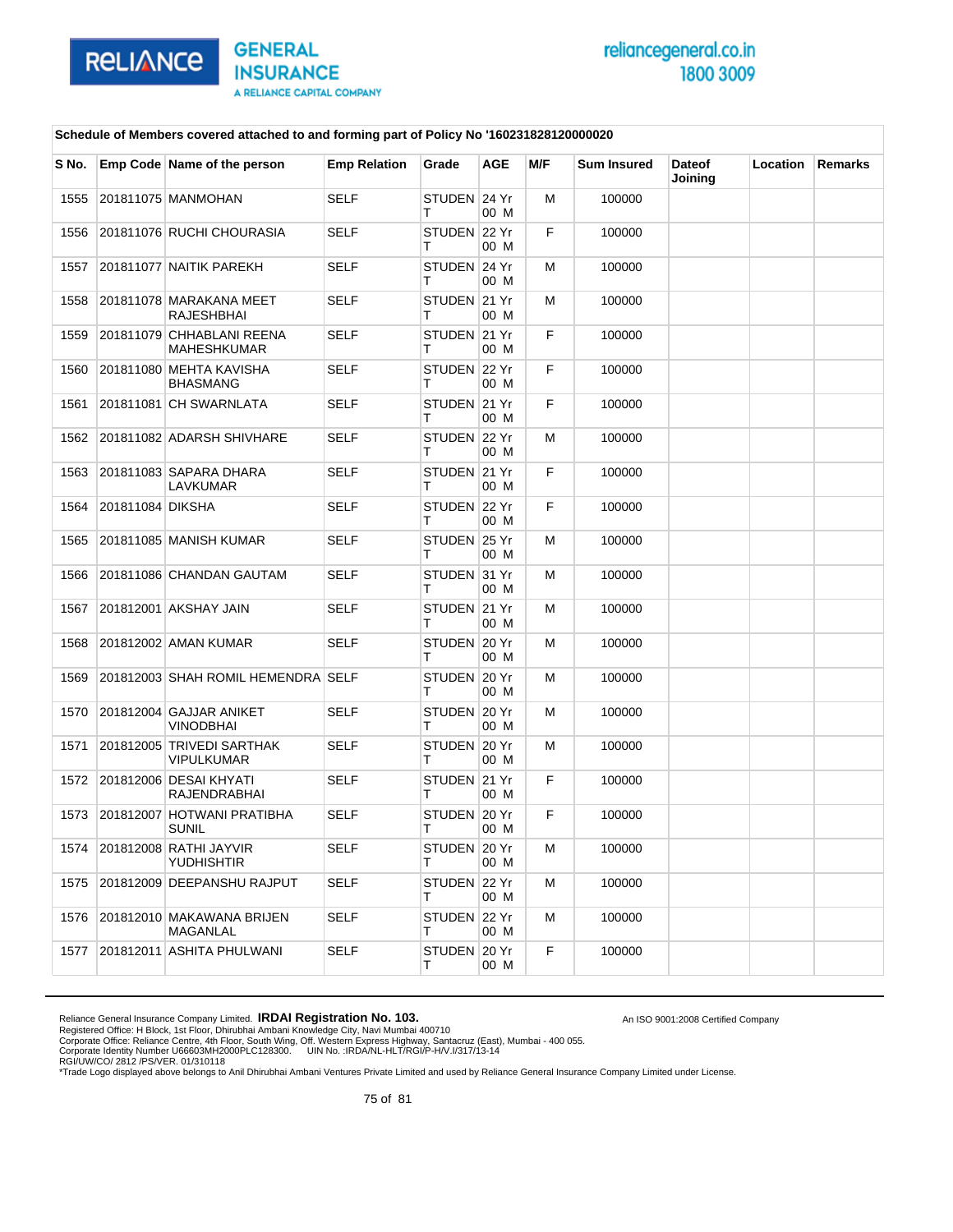**Schedule of Members covered attached to and forming part of Policy No '160231828120000020**

| S No. | Emp Code | Name of the person | Emp Relation | Grade | AGE | M/F | Sum Insured | Dateof Joining | Location | Remarks |
|---|---|---|---|---|---|---|---|---|---|---|
| 1555 | 201811075 | MANMOHAN | SELF | STUDENT | 24 Yr 00 M | M | 100000 | | | |
| 1556 | 201811076 | RUCHI CHOURASIA | SELF | STUDENT | 22 Yr 00 M | F | 100000 | | | |
| 1557 | 201811077 | NAITIK PAREKH | SELF | STUDENT | 24 Yr 00 M | M | 100000 | | | |
| 1558 | 201811078 | MARAKANA MEET RAJESHBHAI | SELF | STUDENT | 21 Yr 00 M | M | 100000 | | | |
| 1559 | 201811079 | CHHABLANI REENA MAHESHKUMAR | SELF | STUDENT | 21 Yr 00 M | F | 100000 | | | |
| 1560 | 201811080 | MEHTA KAVISHA BHASMANG | SELF | STUDENT | 22 Yr 00 M | F | 100000 | | | |
| 1561 | 201811081 | CH SWARNLATA | SELF | STUDENT | 21 Yr 00 M | F | 100000 | | | |
| 1562 | 201811082 | ADARSH SHIVHARE | SELF | STUDENT | 22 Yr 00 M | M | 100000 | | | |
| 1563 | 201811083 | SAPARA DHARA LAVKUMAR | SELF | STUDENT | 21 Yr 00 M | F | 100000 | | | |
| 1564 | 201811084 | DIKSHA | SELF | STUDENT | 22 Yr 00 M | F | 100000 | | | |
| 1565 | 201811085 | MANISH KUMAR | SELF | STUDENT | 25 Yr 00 M | M | 100000 | | | |
| 1566 | 201811086 | CHANDAN GAUTAM | SELF | STUDENT | 31 Yr 00 M | M | 100000 | | | |
| 1567 | 201812001 | AKSHAY JAIN | SELF | STUDENT | 21 Yr 00 M | M | 100000 | | | |
| 1568 | 201812002 | AMAN KUMAR | SELF | STUDENT | 20 Yr 00 M | M | 100000 | | | |
| 1569 | 201812003 | SHAH ROMIL HEMENDRA | SELF | STUDENT | 20 Yr 00 M | M | 100000 | | | |
| 1570 | 201812004 | GAJJAR ANIKET VINODBHAI | SELF | STUDENT | 20 Yr 00 M | M | 100000 | | | |
| 1571 | 201812005 | TRIVEDI SARTHAK VIPULKUMAR | SELF | STUDENT | 20 Yr 00 M | M | 100000 | | | |
| 1572 | 201812006 | DESAI KHYATI RAJENDRABHAI | SELF | STUDENT | 21 Yr 00 M | F | 100000 | | | |
| 1573 | 201812007 | HOTWANI PRATIBHA SUNIL | SELF | STUDENT | 20 Yr 00 M | F | 100000 | | | |
| 1574 | 201812008 | RATHI JAYVIR YUDHISHTIR | SELF | STUDENT | 20 Yr 00 M | M | 100000 | | | |
| 1575 | 201812009 | DEEPANSHU RAJPUT | SELF | STUDENT | 22 Yr 00 M | M | 100000 | | | |
| 1576 | 201812010 | MAKAWANA BRIJEN MAGANLAL | SELF | STUDENT | 22 Yr 00 M | M | 100000 | | | |
| 1577 | 201812011 | ASHITA PHULWANI | SELF | STUDENT | 20 Yr 00 M | F | 100000 | | | |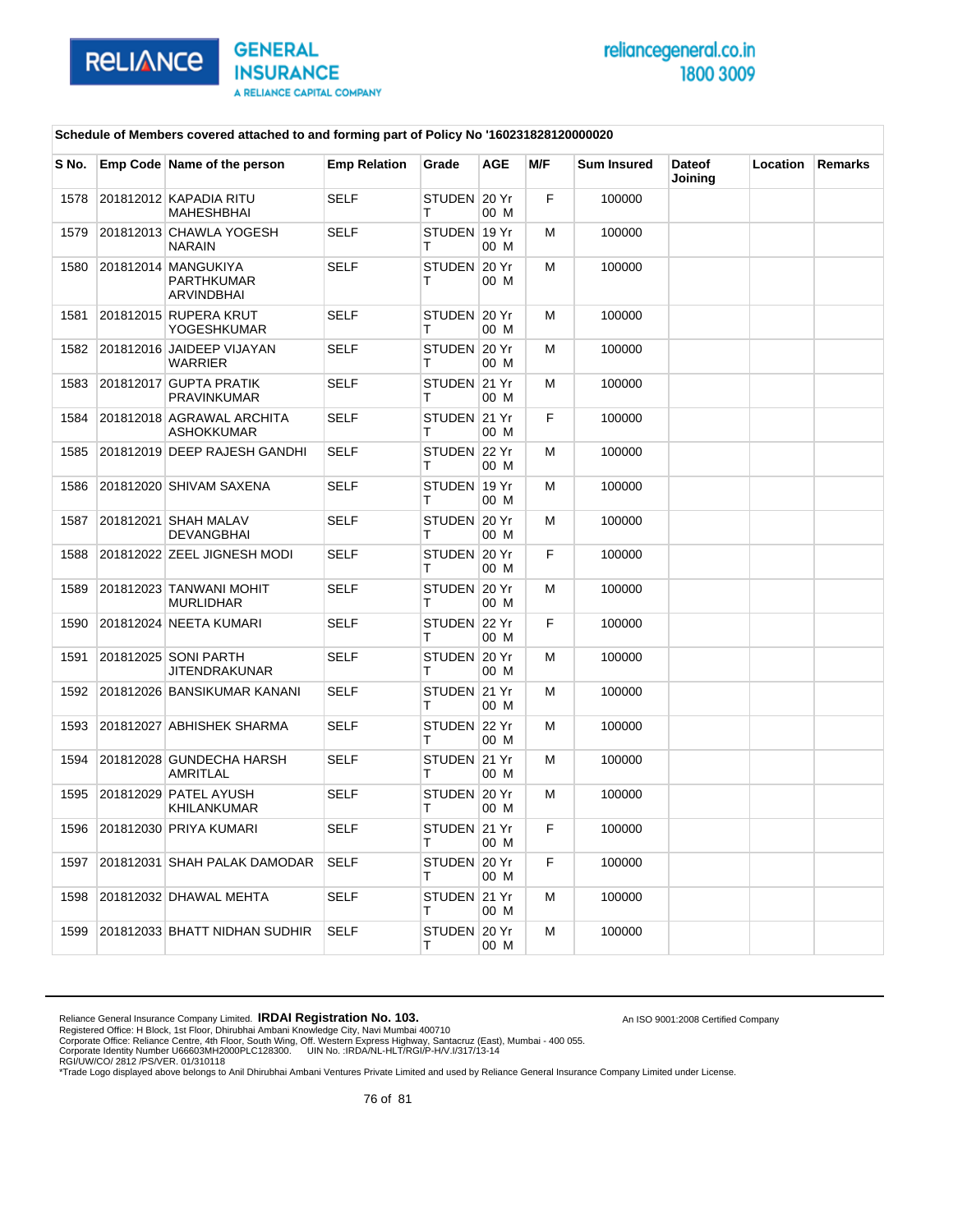**Schedule of Members covered attached to and forming part of Policy No '160231828120000020**

| S No. | Emp Code | Name of the person | Emp Relation | Grade | AGE | M/F | Sum Insured | Dateof Joining | Location | Remarks |
|---|---|---|---|---|---|---|---|---|---|---|
| 1578 | 201812012 | KAPADIA RITU MAHESHBHAI | SELF | STUDENT | 20 Yr 00 M | F | 100000 | | | |
| 1579 | 201812013 | CHAWLA YOGESH NARAIN | SELF | STUDENT | 19 Yr 00 M | M | 100000 | | | |
| 1580 | 201812014 | MANGUKIYA PARTHKUMAR ARVINDBHAI | SELF | STUDENT | 20 Yr 00 M | M | 100000 | | | |
| 1581 | 201812015 | RUPERA KRUT YOGESHKUMAR | SELF | STUDENT | 20 Yr 00 M | M | 100000 | | | |
| 1582 | 201812016 | JAIDEEP VIJAYAN WARRIER | SELF | STUDENT | 20 Yr 00 M | M | 100000 | | | |
| 1583 | 201812017 | GUPTA PRATIK PRAVINKUMAR | SELF | STUDENT | 21 Yr 00 M | M | 100000 | | | |
| 1584 | 201812018 | AGRAWAL ARCHITA ASHOKKUMAR | SELF | STUDENT | 21 Yr 00 M | F | 100000 | | | |
| 1585 | 201812019 | DEEP RAJESH GANDHI | SELF | STUDENT | 22 Yr 00 M | M | 100000 | | | |
| 1586 | 201812020 | SHIVAM SAXENA | SELF | STUDENT | 19 Yr 00 M | M | 100000 | | | |
| 1587 | 201812021 | SHAH MALAV DEVANGBHAI | SELF | STUDENT | 20 Yr 00 M | M | 100000 | | | |
| 1588 | 201812022 | ZEEL JIGNESH MODI | SELF | STUDENT | 20 Yr 00 M | F | 100000 | | | |
| 1589 | 201812023 | TANWANI MOHIT MURLIDHAR | SELF | STUDENT | 20 Yr 00 M | M | 100000 | | | |
| 1590 | 201812024 | NEETA KUMARI | SELF | STUDENT | 22 Yr 00 M | F | 100000 | | | |
| 1591 | 201812025 | SONI PARTH JITENDRAKUNAR | SELF | STUDENT | 20 Yr 00 M | M | 100000 | | | |
| 1592 | 201812026 | BANSIKUMAR KANANI | SELF | STUDENT | 21 Yr 00 M | M | 100000 | | | |
| 1593 | 201812027 | ABHISHEK SHARMA | SELF | STUDENT | 22 Yr 00 M | M | 100000 | | | |
| 1594 | 201812028 | GUNDECHA HARSH AMRITLAL | SELF | STUDENT | 21 Yr 00 M | M | 100000 | | | |
| 1595 | 201812029 | PATEL AYUSH KHILANKUMAR | SELF | STUDENT | 20 Yr 00 M | M | 100000 | | | |
| 1596 | 201812030 | PRIYA KUMARI | SELF | STUDENT | 21 Yr 00 M | F | 100000 | | | |
| 1597 | 201812031 | SHAH PALAK DAMODAR | SELF | STUDENT | 20 Yr 00 M | F | 100000 | | | |
| 1598 | 201812032 | DHAWAL MEHTA | SELF | STUDENT | 21 Yr 00 M | M | 100000 | | | |
| 1599 | 201812033 | BHATT NIDHAN SUDHIR | SELF | STUDENT | 20 Yr 00 M | M | 100000 | | | |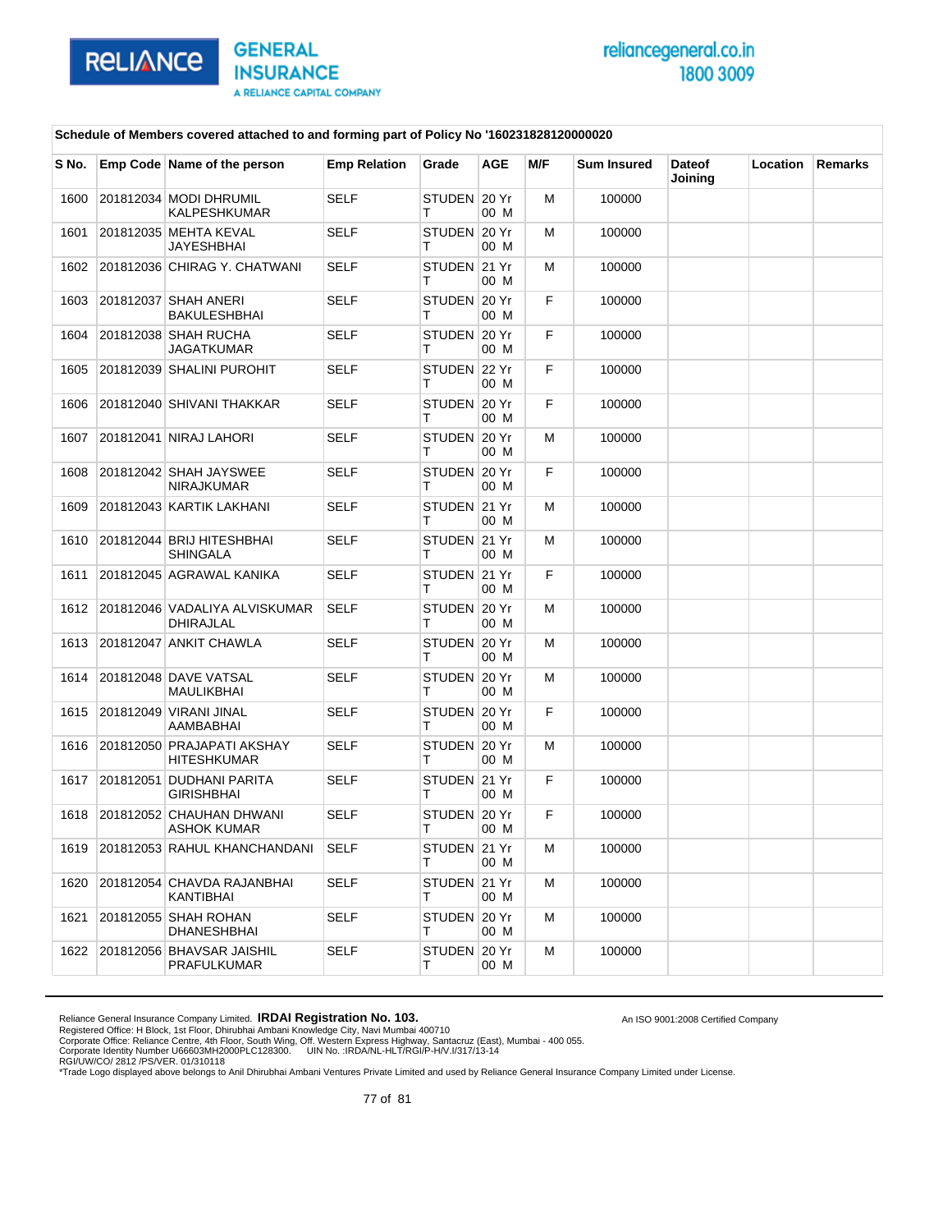**Schedule of Members covered attached to and forming part of Policy No '160231828120000020**

| S No. | Emp Code | Name of the person | Emp Relation | Grade | AGE | M/F | Sum Insured | Dateof Joining | Location | Remarks |
|---|---|---|---|---|---|---|---|---|---|---|
| 1600 | 201812034 | MODI DHRUMIL KALPESHKUMAR | SELF | STUDENT | 20 Yr 00 M | M | 100000 | | | |
| 1601 | 201812035 | MEHTA KEVAL JAYESHBHAI | SELF | STUDENT | 20 Yr 00 M | M | 100000 | | | |
| 1602 | 201812036 | CHIRAG Y. CHATWANI | SELF | STUDENT | 21 Yr 00 M | M | 100000 | | | |
| 1603 | 201812037 | SHAH ANERI BAKULESHBHAI | SELF | STUDENT | 20 Yr 00 M | F | 100000 | | | |
| 1604 | 201812038 | SHAH RUCHA JAGATKUMAR | SELF | STUDENT | 20 Yr 00 M | F | 100000 | | | |
| 1605 | 201812039 | SHALINI PUROHIT | SELF | STUDENT | 22 Yr 00 M | F | 100000 | | | |
| 1606 | 201812040 | SHIVANI THAKKAR | SELF | STUDENT | 20 Yr 00 M | F | 100000 | | | |
| 1607 | 201812041 | NIRAJ LAHORI | SELF | STUDENT | 20 Yr 00 M | M | 100000 | | | |
| 1608 | 201812042 | SHAH JAYSWEE NIRAJKUMAR | SELF | STUDENT | 20 Yr 00 M | F | 100000 | | | |
| 1609 | 201812043 | KARTIK LAKHANI | SELF | STUDENT | 21 Yr 00 M | M | 100000 | | | |
| 1610 | 201812044 | BRIJ HITESHBHAI SHINGALA | SELF | STUDENT | 21 Yr 00 M | M | 100000 | | | |
| 1611 | 201812045 | AGRAWAL KANIKA | SELF | STUDENT | 21 Yr 00 M | F | 100000 | | | |
| 1612 | 201812046 | VADALIYA ALVISKUMAR DHIRAJLAL | SELF | STUDENT | 20 Yr 00 M | M | 100000 | | | |
| 1613 | 201812047 | ANKIT CHAWLA | SELF | STUDENT | 20 Yr 00 M | M | 100000 | | | |
| 1614 | 201812048 | DAVE VATSAL MAULIKBHAI | SELF | STUDENT | 20 Yr 00 M | M | 100000 | | | |
| 1615 | 201812049 | VIRANI JINAL AAMBABHAI | SELF | STUDENT | 20 Yr 00 M | F | 100000 | | | |
| 1616 | 201812050 | PRAJAPATI AKSHAY HITESHKUMAR | SELF | STUDENT | 20 Yr 00 M | M | 100000 | | | |
| 1617 | 201812051 | DUDHANI PARITA GIRISHBHAI | SELF | STUDENT | 21 Yr 00 M | F | 100000 | | | |
| 1618 | 201812052 | CHAUHAN DHWANI ASHOK KUMAR | SELF | STUDENT | 20 Yr 00 M | F | 100000 | | | |
| 1619 | 201812053 | RAHUL KHANCHANDANI | SELF | STUDENT | 21 Yr 00 M | M | 100000 | | | |
| 1620 | 201812054 | CHAVDA RAJANBHAI KANTIBHAI | SELF | STUDENT | 21 Yr 00 M | M | 100000 | | | |
| 1621 | 201812055 | SHAH ROHAN DHANESHBHAI | SELF | STUDENT | 20 Yr 00 M | M | 100000 | | | |
| 1622 | 201812056 | BHAVSAR JAISHIL PRAFULKUMAR | SELF | STUDENT | 20 Yr 00 M | M | 100000 | | | |

Reliance General Insurance Company Limited. **IRDAI Registration No. 103.**
Registered Office: H Block, 1st Floor, Dhirubhai Ambani Knowledge City, Navi Mumbai 400710
Corporate Office: Reliance Centre, 4th Floor, South Wing, Off. Western Express Highway, Santacruz (East), Mumbai - 400 055.
Corporate Identity Number U66603MH2000PLC128300. UIN No. :IRDA/NL-HLT/RGI/P-H/V.I/317/13-14
RGI/UW/CO/ 2812 /PS/VER. 01/310118
*Trade Logo displayed above belongs to Anil Dhirubhai Ambani Ventures Private Limited and used by Reliance General Insurance Company Limited under License.

An ISO 9001:2008 Certified Company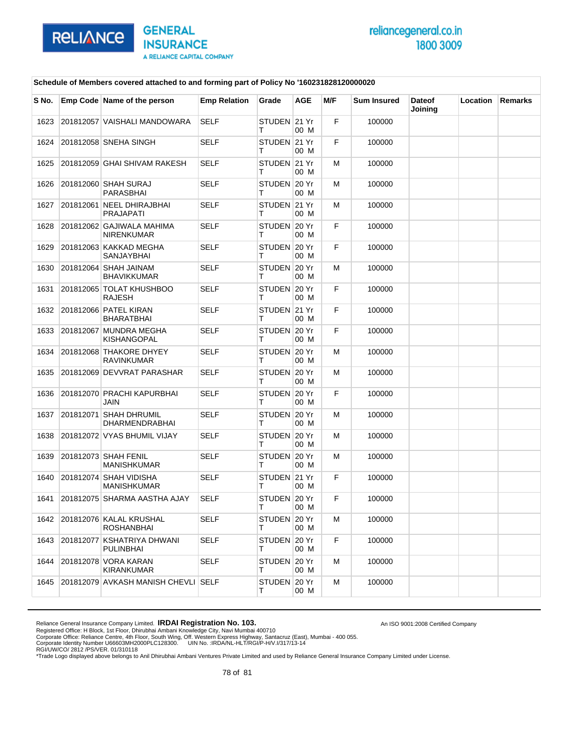**Schedule of Members covered attached to and forming part of Policy No '160231828120000020**

| S No. | Emp Code | Name of the person | Emp Relation | Grade | AGE | M/F | Sum Insured | Dateof Joining | Location | Remarks |
|---|---|---|---|---|---|---|---|---|---|---|
| 1623 | 201812057 | VAISHALI MANDOWARA | SELF | STUDENT | 21 Yr 00 M | F | 100000 | | | |
| 1624 | 201812058 | SNEHA SINGH | SELF | STUDENT | 21 Yr 00 M | F | 100000 | | | |
| 1625 | 201812059 | GHAI SHIVAM RAKESH | SELF | STUDENT | 21 Yr 00 M | M | 100000 | | | |
| 1626 | 201812060 | SHAH SURAJ PARASBHAI | SELF | STUDENT | 20 Yr 00 M | M | 100000 | | | |
| 1627 | 201812061 | NEEL DHIRAJBHAI PRAJAPATI | SELF | STUDENT | 21 Yr 00 M | M | 100000 | | | |
| 1628 | 201812062 | GAJIWALA MAHIMA NIRENKUMAR | SELF | STUDENT | 20 Yr 00 M | F | 100000 | | | |
| 1629 | 201812063 | KAKKAD MEGHA SANJAYBHAI | SELF | STUDENT | 20 Yr 00 M | F | 100000 | | | |
| 1630 | 201812064 | SHAH JAINAM BHAVIKKUMAR | SELF | STUDENT | 20 Yr 00 M | M | 100000 | | | |
| 1631 | 201812065 | TOLAT KHUSHBOO RAJESH | SELF | STUDENT | 20 Yr 00 M | F | 100000 | | | |
| 1632 | 201812066 | PATEL KIRAN BHARATBHAI | SELF | STUDENT | 21 Yr 00 M | F | 100000 | | | |
| 1633 | 201812067 | MUNDRA MEGHA KISHANGOPAL | SELF | STUDENT | 20 Yr 00 M | F | 100000 | | | |
| 1634 | 201812068 | THAKORE DHYEY RAVINKUMAR | SELF | STUDENT | 20 Yr 00 M | M | 100000 | | | |
| 1635 | 201812069 | DEVVRAT PARASHAR | SELF | STUDENT | 20 Yr 00 M | M | 100000 | | | |
| 1636 | 201812070 | PRACHI KAPURBHAI JAIN | SELF | STUDENT | 20 Yr 00 M | F | 100000 | | | |
| 1637 | 201812071 | SHAH DHRUMIL DHARMENDRABHAI | SELF | STUDENT | 20 Yr 00 M | M | 100000 | | | |
| 1638 | 201812072 | VYAS BHUMIL VIJAY | SELF | STUDENT | 20 Yr 00 M | M | 100000 | | | |
| 1639 | 201812073 | SHAH FENIL MANISHKUMAR | SELF | STUDENT | 20 Yr 00 M | M | 100000 | | | |
| 1640 | 201812074 | SHAH VIDISHA MANISHKUMAR | SELF | STUDENT | 21 Yr 00 M | F | 100000 | | | |
| 1641 | 201812075 | SHARMA AASTHA AJAY | SELF | STUDENT | 20 Yr 00 M | F | 100000 | | | |
| 1642 | 201812076 | KALAL KRUSHAL ROSHANBHAI | SELF | STUDENT | 20 Yr 00 M | M | 100000 | | | |
| 1643 | 201812077 | KSHATRIYA DHWANI PULINBHAI | SELF | STUDENT | 20 Yr 00 M | F | 100000 | | | |
| 1644 | 201812078 | VORA KARAN KIRANKUMAR | SELF | STUDENT | 20 Yr 00 M | M | 100000 | | | |
| 1645 | 201812079 | AVKASH MANISH CHEVLI | SELF | STUDENT | 20 Yr 00 M | M | 100000 | | | |

Reliance General Insurance Company Limited. **IRDAI Registration No. 103.**
Registered Office: H Block, 1st Floor, Dhirubhai Ambani Knowledge City, Navi Mumbai 400710
Corporate Office: Reliance Centre, 4th Floor, South Wing, Off. Western Express Highway, Santacruz (East), Mumbai - 400 055.
Corporate Identity Number U66603MH2000PLC128300. UIN No. :IRDA/NL-HLT/RGI/P-H/V.I/317/13-14
RGI/UW/CO/ 2812 /PS/VER. 01/310118
*Trade Logo displayed above belongs to Anil Dhirubhai Ambani Ventures Private Limited and used by Reliance General Insurance Company Limited under License.

An ISO 9001:2008 Certified Company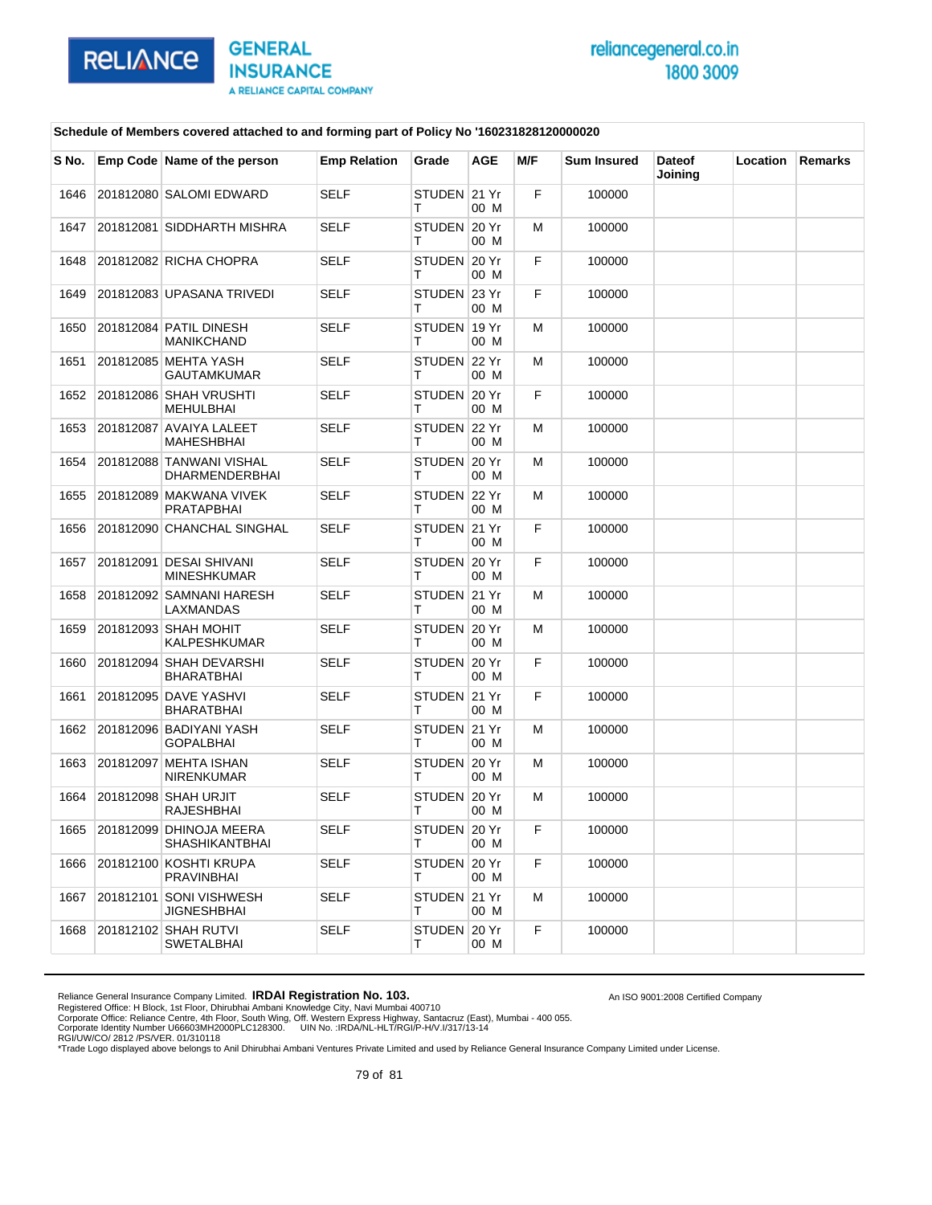**Schedule of Members covered attached to and forming part of Policy No '160231828120000020**

| S No. | Emp Code | Name of the person | Emp Relation | Grade | AGE | M/F | Sum Insured | Dateof Joining | Location | Remarks |
|---|---|---|---|---|---|---|---|---|---|---|
| 1646 | 201812080 | SALOMI EDWARD | SELF | STUDENT | 21 Yr 00 M | F | 100000 | | | |
| 1647 | 201812081 | SIDDHARTH MISHRA | SELF | STUDENT | 20 Yr 00 M | M | 100000 | | | |
| 1648 | 201812082 | RICHA CHOPRA | SELF | STUDENT | 20 Yr 00 M | F | 100000 | | | |
| 1649 | 201812083 | UPASANA TRIVEDI | SELF | STUDENT | 23 Yr 00 M | F | 100000 | | | |
| 1650 | 201812084 | PATIL DINESH MANIKCHAND | SELF | STUDENT | 19 Yr 00 M | M | 100000 | | | |
| 1651 | 201812085 | MEHTA YASH GAUTAMKUMAR | SELF | STUDENT | 22 Yr 00 M | M | 100000 | | | |
| 1652 | 201812086 | SHAH VRUSHTI MEHULBHAI | SELF | STUDENT | 20 Yr 00 M | F | 100000 | | | |
| 1653 | 201812087 | AVAIYA LALEET MAHESHBHAI | SELF | STUDENT | 22 Yr 00 M | M | 100000 | | | |
| 1654 | 201812088 | TANWANI VISHAL DHARMENDERBHAI | SELF | STUDENT | 20 Yr 00 M | M | 100000 | | | |
| 1655 | 201812089 | MAKWANA VIVEK PRATAPBHAI | SELF | STUDENT | 22 Yr 00 M | M | 100000 | | | |
| 1656 | 201812090 | CHANCHAL SINGHAL | SELF | STUDENT | 21 Yr 00 M | F | 100000 | | | |
| 1657 | 201812091 | DESAI SHIVANI MINESHKUMAR | SELF | STUDENT | 20 Yr 00 M | F | 100000 | | | |
| 1658 | 201812092 | SAMNANI HARESH LAXMANDAS | SELF | STUDENT | 21 Yr 00 M | M | 100000 | | | |
| 1659 | 201812093 | SHAH MOHIT KALPESHKUMAR | SELF | STUDENT | 20 Yr 00 M | M | 100000 | | | |
| 1660 | 201812094 | SHAH DEVARSHI BHARATBHAI | SELF | STUDENT | 20 Yr 00 M | F | 100000 | | | |
| 1661 | 201812095 | DAVE YASHVI BHARATBHAI | SELF | STUDENT | 21 Yr 00 M | F | 100000 | | | |
| 1662 | 201812096 | BADIYANI YASH GOPALBHAI | SELF | STUDENT | 21 Yr 00 M | M | 100000 | | | |
| 1663 | 201812097 | MEHTA ISHAN NIRENKUMAR | SELF | STUDENT | 20 Yr 00 M | M | 100000 | | | |
| 1664 | 201812098 | SHAH URJIT RAJESHBHAI | SELF | STUDENT | 20 Yr 00 M | M | 100000 | | | |
| 1665 | 201812099 | DHINOJA MEERA SHASHIKANTBHAI | SELF | STUDENT | 20 Yr 00 M | F | 100000 | | | |
| 1666 | 201812100 | KOSHTI KRUPA PRAVINBHAI | SELF | STUDENT | 20 Yr 00 M | F | 100000 | | | |
| 1667 | 201812101 | SONI VISHWESH JIGNESHBHAI | SELF | STUDENT | 21 Yr 00 M | M | 100000 | | | |
| 1668 | 201812102 | SHAH RUTVI SWETALBHAI | SELF | STUDENT | 20 Yr 00 M | F | 100000 | | | |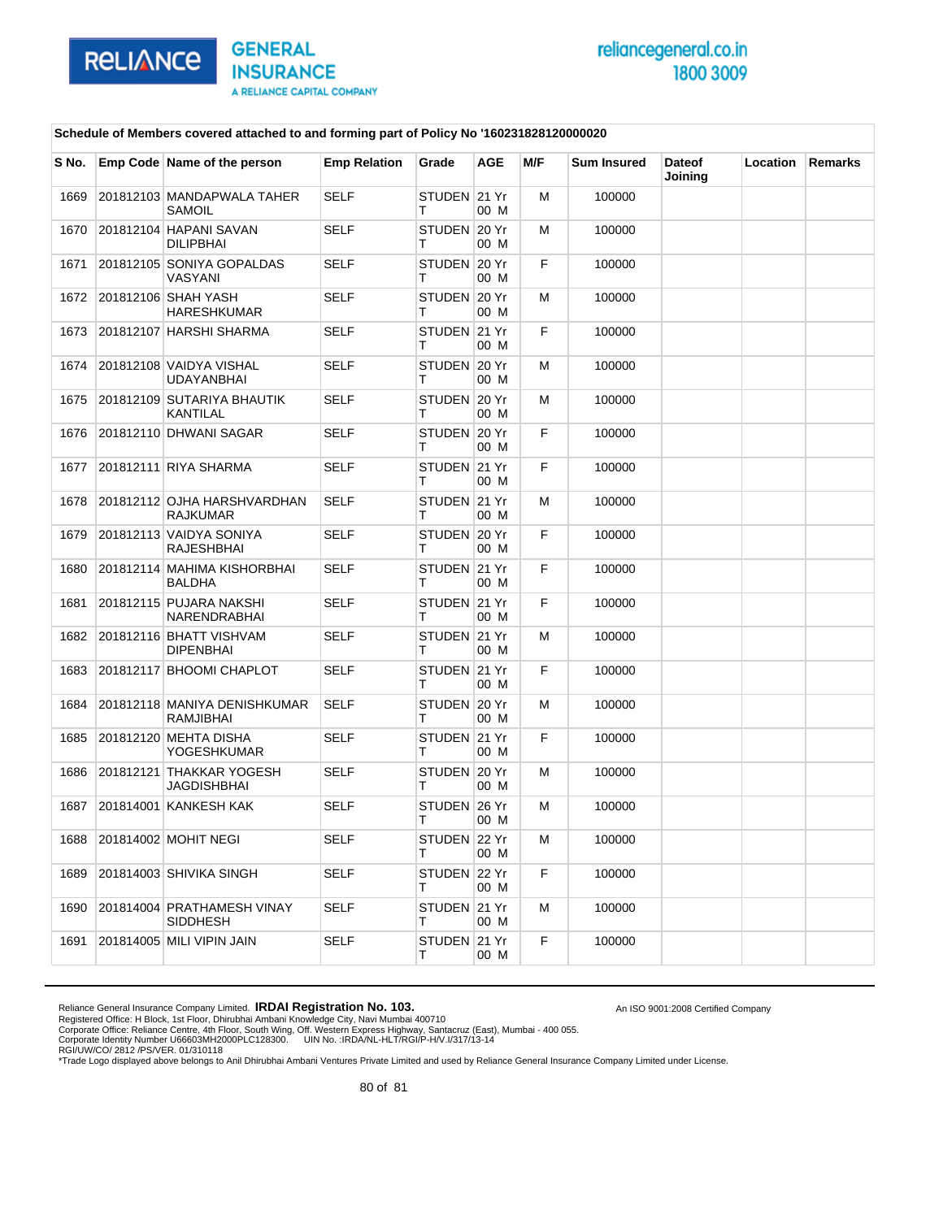**Schedule of Members covered attached to and forming part of Policy No '160231828120000020**

| S No. | Emp Code | Name of the person | Emp Relation | Grade | AGE | M/F | Sum Insured | Dateof Joining | Location | Remarks |
|---|---|---|---|---|---|---|---|---|---|---|
| 1669 | 201812103 | MANDAPWALA TAHER SAMOIL | SELF | STUDENT | 21 Yr 00 M | M | 100000 | | | |
| 1670 | 201812104 | HAPANI SAVAN DILIPBHAI | SELF | STUDENT | 20 Yr 00 M | M | 100000 | | | |
| 1671 | 201812105 | SONIYA GOPALDAS VASYANI | SELF | STUDENT | 20 Yr 00 M | F | 100000 | | | |
| 1672 | 201812106 | SHAH YASH HARESHKUMAR | SELF | STUDENT | 20 Yr 00 M | M | 100000 | | | |
| 1673 | 201812107 | HARSHI SHARMA | SELF | STUDENT | 21 Yr 00 M | F | 100000 | | | |
| 1674 | 201812108 | VAIDYA VISHAL UDAYANBHAI | SELF | STUDENT | 20 Yr 00 M | M | 100000 | | | |
| 1675 | 201812109 | SUTARIYA BHAUTIK KANTILAL | SELF | STUDENT | 20 Yr 00 M | M | 100000 | | | |
| 1676 | 201812110 | DHWANI SAGAR | SELF | STUDENT | 20 Yr 00 M | F | 100000 | | | |
| 1677 | 201812111 | RIYA SHARMA | SELF | STUDENT | 21 Yr 00 M | F | 100000 | | | |
| 1678 | 201812112 | OJHA HARSHVARDHAN RAJKUMAR | SELF | STUDENT | 21 Yr 00 M | M | 100000 | | | |
| 1679 | 201812113 | VAIDYA SONIYA RAJESHBHAI | SELF | STUDENT | 20 Yr 00 M | F | 100000 | | | |
| 1680 | 201812114 | MAHIMA KISHORBHAI BALDHA | SELF | STUDENT | 21 Yr 00 M | F | 100000 | | | |
| 1681 | 201812115 | PUJARA NAKSHI NARENDRABHAI | SELF | STUDENT | 21 Yr 00 M | F | 100000 | | | |
| 1682 | 201812116 | BHATT VISHVAM DIPENBHAI | SELF | STUDENT | 21 Yr 00 M | M | 100000 | | | |
| 1683 | 201812117 | BHOOMI CHAPLOT | SELF | STUDENT | 21 Yr 00 M | F | 100000 | | | |
| 1684 | 201812118 | MANIYA DENISHKUMAR RAMJIBHAI | SELF | STUDENT | 20 Yr 00 M | M | 100000 | | | |
| 1685 | 201812120 | MEHTA DISHA YOGESHKUMAR | SELF | STUDENT | 21 Yr 00 M | F | 100000 | | | |
| 1686 | 201812121 | THAKKAR YOGESH JAGDISHBHAI | SELF | STUDENT | 20 Yr 00 M | M | 100000 | | | |
| 1687 | 201814001 | KANKESH KAK | SELF | STUDENT | 26 Yr 00 M | M | 100000 | | | |
| 1688 | 201814002 | MOHIT NEGI | SELF | STUDENT | 22 Yr 00 M | M | 100000 | | | |
| 1689 | 201814003 | SHIVIKA SINGH | SELF | STUDENT | 22 Yr 00 M | F | 100000 | | | |
| 1690 | 201814004 | PRATHAMESH VINAY SIDDHESH | SELF | STUDENT | 21 Yr 00 M | M | 100000 | | | |
| 1691 | 201814005 | MILI VIPIN JAIN | SELF | STUDENT | 21 Yr 00 M | F | 100000 | | | |

Reliance General Insurance Company Limited. **IRDAI Registration No. 103.**
Registered Office: H Block, 1st Floor, Dhirubhai Ambani Knowledge City, Navi Mumbai 400710
Corporate Office: Reliance Centre, 4th Floor, South Wing, Off. Western Express Highway, Santacruz (East), Mumbai - 400 055.
Corporate Identity Number U66603MH2000PLC128300. UIN No. :IRDA/NL-HLT/RGI/P-H/V.I/317/13-14
RGI/UW/CO/ 2812 /PS/VER. 01/310118
*Trade Logo displayed above belongs to Anil Dhirubhai Ambani Ventures Private Limited and used by Reliance General Insurance Company Limited under License.

An ISO 9001:2008 Certified Company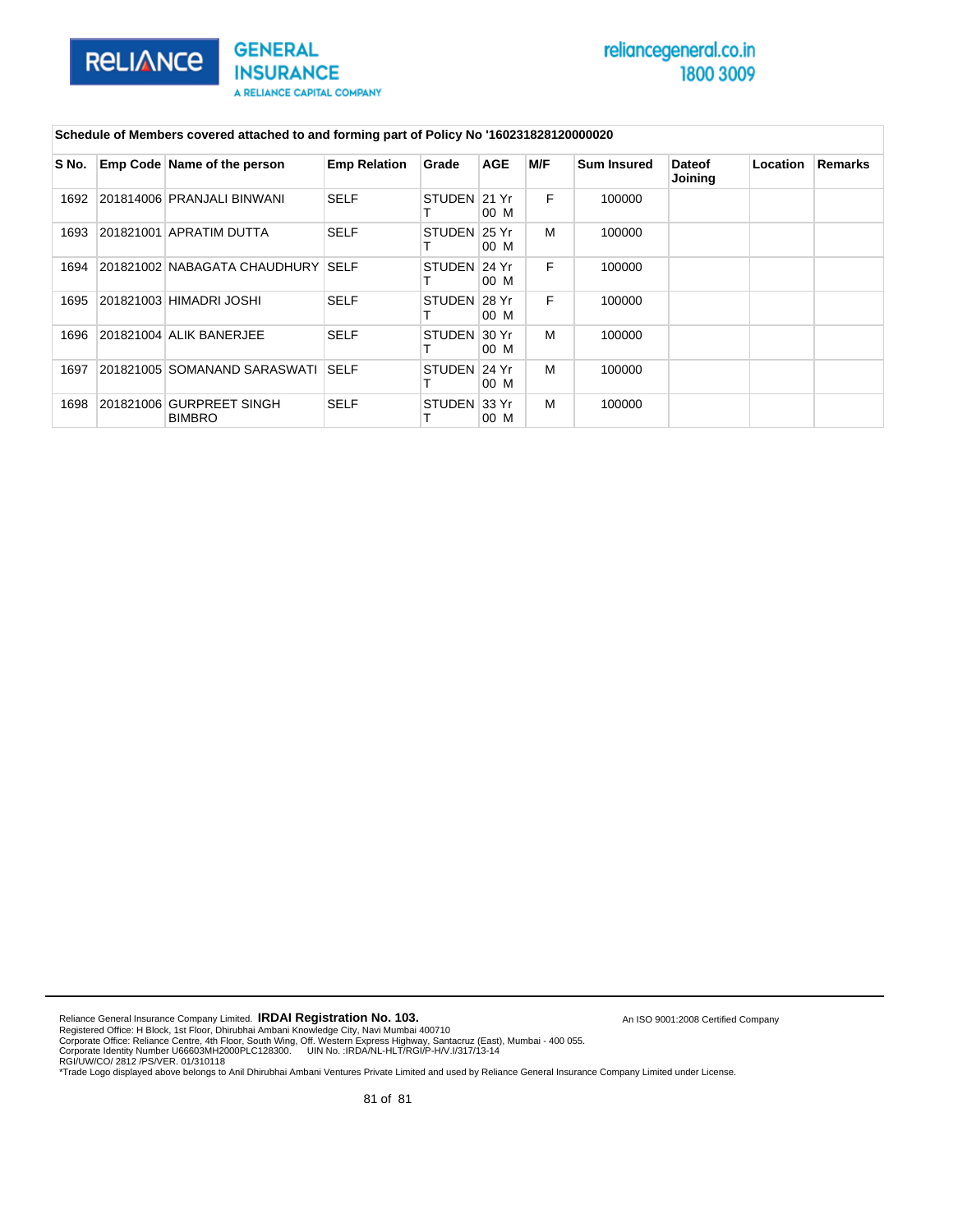**Schedule of Members covered attached to and forming part of Policy No '160231828120000020**

| S No. | Emp Code | Name of the person | Emp Relation | Grade | AGE | M/F | Sum Insured | Dateof Joining | Location | Remarks |
|---|---|---|---|---|---|---|---|---|---|---|
| 1692 | 201814006 | PRANJALI BINWANI | SELF | STUDENT | 21 Yr 00 M | F | 100000 | | | |
| 1693 | 201821001 | APRATIM DUTTA | SELF | STUDENT | 25 Yr 00 M | M | 100000 | | | |
| 1694 | 201821002 | NABAGATA CHAUDHURY | SELF | STUDENT | 24 Yr 00 M | F | 100000 | | | |
| 1695 | 201821003 | HIMADRI JOSHI | SELF | STUDENT | 28 Yr 00 M | F | 100000 | | | |
| 1696 | 201821004 | ALIK BANERJEE | SELF | STUDENT | 30 Yr 00 M | M | 100000 | | | |
| 1697 | 201821005 | SOMANAND SARASWATI | SELF | STUDENT | 24 Yr 00 M | M | 100000 | | | |
| 1698 | 201821006 | GURPREET SINGH BIMBRO | SELF | STUDENT | 33 Yr 00 M | M | 100000 | | | |

Reliance General Insurance Company Limited. **IRDAI Registration No. 103.**
Registered Office: H Block, 1st Floor, Dhirubhai Ambani Knowledge City, Navi Mumbai 400710
Corporate Office: Reliance Centre, 4th Floor, South Wing, Off. Western Express Highway, Santacruz (East), Mumbai - 400 055.
Corporate Identity Number U66603MH2000PLC128300. UIN No. :IRDA/NL-HLT/RGI/P-H/V.I/317/13-14
RGI/UW/CO/ 2812 /PS/VER. 01/310118
*Trade Logo displayed above belongs to Anil Dhirubhai Ambani Ventures Private Limited and used by Reliance General Insurance Company Limited under License.

An ISO 9001:2008 Certified Company